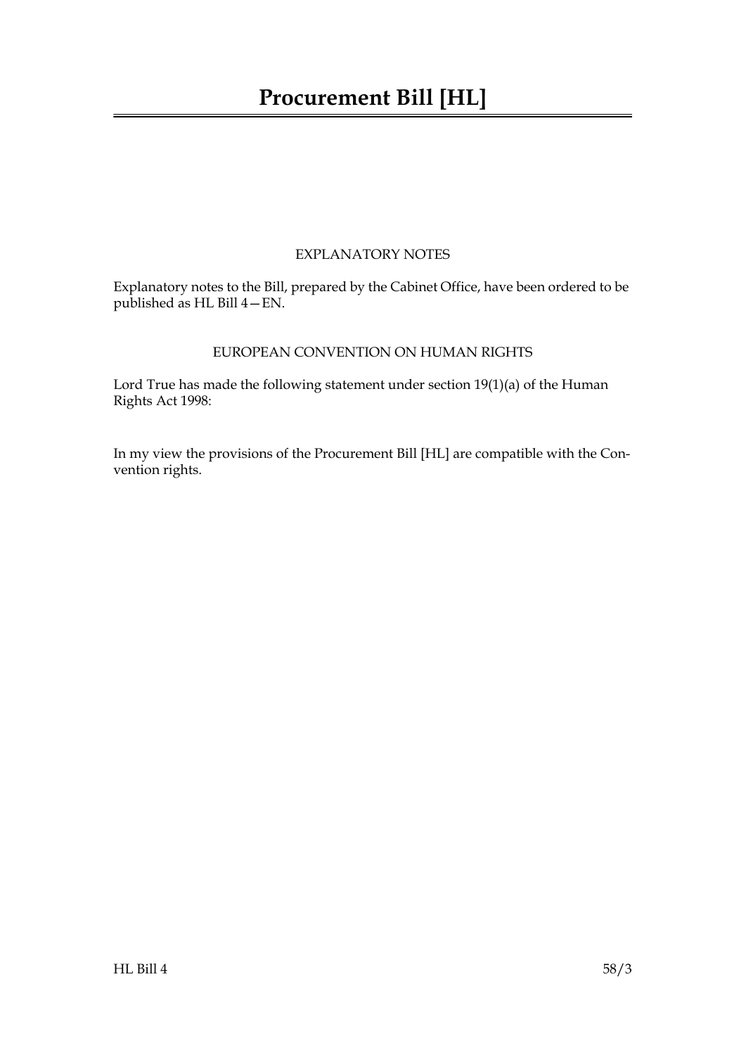# Procurement Bill [HL]

EXPLANATORY NOTES

Explanatory notes to the Bill, prepared by the Cabinet Office, have been ordered to be published as HL Bill 4—EN.

EUROPEAN CONVENTION ON HUMAN RIGHTS

Lord True has made the following statement under section 19(1)(a) of the Human Rights Act 1998:

In my view the provisions of the Procurement Bill [HL] are compatible with the Convention rights.

HL Bill 4 58/3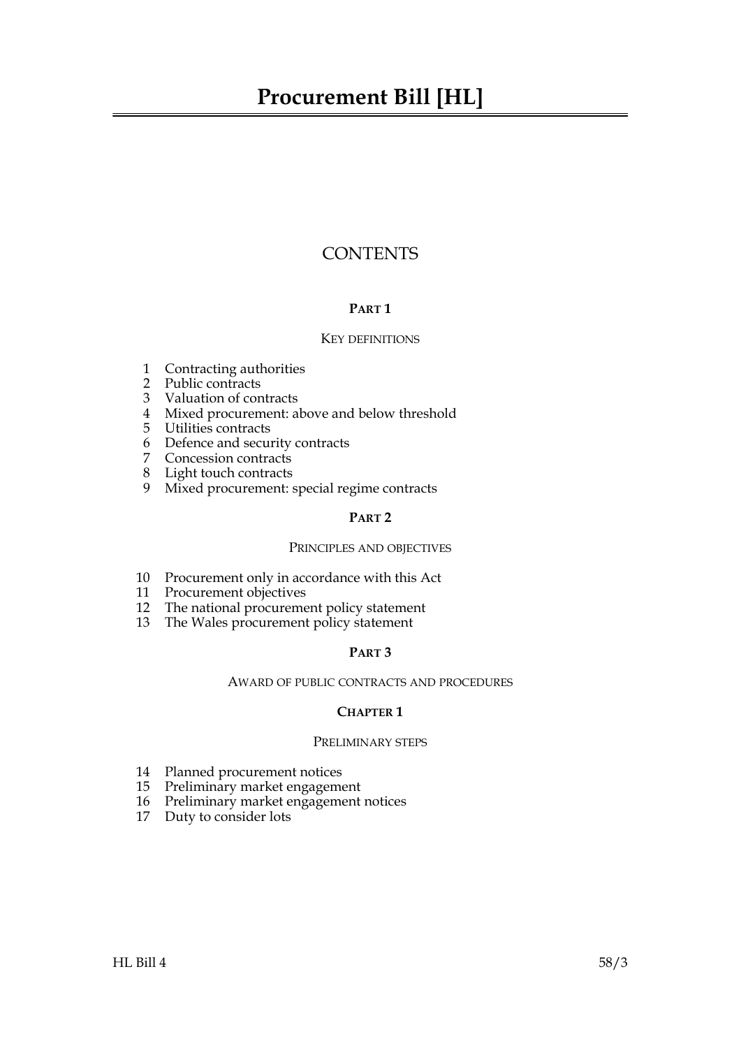# Procurement Bill [HL]

## CONTENTS

### PART 1

#### KEY DEFINITIONS

1 Contracting authorities
2 Public contracts
3 Valuation of contracts
4 Mixed procurement: above and below threshold
5 Utilities contracts
6 Defence and security contracts
7 Concession contracts
8 Light touch contracts
9 Mixed procurement: special regime contracts

### PART 2

#### PRINCIPLES AND OBJECTIVES

10 Procurement only in accordance with this Act
11 Procurement objectives
12 The national procurement policy statement
13 The Wales procurement policy statement

### PART 3

#### AWARD OF PUBLIC CONTRACTS AND PROCEDURES

### CHAPTER 1

#### PRELIMINARY STEPS

14 Planned procurement notices
15 Preliminary market engagement
16 Preliminary market engagement notices
17 Duty to consider lots

HL Bill 4 58/3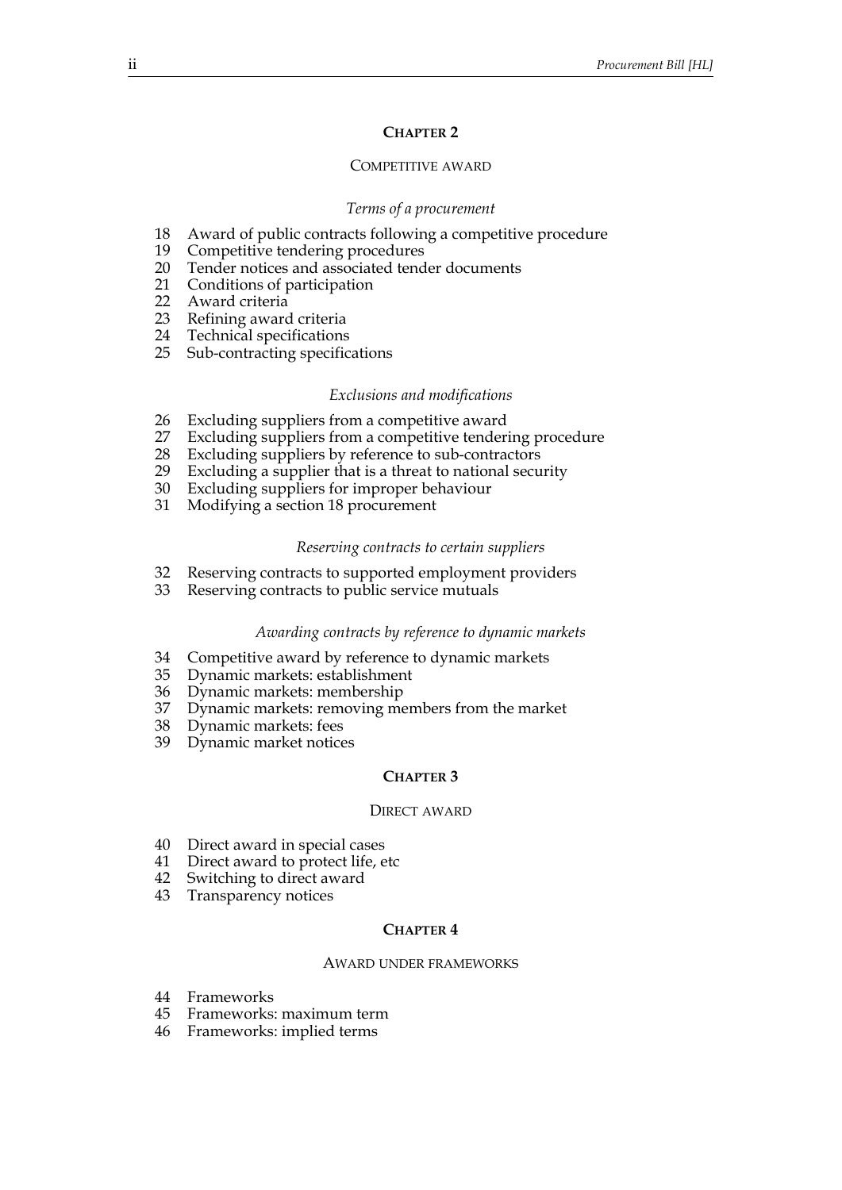## CHAPTER 2

### COMPETITIVE AWARD

*Terms of a procurement*

18 Award of public contracts following a competitive procedure
19 Competitive tendering procedures
20 Tender notices and associated tender documents
21 Conditions of participation
22 Award criteria
23 Refining award criteria
24 Technical specifications
25 Sub-contracting specifications

*Exclusions and modifications*

26 Excluding suppliers from a competitive award
27 Excluding suppliers from a competitive tendering procedure
28 Excluding suppliers by reference to sub-contractors
29 Excluding a supplier that is a threat to national security
30 Excluding suppliers for improper behaviour
31 Modifying a section 18 procurement

*Reserving contracts to certain suppliers*

32 Reserving contracts to supported employment providers
33 Reserving contracts to public service mutuals

*Awarding contracts by reference to dynamic markets*

34 Competitive award by reference to dynamic markets
35 Dynamic markets: establishment
36 Dynamic markets: membership
37 Dynamic markets: removing members from the market
38 Dynamic markets: fees
39 Dynamic market notices

## CHAPTER 3

### DIRECT AWARD

40 Direct award in special cases
41 Direct award to protect life, etc
42 Switching to direct award
43 Transparency notices

## CHAPTER 4

### AWARD UNDER FRAMEWORKS

44 Frameworks
45 Frameworks: maximum term
46 Frameworks: implied terms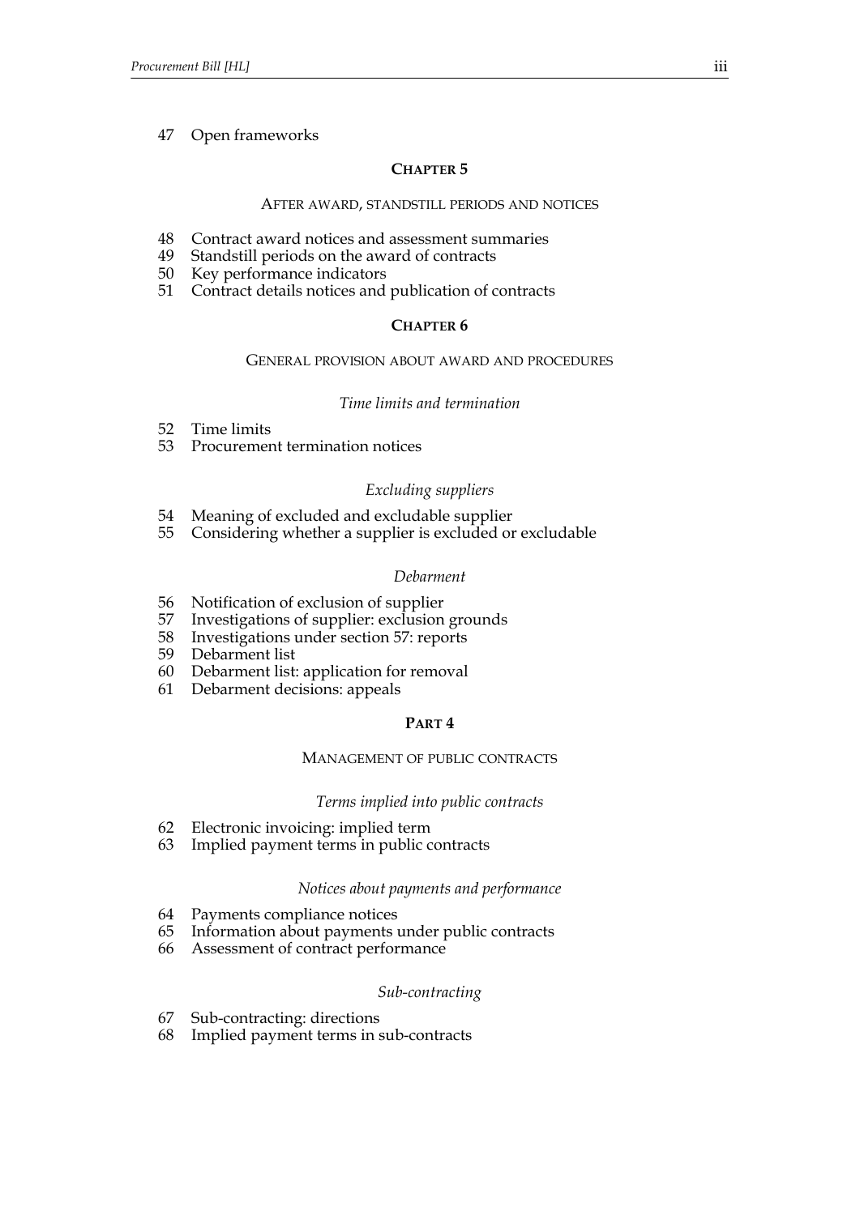47 Open frameworks

## CHAPTER 5

### AFTER AWARD, STANDSTILL PERIODS AND NOTICES

48 Contract award notices and assessment summaries
49 Standstill periods on the award of contracts
50 Key performance indicators
51 Contract details notices and publication of contracts

## CHAPTER 6

### GENERAL PROVISION ABOUT AWARD AND PROCEDURES

*Time limits and termination*

52 Time limits
53 Procurement termination notices

*Excluding suppliers*

54 Meaning of excluded and excludable supplier
55 Considering whether a supplier is excluded or excludable

*Debarment*

56 Notification of exclusion of supplier
57 Investigations of supplier: exclusion grounds
58 Investigations under section 57: reports
59 Debarment list
60 Debarment list: application for removal
61 Debarment decisions: appeals

## PART 4

### MANAGEMENT OF PUBLIC CONTRACTS

*Terms implied into public contracts*

62 Electronic invoicing: implied term
63 Implied payment terms in public contracts

*Notices about payments and performance*

64 Payments compliance notices
65 Information about payments under public contracts
66 Assessment of contract performance

*Sub-contracting*

67 Sub-contracting: directions
68 Implied payment terms in sub-contracts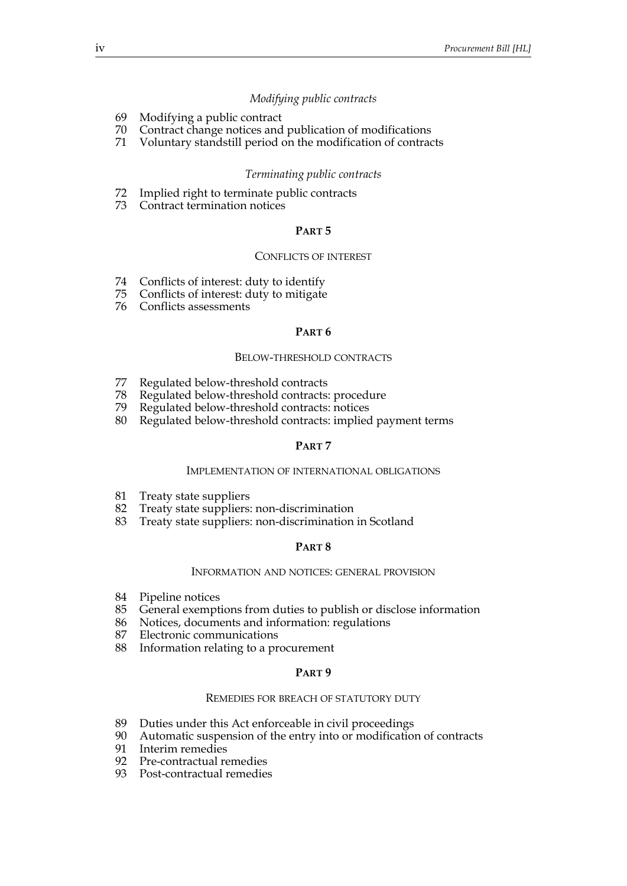*Modifying public contracts*

69 Modifying a public contract
70 Contract change notices and publication of modifications
71 Voluntary standstill period on the modification of contracts

*Terminating public contracts*

72 Implied right to terminate public contracts
73 Contract termination notices

## PART 5

### CONFLICTS OF INTEREST

74 Conflicts of interest: duty to identify
75 Conflicts of interest: duty to mitigate
76 Conflicts assessments

## PART 6

### BELOW-THRESHOLD CONTRACTS

77 Regulated below-threshold contracts
78 Regulated below-threshold contracts: procedure
79 Regulated below-threshold contracts: notices
80 Regulated below-threshold contracts: implied payment terms

## PART 7

### IMPLEMENTATION OF INTERNATIONAL OBLIGATIONS

81 Treaty state suppliers
82 Treaty state suppliers: non-discrimination
83 Treaty state suppliers: non-discrimination in Scotland

## PART 8

### INFORMATION AND NOTICES: GENERAL PROVISION

84 Pipeline notices
85 General exemptions from duties to publish or disclose information
86 Notices, documents and information: regulations
87 Electronic communications
88 Information relating to a procurement

## PART 9

### REMEDIES FOR BREACH OF STATUTORY DUTY

89 Duties under this Act enforceable in civil proceedings
90 Automatic suspension of the entry into or modification of contracts
91 Interim remedies
92 Pre-contractual remedies
93 Post-contractual remedies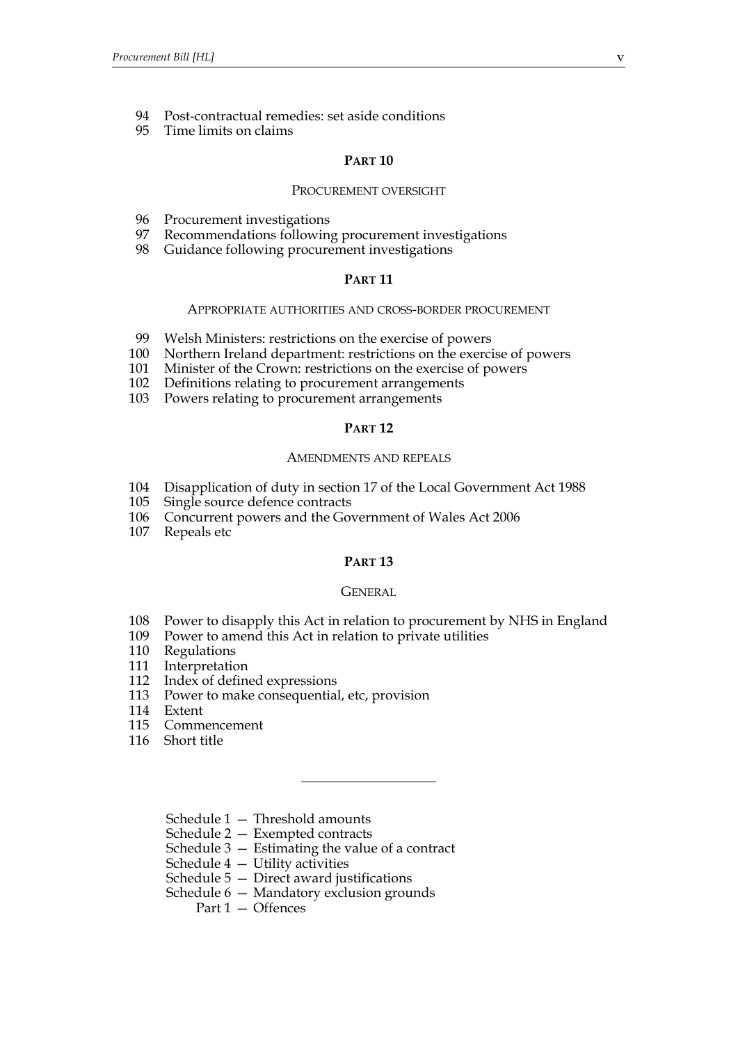94 Post-contractual remedies: set aside conditions
95 Time limits on claims

## PART 10

### PROCUREMENT OVERSIGHT

96 Procurement investigations
97 Recommendations following procurement investigations
98 Guidance following procurement investigations

## PART 11

### APPROPRIATE AUTHORITIES AND CROSS-BORDER PROCUREMENT

99 Welsh Ministers: restrictions on the exercise of powers
100 Northern Ireland department: restrictions on the exercise of powers
101 Minister of the Crown: restrictions on the exercise of powers
102 Definitions relating to procurement arrangements
103 Powers relating to procurement arrangements

## PART 12

### AMENDMENTS AND REPEALS

104 Disapplication of duty in section 17 of the Local Government Act 1988
105 Single source defence contracts
106 Concurrent powers and the Government of Wales Act 2006
107 Repeals etc

## PART 13

### GENERAL

108 Power to disapply this Act in relation to procurement by NHS in England
109 Power to amend this Act in relation to private utilities
110 Regulations
111 Interpretation
112 Index of defined expressions
113 Power to make consequential, etc, provision
114 Extent
115 Commencement
116 Short title

---

Schedule 1 — Threshold amounts
Schedule 2 — Exempted contracts
Schedule 3 — Estimating the value of a contract
Schedule 4 — Utility activities
Schedule 5 — Direct award justifications
Schedule 6 — Mandatory exclusion grounds
  Part 1 — Offences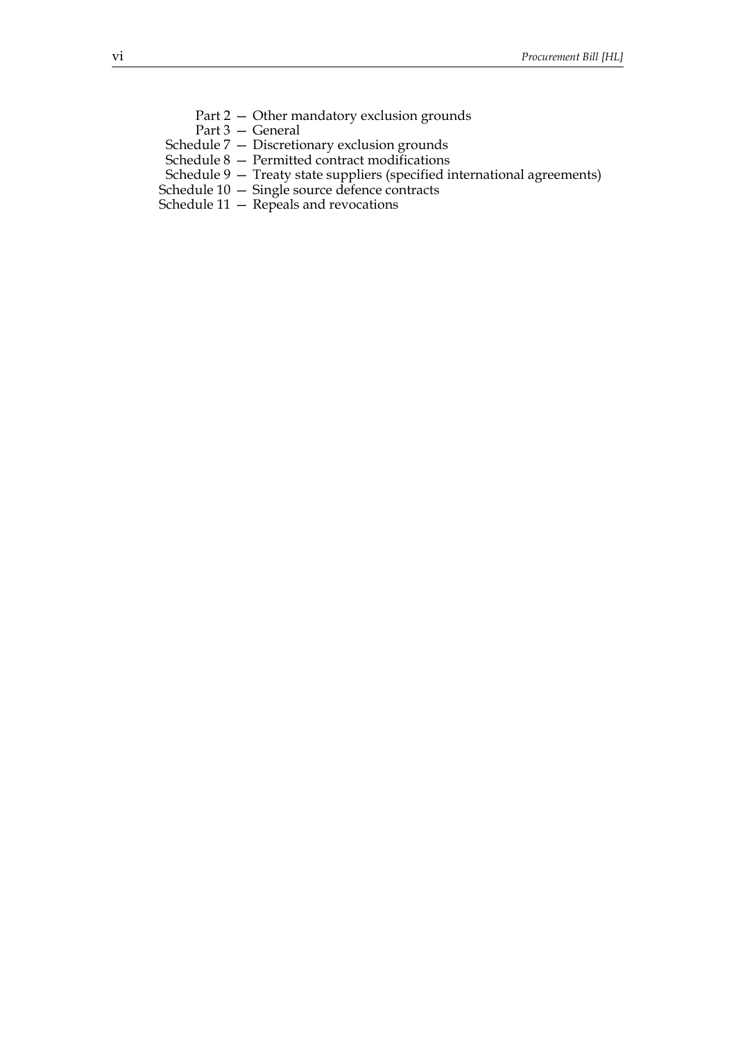Part 2 — Other mandatory exclusion grounds
Part 3 — General
Schedule 7 — Discretionary exclusion grounds
Schedule 8 — Permitted contract modifications
Schedule 9 — Treaty state suppliers (specified international agreements)
Schedule 10 — Single source defence contracts
Schedule 11 — Repeals and revocations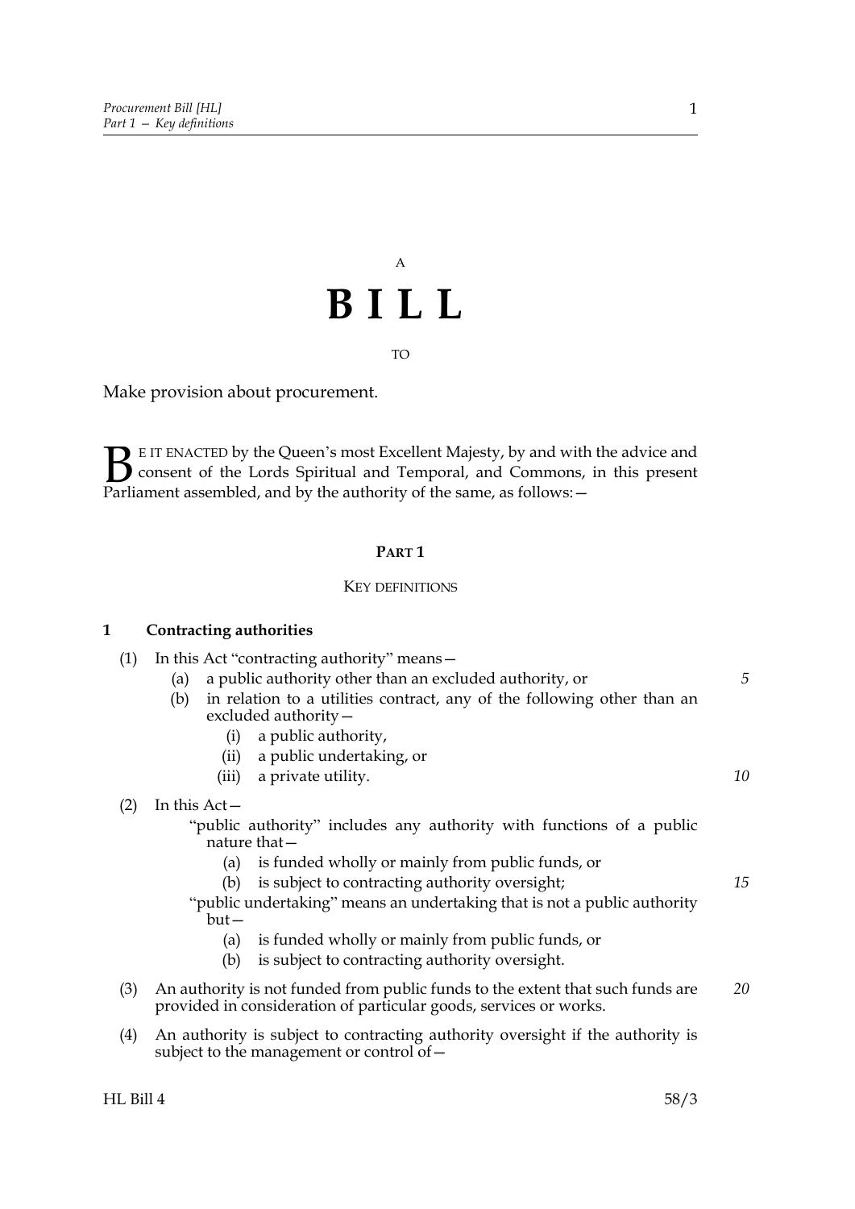A

# BILL

TO

Make provision about procurement.

**B**E IT ENACTED by the Queen's most Excellent Majesty, by and with the advice and consent of the Lords Spiritual and Temporal, and Commons, in this present Parliament assembled, and by the authority of the same, as follows:—

## PART 1

### KEY DEFINITIONS

**1 Contracting authorities**

(1) In this Act "contracting authority" means—

- (a) a public authority other than an excluded authority, or
- (b) in relation to a utilities contract, any of the following other than an excluded authority—
  - (i) a public authority,
  - (ii) a public undertaking, or
  - (iii) a private utility.

(2) In this Act—

"public authority" includes any authority with functions of a public nature that—

- (a) is funded wholly or mainly from public funds, or
- (b) is subject to contracting authority oversight;

"public undertaking" means an undertaking that is not a public authority but—

- (a) is funded wholly or mainly from public funds, or
- (b) is subject to contracting authority oversight.

(3) An authority is not funded from public funds to the extent that such funds are provided in consideration of particular goods, services or works.

(4) An authority is subject to contracting authority oversight if the authority is subject to the management or control of—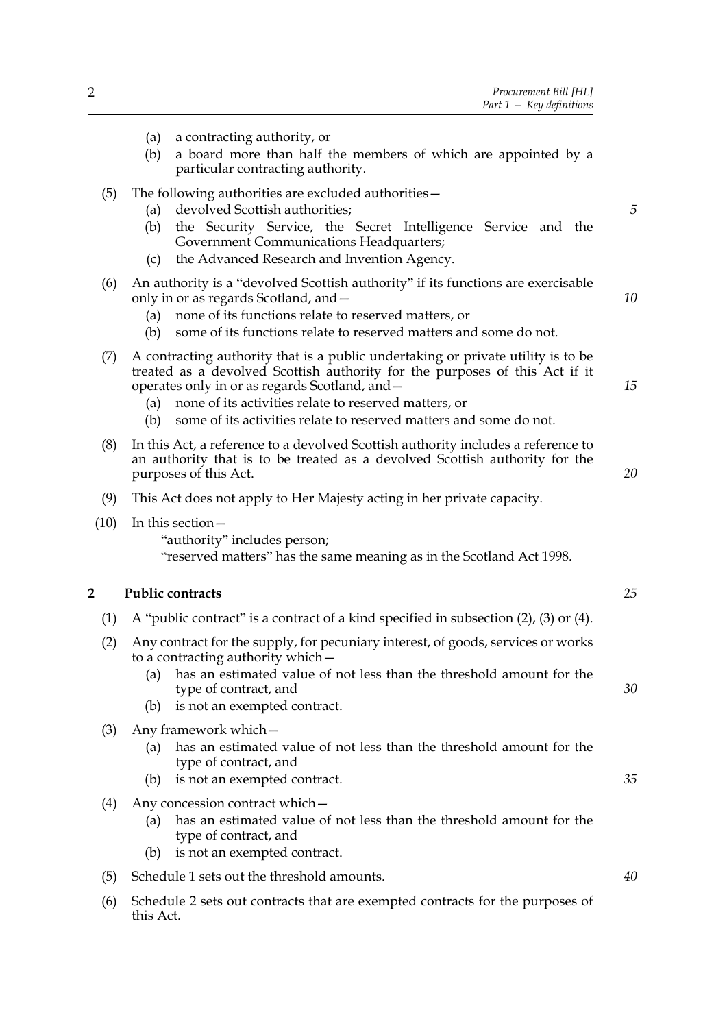(a) a contracting authority, or

(b) a board more than half the members of which are appointed by a particular contracting authority.

(5) The following authorities are excluded authorities—

(a) devolved Scottish authorities;

(b) the Security Service, the Secret Intelligence Service and the Government Communications Headquarters;

(c) the Advanced Research and Invention Agency.

(6) An authority is a "devolved Scottish authority" if its functions are exercisable only in or as regards Scotland, and—

(a) none of its functions relate to reserved matters, or

(b) some of its functions relate to reserved matters and some do not.

(7) A contracting authority that is a public undertaking or private utility is to be treated as a devolved Scottish authority for the purposes of this Act if it operates only in or as regards Scotland, and—

(a) none of its activities relate to reserved matters, or

(b) some of its activities relate to reserved matters and some do not.

(8) In this Act, a reference to a devolved Scottish authority includes a reference to an authority that is to be treated as a devolved Scottish authority for the purposes of this Act.

(9) This Act does not apply to Her Majesty acting in her private capacity.

(10) In this section—

"authority" includes person;

"reserved matters" has the same meaning as in the Scotland Act 1998.

## 2 Public contracts

(1) A "public contract" is a contract of a kind specified in subsection (2), (3) or (4).

(2) Any contract for the supply, for pecuniary interest, of goods, services or works to a contracting authority which—

(a) has an estimated value of not less than the threshold amount for the type of contract, and

(b) is not an exempted contract.

(3) Any framework which—

(a) has an estimated value of not less than the threshold amount for the type of contract, and

(b) is not an exempted contract.

(4) Any concession contract which—

(a) has an estimated value of not less than the threshold amount for the type of contract, and

(b) is not an exempted contract.

(5) Schedule 1 sets out the threshold amounts.

(6) Schedule 2 sets out contracts that are exempted contracts for the purposes of this Act.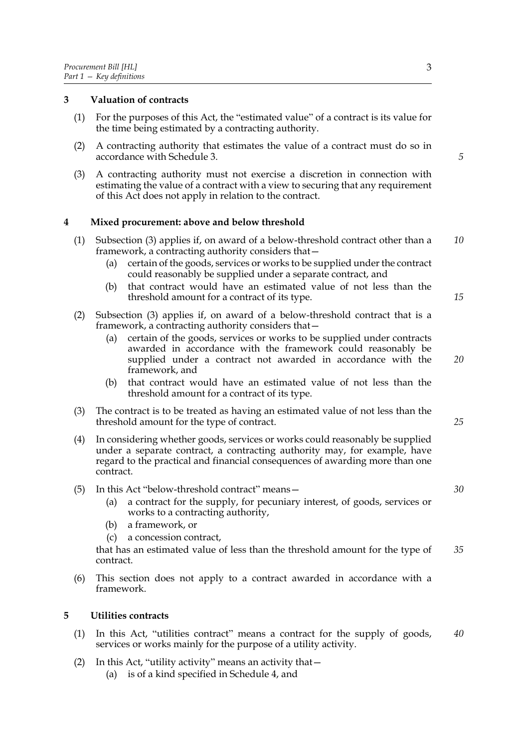## 3 Valuation of contracts

(1) For the purposes of this Act, the "estimated value" of a contract is its value for the time being estimated by a contracting authority.

(2) A contracting authority that estimates the value of a contract must do so in accordance with Schedule 3.

(3) A contracting authority must not exercise a discretion in connection with estimating the value of a contract with a view to securing that any requirement of this Act does not apply in relation to the contract.

## 4 Mixed procurement: above and below threshold

(1) Subsection (3) applies if, on award of a below-threshold contract other than a framework, a contracting authority considers that—

- (a) certain of the goods, services or works to be supplied under the contract could reasonably be supplied under a separate contract, and
- (b) that contract would have an estimated value of not less than the threshold amount for a contract of its type.

(2) Subsection (3) applies if, on award of a below-threshold contract that is a framework, a contracting authority considers that—

- (a) certain of the goods, services or works to be supplied under contracts awarded in accordance with the framework could reasonably be supplied under a contract not awarded in accordance with the framework, and
- (b) that contract would have an estimated value of not less than the threshold amount for a contract of its type.

(3) The contract is to be treated as having an estimated value of not less than the threshold amount for the type of contract.

(4) In considering whether goods, services or works could reasonably be supplied under a separate contract, a contracting authority may, for example, have regard to the practical and financial consequences of awarding more than one contract.

(5) In this Act "below-threshold contract" means—

- (a) a contract for the supply, for pecuniary interest, of goods, services or works to a contracting authority,
- (b) a framework, or
- (c) a concession contract,

that has an estimated value of less than the threshold amount for the type of contract.

(6) This section does not apply to a contract awarded in accordance with a framework.

## 5 Utilities contracts

(1) In this Act, "utilities contract" means a contract for the supply of goods, services or works mainly for the purpose of a utility activity.

(2) In this Act, "utility activity" means an activity that—

- (a) is of a kind specified in Schedule 4, and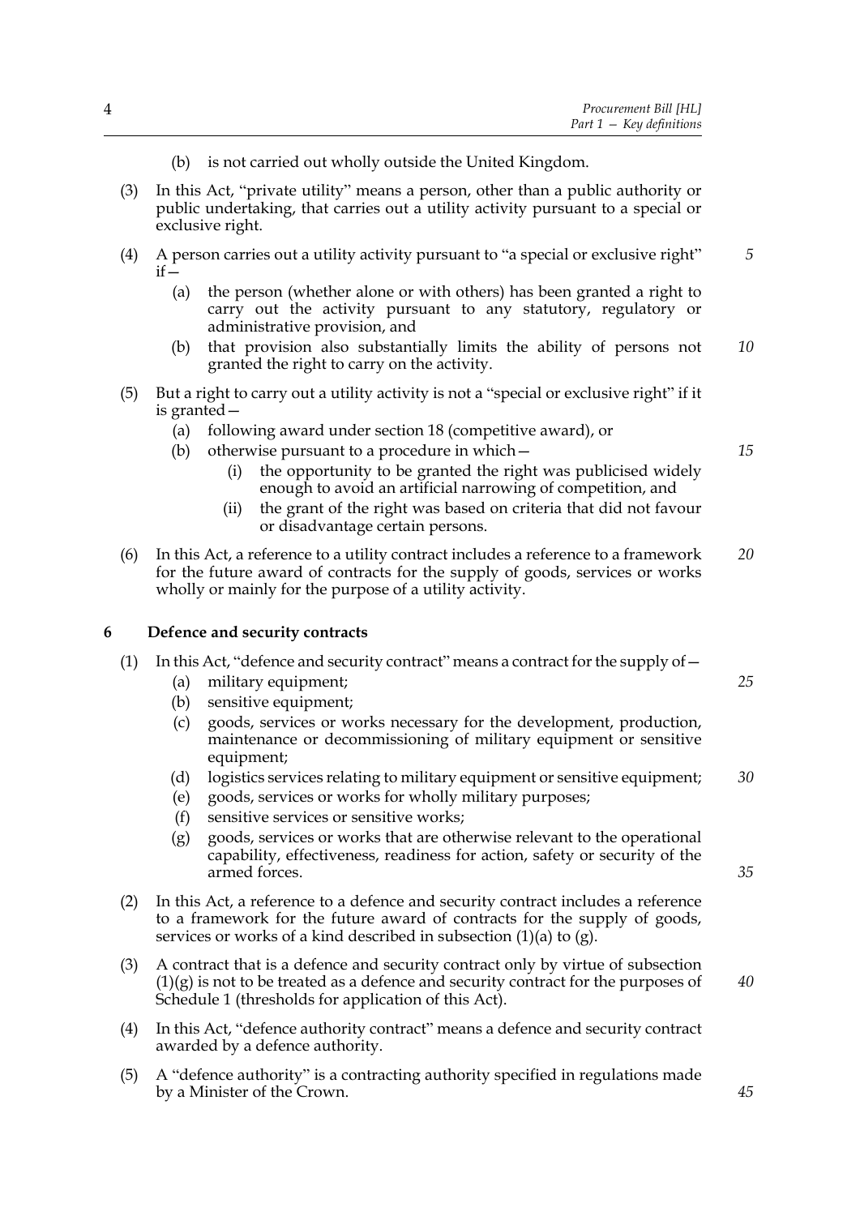(b) is not carried out wholly outside the United Kingdom.

(3) In this Act, "private utility" means a person, other than a public authority or public undertaking, that carries out a utility activity pursuant to a special or exclusive right.

(4) A person carries out a utility activity pursuant to "a special or exclusive right" if—

(a) the person (whether alone or with others) has been granted a right to carry out the activity pursuant to any statutory, regulatory or administrative provision, and

(b) that provision also substantially limits the ability of persons not granted the right to carry on the activity.

(5) But a right to carry out a utility activity is not a "special or exclusive right" if it is granted—

(a) following award under section 18 (competitive award), or

(b) otherwise pursuant to a procedure in which—

(i) the opportunity to be granted the right was publicised widely enough to avoid an artificial narrowing of competition, and

(ii) the grant of the right was based on criteria that did not favour or disadvantage certain persons.

(6) In this Act, a reference to a utility contract includes a reference to a framework for the future award of contracts for the supply of goods, services or works wholly or mainly for the purpose of a utility activity.

## 6 Defence and security contracts

(1) In this Act, "defence and security contract" means a contract for the supply of—

(a) military equipment;

(b) sensitive equipment;

(c) goods, services or works necessary for the development, production, maintenance or decommissioning of military equipment or sensitive equipment;

(d) logistics services relating to military equipment or sensitive equipment;

(e) goods, services or works for wholly military purposes;

(f) sensitive services or sensitive works;

(g) goods, services or works that are otherwise relevant to the operational capability, effectiveness, readiness for action, safety or security of the armed forces.

(2) In this Act, a reference to a defence and security contract includes a reference to a framework for the future award of contracts for the supply of goods, services or works of a kind described in subsection (1)(a) to (g).

(3) A contract that is a defence and security contract only by virtue of subsection (1)(g) is not to be treated as a defence and security contract for the purposes of Schedule 1 (thresholds for application of this Act).

(4) In this Act, "defence authority contract" means a defence and security contract awarded by a defence authority.

(5) A "defence authority" is a contracting authority specified in regulations made by a Minister of the Crown.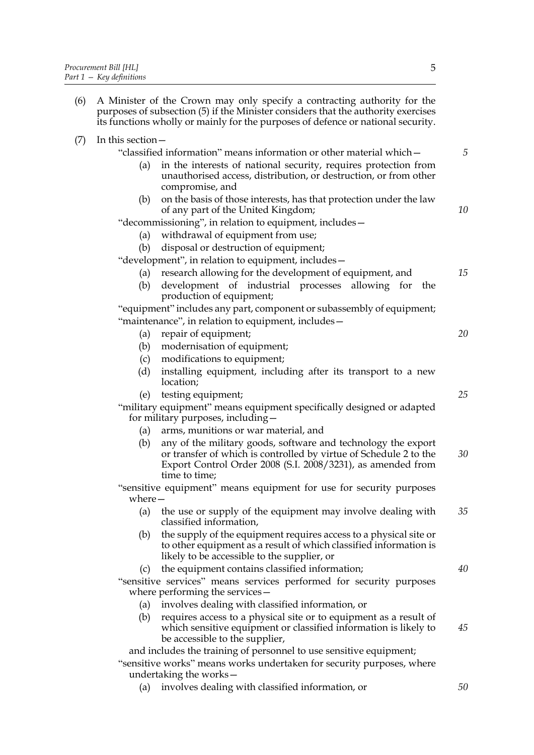(6) A Minister of the Crown may only specify a contracting authority for the purposes of subsection (5) if the Minister considers that the authority exercises its functions wholly or mainly for the purposes of defence or national security.

(7) In this section—

"classified information" means information or other material which—

- (a) in the interests of national security, requires protection from unauthorised access, distribution, or destruction, or from other compromise, and
- (b) on the basis of those interests, has that protection under the law of any part of the United Kingdom;

"decommissioning", in relation to equipment, includes—

- (a) withdrawal of equipment from use;
- (b) disposal or destruction of equipment;

"development", in relation to equipment, includes—

- (a) research allowing for the development of equipment, and
- (b) development of industrial processes allowing for the production of equipment;

"equipment" includes any part, component or subassembly of equipment;

"maintenance", in relation to equipment, includes—

- (a) repair of equipment;
- (b) modernisation of equipment;
- (c) modifications to equipment;
- (d) installing equipment, including after its transport to a new location;
- (e) testing equipment;

"military equipment" means equipment specifically designed or adapted for military purposes, including—

- (a) arms, munitions or war material, and
- (b) any of the military goods, software and technology the export or transfer of which is controlled by virtue of Schedule 2 to the Export Control Order 2008 (S.I. 2008/3231), as amended from time to time;

"sensitive equipment" means equipment for use for security purposes where—

- (a) the use or supply of the equipment may involve dealing with classified information,
- (b) the supply of the equipment requires access to a physical site or to other equipment as a result of which classified information is likely to be accessible to the supplier, or
- (c) the equipment contains classified information;

"sensitive services" means services performed for security purposes where performing the services—

- (a) involves dealing with classified information, or
- (b) requires access to a physical site or to equipment as a result of which sensitive equipment or classified information is likely to be accessible to the supplier,

and includes the training of personnel to use sensitive equipment;

"sensitive works" means works undertaken for security purposes, where undertaking the works—

- (a) involves dealing with classified information, or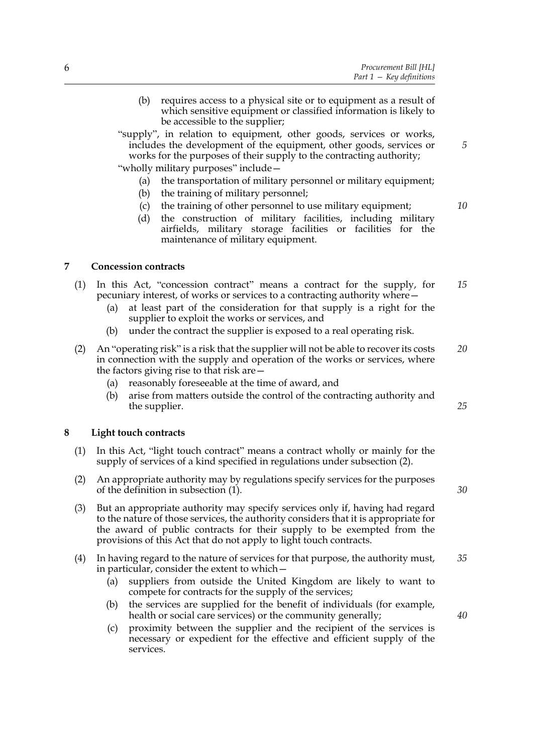(b) requires access to a physical site or to equipment as a result of which sensitive equipment or classified information is likely to be accessible to the supplier;

"supply", in relation to equipment, other goods, services or works, includes the development of the equipment, other goods, services or works for the purposes of their supply to the contracting authority;

"wholly military purposes" include—

(a) the transportation of military personnel or military equipment;

(b) the training of military personnel;

(c) the training of other personnel to use military equipment;

(d) the construction of military facilities, including military airfields, military storage facilities or facilities for the maintenance of military equipment.

## 7 Concession contracts

(1) In this Act, "concession contract" means a contract for the supply, for pecuniary interest, of works or services to a contracting authority where—

(a) at least part of the consideration for that supply is a right for the supplier to exploit the works or services, and

(b) under the contract the supplier is exposed to a real operating risk.

(2) An "operating risk" is a risk that the supplier will not be able to recover its costs in connection with the supply and operation of the works or services, where the factors giving rise to that risk are—

(a) reasonably foreseeable at the time of award, and

(b) arise from matters outside the control of the contracting authority and the supplier.

## 8 Light touch contracts

(1) In this Act, "light touch contract" means a contract wholly or mainly for the supply of services of a kind specified in regulations under subsection (2).

(2) An appropriate authority may by regulations specify services for the purposes of the definition in subsection (1).

(3) But an appropriate authority may specify services only if, having had regard to the nature of those services, the authority considers that it is appropriate for the award of public contracts for their supply to be exempted from the provisions of this Act that do not apply to light touch contracts.

(4) In having regard to the nature of services for that purpose, the authority must, in particular, consider the extent to which—

(a) suppliers from outside the United Kingdom are likely to want to compete for contracts for the supply of the services;

(b) the services are supplied for the benefit of individuals (for example, health or social care services) or the community generally;

(c) proximity between the supplier and the recipient of the services is necessary or expedient for the effective and efficient supply of the services.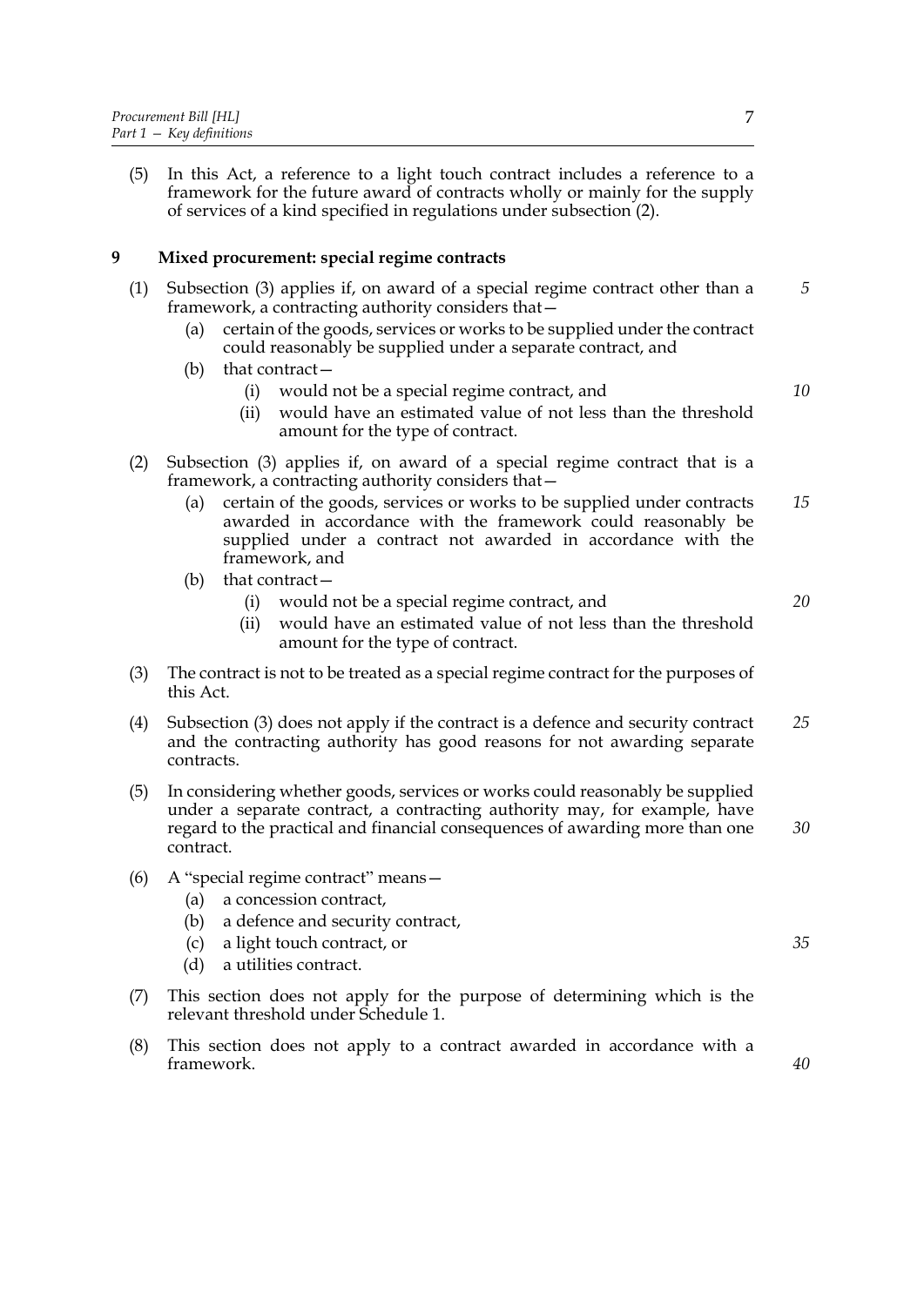(5) In this Act, a reference to a light touch contract includes a reference to a framework for the future award of contracts wholly or mainly for the supply of services of a kind specified in regulations under subsection (2).

## 9 Mixed procurement: special regime contracts

(1) Subsection (3) applies if, on award of a special regime contract other than a framework, a contracting authority considers that—

  (a) certain of the goods, services or works to be supplied under the contract could reasonably be supplied under a separate contract, and

  (b) that contract—

    (i) would not be a special regime contract, and

    (ii) would have an estimated value of not less than the threshold amount for the type of contract.

(2) Subsection (3) applies if, on award of a special regime contract that is a framework, a contracting authority considers that—

  (a) certain of the goods, services or works to be supplied under contracts awarded in accordance with the framework could reasonably be supplied under a contract not awarded in accordance with the framework, and

  (b) that contract—

    (i) would not be a special regime contract, and

    (ii) would have an estimated value of not less than the threshold amount for the type of contract.

(3) The contract is not to be treated as a special regime contract for the purposes of this Act.

(4) Subsection (3) does not apply if the contract is a defence and security contract and the contracting authority has good reasons for not awarding separate contracts.

(5) In considering whether goods, services or works could reasonably be supplied under a separate contract, a contracting authority may, for example, have regard to the practical and financial consequences of awarding more than one contract.

(6) A "special regime contract" means—

  (a) a concession contract,

  (b) a defence and security contract,

  (c) a light touch contract, or

  (d) a utilities contract.

(7) This section does not apply for the purpose of determining which is the relevant threshold under Schedule 1.

(8) This section does not apply to a contract awarded in accordance with a framework.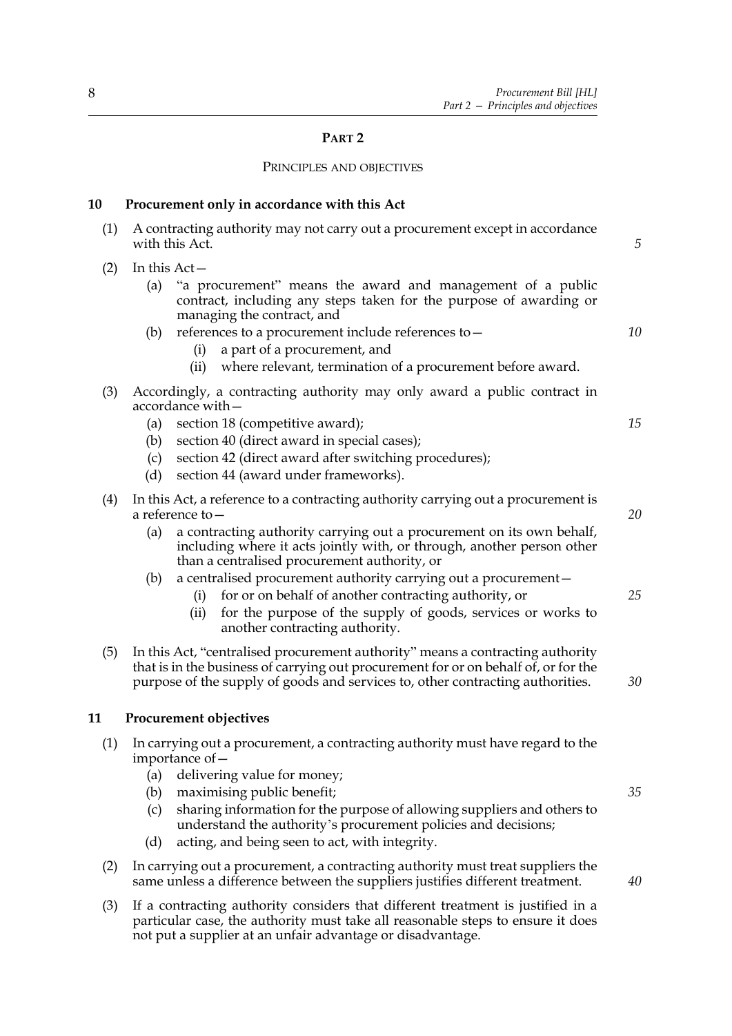## PART 2

### PRINCIPLES AND OBJECTIVES

**10 Procurement only in accordance with this Act**

(1) A contracting authority may not carry out a procurement except in accordance with this Act.

(2) In this Act—

(a) "a procurement" means the award and management of a public contract, including any steps taken for the purpose of awarding or managing the contract, and

(b) references to a procurement include references to—

(i) a part of a procurement, and

(ii) where relevant, termination of a procurement before award.

(3) Accordingly, a contracting authority may only award a public contract in accordance with—

(a) section 18 (competitive award);

(b) section 40 (direct award in special cases);

(c) section 42 (direct award after switching procedures);

(d) section 44 (award under frameworks).

(4) In this Act, a reference to a contracting authority carrying out a procurement is a reference to—

(a) a contracting authority carrying out a procurement on its own behalf, including where it acts jointly with, or through, another person other than a centralised procurement authority, or

(b) a centralised procurement authority carrying out a procurement—

(i) for or on behalf of another contracting authority, or

(ii) for the purpose of the supply of goods, services or works to another contracting authority.

(5) In this Act, "centralised procurement authority" means a contracting authority that is in the business of carrying out procurement for or on behalf of, or for the purpose of the supply of goods and services to, other contracting authorities.

**11 Procurement objectives**

(1) In carrying out a procurement, a contracting authority must have regard to the importance of—

(a) delivering value for money;

(b) maximising public benefit;

(c) sharing information for the purpose of allowing suppliers and others to understand the authority's procurement policies and decisions;

(d) acting, and being seen to act, with integrity.

(2) In carrying out a procurement, a contracting authority must treat suppliers the same unless a difference between the suppliers justifies different treatment.

(3) If a contracting authority considers that different treatment is justified in a particular case, the authority must take all reasonable steps to ensure it does not put a supplier at an unfair advantage or disadvantage.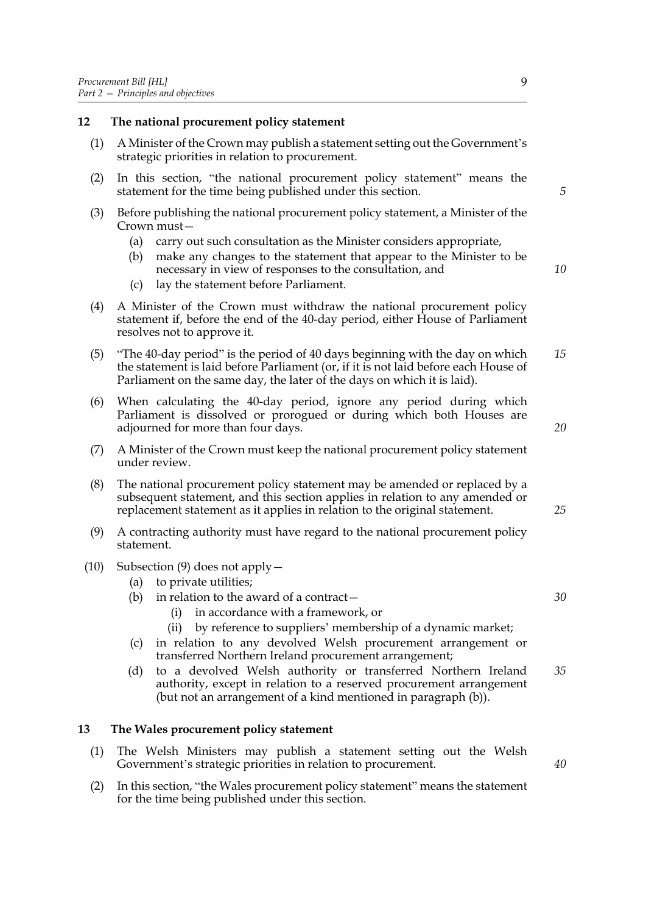## 12 The national procurement policy statement

(1) A Minister of the Crown may publish a statement setting out the Government's strategic priorities in relation to procurement.

(2) In this section, "the national procurement policy statement" means the statement for the time being published under this section.

(3) Before publishing the national procurement policy statement, a Minister of the Crown must—

- (a) carry out such consultation as the Minister considers appropriate,
- (b) make any changes to the statement that appear to the Minister to be necessary in view of responses to the consultation, and
- (c) lay the statement before Parliament.

(4) A Minister of the Crown must withdraw the national procurement policy statement if, before the end of the 40-day period, either House of Parliament resolves not to approve it.

(5) "The 40-day period" is the period of 40 days beginning with the day on which the statement is laid before Parliament (or, if it is not laid before each House of Parliament on the same day, the later of the days on which it is laid).

(6) When calculating the 40-day period, ignore any period during which Parliament is dissolved or prorogued or during which both Houses are adjourned for more than four days.

(7) A Minister of the Crown must keep the national procurement policy statement under review.

(8) The national procurement policy statement may be amended or replaced by a subsequent statement, and this section applies in relation to any amended or replacement statement as it applies in relation to the original statement.

(9) A contracting authority must have regard to the national procurement policy statement.

(10) Subsection (9) does not apply—

- (a) to private utilities;
- (b) in relation to the award of a contract—
  - (i) in accordance with a framework, or
  - (ii) by reference to suppliers' membership of a dynamic market;
- (c) in relation to any devolved Welsh procurement arrangement or transferred Northern Ireland procurement arrangement;
- (d) to a devolved Welsh authority or transferred Northern Ireland authority, except in relation to a reserved procurement arrangement (but not an arrangement of a kind mentioned in paragraph (b)).

## 13 The Wales procurement policy statement

(1) The Welsh Ministers may publish a statement setting out the Welsh Government's strategic priorities in relation to procurement.

(2) In this section, "the Wales procurement policy statement" means the statement for the time being published under this section.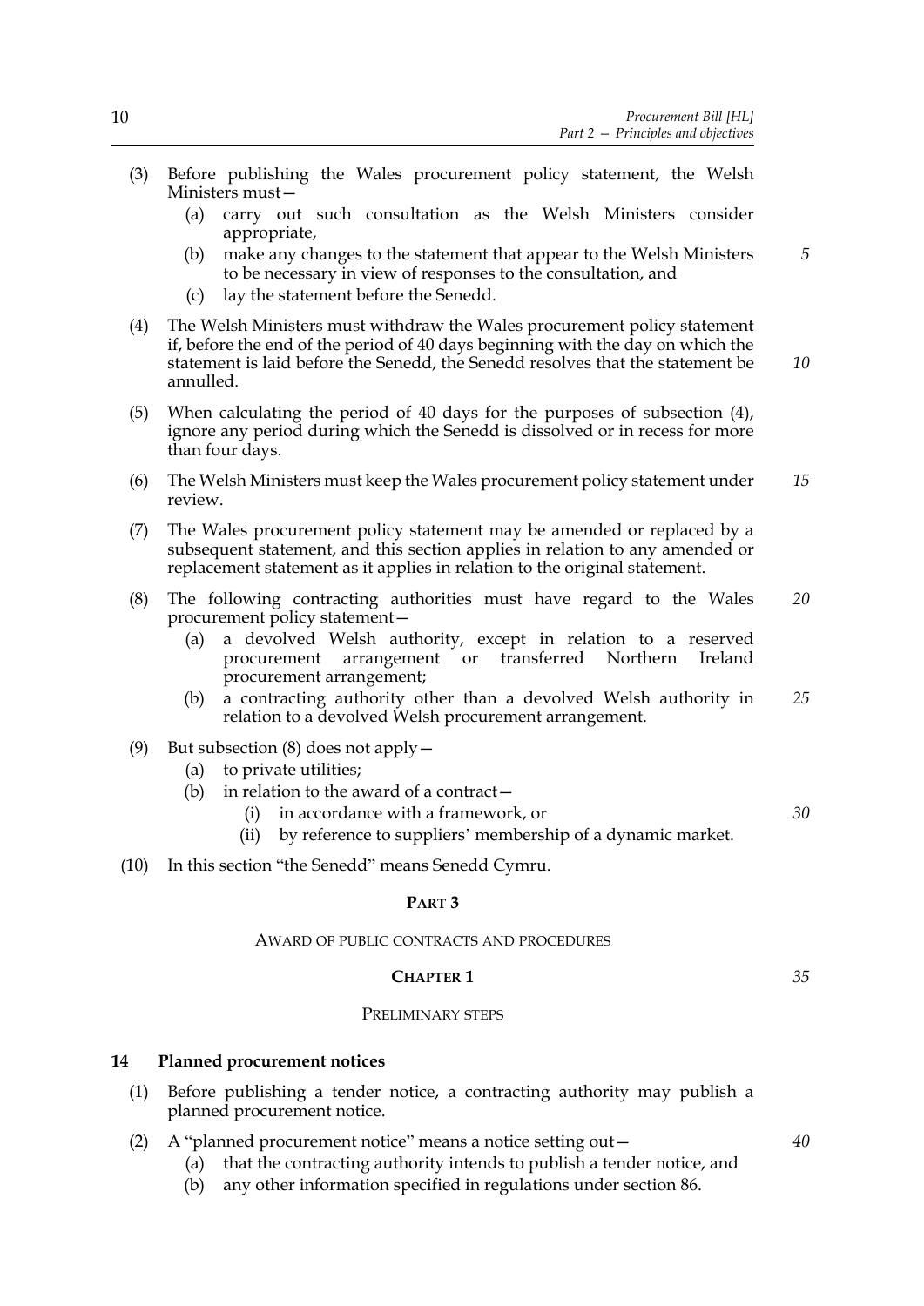(3) Before publishing the Wales procurement policy statement, the Welsh Ministers must—

   (a) carry out such consultation as the Welsh Ministers consider appropriate,

   (b) make any changes to the statement that appear to the Welsh Ministers to be necessary in view of responses to the consultation, and

   (c) lay the statement before the Senedd.

(4) The Welsh Ministers must withdraw the Wales procurement policy statement if, before the end of the period of 40 days beginning with the day on which the statement is laid before the Senedd, the Senedd resolves that the statement be annulled.

(5) When calculating the period of 40 days for the purposes of subsection (4), ignore any period during which the Senedd is dissolved or in recess for more than four days.

(6) The Welsh Ministers must keep the Wales procurement policy statement under review.

(7) The Wales procurement policy statement may be amended or replaced by a subsequent statement, and this section applies in relation to any amended or replacement statement as it applies in relation to the original statement.

(8) The following contracting authorities must have regard to the Wales procurement policy statement—

   (a) a devolved Welsh authority, except in relation to a reserved procurement arrangement or transferred Northern Ireland procurement arrangement;

   (b) a contracting authority other than a devolved Welsh authority in relation to a devolved Welsh procurement arrangement.

(9) But subsection (8) does not apply—

   (a) to private utilities;

   (b) in relation to the award of a contract—

      (i) in accordance with a framework, or

      (ii) by reference to suppliers' membership of a dynamic market.

(10) In this section "the Senedd" means Senedd Cymru.

## PART 3

### AWARD OF PUBLIC CONTRACTS AND PROCEDURES

### CHAPTER 1

#### PRELIMINARY STEPS

#### 14 Planned procurement notices

(1) Before publishing a tender notice, a contracting authority may publish a planned procurement notice.

(2) A "planned procurement notice" means a notice setting out—

   (a) that the contracting authority intends to publish a tender notice, and

   (b) any other information specified in regulations under section 86.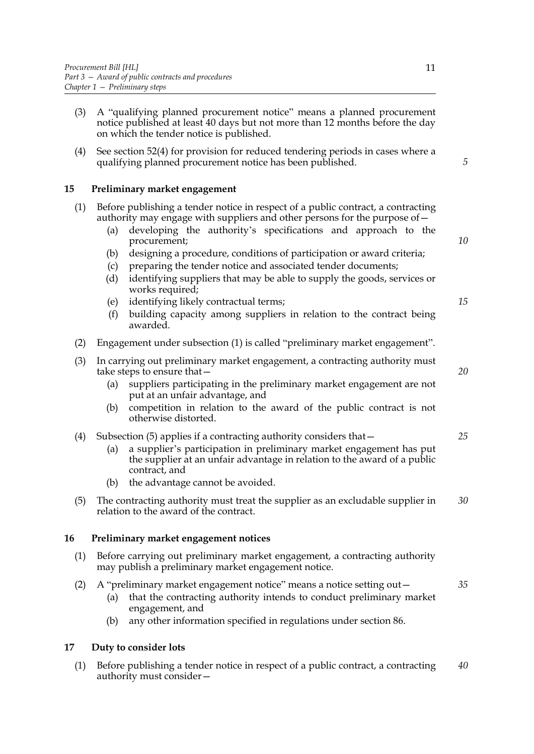(3) A "qualifying planned procurement notice" means a planned procurement notice published at least 40 days but not more than 12 months before the day on which the tender notice is published.

(4) See section 52(4) for provision for reduced tendering periods in cases where a qualifying planned procurement notice has been published.

### 15 Preliminary market engagement

(1) Before publishing a tender notice in respect of a public contract, a contracting authority may engage with suppliers and other persons for the purpose of—

- (a) developing the authority's specifications and approach to the procurement;
- (b) designing a procedure, conditions of participation or award criteria;
- (c) preparing the tender notice and associated tender documents;
- (d) identifying suppliers that may be able to supply the goods, services or works required;
- (e) identifying likely contractual terms;
- (f) building capacity among suppliers in relation to the contract being awarded.

(2) Engagement under subsection (1) is called "preliminary market engagement".

(3) In carrying out preliminary market engagement, a contracting authority must take steps to ensure that—

- (a) suppliers participating in the preliminary market engagement are not put at an unfair advantage, and
- (b) competition in relation to the award of the public contract is not otherwise distorted.

(4) Subsection (5) applies if a contracting authority considers that—

- (a) a supplier's participation in preliminary market engagement has put the supplier at an unfair advantage in relation to the award of a public contract, and
- (b) the advantage cannot be avoided.

(5) The contracting authority must treat the supplier as an excludable supplier in relation to the award of the contract.

### 16 Preliminary market engagement notices

(1) Before carrying out preliminary market engagement, a contracting authority may publish a preliminary market engagement notice.

(2) A "preliminary market engagement notice" means a notice setting out—

- (a) that the contracting authority intends to conduct preliminary market engagement, and
- (b) any other information specified in regulations under section 86.

### 17 Duty to consider lots

(1) Before publishing a tender notice in respect of a public contract, a contracting authority must consider—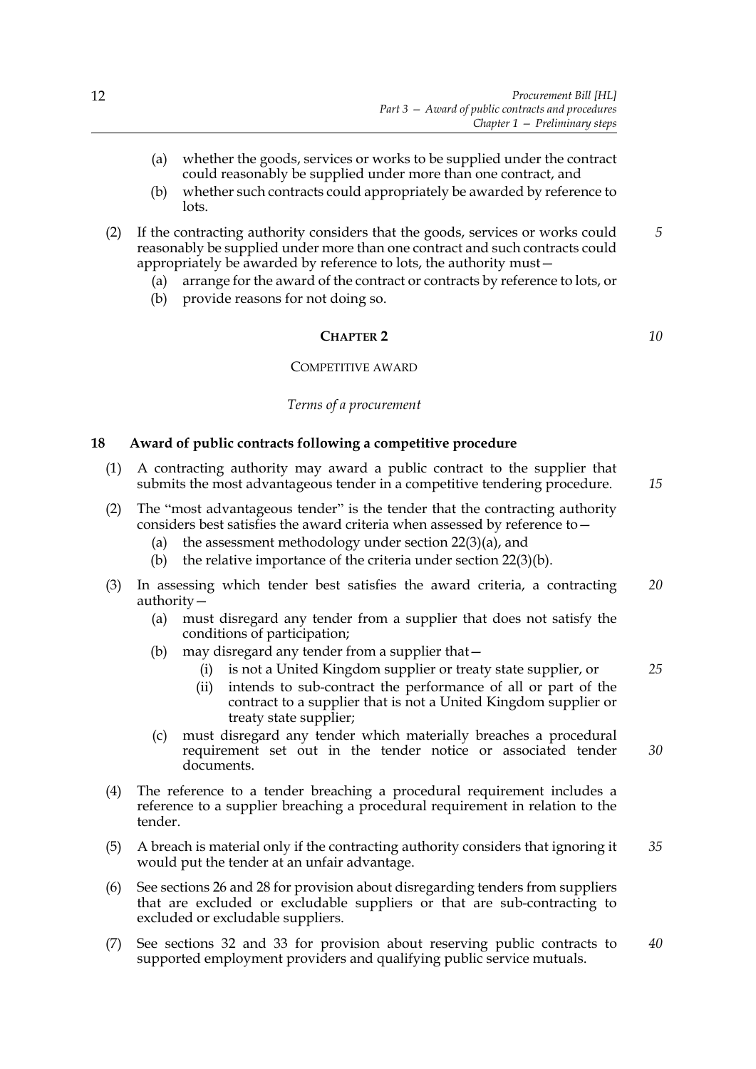(a) whether the goods, services or works to be supplied under the contract could reasonably be supplied under more than one contract, and

(b) whether such contracts could appropriately be awarded by reference to lots.

(2) If the contracting authority considers that the goods, services or works could reasonably be supplied under more than one contract and such contracts could appropriately be awarded by reference to lots, the authority must—

(a) arrange for the award of the contract or contracts by reference to lots, or

(b) provide reasons for not doing so.

## CHAPTER 2

### COMPETITIVE AWARD

*Terms of a procurement*

### 18 Award of public contracts following a competitive procedure

(1) A contracting authority may award a public contract to the supplier that submits the most advantageous tender in a competitive tendering procedure.

(2) The "most advantageous tender" is the tender that the contracting authority considers best satisfies the award criteria when assessed by reference to—

(a) the assessment methodology under section 22(3)(a), and

(b) the relative importance of the criteria under section 22(3)(b).

(3) In assessing which tender best satisfies the award criteria, a contracting authority—

(a) must disregard any tender from a supplier that does not satisfy the conditions of participation;

(b) may disregard any tender from a supplier that—

(i) is not a United Kingdom supplier or treaty state supplier, or

(ii) intends to sub-contract the performance of all or part of the contract to a supplier that is not a United Kingdom supplier or treaty state supplier;

(c) must disregard any tender which materially breaches a procedural requirement set out in the tender notice or associated tender documents.

(4) The reference to a tender breaching a procedural requirement includes a reference to a supplier breaching a procedural requirement in relation to the tender.

(5) A breach is material only if the contracting authority considers that ignoring it would put the tender at an unfair advantage.

(6) See sections 26 and 28 for provision about disregarding tenders from suppliers that are excluded or excludable suppliers or that are sub-contracting to excluded or excludable suppliers.

(7) See sections 32 and 33 for provision about reserving public contracts to supported employment providers and qualifying public service mutuals.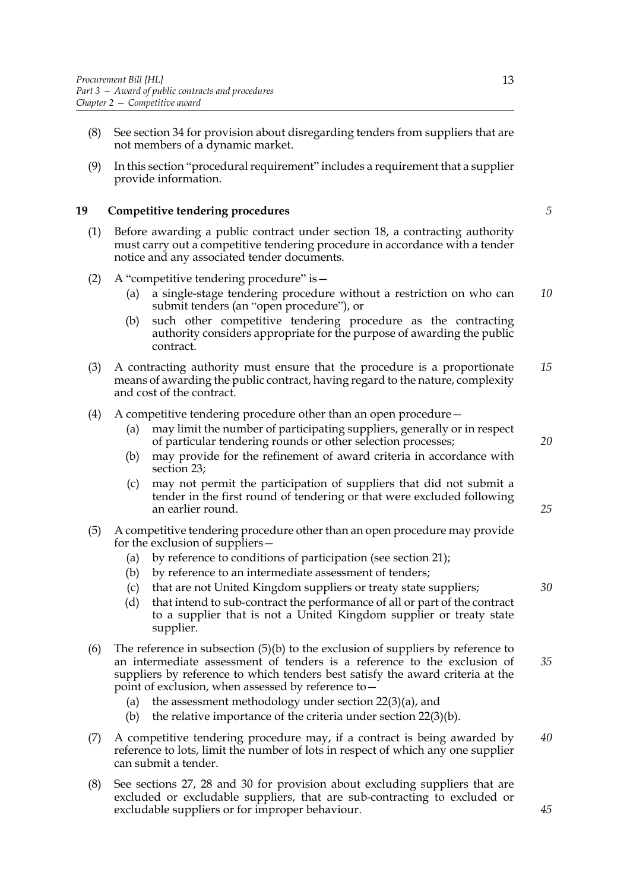(8) See section 34 for provision about disregarding tenders from suppliers that are not members of a dynamic market.

(9) In this section "procedural requirement" includes a requirement that a supplier provide information.

## 19 Competitive tendering procedures

(1) Before awarding a public contract under section 18, a contracting authority must carry out a competitive tendering procedure in accordance with a tender notice and any associated tender documents.

(2) A "competitive tendering procedure" is—

(a) a single-stage tendering procedure without a restriction on who can submit tenders (an "open procedure"), or

(b) such other competitive tendering procedure as the contracting authority considers appropriate for the purpose of awarding the public contract.

(3) A contracting authority must ensure that the procedure is a proportionate means of awarding the public contract, having regard to the nature, complexity and cost of the contract.

(4) A competitive tendering procedure other than an open procedure—

(a) may limit the number of participating suppliers, generally or in respect of particular tendering rounds or other selection processes;

(b) may provide for the refinement of award criteria in accordance with section 23;

(c) may not permit the participation of suppliers that did not submit a tender in the first round of tendering or that were excluded following an earlier round.

(5) A competitive tendering procedure other than an open procedure may provide for the exclusion of suppliers—

(a) by reference to conditions of participation (see section 21);

(b) by reference to an intermediate assessment of tenders;

(c) that are not United Kingdom suppliers or treaty state suppliers;

(d) that intend to sub-contract the performance of all or part of the contract to a supplier that is not a United Kingdom supplier or treaty state supplier.

(6) The reference in subsection (5)(b) to the exclusion of suppliers by reference to an intermediate assessment of tenders is a reference to the exclusion of suppliers by reference to which tenders best satisfy the award criteria at the point of exclusion, when assessed by reference to—

(a) the assessment methodology under section 22(3)(a), and

(b) the relative importance of the criteria under section 22(3)(b).

(7) A competitive tendering procedure may, if a contract is being awarded by reference to lots, limit the number of lots in respect of which any one supplier can submit a tender.

(8) See sections 27, 28 and 30 for provision about excluding suppliers that are excluded or excludable suppliers, that are sub-contracting to excluded or excludable suppliers or for improper behaviour.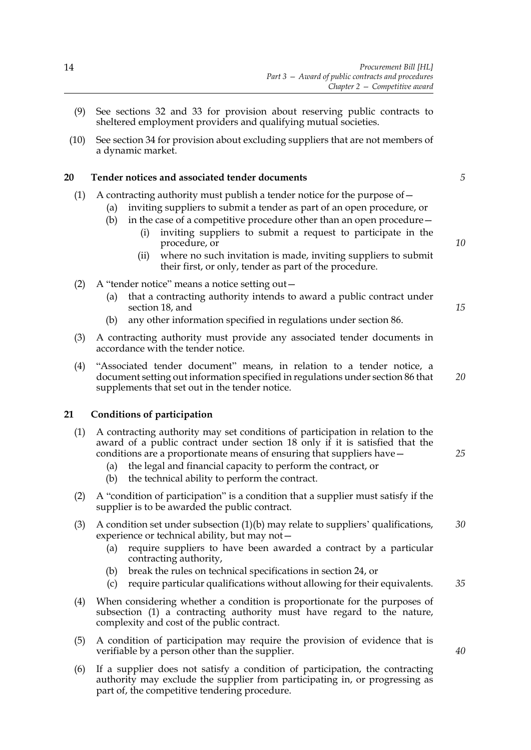(9) See sections 32 and 33 for provision about reserving public contracts to sheltered employment providers and qualifying mutual societies.

(10) See section 34 for provision about excluding suppliers that are not members of a dynamic market.

## 20 Tender notices and associated tender documents

(1) A contracting authority must publish a tender notice for the purpose of—

- (a) inviting suppliers to submit a tender as part of an open procedure, or
- (b) in the case of a competitive procedure other than an open procedure—
  - (i) inviting suppliers to submit a request to participate in the procedure, or
  - (ii) where no such invitation is made, inviting suppliers to submit their first, or only, tender as part of the procedure.

(2) A "tender notice" means a notice setting out—

- (a) that a contracting authority intends to award a public contract under section 18, and
- (b) any other information specified in regulations under section 86.

(3) A contracting authority must provide any associated tender documents in accordance with the tender notice.

(4) "Associated tender document" means, in relation to a tender notice, a document setting out information specified in regulations under section 86 that supplements that set out in the tender notice.

## 21 Conditions of participation

(1) A contracting authority may set conditions of participation in relation to the award of a public contract under section 18 only if it is satisfied that the conditions are a proportionate means of ensuring that suppliers have—

- (a) the legal and financial capacity to perform the contract, or
- (b) the technical ability to perform the contract.

(2) A "condition of participation" is a condition that a supplier must satisfy if the supplier is to be awarded the public contract.

(3) A condition set under subsection (1)(b) may relate to suppliers' qualifications, experience or technical ability, but may not—

- (a) require suppliers to have been awarded a contract by a particular contracting authority,
- (b) break the rules on technical specifications in section 24, or
- (c) require particular qualifications without allowing for their equivalents.

(4) When considering whether a condition is proportionate for the purposes of subsection (1) a contracting authority must have regard to the nature, complexity and cost of the public contract.

(5) A condition of participation may require the provision of evidence that is verifiable by a person other than the supplier.

(6) If a supplier does not satisfy a condition of participation, the contracting authority may exclude the supplier from participating in, or progressing as part of, the competitive tendering procedure.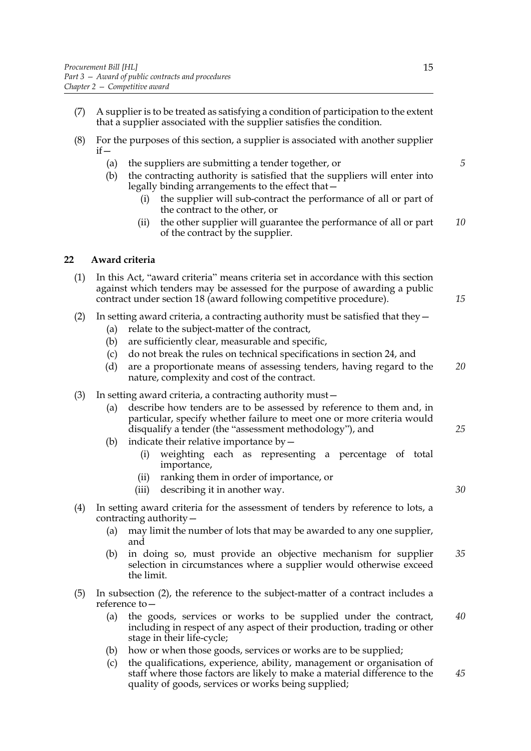(7) A supplier is to be treated as satisfying a condition of participation to the extent that a supplier associated with the supplier satisfies the condition.

(8) For the purposes of this section, a supplier is associated with another supplier if—

   (a) the suppliers are submitting a tender together, or

   (b) the contracting authority is satisfied that the suppliers will enter into legally binding arrangements to the effect that—

      (i) the supplier will sub-contract the performance of all or part of the contract to the other, or

      (ii) the other supplier will guarantee the performance of all or part of the contract by the supplier.

## 22 Award criteria

(1) In this Act, "award criteria" means criteria set in accordance with this section against which tenders may be assessed for the purpose of awarding a public contract under section 18 (award following competitive procedure).

(2) In setting award criteria, a contracting authority must be satisfied that they—

   (a) relate to the subject-matter of the contract,

   (b) are sufficiently clear, measurable and specific,

   (c) do not break the rules on technical specifications in section 24, and

   (d) are a proportionate means of assessing tenders, having regard to the nature, complexity and cost of the contract.

(3) In setting award criteria, a contracting authority must—

   (a) describe how tenders are to be assessed by reference to them and, in particular, specify whether failure to meet one or more criteria would disqualify a tender (the "assessment methodology"), and

   (b) indicate their relative importance by—

      (i) weighting each as representing a percentage of total importance,

      (ii) ranking them in order of importance, or

      (iii) describing it in another way.

(4) In setting award criteria for the assessment of tenders by reference to lots, a contracting authority—

   (a) may limit the number of lots that may be awarded to any one supplier, and

   (b) in doing so, must provide an objective mechanism for supplier selection in circumstances where a supplier would otherwise exceed the limit.

(5) In subsection (2), the reference to the subject-matter of a contract includes a reference to—

   (a) the goods, services or works to be supplied under the contract, including in respect of any aspect of their production, trading or other stage in their life-cycle;

   (b) how or when those goods, services or works are to be supplied;

   (c) the qualifications, experience, ability, management or organisation of staff where those factors are likely to make a material difference to the quality of goods, services or works being supplied;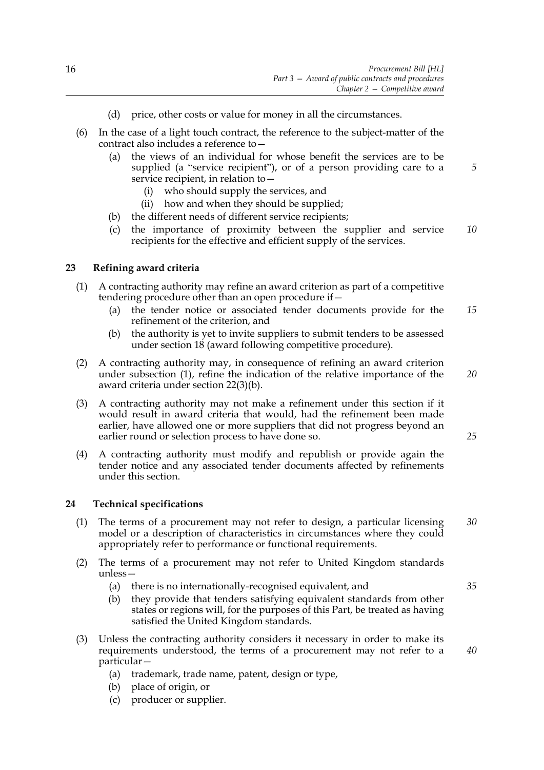(d) price, other costs or value for money in all the circumstances.

(6) In the case of a light touch contract, the reference to the subject-matter of the contract also includes a reference to—

(a) the views of an individual for whose benefit the services are to be supplied (a "service recipient"), or of a person providing care to a service recipient, in relation to—

(i) who should supply the services, and

(ii) how and when they should be supplied;

(b) the different needs of different service recipients;

(c) the importance of proximity between the supplier and service recipients for the effective and efficient supply of the services.

### 23 Refining award criteria

(1) A contracting authority may refine an award criterion as part of a competitive tendering procedure other than an open procedure if—

(a) the tender notice or associated tender documents provide for the refinement of the criterion, and

(b) the authority is yet to invite suppliers to submit tenders to be assessed under section 18 (award following competitive procedure).

(2) A contracting authority may, in consequence of refining an award criterion under subsection (1), refine the indication of the relative importance of the award criteria under section 22(3)(b).

(3) A contracting authority may not make a refinement under this section if it would result in award criteria that would, had the refinement been made earlier, have allowed one or more suppliers that did not progress beyond an earlier round or selection process to have done so.

(4) A contracting authority must modify and republish or provide again the tender notice and any associated tender documents affected by refinements under this section.

### 24 Technical specifications

(1) The terms of a procurement may not refer to design, a particular licensing model or a description of characteristics in circumstances where they could appropriately refer to performance or functional requirements.

(2) The terms of a procurement may not refer to United Kingdom standards unless—

(a) there is no internationally-recognised equivalent, and

(b) they provide that tenders satisfying equivalent standards from other states or regions will, for the purposes of this Part, be treated as having satisfied the United Kingdom standards.

(3) Unless the contracting authority considers it necessary in order to make its requirements understood, the terms of a procurement may not refer to a particular—

(a) trademark, trade name, patent, design or type,

(b) place of origin, or

(c) producer or supplier.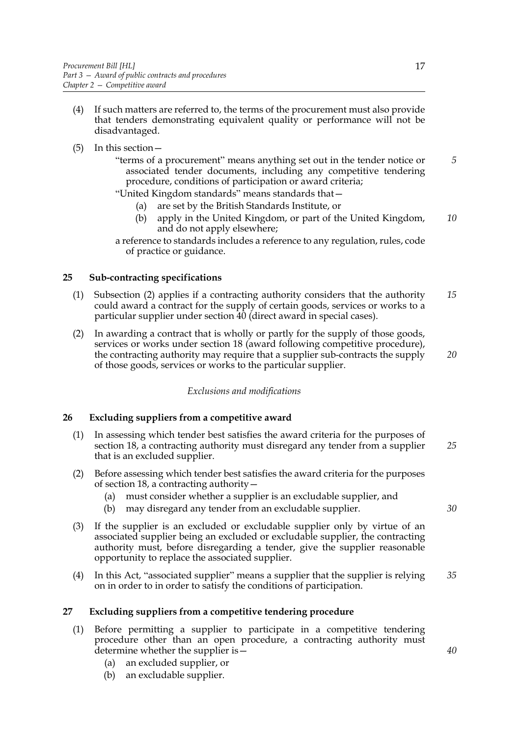(4) If such matters are referred to, the terms of the procurement must also provide that tenders demonstrating equivalent quality or performance will not be disadvantaged.

(5) In this section—

"terms of a procurement" means anything set out in the tender notice or associated tender documents, including any competitive tendering procedure, conditions of participation or award criteria;

"United Kingdom standards" means standards that—

(a) are set by the British Standards Institute, or

(b) apply in the United Kingdom, or part of the United Kingdom, and do not apply elsewhere;

a reference to standards includes a reference to any regulation, rules, code of practice or guidance.

## 25 Sub-contracting specifications

(1) Subsection (2) applies if a contracting authority considers that the authority could award a contract for the supply of certain goods, services or works to a particular supplier under section 40 (direct award in special cases).

(2) In awarding a contract that is wholly or partly for the supply of those goods, services or works under section 18 (award following competitive procedure), the contracting authority may require that a supplier sub-contracts the supply of those goods, services or works to the particular supplier.

*Exclusions and modifications*

## 26 Excluding suppliers from a competitive award

(1) In assessing which tender best satisfies the award criteria for the purposes of section 18, a contracting authority must disregard any tender from a supplier that is an excluded supplier.

(2) Before assessing which tender best satisfies the award criteria for the purposes of section 18, a contracting authority—

(a) must consider whether a supplier is an excludable supplier, and

(b) may disregard any tender from an excludable supplier.

(3) If the supplier is an excluded or excludable supplier only by virtue of an associated supplier being an excluded or excludable supplier, the contracting authority must, before disregarding a tender, give the supplier reasonable opportunity to replace the associated supplier.

(4) In this Act, "associated supplier" means a supplier that the supplier is relying on in order to in order to satisfy the conditions of participation.

## 27 Excluding suppliers from a competitive tendering procedure

(1) Before permitting a supplier to participate in a competitive tendering procedure other than an open procedure, a contracting authority must determine whether the supplier is—

(a) an excluded supplier, or

(b) an excludable supplier.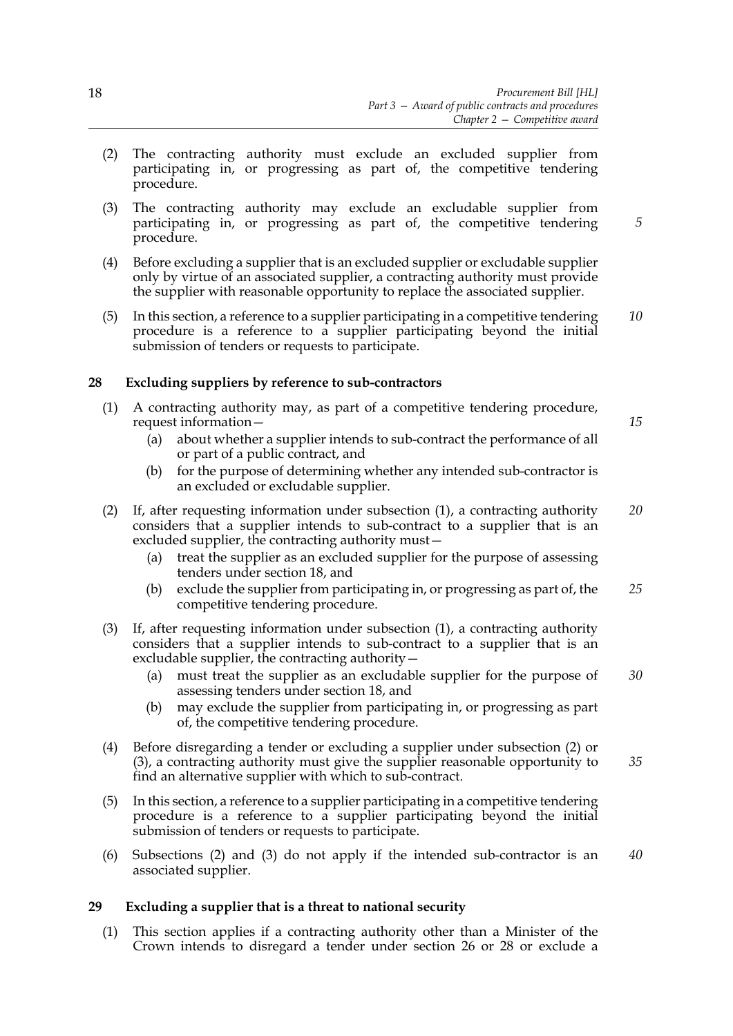(2) The contracting authority must exclude an excluded supplier from participating in, or progressing as part of, the competitive tendering procedure.

(3) The contracting authority may exclude an excludable supplier from participating in, or progressing as part of, the competitive tendering procedure.

(4) Before excluding a supplier that is an excluded supplier or excludable supplier only by virtue of an associated supplier, a contracting authority must provide the supplier with reasonable opportunity to replace the associated supplier.

(5) In this section, a reference to a supplier participating in a competitive tendering procedure is a reference to a supplier participating beyond the initial submission of tenders or requests to participate.

## 28 Excluding suppliers by reference to sub-contractors

(1) A contracting authority may, as part of a competitive tendering procedure, request information—

- (a) about whether a supplier intends to sub-contract the performance of all or part of a public contract, and
- (b) for the purpose of determining whether any intended sub-contractor is an excluded or excludable supplier.

(2) If, after requesting information under subsection (1), a contracting authority considers that a supplier intends to sub-contract to a supplier that is an excluded supplier, the contracting authority must—

- (a) treat the supplier as an excluded supplier for the purpose of assessing tenders under section 18, and
- (b) exclude the supplier from participating in, or progressing as part of, the competitive tendering procedure.

(3) If, after requesting information under subsection (1), a contracting authority considers that a supplier intends to sub-contract to a supplier that is an excludable supplier, the contracting authority—

- (a) must treat the supplier as an excludable supplier for the purpose of assessing tenders under section 18, and
- (b) may exclude the supplier from participating in, or progressing as part of, the competitive tendering procedure.

(4) Before disregarding a tender or excluding a supplier under subsection (2) or (3), a contracting authority must give the supplier reasonable opportunity to find an alternative supplier with which to sub-contract.

(5) In this section, a reference to a supplier participating in a competitive tendering procedure is a reference to a supplier participating beyond the initial submission of tenders or requests to participate.

(6) Subsections (2) and (3) do not apply if the intended sub-contractor is an associated supplier.

## 29 Excluding a supplier that is a threat to national security

(1) This section applies if a contracting authority other than a Minister of the Crown intends to disregard a tender under section 26 or 28 or exclude a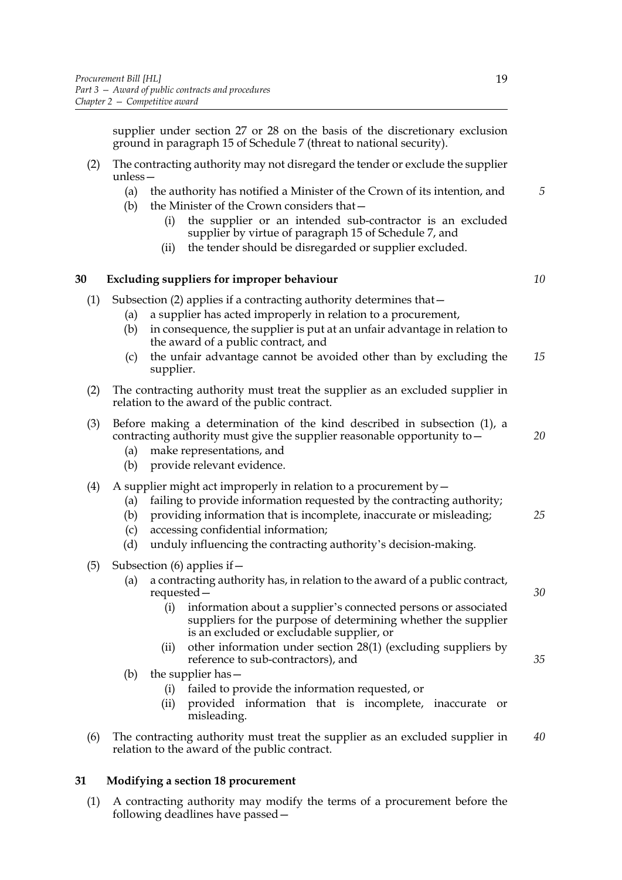supplier under section 27 or 28 on the basis of the discretionary exclusion ground in paragraph 15 of Schedule 7 (threat to national security).

(2) The contracting authority may not disregard the tender or exclude the supplier unless—

  (a) the authority has notified a Minister of the Crown of its intention, and

  (b) the Minister of the Crown considers that—

    (i) the supplier or an intended sub-contractor is an excluded supplier by virtue of paragraph 15 of Schedule 7, and

    (ii) the tender should be disregarded or supplier excluded.

## 30 Excluding suppliers for improper behaviour

(1) Subsection (2) applies if a contracting authority determines that—

  (a) a supplier has acted improperly in relation to a procurement,

  (b) in consequence, the supplier is put at an unfair advantage in relation to the award of a public contract, and

  (c) the unfair advantage cannot be avoided other than by excluding the supplier.

(2) The contracting authority must treat the supplier as an excluded supplier in relation to the award of the public contract.

(3) Before making a determination of the kind described in subsection (1), a contracting authority must give the supplier reasonable opportunity to—

  (a) make representations, and

  (b) provide relevant evidence.

(4) A supplier might act improperly in relation to a procurement by—

  (a) failing to provide information requested by the contracting authority;

  (b) providing information that is incomplete, inaccurate or misleading;

  (c) accessing confidential information;

  (d) unduly influencing the contracting authority's decision-making.

(5) Subsection (6) applies if—

  (a) a contracting authority has, in relation to the award of a public contract, requested—

    (i) information about a supplier's connected persons or associated suppliers for the purpose of determining whether the supplier is an excluded or excludable supplier, or

    (ii) other information under section 28(1) (excluding suppliers by reference to sub-contractors), and

  (b) the supplier has—

    (i) failed to provide the information requested, or

    (ii) provided information that is incomplete, inaccurate or misleading.

(6) The contracting authority must treat the supplier as an excluded supplier in relation to the award of the public contract.

## 31 Modifying a section 18 procurement

(1) A contracting authority may modify the terms of a procurement before the following deadlines have passed—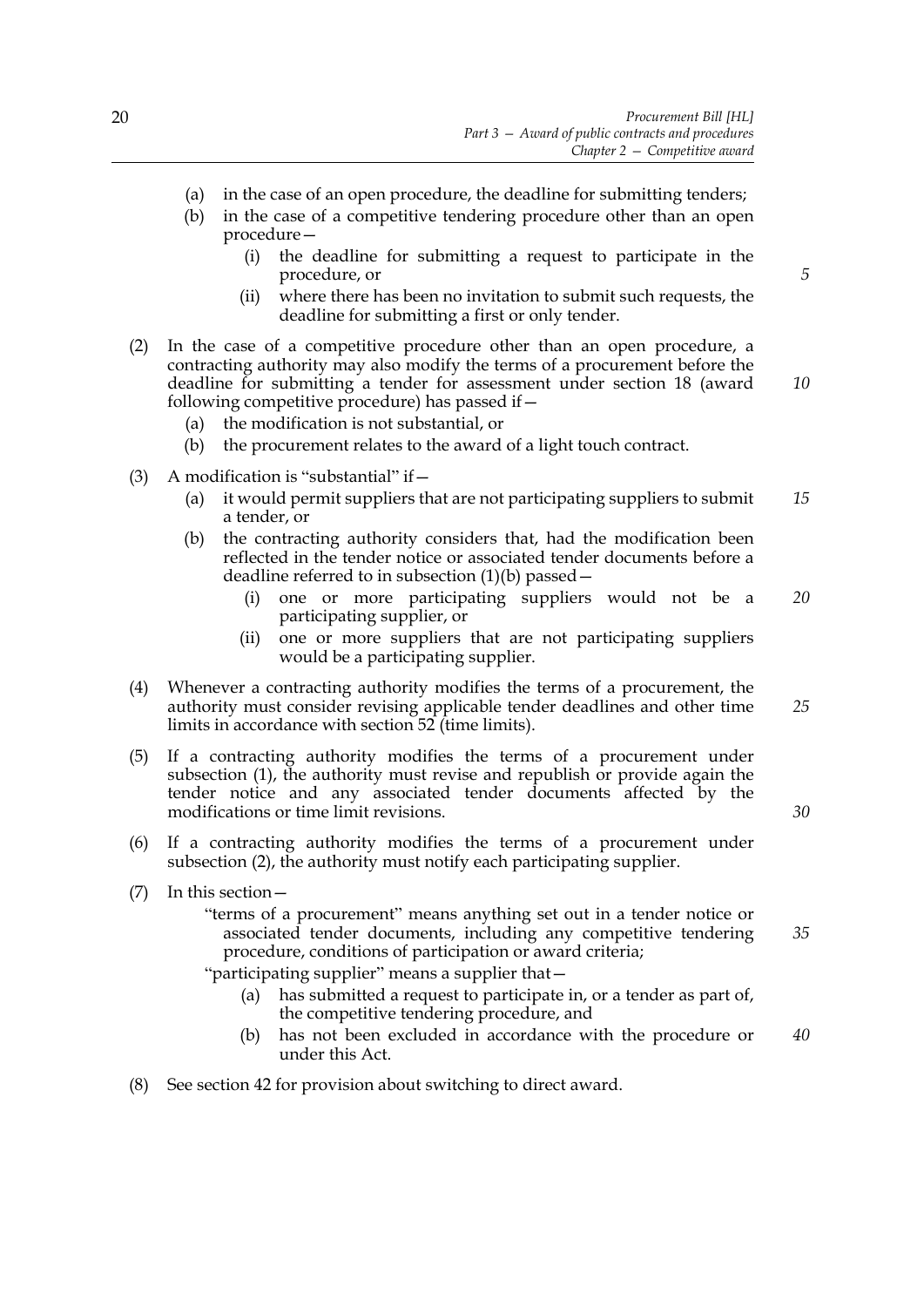(a) in the case of an open procedure, the deadline for submitting tenders;

(b) in the case of a competitive tendering procedure other than an open procedure—

(i) the deadline for submitting a request to participate in the procedure, or

(ii) where there has been no invitation to submit such requests, the deadline for submitting a first or only tender.

(2) In the case of a competitive procedure other than an open procedure, a contracting authority may also modify the terms of a procurement before the deadline for submitting a tender for assessment under section 18 (award following competitive procedure) has passed if—

(a) the modification is not substantial, or

(b) the procurement relates to the award of a light touch contract.

(3) A modification is "substantial" if—

(a) it would permit suppliers that are not participating suppliers to submit a tender, or

(b) the contracting authority considers that, had the modification been reflected in the tender notice or associated tender documents before a deadline referred to in subsection (1)(b) passed—

(i) one or more participating suppliers would not be a participating supplier, or

(ii) one or more suppliers that are not participating suppliers would be a participating supplier.

(4) Whenever a contracting authority modifies the terms of a procurement, the authority must consider revising applicable tender deadlines and other time limits in accordance with section 52 (time limits).

(5) If a contracting authority modifies the terms of a procurement under subsection (1), the authority must revise and republish or provide again the tender notice and any associated tender documents affected by the modifications or time limit revisions.

(6) If a contracting authority modifies the terms of a procurement under subsection (2), the authority must notify each participating supplier.

(7) In this section—

"terms of a procurement" means anything set out in a tender notice or associated tender documents, including any competitive tendering procedure, conditions of participation or award criteria;

"participating supplier" means a supplier that—

(a) has submitted a request to participate in, or a tender as part of, the competitive tendering procedure, and

(b) has not been excluded in accordance with the procedure or under this Act.

(8) See section 42 for provision about switching to direct award.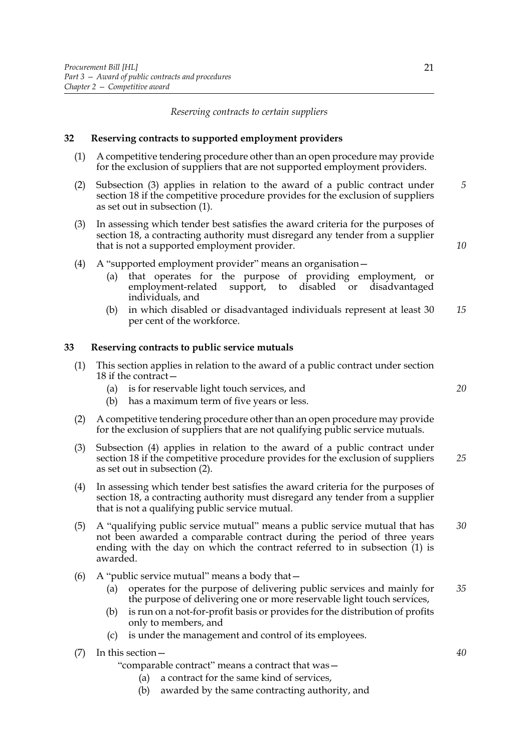*Reserving contracts to certain suppliers*

**32 Reserving contracts to supported employment providers**

(1) A competitive tendering procedure other than an open procedure may provide for the exclusion of suppliers that are not supported employment providers.

(2) Subsection (3) applies in relation to the award of a public contract under section 18 if the competitive procedure provides for the exclusion of suppliers as set out in subsection (1).

(3) In assessing which tender best satisfies the award criteria for the purposes of section 18, a contracting authority must disregard any tender from a supplier that is not a supported employment provider.

(4) A "supported employment provider" means an organisation—

(a) that operates for the purpose of providing employment, or employment-related support, to disabled or disadvantaged individuals, and

(b) in which disabled or disadvantaged individuals represent at least 30 per cent of the workforce.

**33 Reserving contracts to public service mutuals**

(1) This section applies in relation to the award of a public contract under section 18 if the contract—

(a) is for reservable light touch services, and

(b) has a maximum term of five years or less.

(2) A competitive tendering procedure other than an open procedure may provide for the exclusion of suppliers that are not qualifying public service mutuals.

(3) Subsection (4) applies in relation to the award of a public contract under section 18 if the competitive procedure provides for the exclusion of suppliers as set out in subsection (2).

(4) In assessing which tender best satisfies the award criteria for the purposes of section 18, a contracting authority must disregard any tender from a supplier that is not a qualifying public service mutual.

(5) A "qualifying public service mutual" means a public service mutual that has not been awarded a comparable contract during the period of three years ending with the day on which the contract referred to in subsection (1) is awarded.

(6) A "public service mutual" means a body that—

(a) operates for the purpose of delivering public services and mainly for the purpose of delivering one or more reservable light touch services,

(b) is run on a not-for-profit basis or provides for the distribution of profits only to members, and

(c) is under the management and control of its employees.

(7) In this section—

"comparable contract" means a contract that was—

(a) a contract for the same kind of services,

(b) awarded by the same contracting authority, and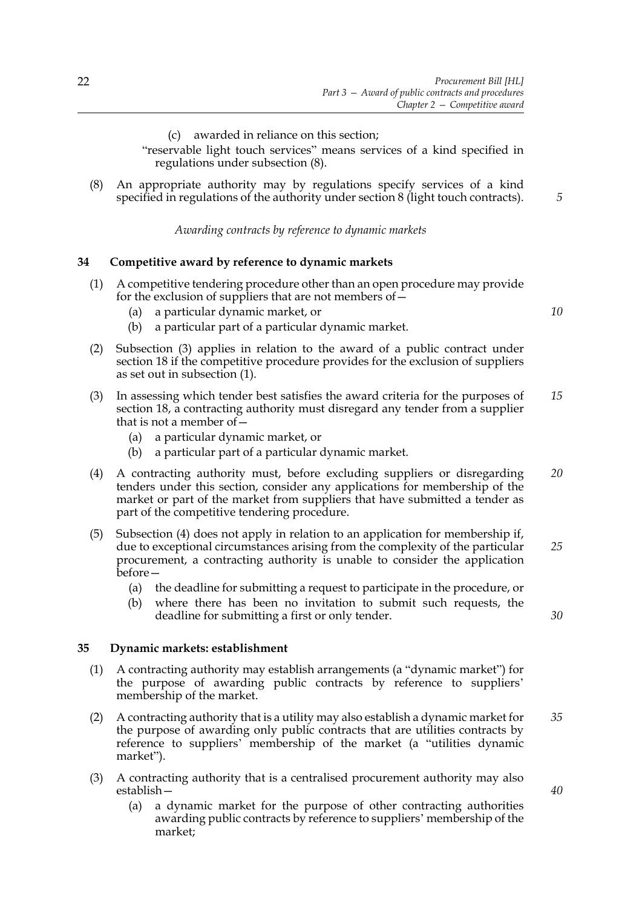(c) awarded in reliance on this section;

"reservable light touch services" means services of a kind specified in regulations under subsection (8).

(8) An appropriate authority may by regulations specify services of a kind specified in regulations of the authority under section 8 (light touch contracts).

*Awarding contracts by reference to dynamic markets*

### 34 Competitive award by reference to dynamic markets

(1) A competitive tendering procedure other than an open procedure may provide for the exclusion of suppliers that are not members of—

(a) a particular dynamic market, or

(b) a particular part of a particular dynamic market.

(2) Subsection (3) applies in relation to the award of a public contract under section 18 if the competitive procedure provides for the exclusion of suppliers as set out in subsection (1).

(3) In assessing which tender best satisfies the award criteria for the purposes of section 18, a contracting authority must disregard any tender from a supplier that is not a member of—

(a) a particular dynamic market, or

(b) a particular part of a particular dynamic market.

(4) A contracting authority must, before excluding suppliers or disregarding tenders under this section, consider any applications for membership of the market or part of the market from suppliers that have submitted a tender as part of the competitive tendering procedure.

(5) Subsection (4) does not apply in relation to an application for membership if, due to exceptional circumstances arising from the complexity of the particular procurement, a contracting authority is unable to consider the application before—

(a) the deadline for submitting a request to participate in the procedure, or

(b) where there has been no invitation to submit such requests, the deadline for submitting a first or only tender.

### 35 Dynamic markets: establishment

(1) A contracting authority may establish arrangements (a "dynamic market") for the purpose of awarding public contracts by reference to suppliers' membership of the market.

(2) A contracting authority that is a utility may also establish a dynamic market for the purpose of awarding only public contracts that are utilities contracts by reference to suppliers' membership of the market (a "utilities dynamic market").

(3) A contracting authority that is a centralised procurement authority may also establish—

(a) a dynamic market for the purpose of other contracting authorities awarding public contracts by reference to suppliers' membership of the market;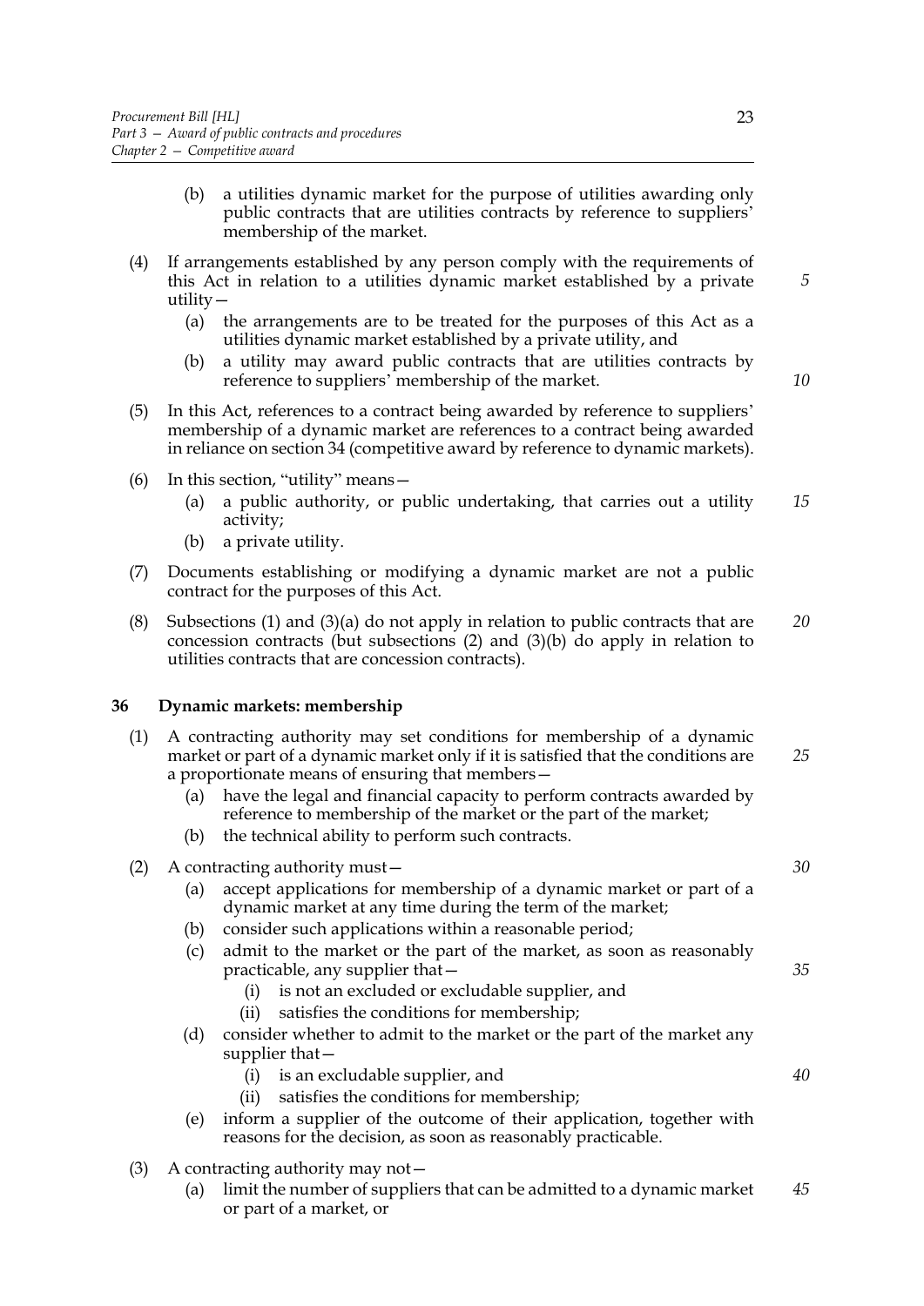(b) a utilities dynamic market for the purpose of utilities awarding only public contracts that are utilities contracts by reference to suppliers' membership of the market.

(4) If arrangements established by any person comply with the requirements of this Act in relation to a utilities dynamic market established by a private utility—

(a) the arrangements are to be treated for the purposes of this Act as a utilities dynamic market established by a private utility, and

(b) a utility may award public contracts that are utilities contracts by reference to suppliers' membership of the market.

(5) In this Act, references to a contract being awarded by reference to suppliers' membership of a dynamic market are references to a contract being awarded in reliance on section 34 (competitive award by reference to dynamic markets).

(6) In this section, "utility" means—

(a) a public authority, or public undertaking, that carries out a utility activity;

(b) a private utility.

(7) Documents establishing or modifying a dynamic market are not a public contract for the purposes of this Act.

(8) Subsections (1) and (3)(a) do not apply in relation to public contracts that are concession contracts (but subsections (2) and (3)(b) do apply in relation to utilities contracts that are concession contracts).

## 36 Dynamic markets: membership

(1) A contracting authority may set conditions for membership of a dynamic market or part of a dynamic market only if it is satisfied that the conditions are a proportionate means of ensuring that members—

(a) have the legal and financial capacity to perform contracts awarded by reference to membership of the market or the part of the market;

(b) the technical ability to perform such contracts.

(2) A contracting authority must—

(a) accept applications for membership of a dynamic market or part of a dynamic market at any time during the term of the market;

(b) consider such applications within a reasonable period;

(c) admit to the market or the part of the market, as soon as reasonably practicable, any supplier that—

(i) is not an excluded or excludable supplier, and

(ii) satisfies the conditions for membership;

(d) consider whether to admit to the market or the part of the market any supplier that—

(i) is an excludable supplier, and

(ii) satisfies the conditions for membership;

(e) inform a supplier of the outcome of their application, together with reasons for the decision, as soon as reasonably practicable.

(3) A contracting authority may not—

(a) limit the number of suppliers that can be admitted to a dynamic market or part of a market, or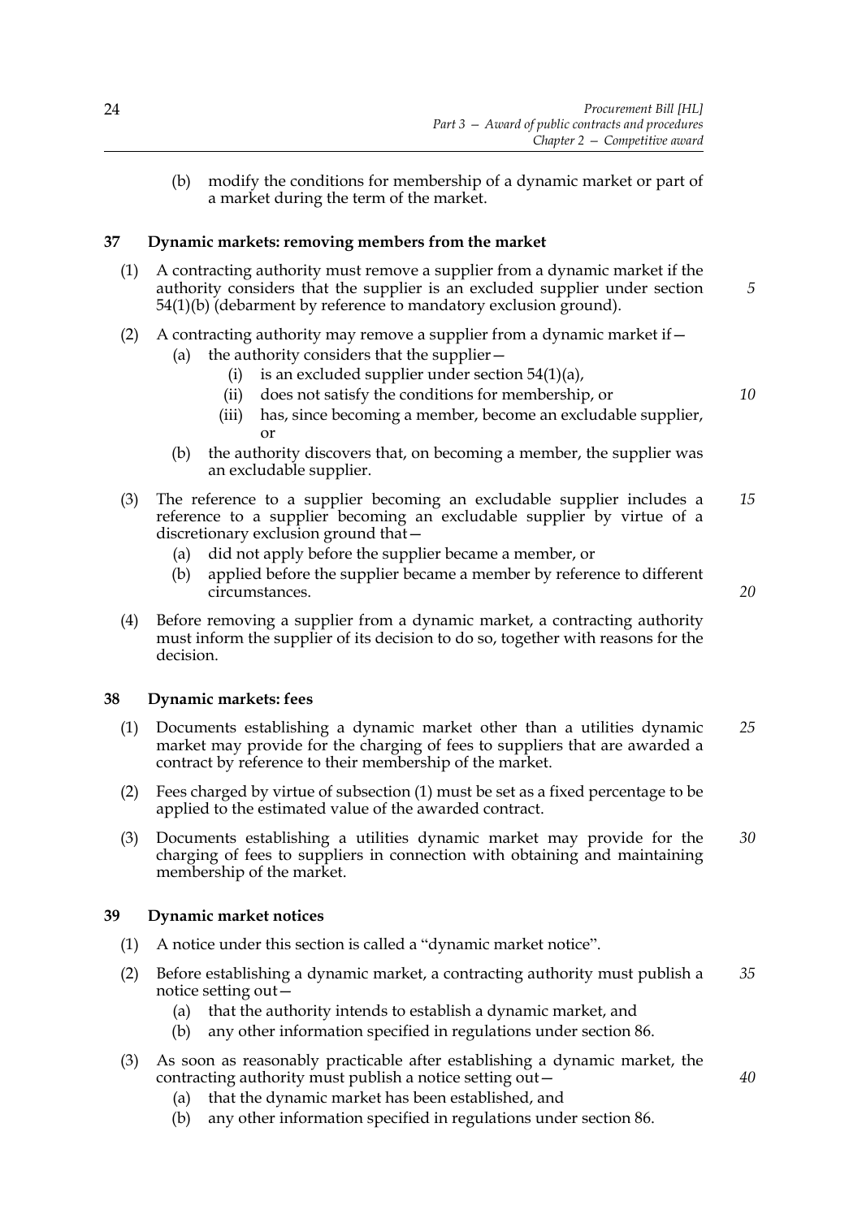(b) modify the conditions for membership of a dynamic market or part of a market during the term of the market.

### 37 Dynamic markets: removing members from the market

(1) A contracting authority must remove a supplier from a dynamic market if the authority considers that the supplier is an excluded supplier under section 54(1)(b) (debarment by reference to mandatory exclusion ground).

(2) A contracting authority may remove a supplier from a dynamic market if—

- (a) the authority considers that the supplier—
  - (i) is an excluded supplier under section 54(1)(a),
  - (ii) does not satisfy the conditions for membership, or
  - (iii) has, since becoming a member, become an excludable supplier, or
- (b) the authority discovers that, on becoming a member, the supplier was an excludable supplier.

(3) The reference to a supplier becoming an excludable supplier includes a reference to a supplier becoming an excludable supplier by virtue of a discretionary exclusion ground that—

- (a) did not apply before the supplier became a member, or
- (b) applied before the supplier became a member by reference to different circumstances.

(4) Before removing a supplier from a dynamic market, a contracting authority must inform the supplier of its decision to do so, together with reasons for the decision.

### 38 Dynamic markets: fees

(1) Documents establishing a dynamic market other than a utilities dynamic market may provide for the charging of fees to suppliers that are awarded a contract by reference to their membership of the market.

(2) Fees charged by virtue of subsection (1) must be set as a fixed percentage to be applied to the estimated value of the awarded contract.

(3) Documents establishing a utilities dynamic market may provide for the charging of fees to suppliers in connection with obtaining and maintaining membership of the market.

### 39 Dynamic market notices

(1) A notice under this section is called a "dynamic market notice".

(2) Before establishing a dynamic market, a contracting authority must publish a notice setting out—

- (a) that the authority intends to establish a dynamic market, and
- (b) any other information specified in regulations under section 86.

(3) As soon as reasonably practicable after establishing a dynamic market, the contracting authority must publish a notice setting out—

- (a) that the dynamic market has been established, and
- (b) any other information specified in regulations under section 86.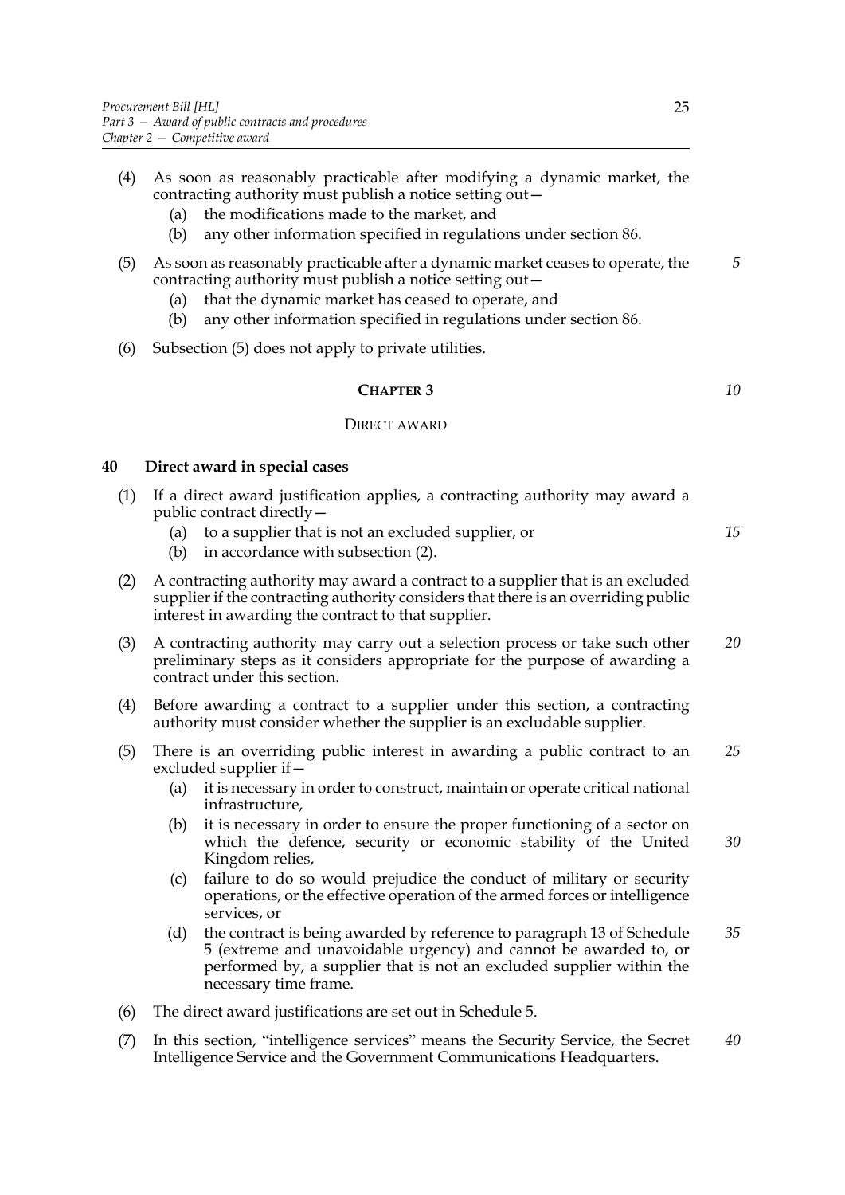(4) As soon as reasonably practicable after modifying a dynamic market, the contracting authority must publish a notice setting out—

  (a) the modifications made to the market, and

  (b) any other information specified in regulations under section 86.

(5) As soon as reasonably practicable after a dynamic market ceases to operate, the contracting authority must publish a notice setting out—

  (a) that the dynamic market has ceased to operate, and

  (b) any other information specified in regulations under section 86.

(6) Subsection (5) does not apply to private utilities.

## CHAPTER 3

### DIRECT AWARD

**40 Direct award in special cases**

(1) If a direct award justification applies, a contracting authority may award a public contract directly—

  (a) to a supplier that is not an excluded supplier, or

  (b) in accordance with subsection (2).

(2) A contracting authority may award a contract to a supplier that is an excluded supplier if the contracting authority considers that there is an overriding public interest in awarding the contract to that supplier.

(3) A contracting authority may carry out a selection process or take such other preliminary steps as it considers appropriate for the purpose of awarding a contract under this section.

(4) Before awarding a contract to a supplier under this section, a contracting authority must consider whether the supplier is an excludable supplier.

(5) There is an overriding public interest in awarding a public contract to an excluded supplier if—

  (a) it is necessary in order to construct, maintain or operate critical national infrastructure,

  (b) it is necessary in order to ensure the proper functioning of a sector on which the defence, security or economic stability of the United Kingdom relies,

  (c) failure to do so would prejudice the conduct of military or security operations, or the effective operation of the armed forces or intelligence services, or

  (d) the contract is being awarded by reference to paragraph 13 of Schedule 5 (extreme and unavoidable urgency) and cannot be awarded to, or performed by, a supplier that is not an excluded supplier within the necessary time frame.

(6) The direct award justifications are set out in Schedule 5.

(7) In this section, "intelligence services" means the Security Service, the Secret Intelligence Service and the Government Communications Headquarters.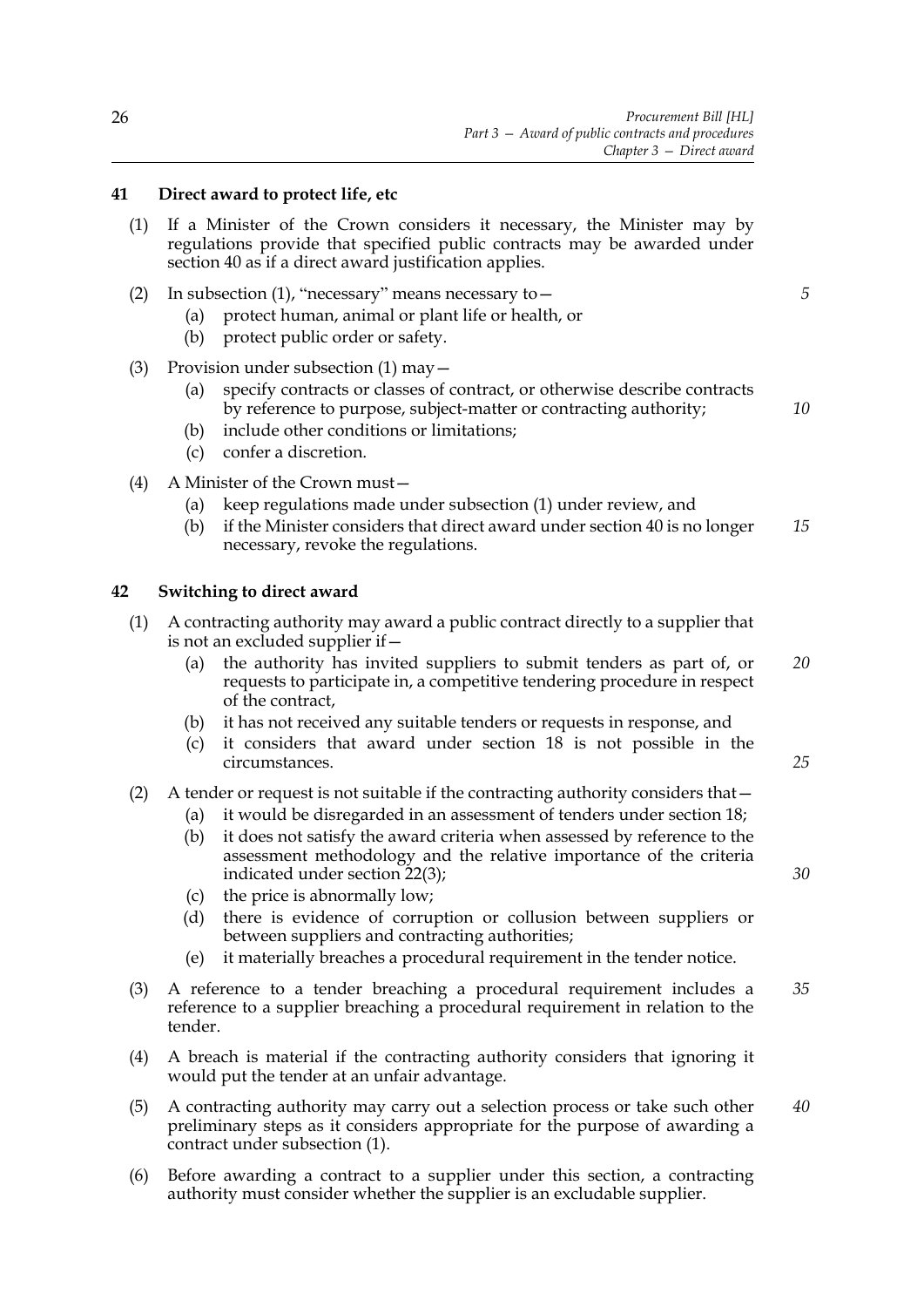### 41 Direct award to protect life, etc

(1) If a Minister of the Crown considers it necessary, the Minister may by regulations provide that specified public contracts may be awarded under section 40 as if a direct award justification applies.

(2) In subsection (1), "necessary" means necessary to—

   (a) protect human, animal or plant life or health, or

   (b) protect public order or safety.

(3) Provision under subsection (1) may—

   (a) specify contracts or classes of contract, or otherwise describe contracts by reference to purpose, subject-matter or contracting authority;

   (b) include other conditions or limitations;

   (c) confer a discretion.

(4) A Minister of the Crown must—

   (a) keep regulations made under subsection (1) under review, and

   (b) if the Minister considers that direct award under section 40 is no longer necessary, revoke the regulations.

### 42 Switching to direct award

(1) A contracting authority may award a public contract directly to a supplier that is not an excluded supplier if—

   (a) the authority has invited suppliers to submit tenders as part of, or requests to participate in, a competitive tendering procedure in respect of the contract,

   (b) it has not received any suitable tenders or requests in response, and

   (c) it considers that award under section 18 is not possible in the circumstances.

(2) A tender or request is not suitable if the contracting authority considers that—

   (a) it would be disregarded in an assessment of tenders under section 18;

   (b) it does not satisfy the award criteria when assessed by reference to the assessment methodology and the relative importance of the criteria indicated under section 22(3);

   (c) the price is abnormally low;

   (d) there is evidence of corruption or collusion between suppliers or between suppliers and contracting authorities;

   (e) it materially breaches a procedural requirement in the tender notice.

(3) A reference to a tender breaching a procedural requirement includes a reference to a supplier breaching a procedural requirement in relation to the tender.

(4) A breach is material if the contracting authority considers that ignoring it would put the tender at an unfair advantage.

(5) A contracting authority may carry out a selection process or take such other preliminary steps as it considers appropriate for the purpose of awarding a contract under subsection (1).

(6) Before awarding a contract to a supplier under this section, a contracting authority must consider whether the supplier is an excludable supplier.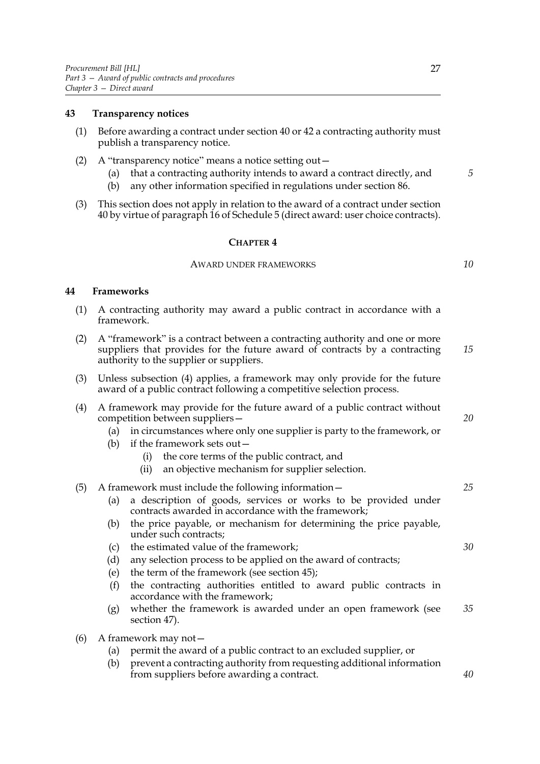### 43 Transparency notices

(1) Before awarding a contract under section 40 or 42 a contracting authority must publish a transparency notice.

(2) A "transparency notice" means a notice setting out—

- (a) that a contracting authority intends to award a contract directly, and
- (b) any other information specified in regulations under section 86.

(3) This section does not apply in relation to the award of a contract under section 40 by virtue of paragraph 16 of Schedule 5 (direct award: user choice contracts).

## CHAPTER 4

## AWARD UNDER FRAMEWORKS

### 44 Frameworks

(1) A contracting authority may award a public contract in accordance with a framework.

(2) A "framework" is a contract between a contracting authority and one or more suppliers that provides for the future award of contracts by a contracting authority to the supplier or suppliers.

(3) Unless subsection (4) applies, a framework may only provide for the future award of a public contract following a competitive selection process.

(4) A framework may provide for the future award of a public contract without competition between suppliers—

- (a) in circumstances where only one supplier is party to the framework, or
- (b) if the framework sets out—
  - (i) the core terms of the public contract, and
  - (ii) an objective mechanism for supplier selection.

(5) A framework must include the following information—

- (a) a description of goods, services or works to be provided under contracts awarded in accordance with the framework;
- (b) the price payable, or mechanism for determining the price payable, under such contracts;
- (c) the estimated value of the framework;
- (d) any selection process to be applied on the award of contracts;
- (e) the term of the framework (see section 45);
- (f) the contracting authorities entitled to award public contracts in accordance with the framework;
- (g) whether the framework is awarded under an open framework (see section 47).

(6) A framework may not—

- (a) permit the award of a public contract to an excluded supplier, or
- (b) prevent a contracting authority from requesting additional information from suppliers before awarding a contract.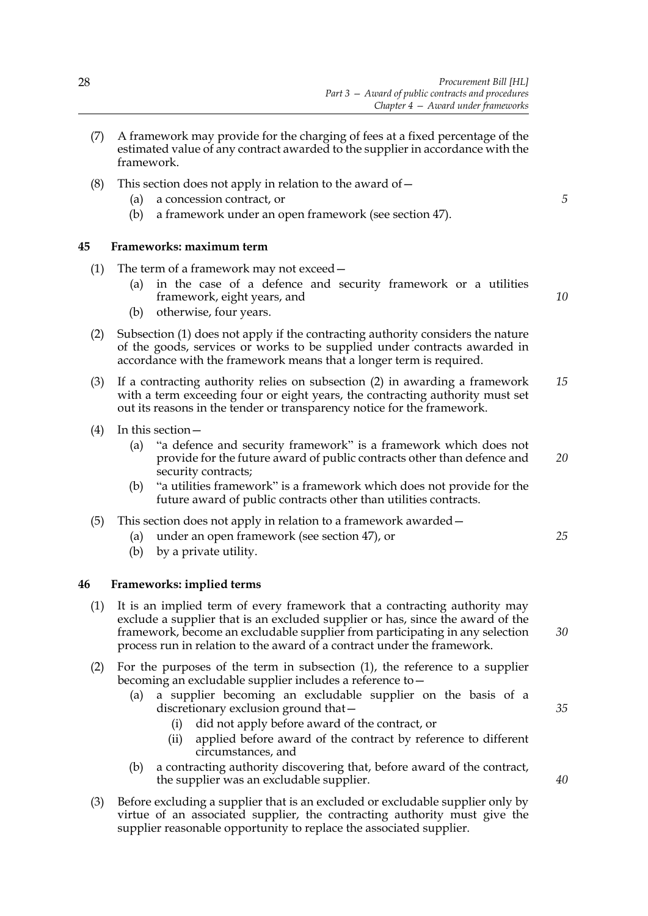(7) A framework may provide for the charging of fees at a fixed percentage of the estimated value of any contract awarded to the supplier in accordance with the framework.

(8) This section does not apply in relation to the award of—

(a) a concession contract, or

(b) a framework under an open framework (see section 47).

## 45 Frameworks: maximum term

(1) The term of a framework may not exceed—

(a) in the case of a defence and security framework or a utilities framework, eight years, and

(b) otherwise, four years.

(2) Subsection (1) does not apply if the contracting authority considers the nature of the goods, services or works to be supplied under contracts awarded in accordance with the framework means that a longer term is required.

(3) If a contracting authority relies on subsection (2) in awarding a framework with a term exceeding four or eight years, the contracting authority must set out its reasons in the tender or transparency notice for the framework.

(4) In this section—

(a) "a defence and security framework" is a framework which does not provide for the future award of public contracts other than defence and security contracts;

(b) "a utilities framework" is a framework which does not provide for the future award of public contracts other than utilities contracts.

(5) This section does not apply in relation to a framework awarded—

(a) under an open framework (see section 47), or

(b) by a private utility.

## 46 Frameworks: implied terms

(1) It is an implied term of every framework that a contracting authority may exclude a supplier that is an excluded supplier or has, since the award of the framework, become an excludable supplier from participating in any selection process run in relation to the award of a contract under the framework.

(2) For the purposes of the term in subsection (1), the reference to a supplier becoming an excludable supplier includes a reference to—

(a) a supplier becoming an excludable supplier on the basis of a discretionary exclusion ground that—

(i) did not apply before award of the contract, or

(ii) applied before award of the contract by reference to different circumstances, and

(b) a contracting authority discovering that, before award of the contract, the supplier was an excludable supplier.

(3) Before excluding a supplier that is an excluded or excludable supplier only by virtue of an associated supplier, the contracting authority must give the supplier reasonable opportunity to replace the associated supplier.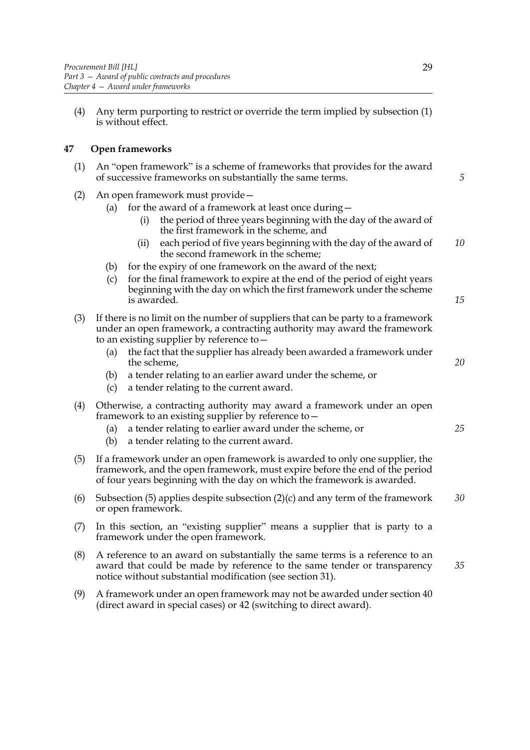(4) Any term purporting to restrict or override the term implied by subsection (1) is without effect.

## 47 Open frameworks

(1) An "open framework" is a scheme of frameworks that provides for the award of successive frameworks on substantially the same terms.

(2) An open framework must provide—

- (a) for the award of a framework at least once during—
  - (i) the period of three years beginning with the day of the award of the first framework in the scheme, and
  - (ii) each period of five years beginning with the day of the award of the second framework in the scheme;
- (b) for the expiry of one framework on the award of the next;
- (c) for the final framework to expire at the end of the period of eight years beginning with the day on which the first framework under the scheme is awarded.

(3) If there is no limit on the number of suppliers that can be party to a framework under an open framework, a contracting authority may award the framework to an existing supplier by reference to—

- (a) the fact that the supplier has already been awarded a framework under the scheme,
- (b) a tender relating to an earlier award under the scheme, or
- (c) a tender relating to the current award.

(4) Otherwise, a contracting authority may award a framework under an open framework to an existing supplier by reference to—

- (a) a tender relating to earlier award under the scheme, or
- (b) a tender relating to the current award.

(5) If a framework under an open framework is awarded to only one supplier, the framework, and the open framework, must expire before the end of the period of four years beginning with the day on which the framework is awarded.

(6) Subsection (5) applies despite subsection (2)(c) and any term of the framework or open framework.

(7) In this section, an "existing supplier" means a supplier that is party to a framework under the open framework.

(8) A reference to an award on substantially the same terms is a reference to an award that could be made by reference to the same tender or transparency notice without substantial modification (see section 31).

(9) A framework under an open framework may not be awarded under section 40 (direct award in special cases) or 42 (switching to direct award).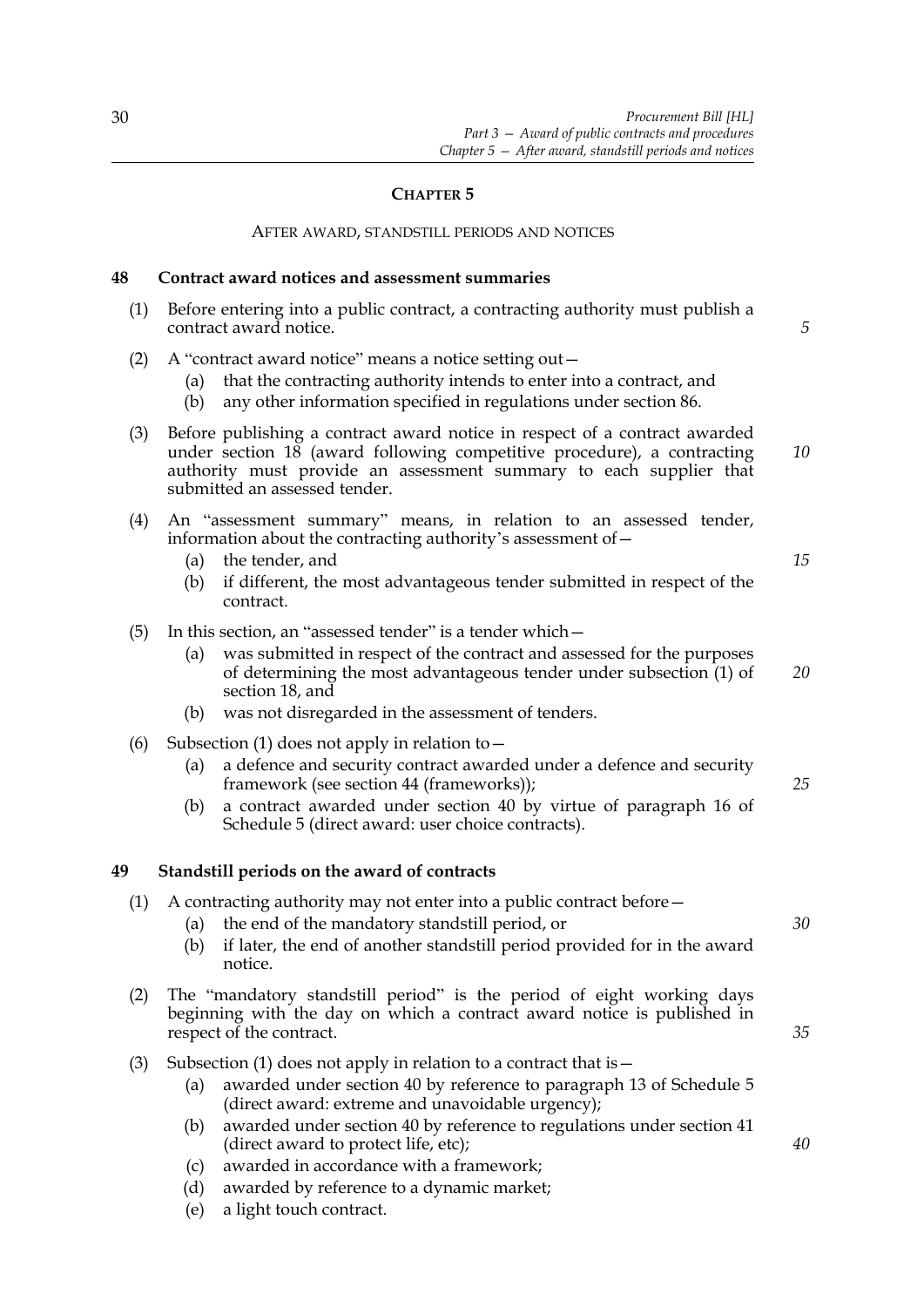## CHAPTER 5

AFTER AWARD, STANDSTILL PERIODS AND NOTICES

### 48 Contract award notices and assessment summaries

(1) Before entering into a public contract, a contracting authority must publish a contract award notice.

(2) A "contract award notice" means a notice setting out—

- (a) that the contracting authority intends to enter into a contract, and
- (b) any other information specified in regulations under section 86.

(3) Before publishing a contract award notice in respect of a contract awarded under section 18 (award following competitive procedure), a contracting authority must provide an assessment summary to each supplier that submitted an assessed tender.

(4) An "assessment summary" means, in relation to an assessed tender, information about the contracting authority's assessment of—

- (a) the tender, and
- (b) if different, the most advantageous tender submitted in respect of the contract.

(5) In this section, an "assessed tender" is a tender which—

- (a) was submitted in respect of the contract and assessed for the purposes of determining the most advantageous tender under subsection (1) of section 18, and
- (b) was not disregarded in the assessment of tenders.

(6) Subsection (1) does not apply in relation to—

- (a) a defence and security contract awarded under a defence and security framework (see section 44 (frameworks));
- (b) a contract awarded under section 40 by virtue of paragraph 16 of Schedule 5 (direct award: user choice contracts).

### 49 Standstill periods on the award of contracts

(1) A contracting authority may not enter into a public contract before—

- (a) the end of the mandatory standstill period, or
- (b) if later, the end of another standstill period provided for in the award notice.

(2) The "mandatory standstill period" is the period of eight working days beginning with the day on which a contract award notice is published in respect of the contract.

(3) Subsection (1) does not apply in relation to a contract that is—

- (a) awarded under section 40 by reference to paragraph 13 of Schedule 5 (direct award: extreme and unavoidable urgency);
- (b) awarded under section 40 by reference to regulations under section 41 (direct award to protect life, etc);
- (c) awarded in accordance with a framework;
- (d) awarded by reference to a dynamic market;
- (e) a light touch contract.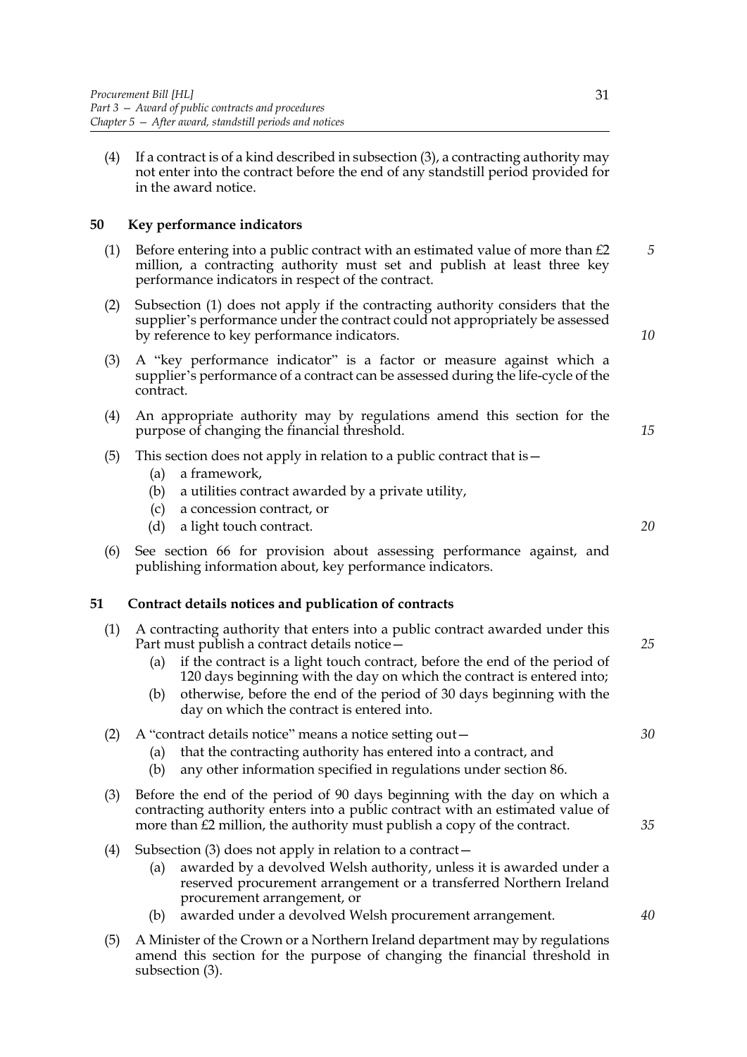(4) If a contract is of a kind described in subsection (3), a contracting authority may not enter into the contract before the end of any standstill period provided for in the award notice.

## 50 Key performance indicators

(1) Before entering into a public contract with an estimated value of more than £2 million, a contracting authority must set and publish at least three key performance indicators in respect of the contract.

(2) Subsection (1) does not apply if the contracting authority considers that the supplier's performance under the contract could not appropriately be assessed by reference to key performance indicators.

(3) A "key performance indicator" is a factor or measure against which a supplier's performance of a contract can be assessed during the life-cycle of the contract.

(4) An appropriate authority may by regulations amend this section for the purpose of changing the financial threshold.

(5) This section does not apply in relation to a public contract that is—

- (a) a framework,
- (b) a utilities contract awarded by a private utility,
- (c) a concession contract, or
- (d) a light touch contract.

(6) See section 66 for provision about assessing performance against, and publishing information about, key performance indicators.

## 51 Contract details notices and publication of contracts

(1) A contracting authority that enters into a public contract awarded under this Part must publish a contract details notice—

- (a) if the contract is a light touch contract, before the end of the period of 120 days beginning with the day on which the contract is entered into;
- (b) otherwise, before the end of the period of 30 days beginning with the day on which the contract is entered into.

(2) A "contract details notice" means a notice setting out—

- (a) that the contracting authority has entered into a contract, and
- (b) any other information specified in regulations under section 86.

(3) Before the end of the period of 90 days beginning with the day on which a contracting authority enters into a public contract with an estimated value of more than £2 million, the authority must publish a copy of the contract.

(4) Subsection (3) does not apply in relation to a contract—

- (a) awarded by a devolved Welsh authority, unless it is awarded under a reserved procurement arrangement or a transferred Northern Ireland procurement arrangement, or
- (b) awarded under a devolved Welsh procurement arrangement.

(5) A Minister of the Crown or a Northern Ireland department may by regulations amend this section for the purpose of changing the financial threshold in subsection (3).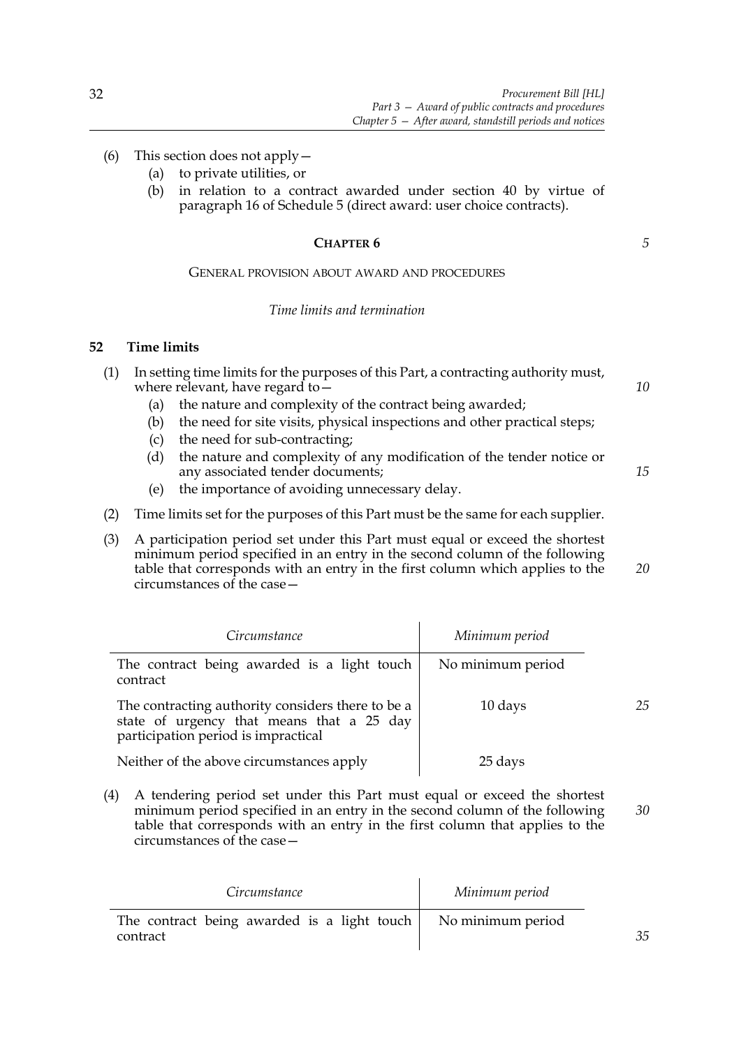(6) This section does not apply—

(a) to private utilities, or

(b) in relation to a contract awarded under section 40 by virtue of paragraph 16 of Schedule 5 (direct award: user choice contracts).

## CHAPTER 6

### GENERAL PROVISION ABOUT AWARD AND PROCEDURES

*Time limits and termination*

### 52 Time limits

(1) In setting time limits for the purposes of this Part, a contracting authority must, where relevant, have regard to—

(a) the nature and complexity of the contract being awarded;

(b) the need for site visits, physical inspections and other practical steps;

(c) the need for sub-contracting;

(d) the nature and complexity of any modification of the tender notice or any associated tender documents;

(e) the importance of avoiding unnecessary delay.

(2) Time limits set for the purposes of this Part must be the same for each supplier.

(3) A participation period set under this Part must equal or exceed the shortest minimum period specified in an entry in the second column of the following table that corresponds with an entry in the first column which applies to the circumstances of the case—

| *Circumstance* | *Minimum period* |
|---|---|
| The contract being awarded is a light touch contract | No minimum period |
| The contracting authority considers there to be a state of urgency that means that a 25 day participation period is impractical | 10 days |
| Neither of the above circumstances apply | 25 days |

(4) A tendering period set under this Part must equal or exceed the shortest minimum period specified in an entry in the second column of the following table that corresponds with an entry in the first column that applies to the circumstances of the case—

| *Circumstance* | *Minimum period* |
|---|---|
| The contract being awarded is a light touch contract | No minimum period |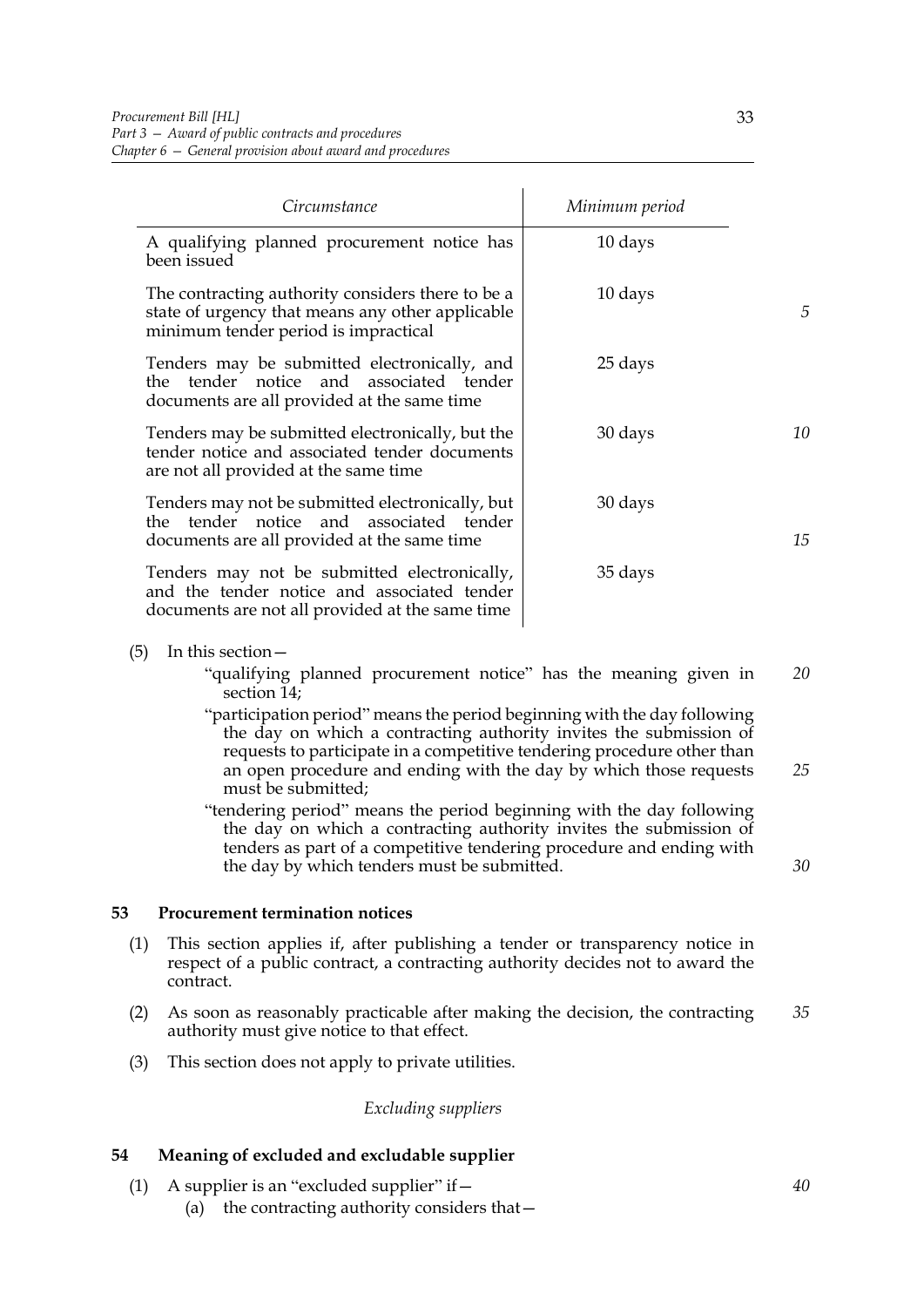| Circumstance | Minimum period |
|---|---|
| A qualifying planned procurement notice has been issued | 10 days |
| The contracting authority considers there to be a state of urgency that means any other applicable minimum tender period is impractical | 10 days |
| Tenders may be submitted electronically, and the tender notice and associated tender documents are all provided at the same time | 25 days |
| Tenders may be submitted electronically, but the tender notice and associated tender documents are not all provided at the same time | 30 days |
| Tenders may not be submitted electronically, but the tender notice and associated tender documents are all provided at the same time | 30 days |
| Tenders may not be submitted electronically, and the tender notice and associated tender documents are not all provided at the same time | 35 days |

(5) In this section—

"qualifying planned procurement notice" has the meaning given in section 14;

"participation period" means the period beginning with the day following the day on which a contracting authority invites the submission of requests to participate in a competitive tendering procedure other than an open procedure and ending with the day by which those requests must be submitted;

"tendering period" means the period beginning with the day following the day on which a contracting authority invites the submission of tenders as part of a competitive tendering procedure and ending with the day by which tenders must be submitted.

## 53 Procurement termination notices

(1) This section applies if, after publishing a tender or transparency notice in respect of a public contract, a contracting authority decides not to award the contract.

(2) As soon as reasonably practicable after making the decision, the contracting authority must give notice to that effect.

(3) This section does not apply to private utilities.

*Excluding suppliers*

## 54 Meaning of excluded and excludable supplier

(1) A supplier is an "excluded supplier" if—

(a) the contracting authority considers that—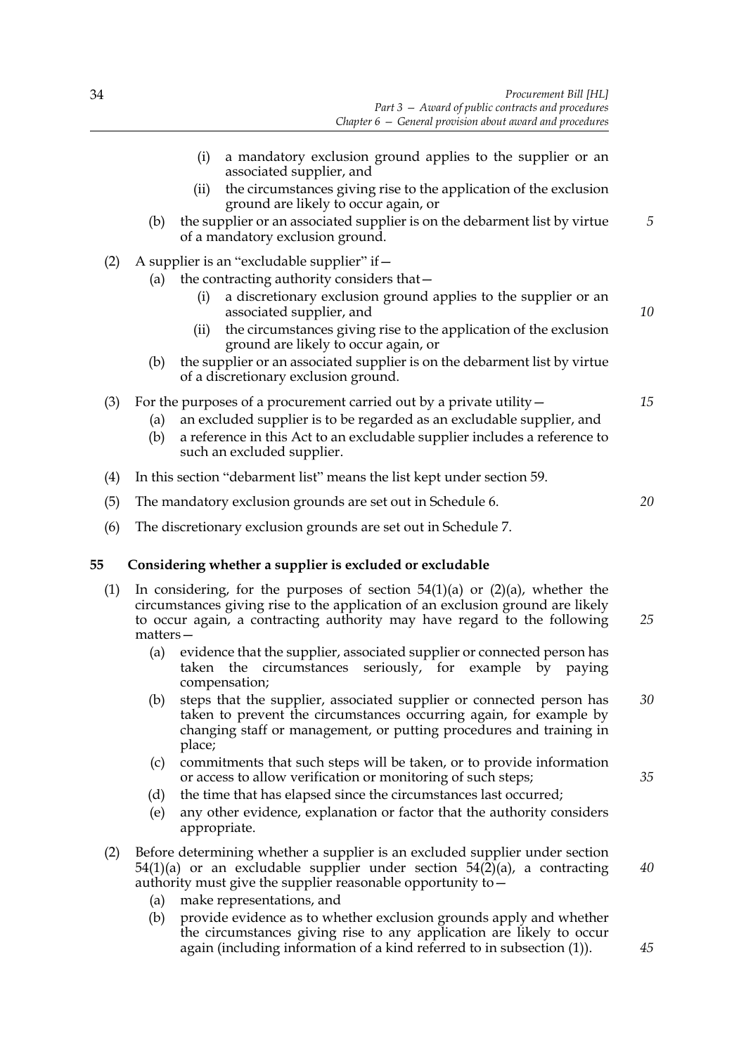(i) a mandatory exclusion ground applies to the supplier or an associated supplier, and

(ii) the circumstances giving rise to the application of the exclusion ground are likely to occur again, or

(b) the supplier or an associated supplier is on the debarment list by virtue of a mandatory exclusion ground.

(2) A supplier is an "excludable supplier" if—

(a) the contracting authority considers that—

(i) a discretionary exclusion ground applies to the supplier or an associated supplier, and

(ii) the circumstances giving rise to the application of the exclusion ground are likely to occur again, or

(b) the supplier or an associated supplier is on the debarment list by virtue of a discretionary exclusion ground.

(3) For the purposes of a procurement carried out by a private utility—

(a) an excluded supplier is to be regarded as an excludable supplier, and

(b) a reference in this Act to an excludable supplier includes a reference to such an excluded supplier.

(4) In this section "debarment list" means the list kept under section 59.

(5) The mandatory exclusion grounds are set out in Schedule 6.

(6) The discretionary exclusion grounds are set out in Schedule 7.

## 55 Considering whether a supplier is excluded or excludable

(1) In considering, for the purposes of section 54(1)(a) or (2)(a), whether the circumstances giving rise to the application of an exclusion ground are likely to occur again, a contracting authority may have regard to the following matters—

(a) evidence that the supplier, associated supplier or connected person has taken the circumstances seriously, for example by paying compensation;

(b) steps that the supplier, associated supplier or connected person has taken to prevent the circumstances occurring again, for example by changing staff or management, or putting procedures and training in place;

(c) commitments that such steps will be taken, or to provide information or access to allow verification or monitoring of such steps;

(d) the time that has elapsed since the circumstances last occurred;

(e) any other evidence, explanation or factor that the authority considers appropriate.

(2) Before determining whether a supplier is an excluded supplier under section 54(1)(a) or an excludable supplier under section 54(2)(a), a contracting authority must give the supplier reasonable opportunity to—

(a) make representations, and

(b) provide evidence as to whether exclusion grounds apply and whether the circumstances giving rise to any application are likely to occur again (including information of a kind referred to in subsection (1)).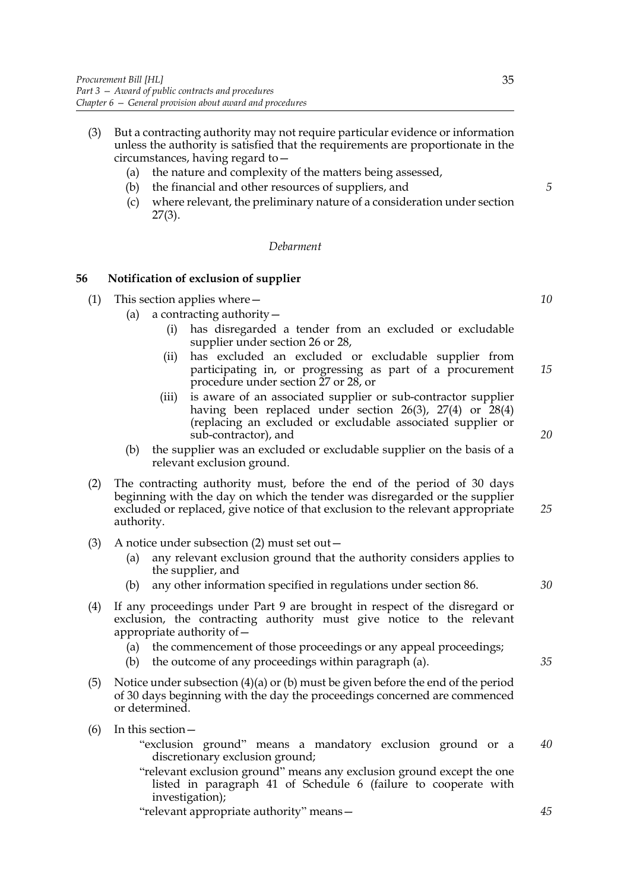(3) But a contracting authority may not require particular evidence or information unless the authority is satisfied that the requirements are proportionate in the circumstances, having regard to—

   (a) the nature and complexity of the matters being assessed,

   (b) the financial and other resources of suppliers, and

   (c) where relevant, the preliminary nature of a consideration under section 27(3).

*Debarment*

### 56 Notification of exclusion of supplier

(1) This section applies where—

   (a) a contracting authority—

      (i) has disregarded a tender from an excluded or excludable supplier under section 26 or 28,

      (ii) has excluded an excluded or excludable supplier from participating in, or progressing as part of a procurement procedure under section 27 or 28, or

      (iii) is aware of an associated supplier or sub-contractor supplier having been replaced under section 26(3), 27(4) or 28(4) (replacing an excluded or excludable associated supplier or sub-contractor), and

   (b) the supplier was an excluded or excludable supplier on the basis of a relevant exclusion ground.

(2) The contracting authority must, before the end of the period of 30 days beginning with the day on which the tender was disregarded or the supplier excluded or replaced, give notice of that exclusion to the relevant appropriate authority.

(3) A notice under subsection (2) must set out—

   (a) any relevant exclusion ground that the authority considers applies to the supplier, and

   (b) any other information specified in regulations under section 86.

(4) If any proceedings under Part 9 are brought in respect of the disregard or exclusion, the contracting authority must give notice to the relevant appropriate authority of—

   (a) the commencement of those proceedings or any appeal proceedings;

   (b) the outcome of any proceedings within paragraph (a).

(5) Notice under subsection (4)(a) or (b) must be given before the end of the period of 30 days beginning with the day the proceedings concerned are commenced or determined.

(6) In this section—

   "exclusion ground" means a mandatory exclusion ground or a discretionary exclusion ground;

   "relevant exclusion ground" means any exclusion ground except the one listed in paragraph 41 of Schedule 6 (failure to cooperate with investigation);

   "relevant appropriate authority" means—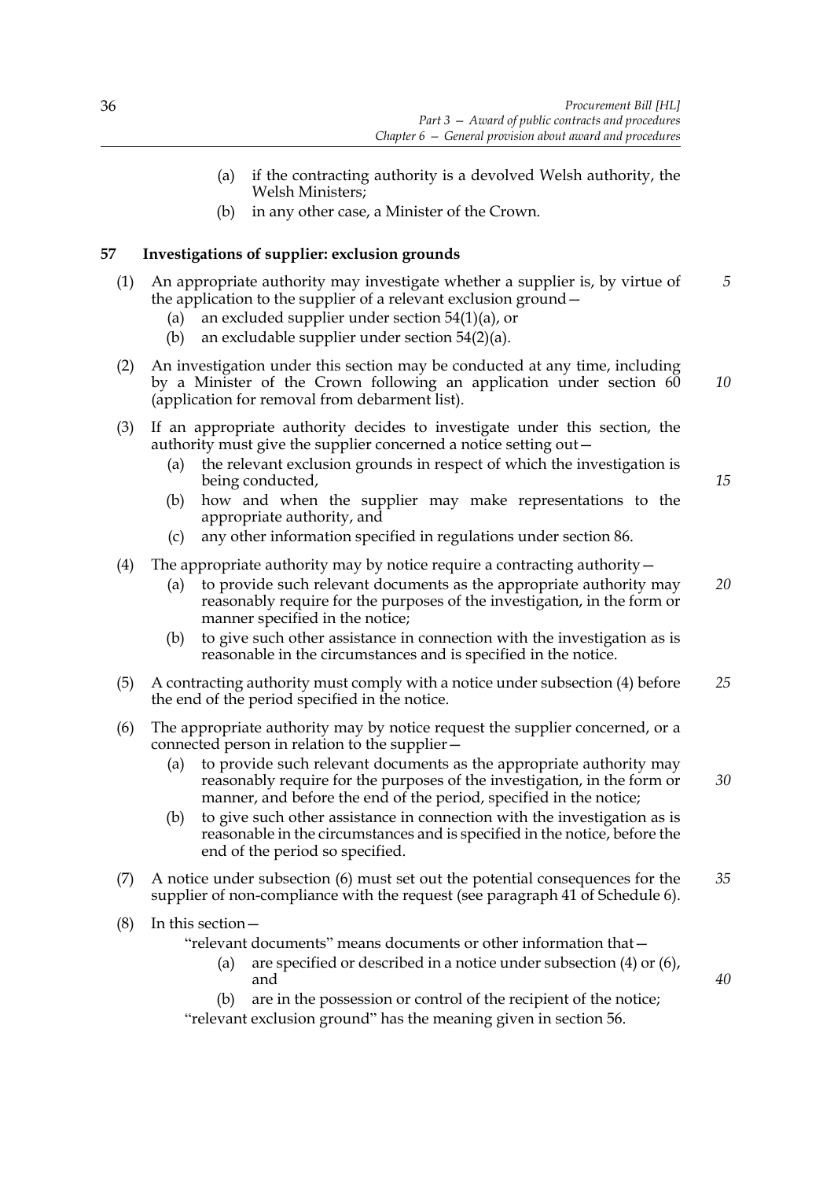(a) if the contracting authority is a devolved Welsh authority, the Welsh Ministers;

(b) in any other case, a Minister of the Crown.

## 57 Investigations of supplier: exclusion grounds

(1) An appropriate authority may investigate whether a supplier is, by virtue of the application to the supplier of a relevant exclusion ground—

(a) an excluded supplier under section 54(1)(a), or

(b) an excludable supplier under section 54(2)(a).

(2) An investigation under this section may be conducted at any time, including by a Minister of the Crown following an application under section 60 (application for removal from debarment list).

(3) If an appropriate authority decides to investigate under this section, the authority must give the supplier concerned a notice setting out—

(a) the relevant exclusion grounds in respect of which the investigation is being conducted,

(b) how and when the supplier may make representations to the appropriate authority, and

(c) any other information specified in regulations under section 86.

(4) The appropriate authority may by notice require a contracting authority—

(a) to provide such relevant documents as the appropriate authority may reasonably require for the purposes of the investigation, in the form or manner specified in the notice;

(b) to give such other assistance in connection with the investigation as is reasonable in the circumstances and is specified in the notice.

(5) A contracting authority must comply with a notice under subsection (4) before the end of the period specified in the notice.

(6) The appropriate authority may by notice request the supplier concerned, or a connected person in relation to the supplier—

(a) to provide such relevant documents as the appropriate authority may reasonably require for the purposes of the investigation, in the form or manner, and before the end of the period, specified in the notice;

(b) to give such other assistance in connection with the investigation as is reasonable in the circumstances and is specified in the notice, before the end of the period so specified.

(7) A notice under subsection (6) must set out the potential consequences for the supplier of non-compliance with the request (see paragraph 41 of Schedule 6).

(8) In this section—

"relevant documents" means documents or other information that—

(a) are specified or described in a notice under subsection (4) or (6), and

(b) are in the possession or control of the recipient of the notice;

"relevant exclusion ground" has the meaning given in section 56.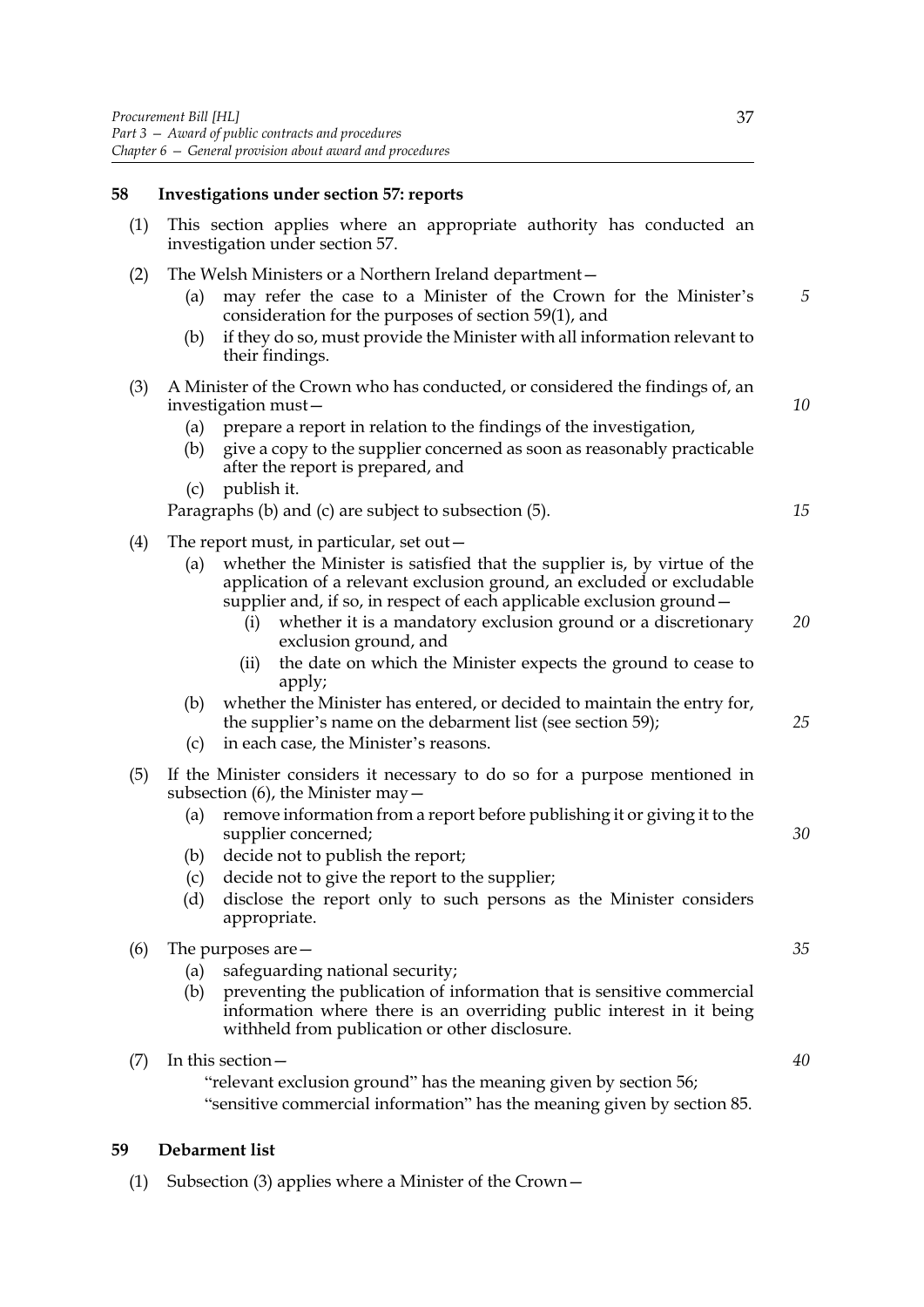## 58 Investigations under section 57: reports

(1) This section applies where an appropriate authority has conducted an investigation under section 57.

(2) The Welsh Ministers or a Northern Ireland department—

- (a) may refer the case to a Minister of the Crown for the Minister's consideration for the purposes of section 59(1), and
- (b) if they do so, must provide the Minister with all information relevant to their findings.

(3) A Minister of the Crown who has conducted, or considered the findings of, an investigation must—

- (a) prepare a report in relation to the findings of the investigation,
- (b) give a copy to the supplier concerned as soon as reasonably practicable after the report is prepared, and
- (c) publish it.

Paragraphs (b) and (c) are subject to subsection (5).

(4) The report must, in particular, set out—

- (a) whether the Minister is satisfied that the supplier is, by virtue of the application of a relevant exclusion ground, an excluded or excludable supplier and, if so, in respect of each applicable exclusion ground—
  - (i) whether it is a mandatory exclusion ground or a discretionary exclusion ground, and
  - (ii) the date on which the Minister expects the ground to cease to apply;
- (b) whether the Minister has entered, or decided to maintain the entry for, the supplier's name on the debarment list (see section 59);
- (c) in each case, the Minister's reasons.

(5) If the Minister considers it necessary to do so for a purpose mentioned in subsection (6), the Minister may—

- (a) remove information from a report before publishing it or giving it to the supplier concerned;
- (b) decide not to publish the report;
- (c) decide not to give the report to the supplier;
- (d) disclose the report only to such persons as the Minister considers appropriate.

(6) The purposes are—

- (a) safeguarding national security;
- (b) preventing the publication of information that is sensitive commercial information where there is an overriding public interest in it being withheld from publication or other disclosure.

(7) In this section—

"relevant exclusion ground" has the meaning given by section 56;

"sensitive commercial information" has the meaning given by section 85.

## 59 Debarment list

(1) Subsection (3) applies where a Minister of the Crown—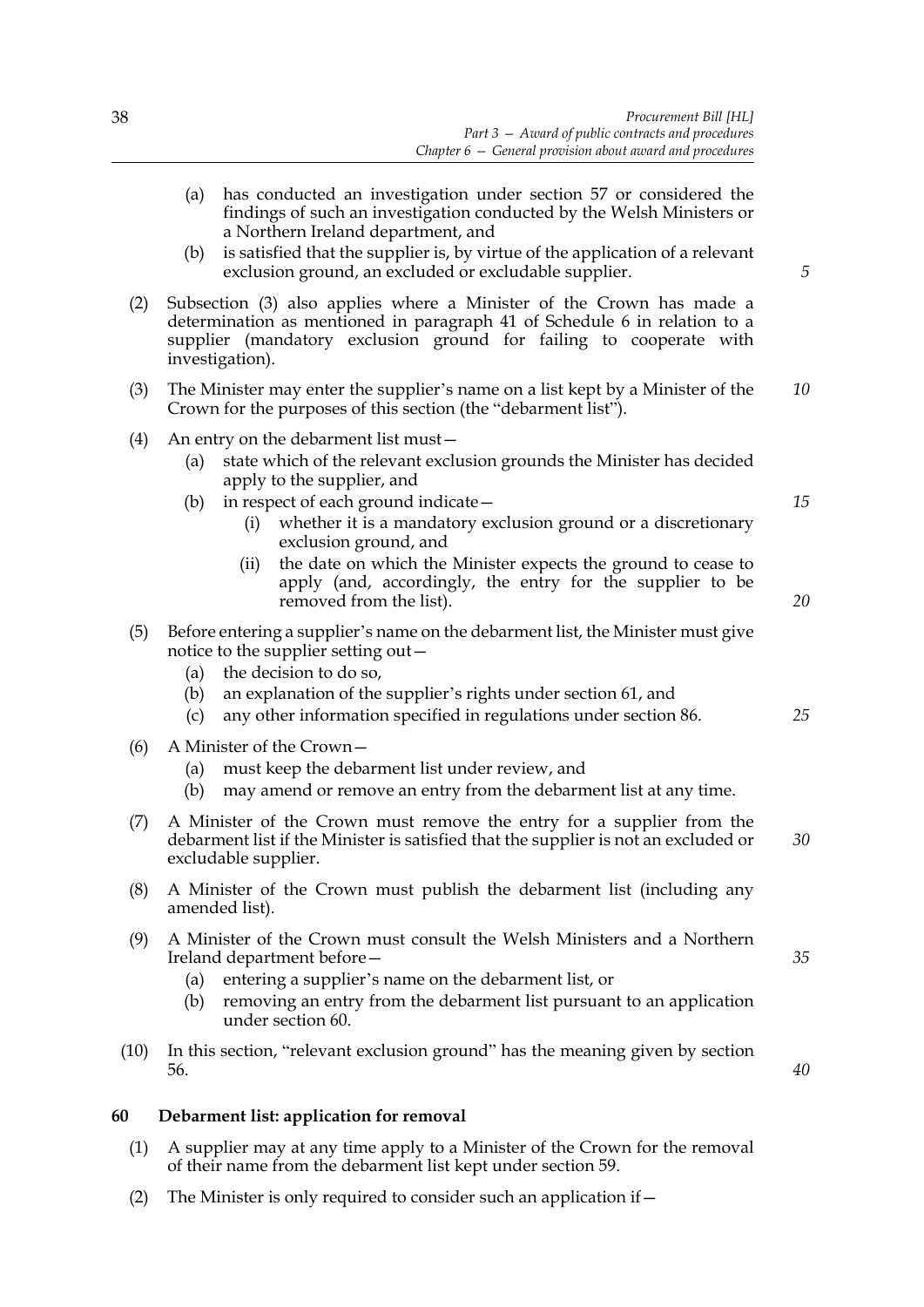(a) has conducted an investigation under section 57 or considered the findings of such an investigation conducted by the Welsh Ministers or a Northern Ireland department, and

(b) is satisfied that the supplier is, by virtue of the application of a relevant exclusion ground, an excluded or excludable supplier.

(2) Subsection (3) also applies where a Minister of the Crown has made a determination as mentioned in paragraph 41 of Schedule 6 in relation to a supplier (mandatory exclusion ground for failing to cooperate with investigation).

(3) The Minister may enter the supplier's name on a list kept by a Minister of the Crown for the purposes of this section (the "debarment list").

(4) An entry on the debarment list must—

(a) state which of the relevant exclusion grounds the Minister has decided apply to the supplier, and

(b) in respect of each ground indicate—

(i) whether it is a mandatory exclusion ground or a discretionary exclusion ground, and

(ii) the date on which the Minister expects the ground to cease to apply (and, accordingly, the entry for the supplier to be removed from the list).

(5) Before entering a supplier's name on the debarment list, the Minister must give notice to the supplier setting out—

(a) the decision to do so,

(b) an explanation of the supplier's rights under section 61, and

(c) any other information specified in regulations under section 86.

(6) A Minister of the Crown—

(a) must keep the debarment list under review, and

(b) may amend or remove an entry from the debarment list at any time.

(7) A Minister of the Crown must remove the entry for a supplier from the debarment list if the Minister is satisfied that the supplier is not an excluded or excludable supplier.

(8) A Minister of the Crown must publish the debarment list (including any amended list).

(9) A Minister of the Crown must consult the Welsh Ministers and a Northern Ireland department before—

(a) entering a supplier's name on the debarment list, or

(b) removing an entry from the debarment list pursuant to an application under section 60.

(10) In this section, "relevant exclusion ground" has the meaning given by section 56.

## 60 Debarment list: application for removal

(1) A supplier may at any time apply to a Minister of the Crown for the removal of their name from the debarment list kept under section 59.

(2) The Minister is only required to consider such an application if—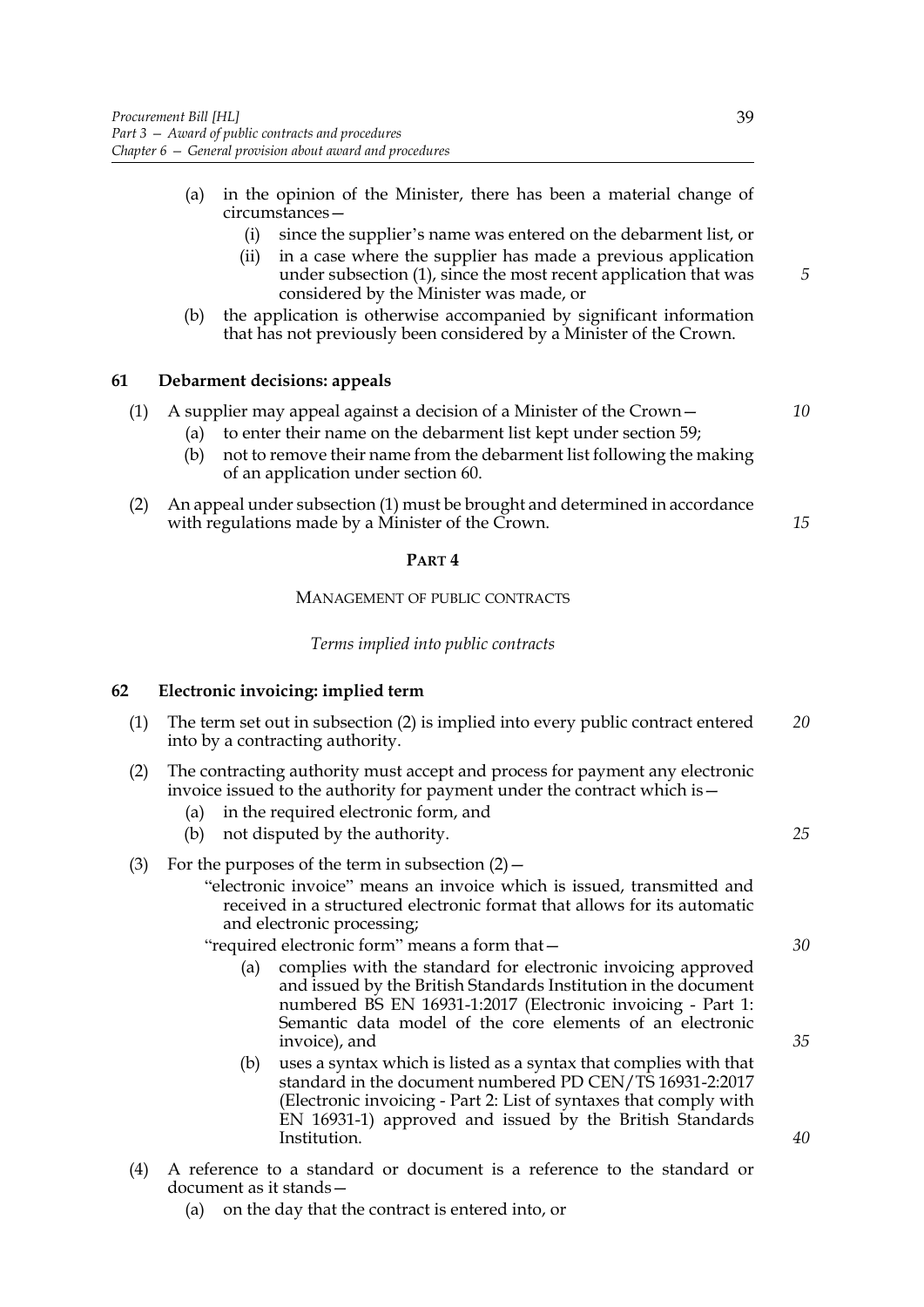(a) in the opinion of the Minister, there has been a material change of circumstances—

   (i) since the supplier's name was entered on the debarment list, or

   (ii) in a case where the supplier has made a previous application under subsection (1), since the most recent application that was considered by the Minister was made, or

(b) the application is otherwise accompanied by significant information that has not previously been considered by a Minister of the Crown.

### 61 Debarment decisions: appeals

(1) A supplier may appeal against a decision of a Minister of the Crown—

   (a) to enter their name on the debarment list kept under section 59;

   (b) not to remove their name from the debarment list following the making of an application under section 60.

(2) An appeal under subsection (1) must be brought and determined in accordance with regulations made by a Minister of the Crown.

## PART 4

## MANAGEMENT OF PUBLIC CONTRACTS

*Terms implied into public contracts*

### 62 Electronic invoicing: implied term

(1) The term set out in subsection (2) is implied into every public contract entered into by a contracting authority.

(2) The contracting authority must accept and process for payment any electronic invoice issued to the authority for payment under the contract which is—

   (a) in the required electronic form, and

   (b) not disputed by the authority.

(3) For the purposes of the term in subsection (2)—

   "electronic invoice" means an invoice which is issued, transmitted and received in a structured electronic format that allows for its automatic and electronic processing;

   "required electronic form" means a form that—

   (a) complies with the standard for electronic invoicing approved and issued by the British Standards Institution in the document numbered BS EN 16931-1:2017 (Electronic invoicing - Part 1: Semantic data model of the core elements of an electronic invoice), and

   (b) uses a syntax which is listed as a syntax that complies with that standard in the document numbered PD CEN/TS 16931-2:2017 (Electronic invoicing - Part 2: List of syntaxes that comply with EN 16931-1) approved and issued by the British Standards Institution.

(4) A reference to a standard or document is a reference to the standard or document as it stands—

   (a) on the day that the contract is entered into, or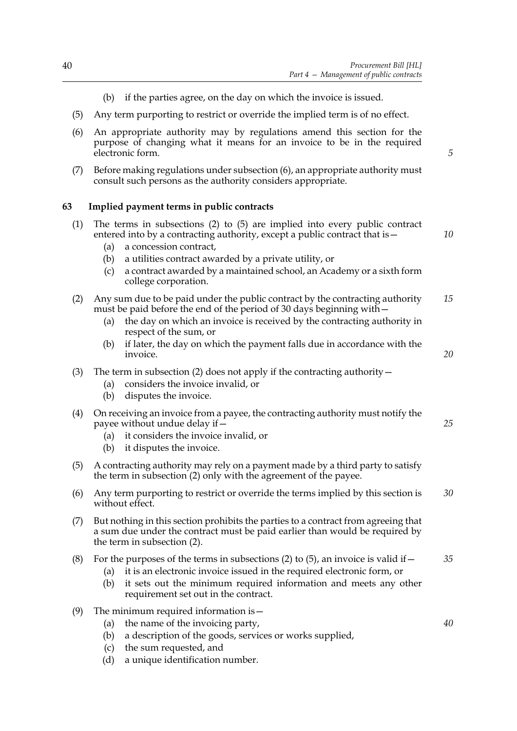(b) if the parties agree, on the day on which the invoice is issued.

(5) Any term purporting to restrict or override the implied term is of no effect.

(6) An appropriate authority may by regulations amend this section for the purpose of changing what it means for an invoice to be in the required electronic form.

(7) Before making regulations under subsection (6), an appropriate authority must consult such persons as the authority considers appropriate.

### 63 Implied payment terms in public contracts

(1) The terms in subsections (2) to (5) are implied into every public contract entered into by a contracting authority, except a public contract that is—

- (a) a concession contract,
- (b) a utilities contract awarded by a private utility, or
- (c) a contract awarded by a maintained school, an Academy or a sixth form college corporation.

(2) Any sum due to be paid under the public contract by the contracting authority must be paid before the end of the period of 30 days beginning with—

- (a) the day on which an invoice is received by the contracting authority in respect of the sum, or
- (b) if later, the day on which the payment falls due in accordance with the invoice.

(3) The term in subsection (2) does not apply if the contracting authority—

- (a) considers the invoice invalid, or
- (b) disputes the invoice.

(4) On receiving an invoice from a payee, the contracting authority must notify the payee without undue delay if—

- (a) it considers the invoice invalid, or
- (b) it disputes the invoice.

(5) A contracting authority may rely on a payment made by a third party to satisfy the term in subsection (2) only with the agreement of the payee.

(6) Any term purporting to restrict or override the terms implied by this section is without effect.

(7) But nothing in this section prohibits the parties to a contract from agreeing that a sum due under the contract must be paid earlier than would be required by the term in subsection (2).

(8) For the purposes of the terms in subsections (2) to (5), an invoice is valid if—

- (a) it is an electronic invoice issued in the required electronic form, or
- (b) it sets out the minimum required information and meets any other requirement set out in the contract.

(9) The minimum required information is—

- (a) the name of the invoicing party,
- (b) a description of the goods, services or works supplied,
- (c) the sum requested, and
- (d) a unique identification number.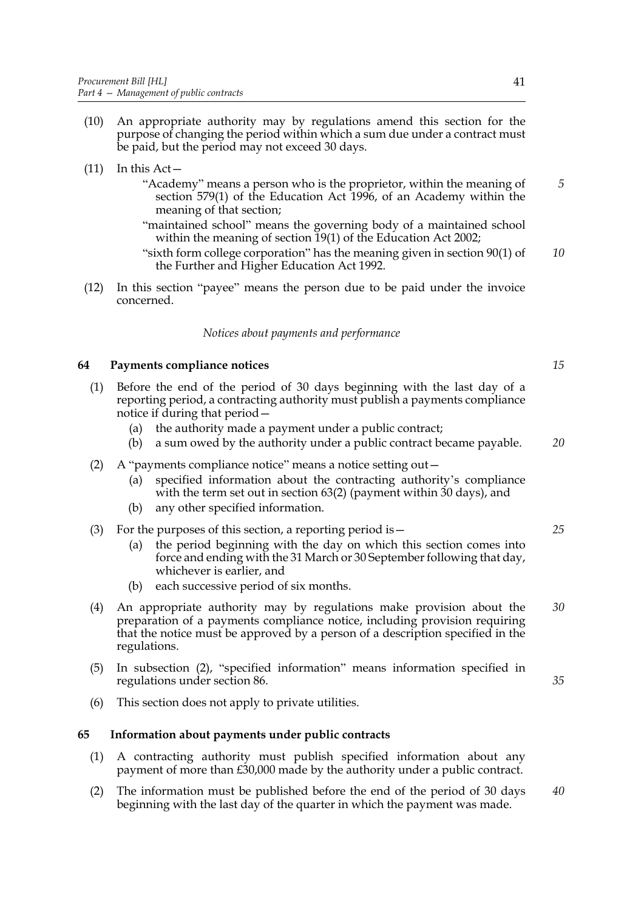(10) An appropriate authority may by regulations amend this section for the purpose of changing the period within which a sum due under a contract must be paid, but the period may not exceed 30 days.

(11) In this Act—

"Academy" means a person who is the proprietor, within the meaning of section 579(1) of the Education Act 1996, of an Academy within the meaning of that section;

"maintained school" means the governing body of a maintained school within the meaning of section 19(1) of the Education Act 2002;

"sixth form college corporation" has the meaning given in section 90(1) of the Further and Higher Education Act 1992.

(12) In this section "payee" means the person due to be paid under the invoice concerned.

*Notices about payments and performance*

## 64 Payments compliance notices

(1) Before the end of the period of 30 days beginning with the last day of a reporting period, a contracting authority must publish a payments compliance notice if during that period—

(a) the authority made a payment under a public contract;

(b) a sum owed by the authority under a public contract became payable.

(2) A "payments compliance notice" means a notice setting out—

(a) specified information about the contracting authority's compliance with the term set out in section 63(2) (payment within 30 days), and

(b) any other specified information.

(3) For the purposes of this section, a reporting period is—

(a) the period beginning with the day on which this section comes into force and ending with the 31 March or 30 September following that day, whichever is earlier, and

(b) each successive period of six months.

(4) An appropriate authority may by regulations make provision about the preparation of a payments compliance notice, including provision requiring that the notice must be approved by a person of a description specified in the regulations.

(5) In subsection (2), "specified information" means information specified in regulations under section 86.

(6) This section does not apply to private utilities.

## 65 Information about payments under public contracts

(1) A contracting authority must publish specified information about any payment of more than £30,000 made by the authority under a public contract.

(2) The information must be published before the end of the period of 30 days beginning with the last day of the quarter in which the payment was made.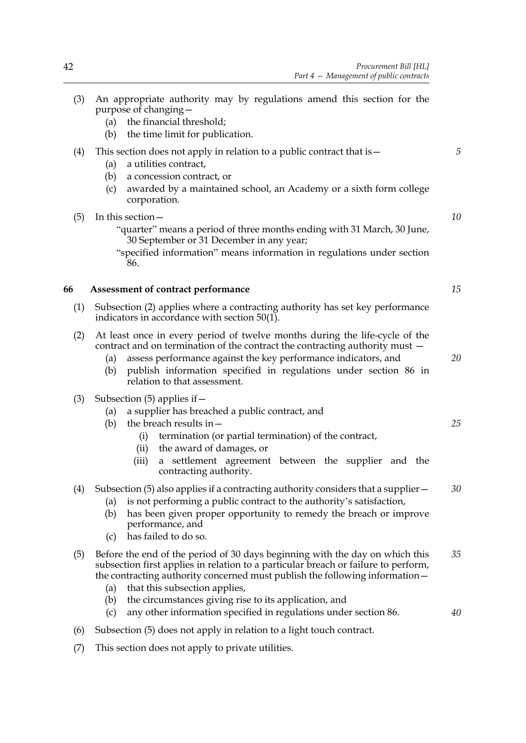(3) An appropriate authority may by regulations amend this section for the purpose of changing—
   (a) the financial threshold;
   (b) the time limit for publication.

(4) This section does not apply in relation to a public contract that is—
   (a) a utilities contract,
   (b) a concession contract, or
   (c) awarded by a maintained school, an Academy or a sixth form college corporation.

(5) In this section—
   "quarter" means a period of three months ending with 31 March, 30 June, 30 September or 31 December in any year;
   "specified information" means information in regulations under section 86.

## 66 Assessment of contract performance

(1) Subsection (2) applies where a contracting authority has set key performance indicators in accordance with section 50(1).

(2) At least once in every period of twelve months during the life-cycle of the contract and on termination of the contract the contracting authority must —
   (a) assess performance against the key performance indicators, and
   (b) publish information specified in regulations under section 86 in relation to that assessment.

(3) Subsection (5) applies if—
   (a) a supplier has breached a public contract, and
   (b) the breach results in—
      (i) termination (or partial termination) of the contract,
      (ii) the award of damages, or
      (iii) a settlement agreement between the supplier and the contracting authority.

(4) Subsection (5) also applies if a contracting authority considers that a supplier—
   (a) is not performing a public contract to the authority's satisfaction,
   (b) has been given proper opportunity to remedy the breach or improve performance, and
   (c) has failed to do so.

(5) Before the end of the period of 30 days beginning with the day on which this subsection first applies in relation to a particular breach or failure to perform, the contracting authority concerned must publish the following information—
   (a) that this subsection applies,
   (b) the circumstances giving rise to its application, and
   (c) any other information specified in regulations under section 86.

(6) Subsection (5) does not apply in relation to a light touch contract.

(7) This section does not apply to private utilities.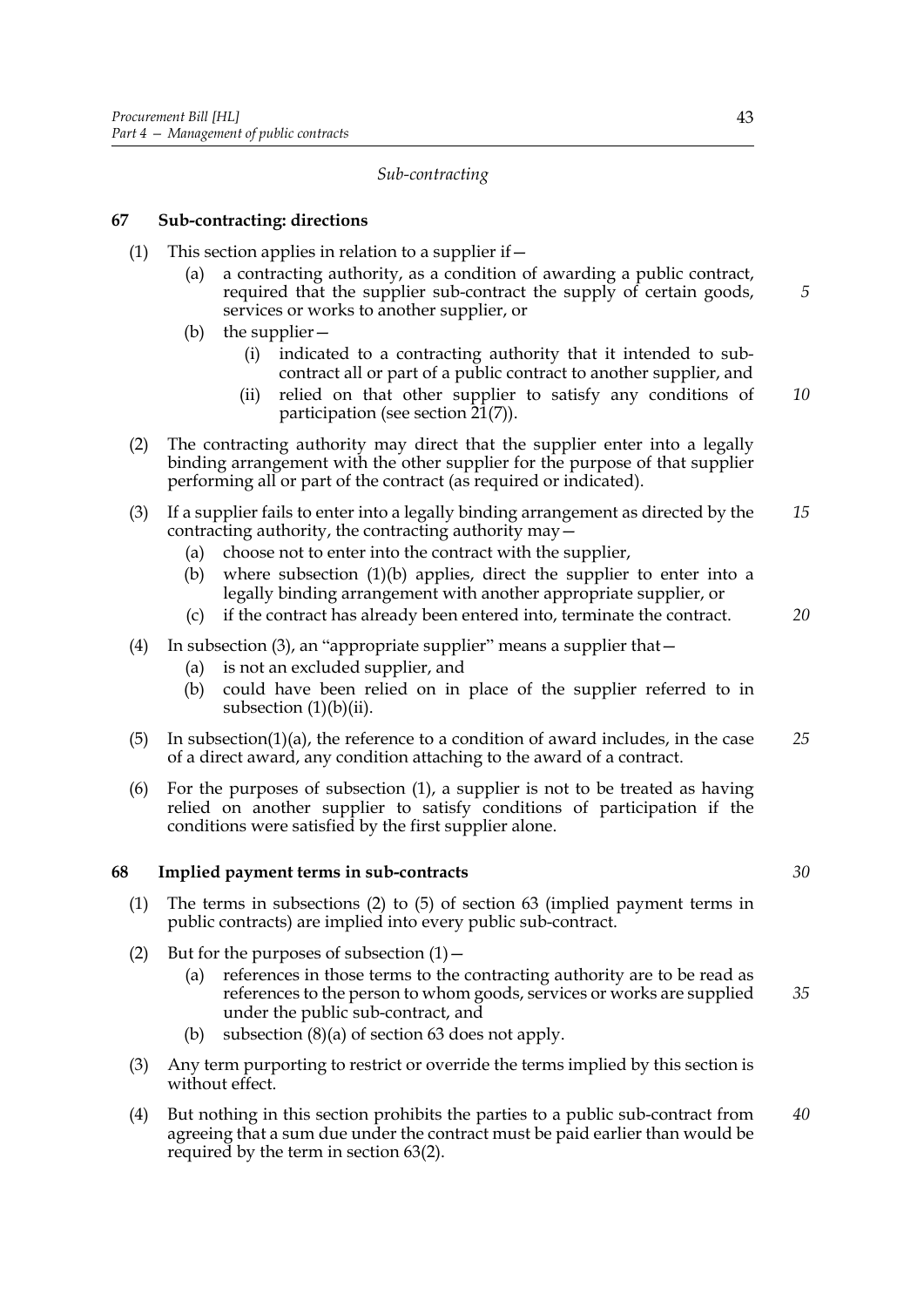*Sub-contracting*

### 67 Sub-contracting: directions

(1) This section applies in relation to a supplier if—

(a) a contracting authority, as a condition of awarding a public contract, required that the supplier sub-contract the supply of certain goods, services or works to another supplier, or

(b) the supplier—

(i) indicated to a contracting authority that it intended to sub-contract all or part of a public contract to another supplier, and

(ii) relied on that other supplier to satisfy any conditions of participation (see section 21(7)).

(2) The contracting authority may direct that the supplier enter into a legally binding arrangement with the other supplier for the purpose of that supplier performing all or part of the contract (as required or indicated).

(3) If a supplier fails to enter into a legally binding arrangement as directed by the contracting authority, the contracting authority may—

(a) choose not to enter into the contract with the supplier,

(b) where subsection (1)(b) applies, direct the supplier to enter into a legally binding arrangement with another appropriate supplier, or

(c) if the contract has already been entered into, terminate the contract.

(4) In subsection (3), an "appropriate supplier" means a supplier that—

(a) is not an excluded supplier, and

(b) could have been relied on in place of the supplier referred to in subsection (1)(b)(ii).

(5) In subsection(1)(a), the reference to a condition of award includes, in the case of a direct award, any condition attaching to the award of a contract.

(6) For the purposes of subsection (1), a supplier is not to be treated as having relied on another supplier to satisfy conditions of participation if the conditions were satisfied by the first supplier alone.

### 68 Implied payment terms in sub-contracts

(1) The terms in subsections (2) to (5) of section 63 (implied payment terms in public contracts) are implied into every public sub-contract.

(2) But for the purposes of subsection (1)—

(a) references in those terms to the contracting authority are to be read as references to the person to whom goods, services or works are supplied under the public sub-contract, and

(b) subsection (8)(a) of section 63 does not apply.

(3) Any term purporting to restrict or override the terms implied by this section is without effect.

(4) But nothing in this section prohibits the parties to a public sub-contract from agreeing that a sum due under the contract must be paid earlier than would be required by the term in section 63(2).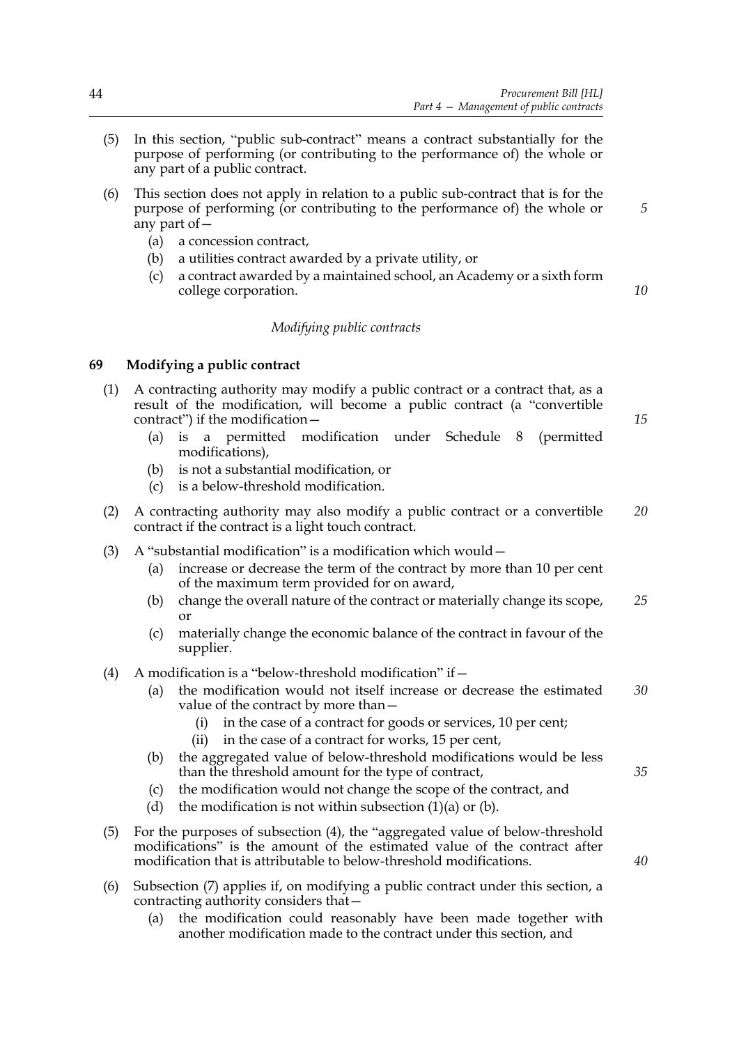(5) In this section, "public sub-contract" means a contract substantially for the purpose of performing (or contributing to the performance of) the whole or any part of a public contract.

(6) This section does not apply in relation to a public sub-contract that is for the purpose of performing (or contributing to the performance of) the whole or any part of—

  (a) a concession contract,

  (b) a utilities contract awarded by a private utility, or

  (c) a contract awarded by a maintained school, an Academy or a sixth form college corporation.

*Modifying public contracts*

### 69 Modifying a public contract

(1) A contracting authority may modify a public contract or a contract that, as a result of the modification, will become a public contract (a "convertible contract") if the modification—

  (a) is a permitted modification under Schedule 8 (permitted modifications),

  (b) is not a substantial modification, or

  (c) is a below-threshold modification.

(2) A contracting authority may also modify a public contract or a convertible contract if the contract is a light touch contract.

(3) A "substantial modification" is a modification which would—

  (a) increase or decrease the term of the contract by more than 10 per cent of the maximum term provided for on award,

  (b) change the overall nature of the contract or materially change its scope, or

  (c) materially change the economic balance of the contract in favour of the supplier.

(4) A modification is a "below-threshold modification" if—

  (a) the modification would not itself increase or decrease the estimated value of the contract by more than—

    (i) in the case of a contract for goods or services, 10 per cent;

    (ii) in the case of a contract for works, 15 per cent,

  (b) the aggregated value of below-threshold modifications would be less than the threshold amount for the type of contract,

  (c) the modification would not change the scope of the contract, and

  (d) the modification is not within subsection (1)(a) or (b).

(5) For the purposes of subsection (4), the "aggregated value of below-threshold modifications" is the amount of the estimated value of the contract after modification that is attributable to below-threshold modifications.

(6) Subsection (7) applies if, on modifying a public contract under this section, a contracting authority considers that—

  (a) the modification could reasonably have been made together with another modification made to the contract under this section, and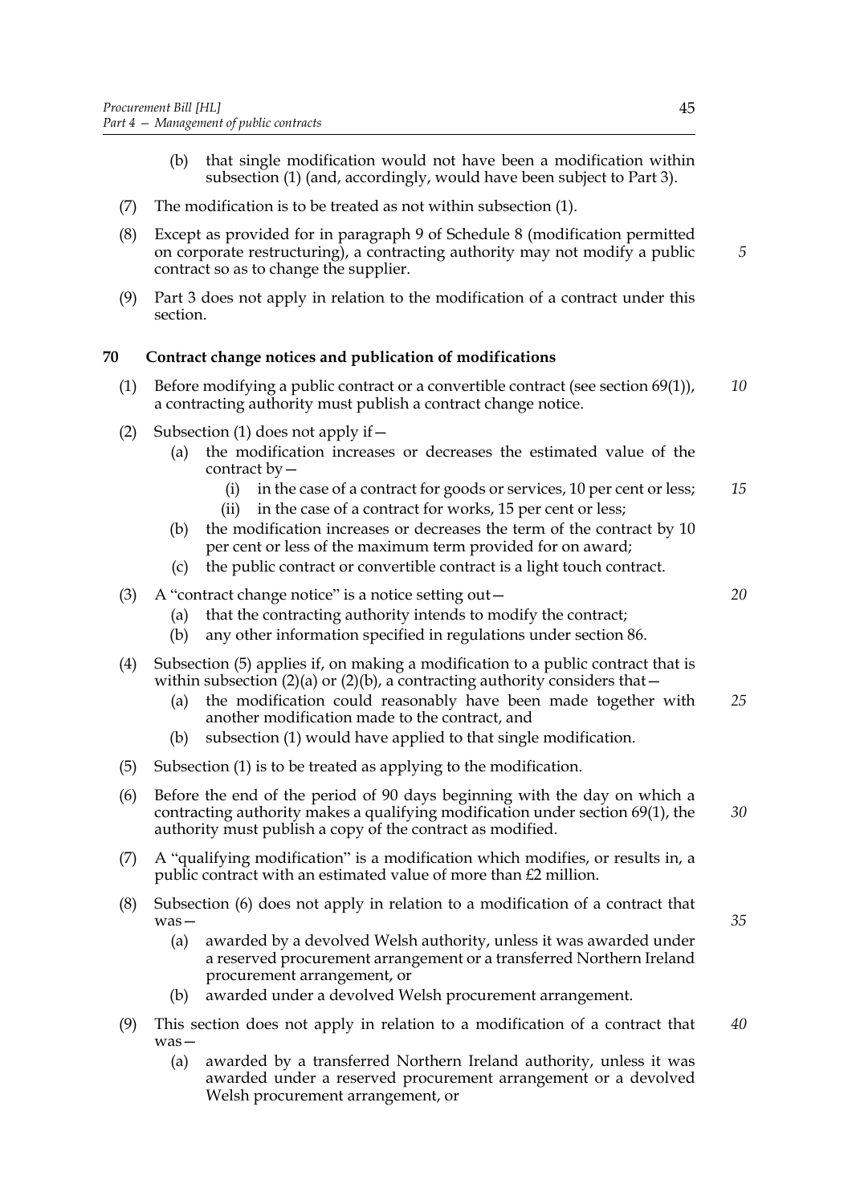(b) that single modification would not have been a modification within subsection (1) (and, accordingly, would have been subject to Part 3).

(7) The modification is to be treated as not within subsection (1).

(8) Except as provided for in paragraph 9 of Schedule 8 (modification permitted on corporate restructuring), a contracting authority may not modify a public contract so as to change the supplier.

(9) Part 3 does not apply in relation to the modification of a contract under this section.

## 70 Contract change notices and publication of modifications

(1) Before modifying a public contract or a convertible contract (see section 69(1)), a contracting authority must publish a contract change notice.

(2) Subsection (1) does not apply if—

(a) the modification increases or decreases the estimated value of the contract by—

(i) in the case of a contract for goods or services, 10 per cent or less;

(ii) in the case of a contract for works, 15 per cent or less;

(b) the modification increases or decreases the term of the contract by 10 per cent or less of the maximum term provided for on award;

(c) the public contract or convertible contract is a light touch contract.

(3) A "contract change notice" is a notice setting out—

(a) that the contracting authority intends to modify the contract;

(b) any other information specified in regulations under section 86.

(4) Subsection (5) applies if, on making a modification to a public contract that is within subsection (2)(a) or (2)(b), a contracting authority considers that—

(a) the modification could reasonably have been made together with another modification made to the contract, and

(b) subsection (1) would have applied to that single modification.

(5) Subsection (1) is to be treated as applying to the modification.

(6) Before the end of the period of 90 days beginning with the day on which a contracting authority makes a qualifying modification under section 69(1), the authority must publish a copy of the contract as modified.

(7) A "qualifying modification" is a modification which modifies, or results in, a public contract with an estimated value of more than £2 million.

(8) Subsection (6) does not apply in relation to a modification of a contract that was—

(a) awarded by a devolved Welsh authority, unless it was awarded under a reserved procurement arrangement or a transferred Northern Ireland procurement arrangement, or

(b) awarded under a devolved Welsh procurement arrangement.

(9) This section does not apply in relation to a modification of a contract that was—

(a) awarded by a transferred Northern Ireland authority, unless it was awarded under a reserved procurement arrangement or a devolved Welsh procurement arrangement, or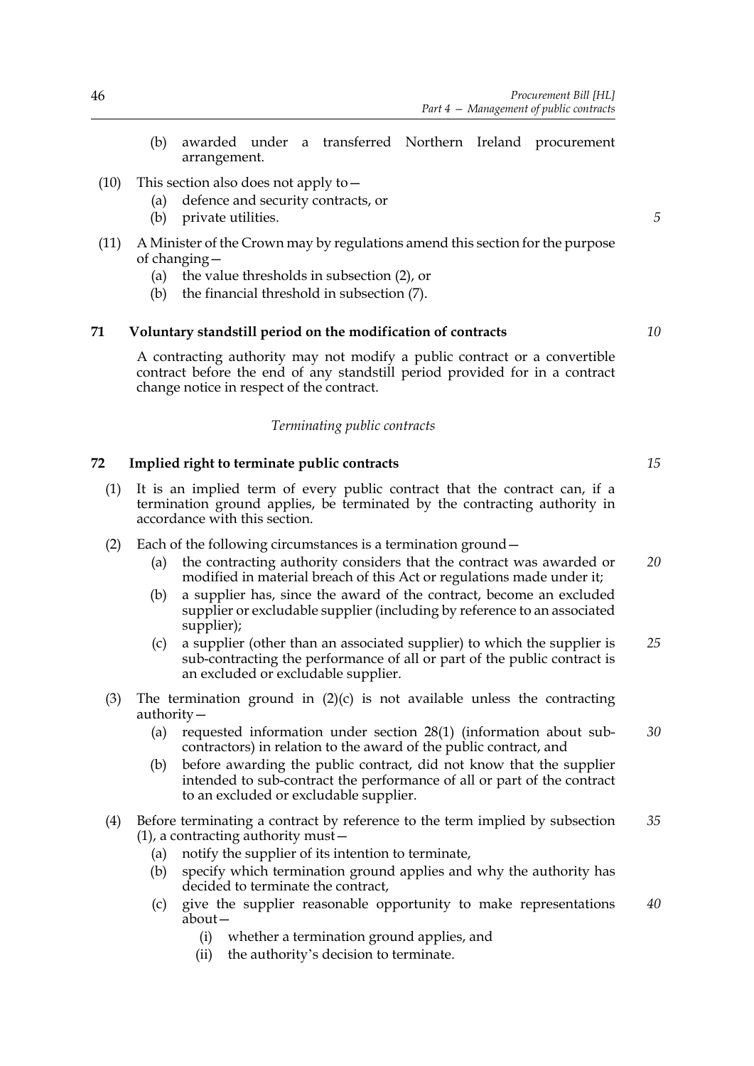(b) awarded under a transferred Northern Ireland procurement arrangement.

(10) This section also does not apply to—

(a) defence and security contracts, or

(b) private utilities.

(11) A Minister of the Crown may by regulations amend this section for the purpose of changing—

(a) the value thresholds in subsection (2), or

(b) the financial threshold in subsection (7).

### 71 Voluntary standstill period on the modification of contracts

A contracting authority may not modify a public contract or a convertible contract before the end of any standstill period provided for in a contract change notice in respect of the contract.

*Terminating public contracts*

### 72 Implied right to terminate public contracts

(1) It is an implied term of every public contract that the contract can, if a termination ground applies, be terminated by the contracting authority in accordance with this section.

(2) Each of the following circumstances is a termination ground—

(a) the contracting authority considers that the contract was awarded or modified in material breach of this Act or regulations made under it;

(b) a supplier has, since the award of the contract, become an excluded supplier or excludable supplier (including by reference to an associated supplier);

(c) a supplier (other than an associated supplier) to which the supplier is sub-contracting the performance of all or part of the public contract is an excluded or excludable supplier.

(3) The termination ground in (2)(c) is not available unless the contracting authority—

(a) requested information under section 28(1) (information about sub-contractors) in relation to the award of the public contract, and

(b) before awarding the public contract, did not know that the supplier intended to sub-contract the performance of all or part of the contract to an excluded or excludable supplier.

(4) Before terminating a contract by reference to the term implied by subsection (1), a contracting authority must—

(a) notify the supplier of its intention to terminate,

(b) specify which termination ground applies and why the authority has decided to terminate the contract,

(c) give the supplier reasonable opportunity to make representations about—

(i) whether a termination ground applies, and

(ii) the authority's decision to terminate.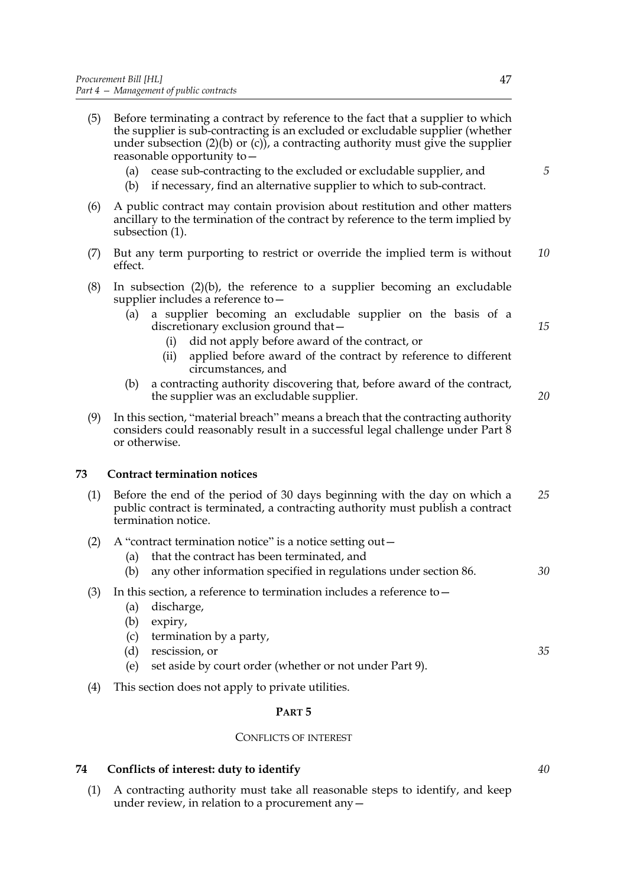(5) Before terminating a contract by reference to the fact that a supplier to which the supplier is sub-contracting is an excluded or excludable supplier (whether under subsection (2)(b) or (c)), a contracting authority must give the supplier reasonable opportunity to—

    (a) cease sub-contracting to the excluded or excludable supplier, and
    (b) if necessary, find an alternative supplier to which to sub-contract.

(6) A public contract may contain provision about restitution and other matters ancillary to the termination of the contract by reference to the term implied by subsection (1).

(7) But any term purporting to restrict or override the implied term is without effect.

(8) In subsection (2)(b), the reference to a supplier becoming an excludable supplier includes a reference to—

    (a) a supplier becoming an excludable supplier on the basis of a discretionary exclusion ground that—
        (i) did not apply before award of the contract, or
        (ii) applied before award of the contract by reference to different circumstances, and
    (b) a contracting authority discovering that, before award of the contract, the supplier was an excludable supplier.

(9) In this section, "material breach" means a breach that the contracting authority considers could reasonably result in a successful legal challenge under Part 8 or otherwise.

### 73 Contract termination notices

(1) Before the end of the period of 30 days beginning with the day on which a public contract is terminated, a contracting authority must publish a contract termination notice.

(2) A "contract termination notice" is a notice setting out—

    (a) that the contract has been terminated, and
    (b) any other information specified in regulations under section 86.

(3) In this section, a reference to termination includes a reference to—

    (a) discharge,
    (b) expiry,
    (c) termination by a party,
    (d) rescission, or
    (e) set aside by court order (whether or not under Part 9).

(4) This section does not apply to private utilities.

## PART 5

## CONFLICTS OF INTEREST

### 74 Conflicts of interest: duty to identify

(1) A contracting authority must take all reasonable steps to identify, and keep under review, in relation to a procurement any—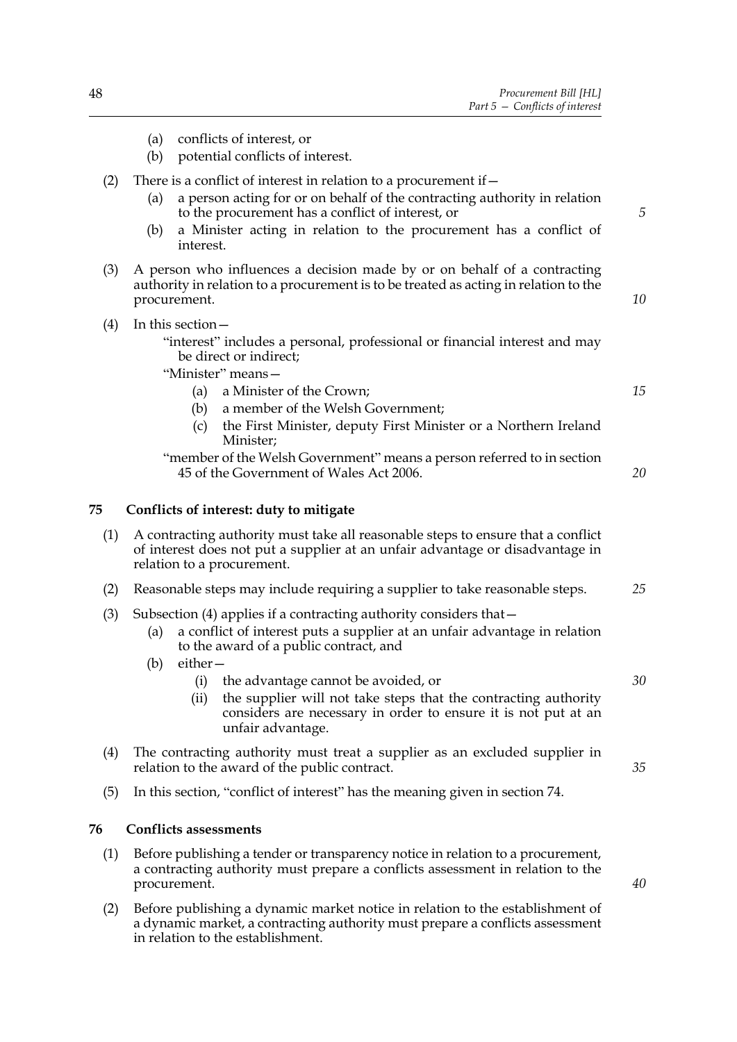(a) conflicts of interest, or

(b) potential conflicts of interest.

(2) There is a conflict of interest in relation to a procurement if—

(a) a person acting for or on behalf of the contracting authority in relation to the procurement has a conflict of interest, or

(b) a Minister acting in relation to the procurement has a conflict of interest.

(3) A person who influences a decision made by or on behalf of a contracting authority in relation to a procurement is to be treated as acting in relation to the procurement.

(4) In this section—

"interest" includes a personal, professional or financial interest and may be direct or indirect;

"Minister" means—

(a) a Minister of the Crown;

(b) a member of the Welsh Government;

(c) the First Minister, deputy First Minister or a Northern Ireland Minister;

"member of the Welsh Government" means a person referred to in section 45 of the Government of Wales Act 2006.

## 75 Conflicts of interest: duty to mitigate

(1) A contracting authority must take all reasonable steps to ensure that a conflict of interest does not put a supplier at an unfair advantage or disadvantage in relation to a procurement.

(2) Reasonable steps may include requiring a supplier to take reasonable steps.

(3) Subsection (4) applies if a contracting authority considers that—

(a) a conflict of interest puts a supplier at an unfair advantage in relation to the award of a public contract, and

(b) either—

(i) the advantage cannot be avoided, or

(ii) the supplier will not take steps that the contracting authority considers are necessary in order to ensure it is not put at an unfair advantage.

(4) The contracting authority must treat a supplier as an excluded supplier in relation to the award of the public contract.

(5) In this section, "conflict of interest" has the meaning given in section 74.

## 76 Conflicts assessments

(1) Before publishing a tender or transparency notice in relation to a procurement, a contracting authority must prepare a conflicts assessment in relation to the procurement.

(2) Before publishing a dynamic market notice in relation to the establishment of a dynamic market, a contracting authority must prepare a conflicts assessment in relation to the establishment.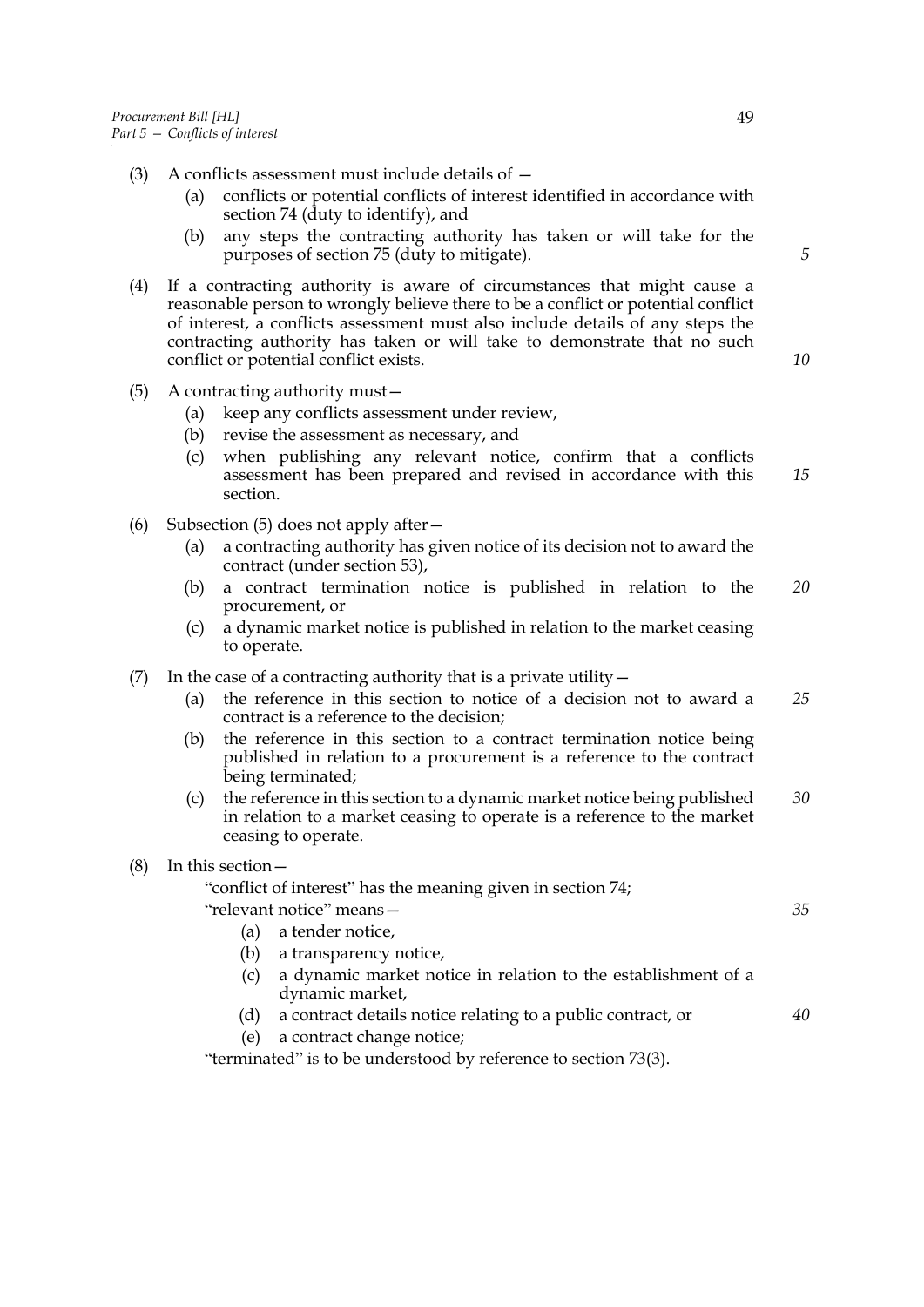(3) A conflicts assessment must include details of —

   (a) conflicts or potential conflicts of interest identified in accordance with section 74 (duty to identify), and

   (b) any steps the contracting authority has taken or will take for the purposes of section 75 (duty to mitigate).

(4) If a contracting authority is aware of circumstances that might cause a reasonable person to wrongly believe there to be a conflict or potential conflict of interest, a conflicts assessment must also include details of any steps the contracting authority has taken or will take to demonstrate that no such conflict or potential conflict exists.

(5) A contracting authority must—

   (a) keep any conflicts assessment under review,

   (b) revise the assessment as necessary, and

   (c) when publishing any relevant notice, confirm that a conflicts assessment has been prepared and revised in accordance with this section.

(6) Subsection (5) does not apply after—

   (a) a contracting authority has given notice of its decision not to award the contract (under section 53),

   (b) a contract termination notice is published in relation to the procurement, or

   (c) a dynamic market notice is published in relation to the market ceasing to operate.

(7) In the case of a contracting authority that is a private utility—

   (a) the reference in this section to notice of a decision not to award a contract is a reference to the decision;

   (b) the reference in this section to a contract termination notice being published in relation to a procurement is a reference to the contract being terminated;

   (c) the reference in this section to a dynamic market notice being published in relation to a market ceasing to operate is a reference to the market ceasing to operate.

(8) In this section—

   "conflict of interest" has the meaning given in section 74;

   "relevant notice" means—

   (a) a tender notice,

   (b) a transparency notice,

   (c) a dynamic market notice in relation to the establishment of a dynamic market,

   (d) a contract details notice relating to a public contract, or

   (e) a contract change notice;

   "terminated" is to be understood by reference to section 73(3).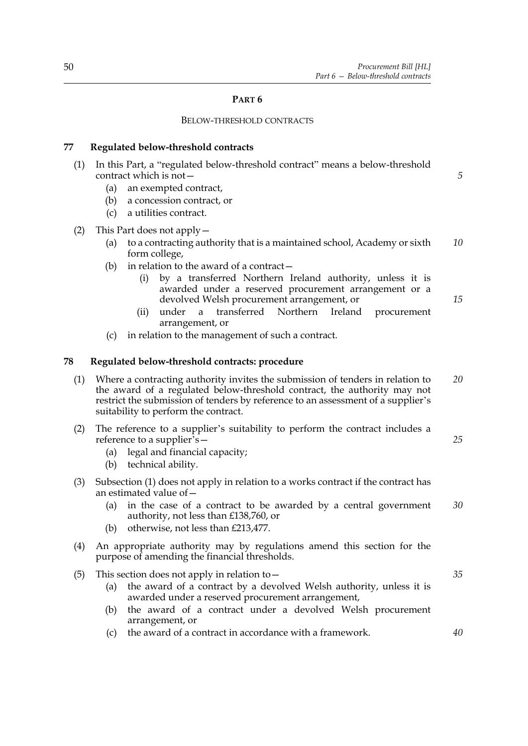## PART 6

### BELOW-THRESHOLD CONTRACTS

**77 Regulated below-threshold contracts**

(1) In this Part, a "regulated below-threshold contract" means a below-threshold contract which is not—

 (a) an exempted contract,

 (b) a concession contract, or

 (c) a utilities contract.

(2) This Part does not apply—

 (a) to a contracting authority that is a maintained school, Academy or sixth form college,

 (b) in relation to the award of a contract—

  (i) by a transferred Northern Ireland authority, unless it is awarded under a reserved procurement arrangement or a devolved Welsh procurement arrangement, or

  (ii) under a transferred Northern Ireland procurement arrangement, or

 (c) in relation to the management of such a contract.

**78 Regulated below-threshold contracts: procedure**

(1) Where a contracting authority invites the submission of tenders in relation to the award of a regulated below-threshold contract, the authority may not restrict the submission of tenders by reference to an assessment of a supplier's suitability to perform the contract.

(2) The reference to a supplier's suitability to perform the contract includes a reference to a supplier's—

 (a) legal and financial capacity;

 (b) technical ability.

(3) Subsection (1) does not apply in relation to a works contract if the contract has an estimated value of—

 (a) in the case of a contract to be awarded by a central government authority, not less than £138,760, or

 (b) otherwise, not less than £213,477.

(4) An appropriate authority may by regulations amend this section for the purpose of amending the financial thresholds.

(5) This section does not apply in relation to—

 (a) the award of a contract by a devolved Welsh authority, unless it is awarded under a reserved procurement arrangement,

 (b) the award of a contract under a devolved Welsh procurement arrangement, or

 (c) the award of a contract in accordance with a framework.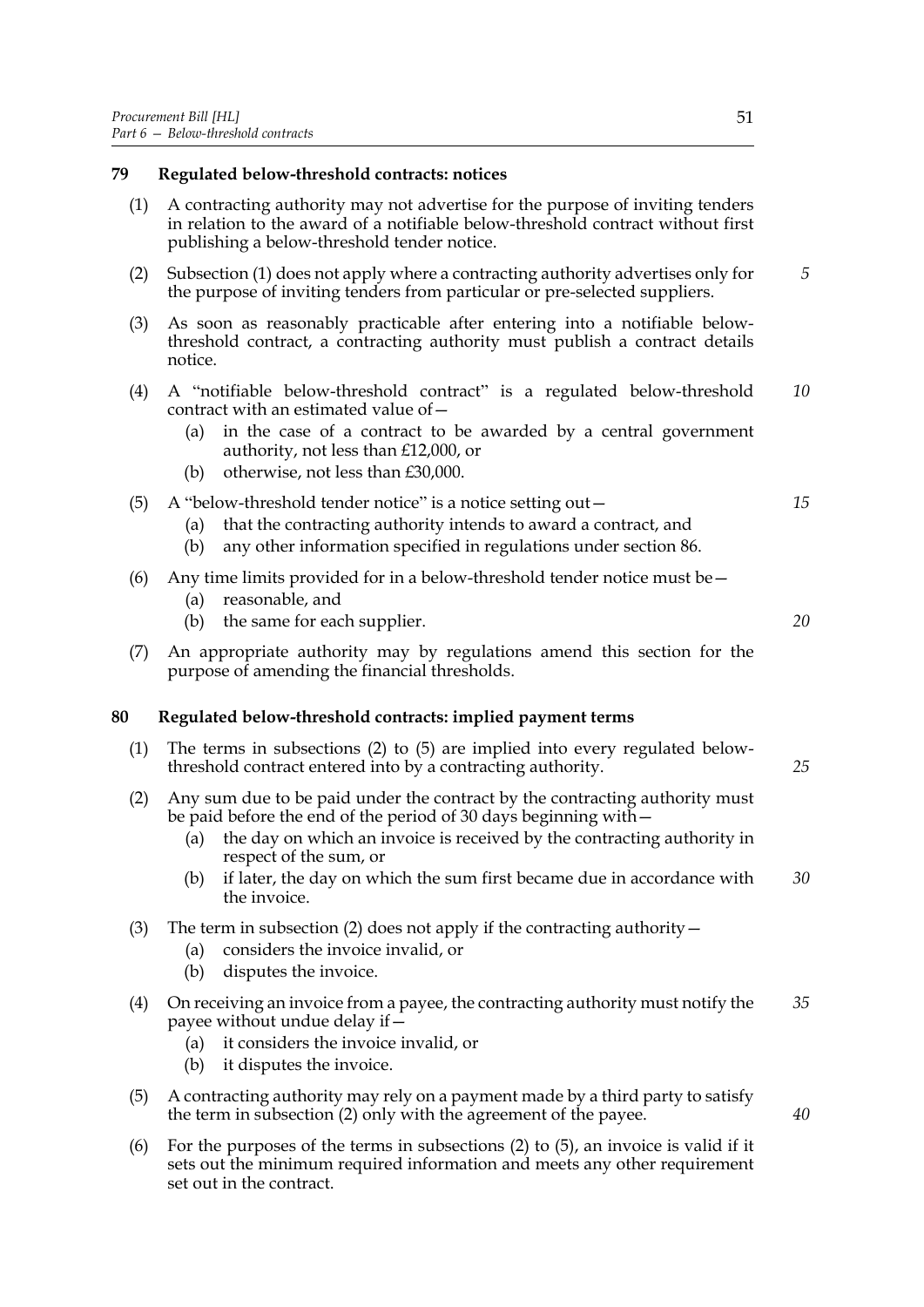## 79 Regulated below-threshold contracts: notices

(1) A contracting authority may not advertise for the purpose of inviting tenders in relation to the award of a notifiable below-threshold contract without first publishing a below-threshold tender notice.

(2) Subsection (1) does not apply where a contracting authority advertises only for the purpose of inviting tenders from particular or pre-selected suppliers.

(3) As soon as reasonably practicable after entering into a notifiable below-threshold contract, a contracting authority must publish a contract details notice.

(4) A "notifiable below-threshold contract" is a regulated below-threshold contract with an estimated value of—

- (a) in the case of a contract to be awarded by a central government authority, not less than £12,000, or
- (b) otherwise, not less than £30,000.

(5) A "below-threshold tender notice" is a notice setting out—

- (a) that the contracting authority intends to award a contract, and
- (b) any other information specified in regulations under section 86.

(6) Any time limits provided for in a below-threshold tender notice must be—

- (a) reasonable, and
- (b) the same for each supplier.

(7) An appropriate authority may by regulations amend this section for the purpose of amending the financial thresholds.

## 80 Regulated below-threshold contracts: implied payment terms

(1) The terms in subsections (2) to (5) are implied into every regulated below-threshold contract entered into by a contracting authority.

(2) Any sum due to be paid under the contract by the contracting authority must be paid before the end of the period of 30 days beginning with—

- (a) the day on which an invoice is received by the contracting authority in respect of the sum, or
- (b) if later, the day on which the sum first became due in accordance with the invoice.

(3) The term in subsection (2) does not apply if the contracting authority—

- (a) considers the invoice invalid, or
- (b) disputes the invoice.

(4) On receiving an invoice from a payee, the contracting authority must notify the payee without undue delay if—

- (a) it considers the invoice invalid, or
- (b) it disputes the invoice.

(5) A contracting authority may rely on a payment made by a third party to satisfy the term in subsection (2) only with the agreement of the payee.

(6) For the purposes of the terms in subsections (2) to (5), an invoice is valid if it sets out the minimum required information and meets any other requirement set out in the contract.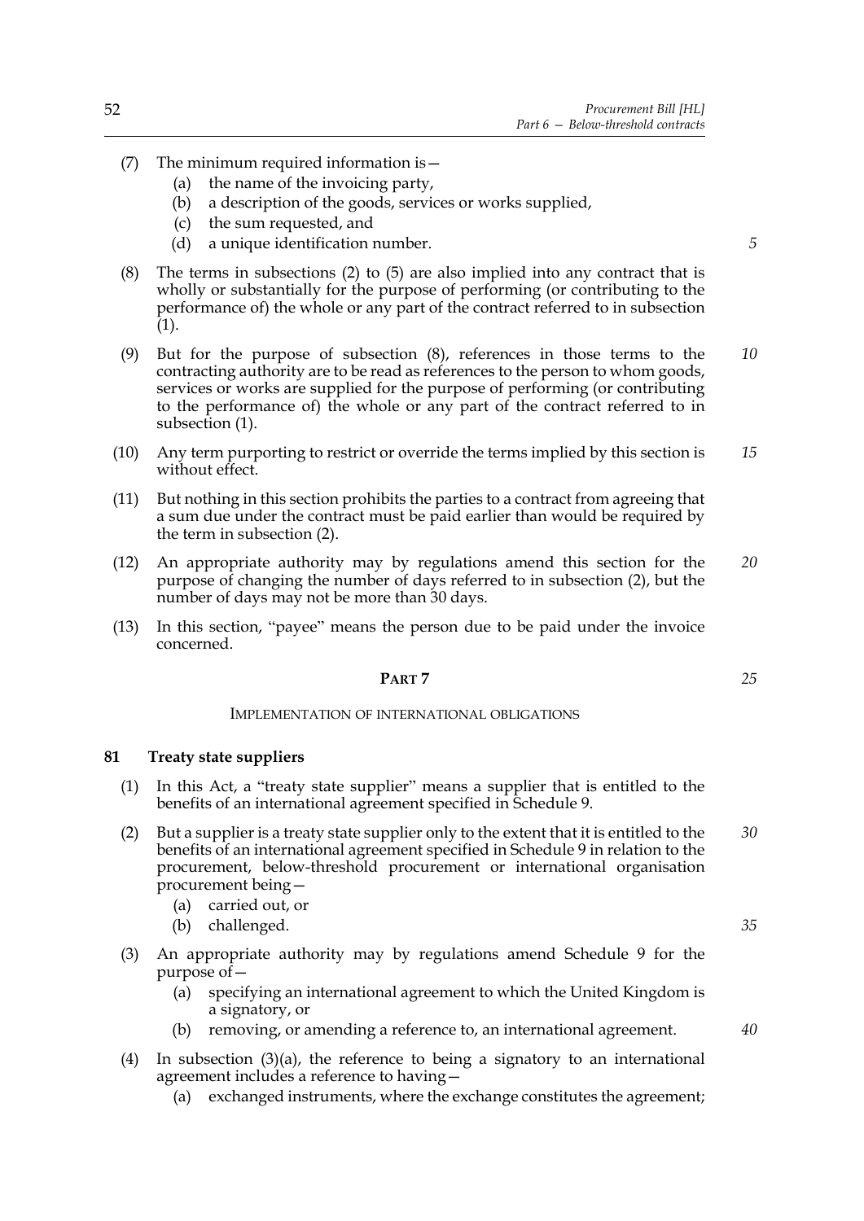(7) The minimum required information is—

   (a) the name of the invoicing party,

   (b) a description of the goods, services or works supplied,

   (c) the sum requested, and

   (d) a unique identification number.

(8) The terms in subsections (2) to (5) are also implied into any contract that is wholly or substantially for the purpose of performing (or contributing to the performance of) the whole or any part of the contract referred to in subsection (1).

(9) But for the purpose of subsection (8), references in those terms to the contracting authority are to be read as references to the person to whom goods, services or works are supplied for the purpose of performing (or contributing to the performance of) the whole or any part of the contract referred to in subsection (1).

(10) Any term purporting to restrict or override the terms implied by this section is without effect.

(11) But nothing in this section prohibits the parties to a contract from agreeing that a sum due under the contract must be paid earlier than would be required by the term in subsection (2).

(12) An appropriate authority may by regulations amend this section for the purpose of changing the number of days referred to in subsection (2), but the number of days may not be more than 30 days.

(13) In this section, "payee" means the person due to be paid under the invoice concerned.

## PART 7

### IMPLEMENTATION OF INTERNATIONAL OBLIGATIONS

### 81 Treaty state suppliers

(1) In this Act, a "treaty state supplier" means a supplier that is entitled to the benefits of an international agreement specified in Schedule 9.

(2) But a supplier is a treaty state supplier only to the extent that it is entitled to the benefits of an international agreement specified in Schedule 9 in relation to the procurement, below-threshold procurement or international organisation procurement being—

   (a) carried out, or

   (b) challenged.

(3) An appropriate authority may by regulations amend Schedule 9 for the purpose of—

   (a) specifying an international agreement to which the United Kingdom is a signatory, or

   (b) removing, or amending a reference to, an international agreement.

(4) In subsection (3)(a), the reference to being a signatory to an international agreement includes a reference to having—

   (a) exchanged instruments, where the exchange constitutes the agreement;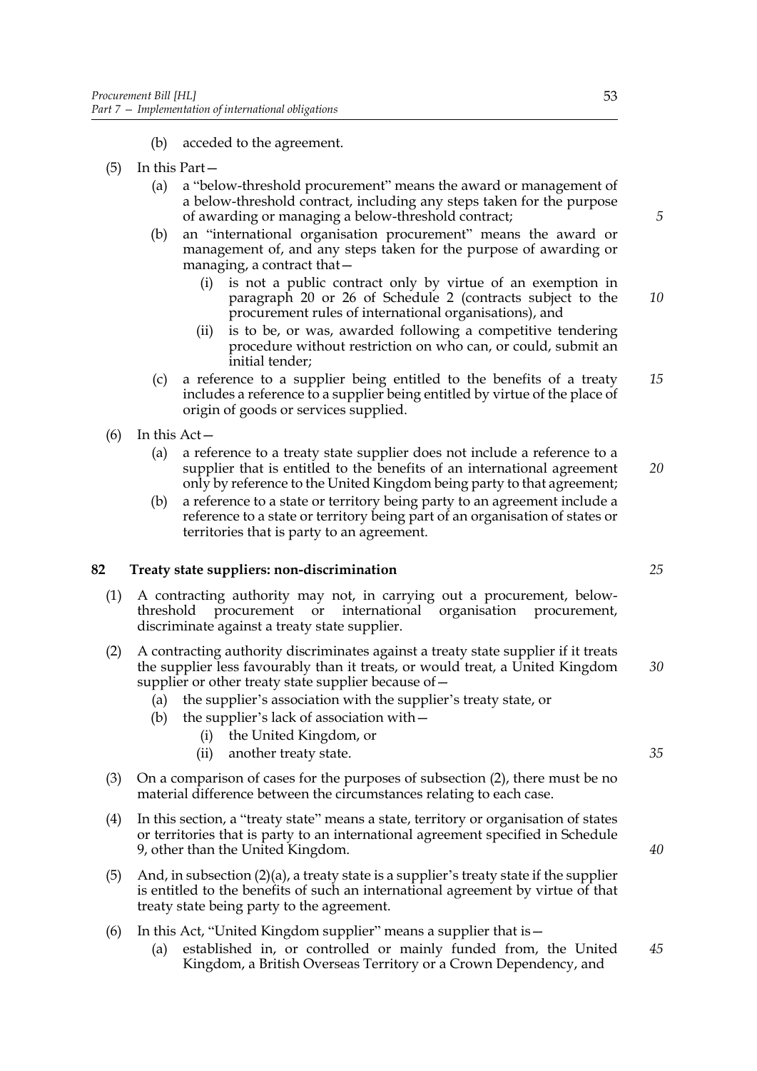(b) acceded to the agreement.

(5) In this Part—

(a) a "below-threshold procurement" means the award or management of a below-threshold contract, including any steps taken for the purpose of awarding or managing a below-threshold contract;

(b) an "international organisation procurement" means the award or management of, and any steps taken for the purpose of awarding or managing, a contract that—

(i) is not a public contract only by virtue of an exemption in paragraph 20 or 26 of Schedule 2 (contracts subject to the procurement rules of international organisations), and

(ii) is to be, or was, awarded following a competitive tendering procedure without restriction on who can, or could, submit an initial tender;

(c) a reference to a supplier being entitled to the benefits of a treaty includes a reference to a supplier being entitled by virtue of the place of origin of goods or services supplied.

(6) In this Act—

(a) a reference to a treaty state supplier does not include a reference to a supplier that is entitled to the benefits of an international agreement only by reference to the United Kingdom being party to that agreement;

(b) a reference to a state or territory being party to an agreement include a reference to a state or territory being part of an organisation of states or territories that is party to an agreement.

## 82 Treaty state suppliers: non-discrimination

(1) A contracting authority may not, in carrying out a procurement, below-threshold procurement or international organisation procurement, discriminate against a treaty state supplier.

(2) A contracting authority discriminates against a treaty state supplier if it treats the supplier less favourably than it treats, or would treat, a United Kingdom supplier or other treaty state supplier because of—

(a) the supplier's association with the supplier's treaty state, or

(b) the supplier's lack of association with—

(i) the United Kingdom, or

(ii) another treaty state.

(3) On a comparison of cases for the purposes of subsection (2), there must be no material difference between the circumstances relating to each case.

(4) In this section, a "treaty state" means a state, territory or organisation of states or territories that is party to an international agreement specified in Schedule 9, other than the United Kingdom.

(5) And, in subsection (2)(a), a treaty state is a supplier's treaty state if the supplier is entitled to the benefits of such an international agreement by virtue of that treaty state being party to the agreement.

(6) In this Act, "United Kingdom supplier" means a supplier that is—

(a) established in, or controlled or mainly funded from, the United Kingdom, a British Overseas Territory or a Crown Dependency, and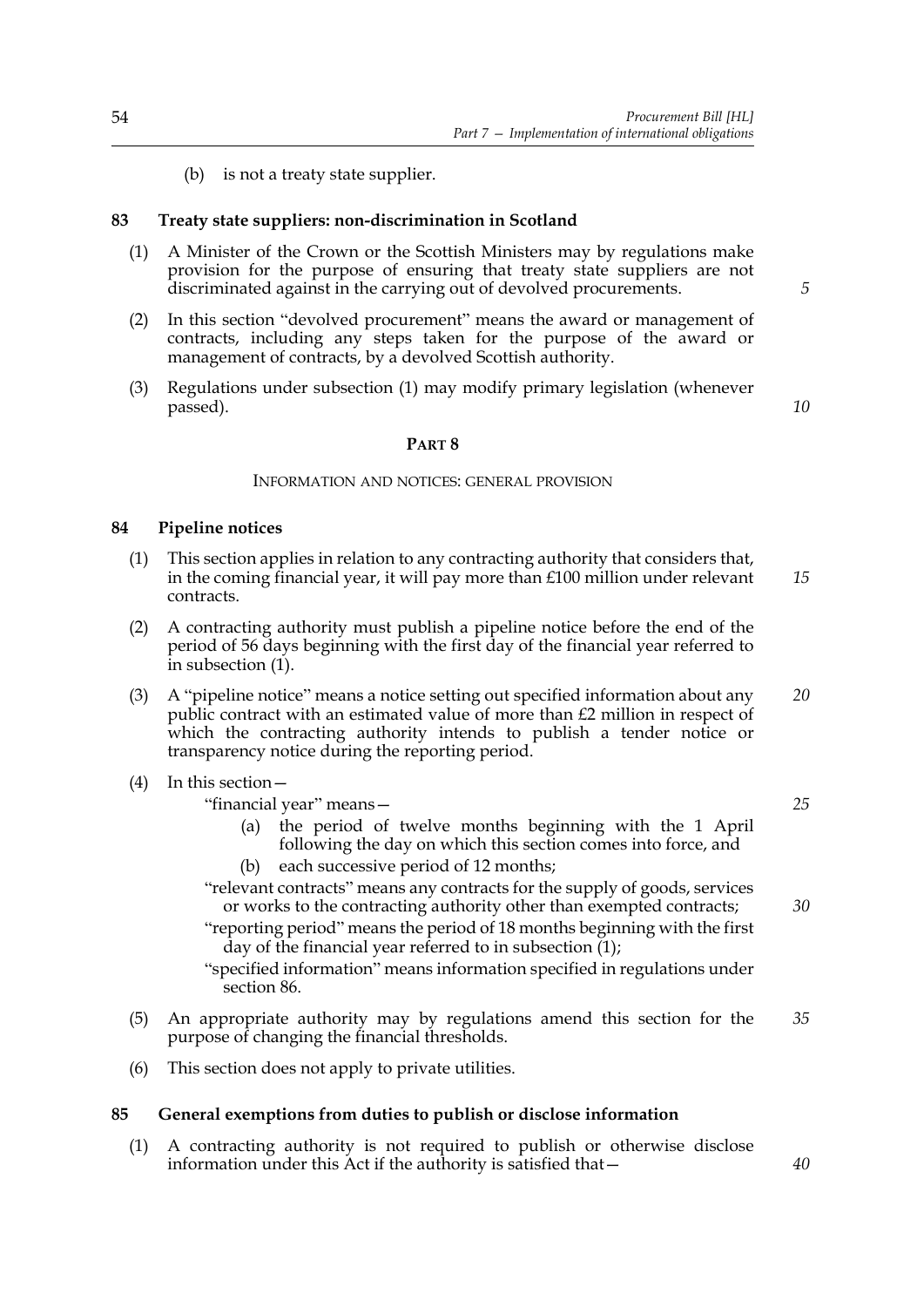(b) is not a treaty state supplier.

### 83 Treaty state suppliers: non-discrimination in Scotland

(1) A Minister of the Crown or the Scottish Ministers may by regulations make provision for the purpose of ensuring that treaty state suppliers are not discriminated against in the carrying out of devolved procurements.

(2) In this section "devolved procurement" means the award or management of contracts, including any steps taken for the purpose of the award or management of contracts, by a devolved Scottish authority.

(3) Regulations under subsection (1) may modify primary legislation (whenever passed).

## PART 8

### INFORMATION AND NOTICES: GENERAL PROVISION

### 84 Pipeline notices

(1) This section applies in relation to any contracting authority that considers that, in the coming financial year, it will pay more than £100 million under relevant contracts.

(2) A contracting authority must publish a pipeline notice before the end of the period of 56 days beginning with the first day of the financial year referred to in subsection (1).

(3) A "pipeline notice" means a notice setting out specified information about any public contract with an estimated value of more than £2 million in respect of which the contracting authority intends to publish a tender notice or transparency notice during the reporting period.

(4) In this section—

"financial year" means—

(a) the period of twelve months beginning with the 1 April following the day on which this section comes into force, and

(b) each successive period of 12 months;

"relevant contracts" means any contracts for the supply of goods, services or works to the contracting authority other than exempted contracts;

"reporting period" means the period of 18 months beginning with the first day of the financial year referred to in subsection (1);

"specified information" means information specified in regulations under section 86.

(5) An appropriate authority may by regulations amend this section for the purpose of changing the financial thresholds.

(6) This section does not apply to private utilities.

### 85 General exemptions from duties to publish or disclose information

(1) A contracting authority is not required to publish or otherwise disclose information under this Act if the authority is satisfied that—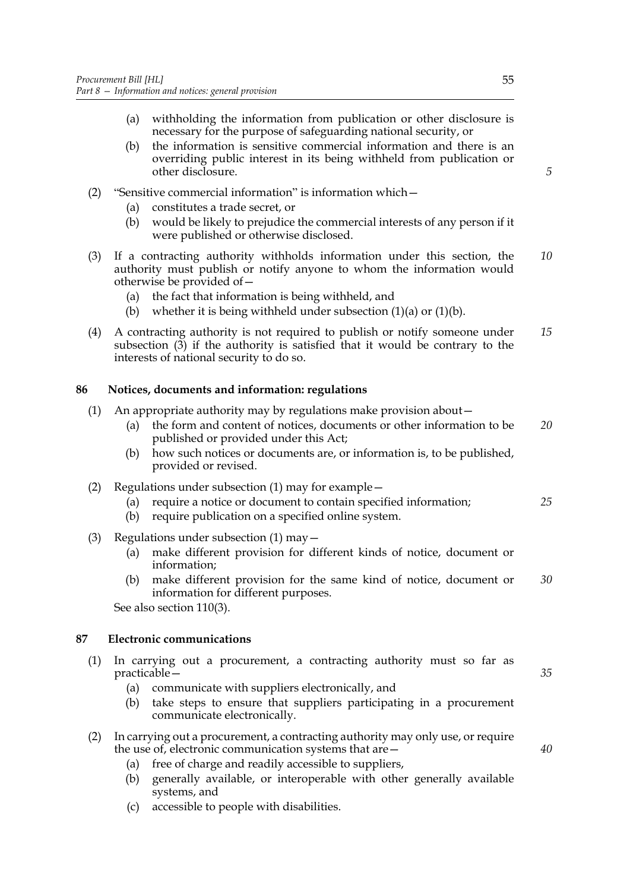(a) withholding the information from publication or other disclosure is necessary for the purpose of safeguarding national security, or

(b) the information is sensitive commercial information and there is an overriding public interest in its being withheld from publication or other disclosure.

(2) "Sensitive commercial information" is information which—

(a) constitutes a trade secret, or

(b) would be likely to prejudice the commercial interests of any person if it were published or otherwise disclosed.

(3) If a contracting authority withholds information under this section, the authority must publish or notify anyone to whom the information would otherwise be provided of—

(a) the fact that information is being withheld, and

(b) whether it is being withheld under subsection (1)(a) or (1)(b).

(4) A contracting authority is not required to publish or notify someone under subsection (3) if the authority is satisfied that it would be contrary to the interests of national security to do so.

### 86 Notices, documents and information: regulations

(1) An appropriate authority may by regulations make provision about—

(a) the form and content of notices, documents or other information to be published or provided under this Act;

(b) how such notices or documents are, or information is, to be published, provided or revised.

(2) Regulations under subsection (1) may for example—

(a) require a notice or document to contain specified information;

(b) require publication on a specified online system.

(3) Regulations under subsection (1) may—

(a) make different provision for different kinds of notice, document or information;

(b) make different provision for the same kind of notice, document or information for different purposes.

See also section 110(3).

### 87 Electronic communications

(1) In carrying out a procurement, a contracting authority must so far as practicable—

(a) communicate with suppliers electronically, and

(b) take steps to ensure that suppliers participating in a procurement communicate electronically.

(2) In carrying out a procurement, a contracting authority may only use, or require the use of, electronic communication systems that are—

(a) free of charge and readily accessible to suppliers,

(b) generally available, or interoperable with other generally available systems, and

(c) accessible to people with disabilities.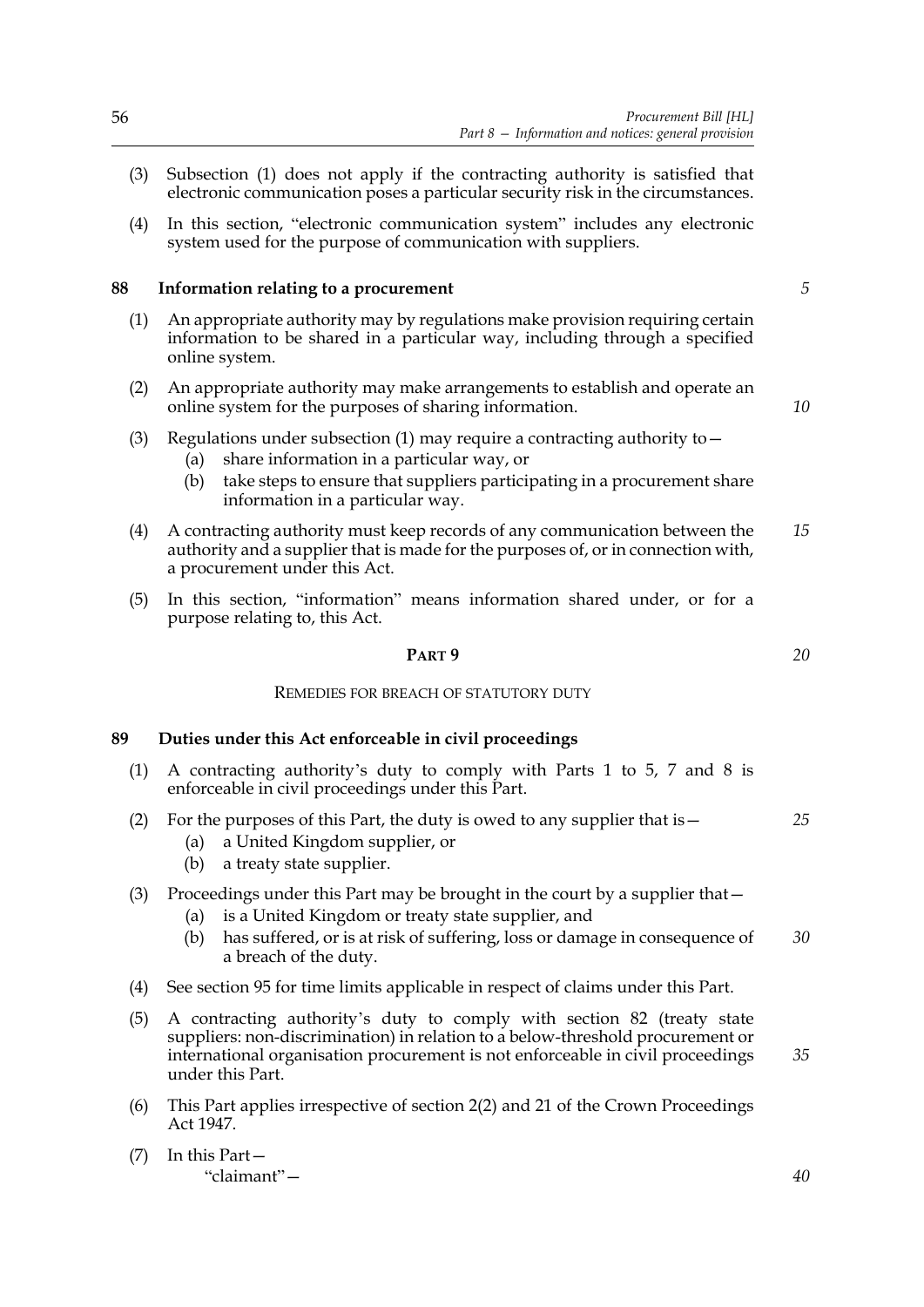(3) Subsection (1) does not apply if the contracting authority is satisfied that electronic communication poses a particular security risk in the circumstances.

(4) In this section, "electronic communication system" includes any electronic system used for the purpose of communication with suppliers.

### 88 Information relating to a procurement

(1) An appropriate authority may by regulations make provision requiring certain information to be shared in a particular way, including through a specified online system.

(2) An appropriate authority may make arrangements to establish and operate an online system for the purposes of sharing information.

(3) Regulations under subsection (1) may require a contracting authority to—

- (a) share information in a particular way, or
- (b) take steps to ensure that suppliers participating in a procurement share information in a particular way.

(4) A contracting authority must keep records of any communication between the authority and a supplier that is made for the purposes of, or in connection with, a procurement under this Act.

(5) In this section, "information" means information shared under, or for a purpose relating to, this Act.

## PART 9

## REMEDIES FOR BREACH OF STATUTORY DUTY

### 89 Duties under this Act enforceable in civil proceedings

(1) A contracting authority's duty to comply with Parts 1 to 5, 7 and 8 is enforceable in civil proceedings under this Part.

(2) For the purposes of this Part, the duty is owed to any supplier that is—

- (a) a United Kingdom supplier, or
- (b) a treaty state supplier.

(3) Proceedings under this Part may be brought in the court by a supplier that—

- (a) is a United Kingdom or treaty state supplier, and
- (b) has suffered, or is at risk of suffering, loss or damage in consequence of a breach of the duty.

(4) See section 95 for time limits applicable in respect of claims under this Part.

(5) A contracting authority's duty to comply with section 82 (treaty state suppliers: non-discrimination) in relation to a below-threshold procurement or international organisation procurement is not enforceable in civil proceedings under this Part.

(6) This Part applies irrespective of section 2(2) and 21 of the Crown Proceedings Act 1947.

(7) In this Part—

"claimant"—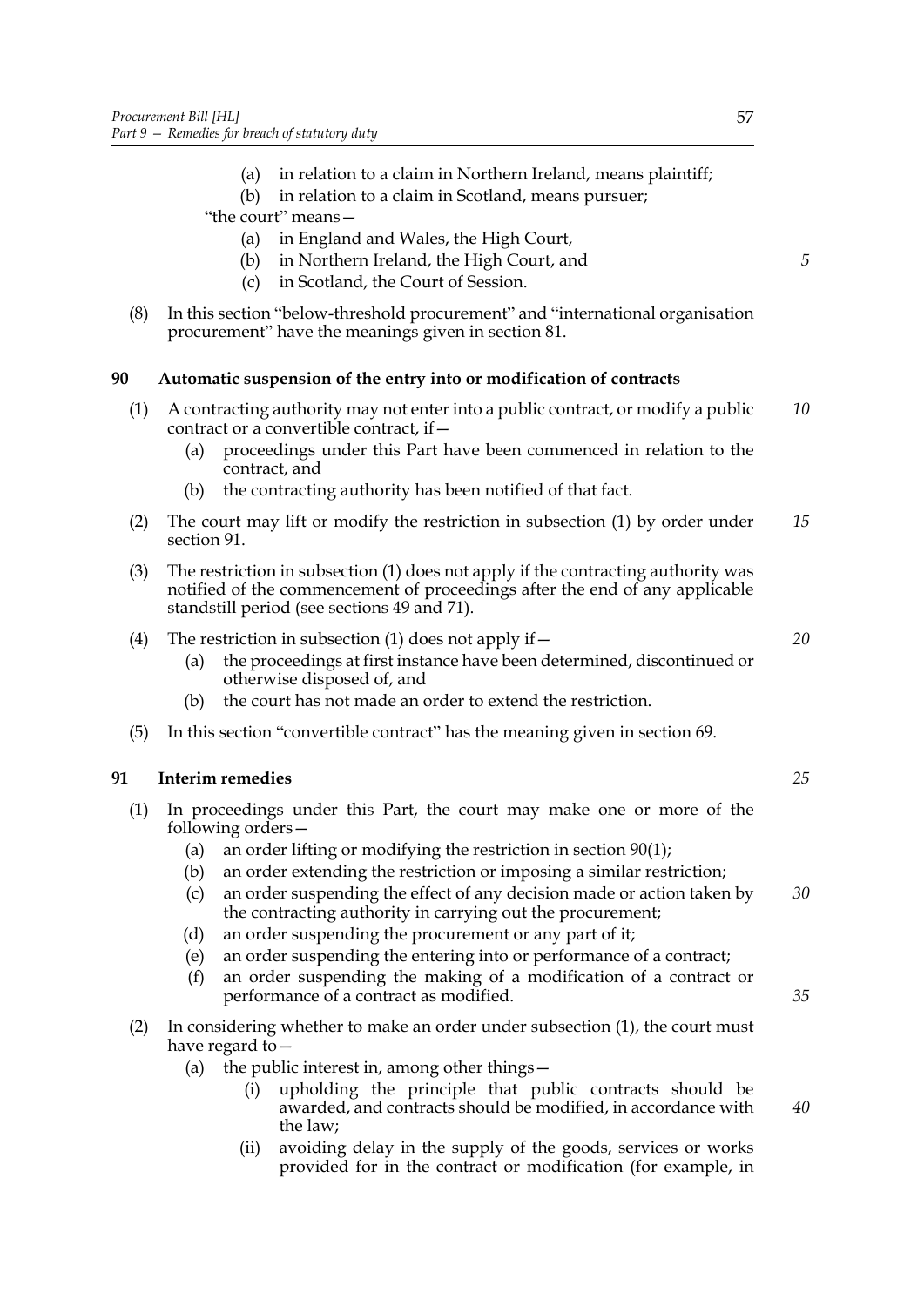(a) in relation to a claim in Northern Ireland, means plaintiff;
(b) in relation to a claim in Scotland, means pursuer;

"the court" means—

(a) in England and Wales, the High Court,
(b) in Northern Ireland, the High Court, and
(c) in Scotland, the Court of Session.

(8) In this section "below-threshold procurement" and "international organisation procurement" have the meanings given in section 81.

### 90 Automatic suspension of the entry into or modification of contracts

(1) A contracting authority may not enter into a public contract, or modify a public contract or a convertible contract, if—

(a) proceedings under this Part have been commenced in relation to the contract, and
(b) the contracting authority has been notified of that fact.

(2) The court may lift or modify the restriction in subsection (1) by order under section 91.

(3) The restriction in subsection (1) does not apply if the contracting authority was notified of the commencement of proceedings after the end of any applicable standstill period (see sections 49 and 71).

(4) The restriction in subsection (1) does not apply if—

(a) the proceedings at first instance have been determined, discontinued or otherwise disposed of, and
(b) the court has not made an order to extend the restriction.

(5) In this section "convertible contract" has the meaning given in section 69.

### 91 Interim remedies

(1) In proceedings under this Part, the court may make one or more of the following orders—

(a) an order lifting or modifying the restriction in section 90(1);
(b) an order extending the restriction or imposing a similar restriction;
(c) an order suspending the effect of any decision made or action taken by the contracting authority in carrying out the procurement;
(d) an order suspending the procurement or any part of it;
(e) an order suspending the entering into or performance of a contract;
(f) an order suspending the making of a modification of a contract or performance of a contract as modified.

(2) In considering whether to make an order under subsection (1), the court must have regard to—

(a) the public interest in, among other things—

(i) upholding the principle that public contracts should be awarded, and contracts should be modified, in accordance with the law;
(ii) avoiding delay in the supply of the goods, services or works provided for in the contract or modification (for example, in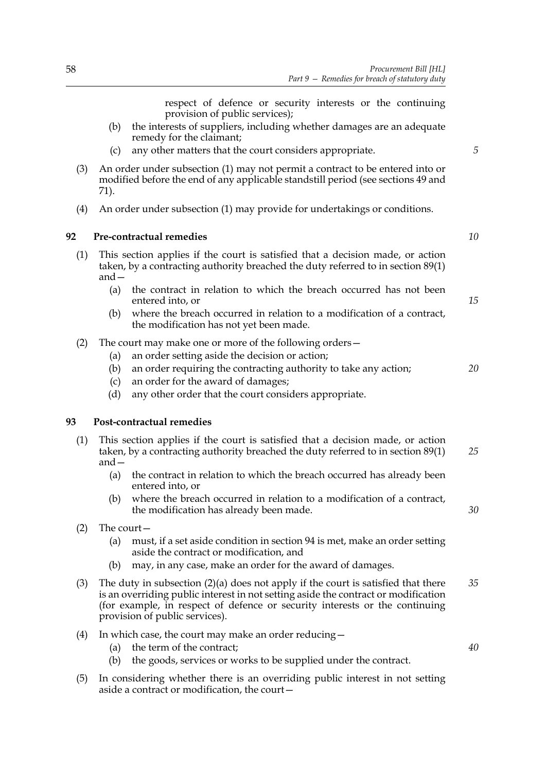respect of defence or security interests or the continuing provision of public services);

(b) the interests of suppliers, including whether damages are an adequate remedy for the claimant;

(c) any other matters that the court considers appropriate.

(3) An order under subsection (1) may not permit a contract to be entered into or modified before the end of any applicable standstill period (see sections 49 and 71).

(4) An order under subsection (1) may provide for undertakings or conditions.

### 92 Pre-contractual remedies

(1) This section applies if the court is satisfied that a decision made, or action taken, by a contracting authority breached the duty referred to in section 89(1) and—

(a) the contract in relation to which the breach occurred has not been entered into, or

(b) where the breach occurred in relation to a modification of a contract, the modification has not yet been made.

(2) The court may make one or more of the following orders—

(a) an order setting aside the decision or action;

(b) an order requiring the contracting authority to take any action;

(c) an order for the award of damages;

(d) any other order that the court considers appropriate.

### 93 Post-contractual remedies

(1) This section applies if the court is satisfied that a decision made, or action taken, by a contracting authority breached the duty referred to in section 89(1) and—

(a) the contract in relation to which the breach occurred has already been entered into, or

(b) where the breach occurred in relation to a modification of a contract, the modification has already been made.

(2) The court—

(a) must, if a set aside condition in section 94 is met, make an order setting aside the contract or modification, and

(b) may, in any case, make an order for the award of damages.

(3) The duty in subsection (2)(a) does not apply if the court is satisfied that there is an overriding public interest in not setting aside the contract or modification (for example, in respect of defence or security interests or the continuing provision of public services).

(4) In which case, the court may make an order reducing—

(a) the term of the contract;

(b) the goods, services or works to be supplied under the contract.

(5) In considering whether there is an overriding public interest in not setting aside a contract or modification, the court—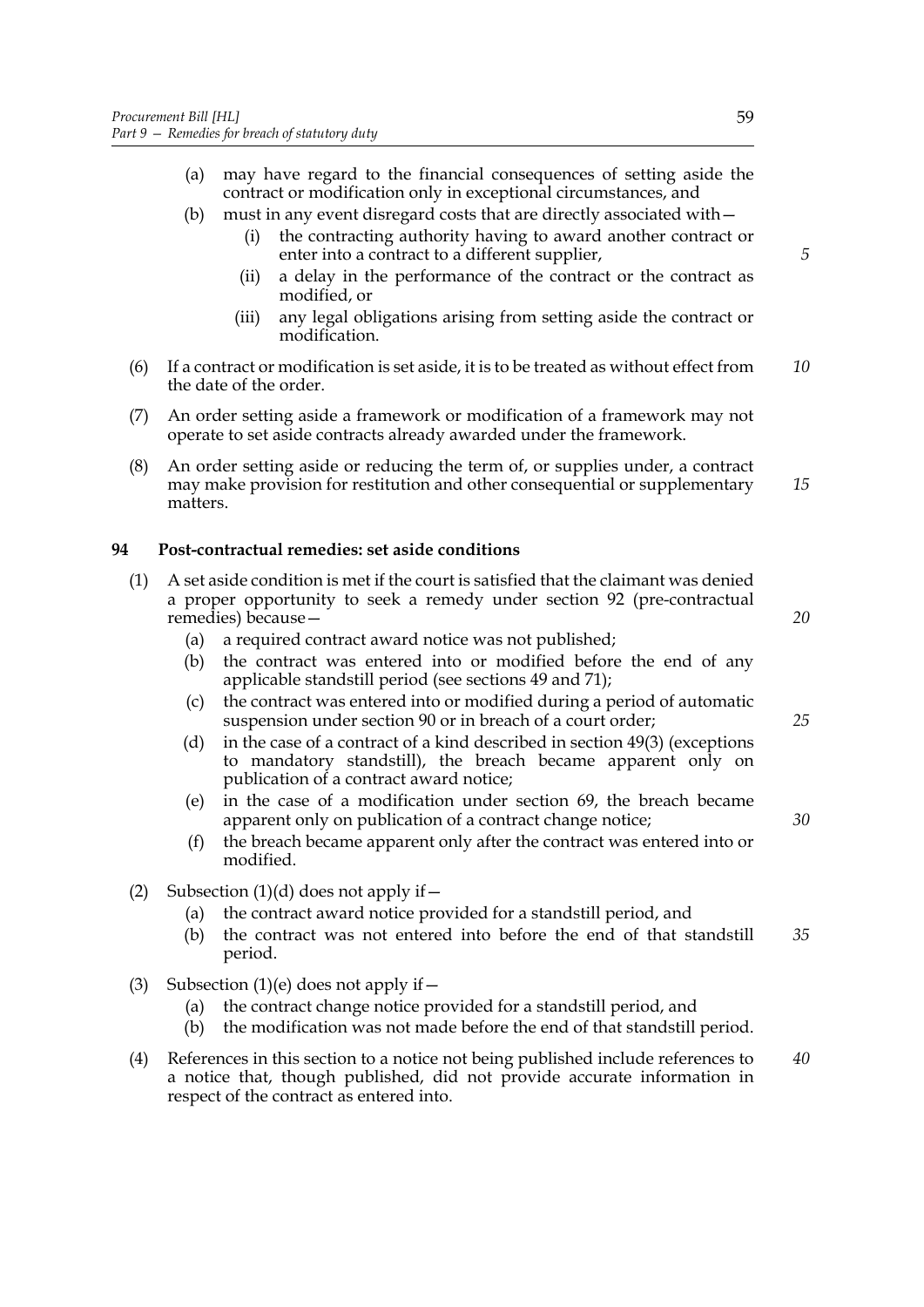(a) may have regard to the financial consequences of setting aside the contract or modification only in exceptional circumstances, and

(b) must in any event disregard costs that are directly associated with—

   (i) the contracting authority having to award another contract or enter into a contract to a different supplier,

   (ii) a delay in the performance of the contract or the contract as modified, or

   (iii) any legal obligations arising from setting aside the contract or modification.

(6) If a contract or modification is set aside, it is to be treated as without effect from the date of the order.

(7) An order setting aside a framework or modification of a framework may not operate to set aside contracts already awarded under the framework.

(8) An order setting aside or reducing the term of, or supplies under, a contract may make provision for restitution and other consequential or supplementary matters.

## 94 Post-contractual remedies: set aside conditions

(1) A set aside condition is met if the court is satisfied that the claimant was denied a proper opportunity to seek a remedy under section 92 (pre-contractual remedies) because—

   (a) a required contract award notice was not published;

   (b) the contract was entered into or modified before the end of any applicable standstill period (see sections 49 and 71);

   (c) the contract was entered into or modified during a period of automatic suspension under section 90 or in breach of a court order;

   (d) in the case of a contract of a kind described in section 49(3) (exceptions to mandatory standstill), the breach became apparent only on publication of a contract award notice;

   (e) in the case of a modification under section 69, the breach became apparent only on publication of a contract change notice;

   (f) the breach became apparent only after the contract was entered into or modified.

(2) Subsection (1)(d) does not apply if—

   (a) the contract award notice provided for a standstill period, and

   (b) the contract was not entered into before the end of that standstill period.

(3) Subsection (1)(e) does not apply if—

   (a) the contract change notice provided for a standstill period, and

   (b) the modification was not made before the end of that standstill period.

(4) References in this section to a notice not being published include references to a notice that, though published, did not provide accurate information in respect of the contract as entered into.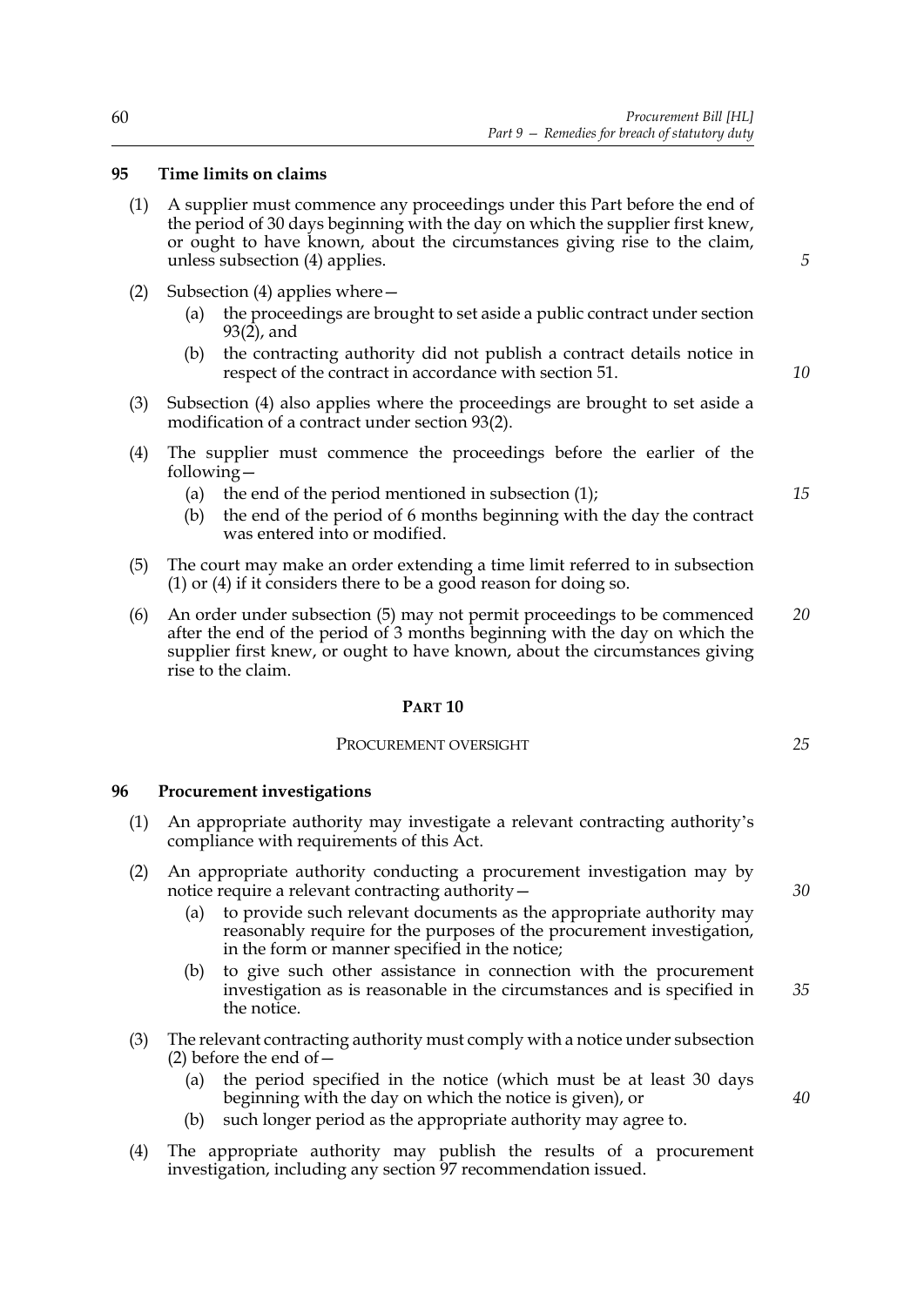### 95 Time limits on claims

(1) A supplier must commence any proceedings under this Part before the end of the period of 30 days beginning with the day on which the supplier first knew, or ought to have known, about the circumstances giving rise to the claim, unless subsection (4) applies.

(2) Subsection (4) applies where—

  (a) the proceedings are brought to set aside a public contract under section 93(2), and

  (b) the contracting authority did not publish a contract details notice in respect of the contract in accordance with section 51.

(3) Subsection (4) also applies where the proceedings are brought to set aside a modification of a contract under section 93(2).

(4) The supplier must commence the proceedings before the earlier of the following—

  (a) the end of the period mentioned in subsection (1);

  (b) the end of the period of 6 months beginning with the day the contract was entered into or modified.

(5) The court may make an order extending a time limit referred to in subsection (1) or (4) if it considers there to be a good reason for doing so.

(6) An order under subsection (5) may not permit proceedings to be commenced after the end of the period of 3 months beginning with the day on which the supplier first knew, or ought to have known, about the circumstances giving rise to the claim.

## PART 10

### PROCUREMENT OVERSIGHT

### 96 Procurement investigations

(1) An appropriate authority may investigate a relevant contracting authority's compliance with requirements of this Act.

(2) An appropriate authority conducting a procurement investigation may by notice require a relevant contracting authority—

  (a) to provide such relevant documents as the appropriate authority may reasonably require for the purposes of the procurement investigation, in the form or manner specified in the notice;

  (b) to give such other assistance in connection with the procurement investigation as is reasonable in the circumstances and is specified in the notice.

(3) The relevant contracting authority must comply with a notice under subsection (2) before the end of—

  (a) the period specified in the notice (which must be at least 30 days beginning with the day on which the notice is given), or

  (b) such longer period as the appropriate authority may agree to.

(4) The appropriate authority may publish the results of a procurement investigation, including any section 97 recommendation issued.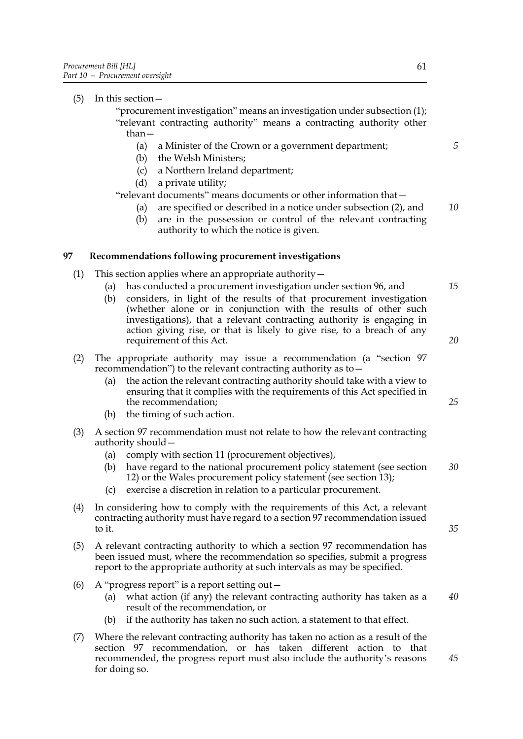(5) In this section—

"procurement investigation" means an investigation under subsection (1);

"relevant contracting authority" means a contracting authority other than—

(a) a Minister of the Crown or a government department;

(b) the Welsh Ministers;

(c) a Northern Ireland department;

(d) a private utility;

"relevant documents" means documents or other information that—

(a) are specified or described in a notice under subsection (2), and

(b) are in the possession or control of the relevant contracting authority to which the notice is given.

## 97 Recommendations following procurement investigations

(1) This section applies where an appropriate authority—

(a) has conducted a procurement investigation under section 96, and

(b) considers, in light of the results of that procurement investigation (whether alone or in conjunction with the results of other such investigations), that a relevant contracting authority is engaging in action giving rise, or that is likely to give rise, to a breach of any requirement of this Act.

(2) The appropriate authority may issue a recommendation (a "section 97 recommendation") to the relevant contracting authority as to—

(a) the action the relevant contracting authority should take with a view to ensuring that it complies with the requirements of this Act specified in the recommendation;

(b) the timing of such action.

(3) A section 97 recommendation must not relate to how the relevant contracting authority should—

(a) comply with section 11 (procurement objectives),

(b) have regard to the national procurement policy statement (see section 12) or the Wales procurement policy statement (see section 13);

(c) exercise a discretion in relation to a particular procurement.

(4) In considering how to comply with the requirements of this Act, a relevant contracting authority must have regard to a section 97 recommendation issued to it.

(5) A relevant contracting authority to which a section 97 recommendation has been issued must, where the recommendation so specifies, submit a progress report to the appropriate authority at such intervals as may be specified.

(6) A "progress report" is a report setting out—

(a) what action (if any) the relevant contracting authority has taken as a result of the recommendation, or

(b) if the authority has taken no such action, a statement to that effect.

(7) Where the relevant contracting authority has taken no action as a result of the section 97 recommendation, or has taken different action to that recommended, the progress report must also include the authority's reasons for doing so.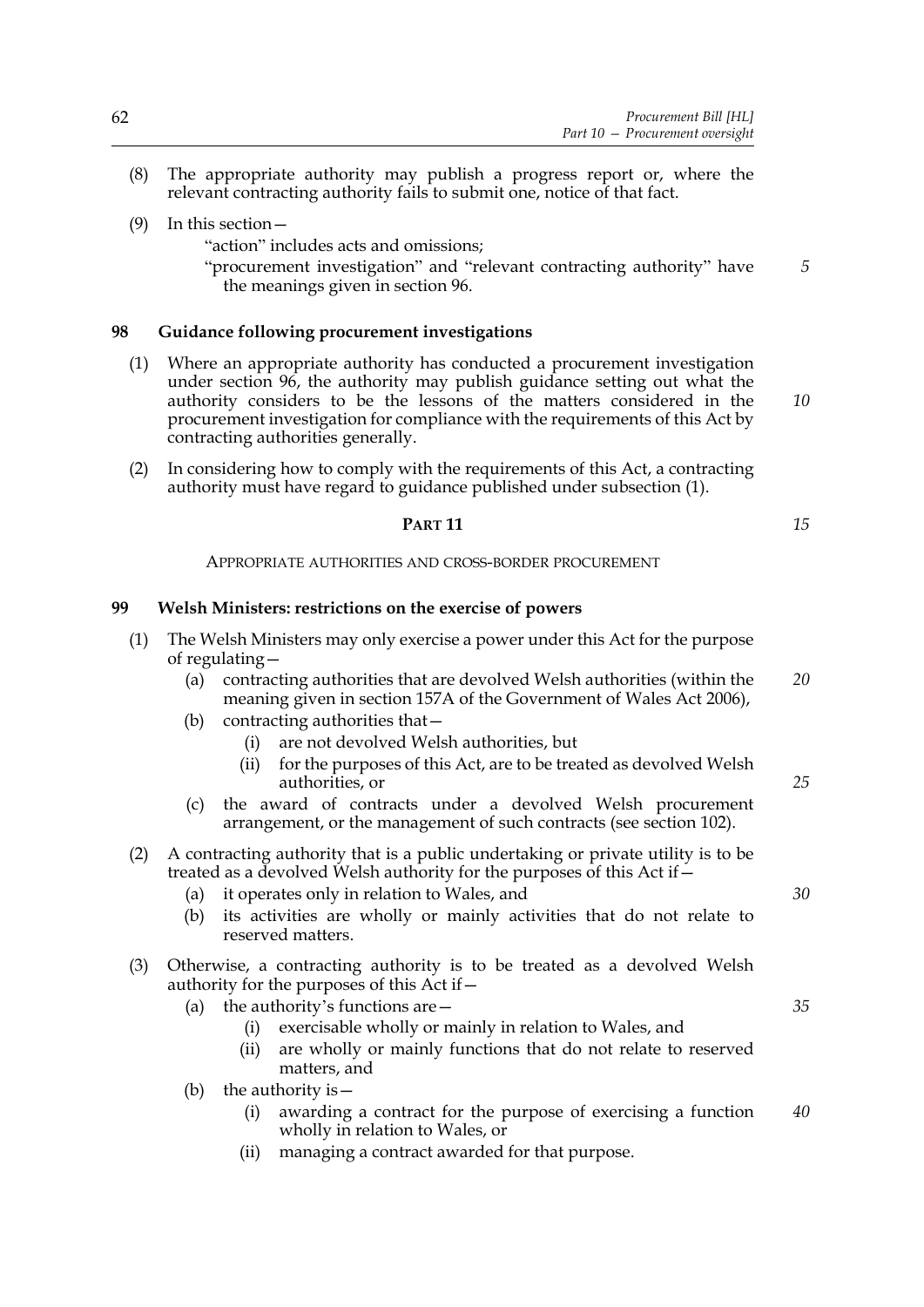(8) The appropriate authority may publish a progress report or, where the relevant contracting authority fails to submit one, notice of that fact.

(9) In this section—

"action" includes acts and omissions;

"procurement investigation" and "relevant contracting authority" have the meanings given in section 96.

### 98 Guidance following procurement investigations

(1) Where an appropriate authority has conducted a procurement investigation under section 96, the authority may publish guidance setting out what the authority considers to be the lessons of the matters considered in the procurement investigation for compliance with the requirements of this Act by contracting authorities generally.

(2) In considering how to comply with the requirements of this Act, a contracting authority must have regard to guidance published under subsection (1).

## PART 11

## APPROPRIATE AUTHORITIES AND CROSS-BORDER PROCUREMENT

### 99 Welsh Ministers: restrictions on the exercise of powers

(1) The Welsh Ministers may only exercise a power under this Act for the purpose of regulating—

- (a) contracting authorities that are devolved Welsh authorities (within the meaning given in section 157A of the Government of Wales Act 2006),
- (b) contracting authorities that—
  - (i) are not devolved Welsh authorities, but
  - (ii) for the purposes of this Act, are to be treated as devolved Welsh authorities, or
- (c) the award of contracts under a devolved Welsh procurement arrangement, or the management of such contracts (see section 102).

(2) A contracting authority that is a public undertaking or private utility is to be treated as a devolved Welsh authority for the purposes of this Act if—

- (a) it operates only in relation to Wales, and
- (b) its activities are wholly or mainly activities that do not relate to reserved matters.

(3) Otherwise, a contracting authority is to be treated as a devolved Welsh authority for the purposes of this Act if—

- (a) the authority's functions are—
  - (i) exercisable wholly or mainly in relation to Wales, and
  - (ii) are wholly or mainly functions that do not relate to reserved matters, and
- (b) the authority is—
  - (i) awarding a contract for the purpose of exercising a function wholly in relation to Wales, or
  - (ii) managing a contract awarded for that purpose.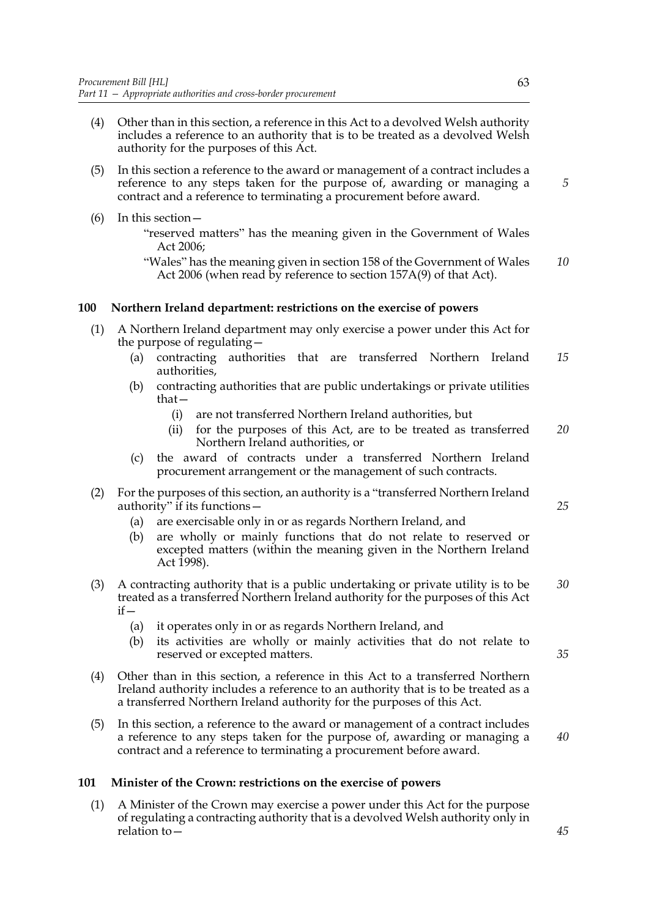(4) Other than in this section, a reference in this Act to a devolved Welsh authority includes a reference to an authority that is to be treated as a devolved Welsh authority for the purposes of this Act.

(5) In this section a reference to the award or management of a contract includes a reference to any steps taken for the purpose of, awarding or managing a contract and a reference to terminating a procurement before award.

(6) In this section—

"reserved matters" has the meaning given in the Government of Wales Act 2006;

"Wales" has the meaning given in section 158 of the Government of Wales Act 2006 (when read by reference to section 157A(9) of that Act).

## 100 Northern Ireland department: restrictions on the exercise of powers

(1) A Northern Ireland department may only exercise a power under this Act for the purpose of regulating—

- (a) contracting authorities that are transferred Northern Ireland authorities,
- (b) contracting authorities that are public undertakings or private utilities that—
  - (i) are not transferred Northern Ireland authorities, but
  - (ii) for the purposes of this Act, are to be treated as transferred Northern Ireland authorities, or
- (c) the award of contracts under a transferred Northern Ireland procurement arrangement or the management of such contracts.

(2) For the purposes of this section, an authority is a "transferred Northern Ireland authority" if its functions—

- (a) are exercisable only in or as regards Northern Ireland, and
- (b) are wholly or mainly functions that do not relate to reserved or excepted matters (within the meaning given in the Northern Ireland Act 1998).

(3) A contracting authority that is a public undertaking or private utility is to be treated as a transferred Northern Ireland authority for the purposes of this Act if—

- (a) it operates only in or as regards Northern Ireland, and
- (b) its activities are wholly or mainly activities that do not relate to reserved or excepted matters.

(4) Other than in this section, a reference in this Act to a transferred Northern Ireland authority includes a reference to an authority that is to be treated as a transferred Northern Ireland authority for the purposes of this Act.

(5) In this section, a reference to the award or management of a contract includes a reference to any steps taken for the purpose of, awarding or managing a contract and a reference to terminating a procurement before award.

## 101 Minister of the Crown: restrictions on the exercise of powers

(1) A Minister of the Crown may exercise a power under this Act for the purpose of regulating a contracting authority that is a devolved Welsh authority only in relation to—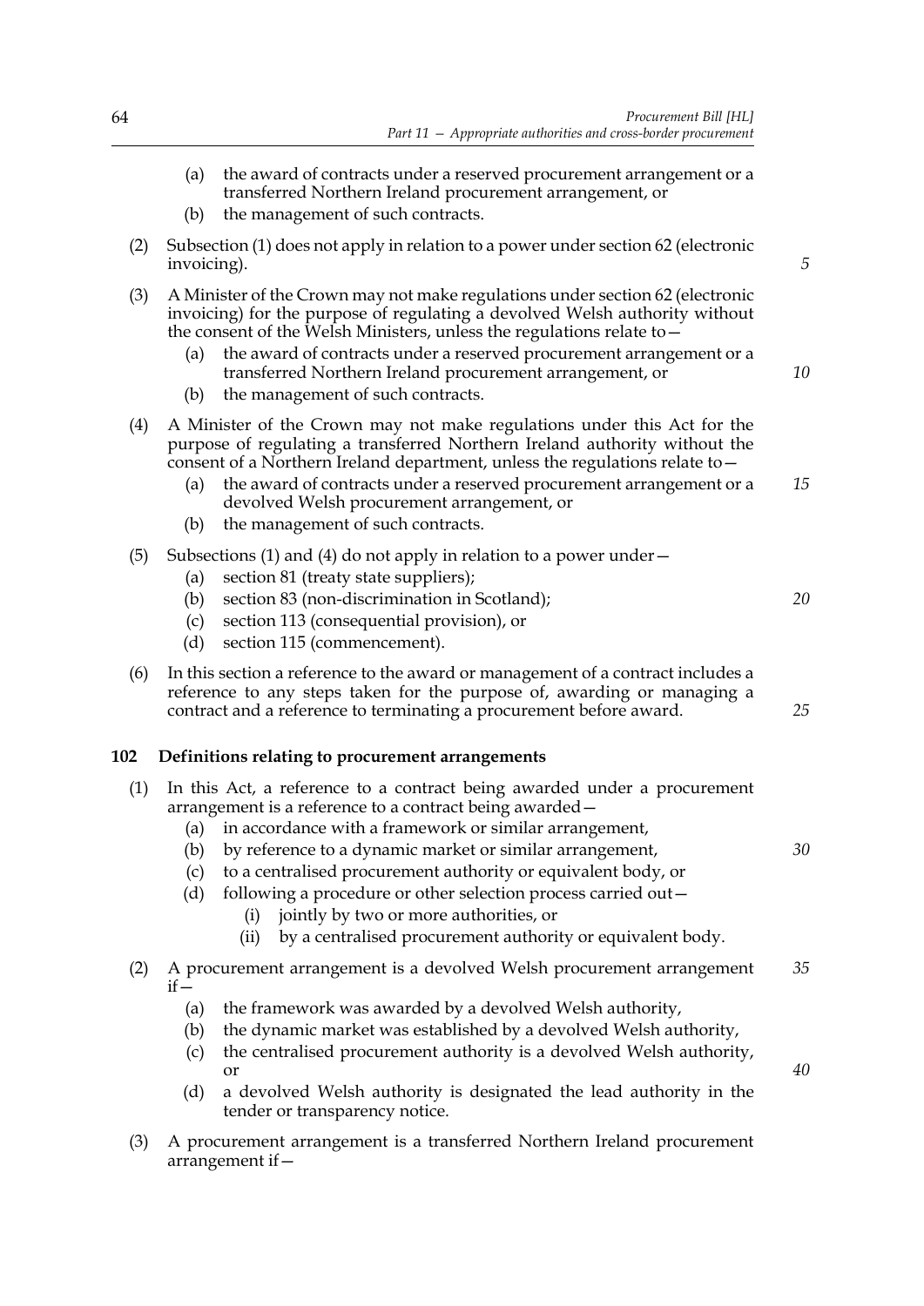(a) the award of contracts under a reserved procurement arrangement or a transferred Northern Ireland procurement arrangement, or

(b) the management of such contracts.

(2) Subsection (1) does not apply in relation to a power under section 62 (electronic invoicing).

(3) A Minister of the Crown may not make regulations under section 62 (electronic invoicing) for the purpose of regulating a devolved Welsh authority without the consent of the Welsh Ministers, unless the regulations relate to—

(a) the award of contracts under a reserved procurement arrangement or a transferred Northern Ireland procurement arrangement, or

(b) the management of such contracts.

(4) A Minister of the Crown may not make regulations under this Act for the purpose of regulating a transferred Northern Ireland authority without the consent of a Northern Ireland department, unless the regulations relate to—

(a) the award of contracts under a reserved procurement arrangement or a devolved Welsh procurement arrangement, or

(b) the management of such contracts.

(5) Subsections (1) and (4) do not apply in relation to a power under—

(a) section 81 (treaty state suppliers);

(b) section 83 (non-discrimination in Scotland);

(c) section 113 (consequential provision), or

(d) section 115 (commencement).

(6) In this section a reference to the award or management of a contract includes a reference to any steps taken for the purpose of, awarding or managing a contract and a reference to terminating a procurement before award.

## 102 Definitions relating to procurement arrangements

(1) In this Act, a reference to a contract being awarded under a procurement arrangement is a reference to a contract being awarded—

(a) in accordance with a framework or similar arrangement,

(b) by reference to a dynamic market or similar arrangement,

(c) to a centralised procurement authority or equivalent body, or

(d) following a procedure or other selection process carried out—

(i) jointly by two or more authorities, or

(ii) by a centralised procurement authority or equivalent body.

(2) A procurement arrangement is a devolved Welsh procurement arrangement if—

(a) the framework was awarded by a devolved Welsh authority,

(b) the dynamic market was established by a devolved Welsh authority,

(c) the centralised procurement authority is a devolved Welsh authority, or

(d) a devolved Welsh authority is designated the lead authority in the tender or transparency notice.

(3) A procurement arrangement is a transferred Northern Ireland procurement arrangement if—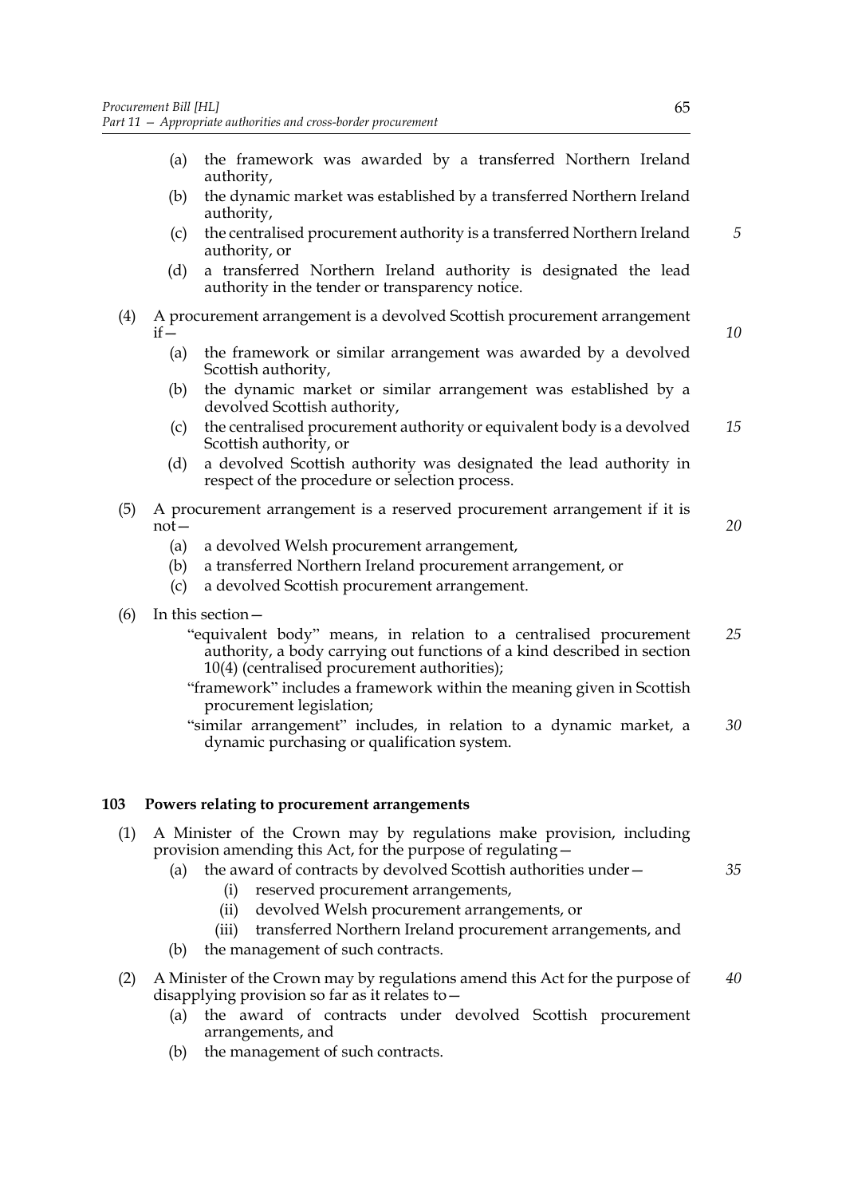(a) the framework was awarded by a transferred Northern Ireland authority,

(b) the dynamic market was established by a transferred Northern Ireland authority,

(c) the centralised procurement authority is a transferred Northern Ireland authority, or

(d) a transferred Northern Ireland authority is designated the lead authority in the tender or transparency notice.

(4) A procurement arrangement is a devolved Scottish procurement arrangement if—

(a) the framework or similar arrangement was awarded by a devolved Scottish authority,

(b) the dynamic market or similar arrangement was established by a devolved Scottish authority,

(c) the centralised procurement authority or equivalent body is a devolved Scottish authority, or

(d) a devolved Scottish authority was designated the lead authority in respect of the procedure or selection process.

(5) A procurement arrangement is a reserved procurement arrangement if it is not—

(a) a devolved Welsh procurement arrangement,

(b) a transferred Northern Ireland procurement arrangement, or

(c) a devolved Scottish procurement arrangement.

(6) In this section—

"equivalent body" means, in relation to a centralised procurement authority, a body carrying out functions of a kind described in section 10(4) (centralised procurement authorities);

"framework" includes a framework within the meaning given in Scottish procurement legislation;

"similar arrangement" includes, in relation to a dynamic market, a dynamic purchasing or qualification system.

**103 Powers relating to procurement arrangements**

(1) A Minister of the Crown may by regulations make provision, including provision amending this Act, for the purpose of regulating—

(a) the award of contracts by devolved Scottish authorities under—

(i) reserved procurement arrangements,

(ii) devolved Welsh procurement arrangements, or

(iii) transferred Northern Ireland procurement arrangements, and

(b) the management of such contracts.

(2) A Minister of the Crown may by regulations amend this Act for the purpose of disapplying provision so far as it relates to—

(a) the award of contracts under devolved Scottish procurement arrangements, and

(b) the management of such contracts.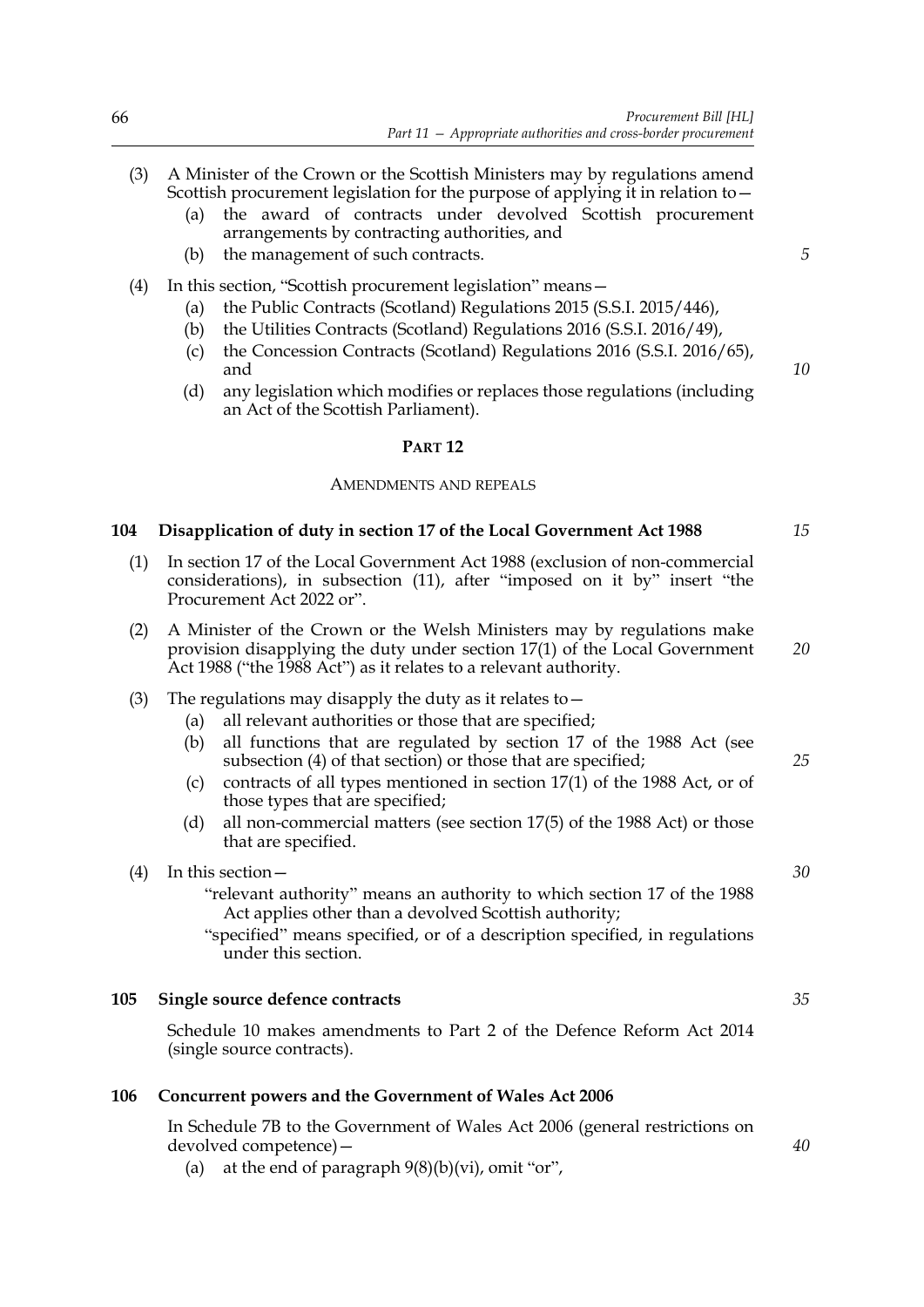(3) A Minister of the Crown or the Scottish Ministers may by regulations amend Scottish procurement legislation for the purpose of applying it in relation to—

   (a) the award of contracts under devolved Scottish procurement arrangements by contracting authorities, and

   (b) the management of such contracts.

(4) In this section, "Scottish procurement legislation" means—

   (a) the Public Contracts (Scotland) Regulations 2015 (S.S.I. 2015/446),

   (b) the Utilities Contracts (Scotland) Regulations 2016 (S.S.I. 2016/49),

   (c) the Concession Contracts (Scotland) Regulations 2016 (S.S.I. 2016/65), and

   (d) any legislation which modifies or replaces those regulations (including an Act of the Scottish Parliament).

## PART 12

### AMENDMENTS AND REPEALS

### 104 Disapplication of duty in section 17 of the Local Government Act 1988

(1) In section 17 of the Local Government Act 1988 (exclusion of non-commercial considerations), in subsection (11), after "imposed on it by" insert "the Procurement Act 2022 or".

(2) A Minister of the Crown or the Welsh Ministers may by regulations make provision disapplying the duty under section 17(1) of the Local Government Act 1988 ("the 1988 Act") as it relates to a relevant authority.

(3) The regulations may disapply the duty as it relates to—

   (a) all relevant authorities or those that are specified;

   (b) all functions that are regulated by section 17 of the 1988 Act (see subsection (4) of that section) or those that are specified;

   (c) contracts of all types mentioned in section 17(1) of the 1988 Act, or of those types that are specified;

   (d) all non-commercial matters (see section 17(5) of the 1988 Act) or those that are specified.

(4) In this section—

   "relevant authority" means an authority to which section 17 of the 1988 Act applies other than a devolved Scottish authority;

   "specified" means specified, or of a description specified, in regulations under this section.

### 105 Single source defence contracts

Schedule 10 makes amendments to Part 2 of the Defence Reform Act 2014 (single source contracts).

### 106 Concurrent powers and the Government of Wales Act 2006

In Schedule 7B to the Government of Wales Act 2006 (general restrictions on devolved competence)—

   (a) at the end of paragraph 9(8)(b)(vi), omit "or",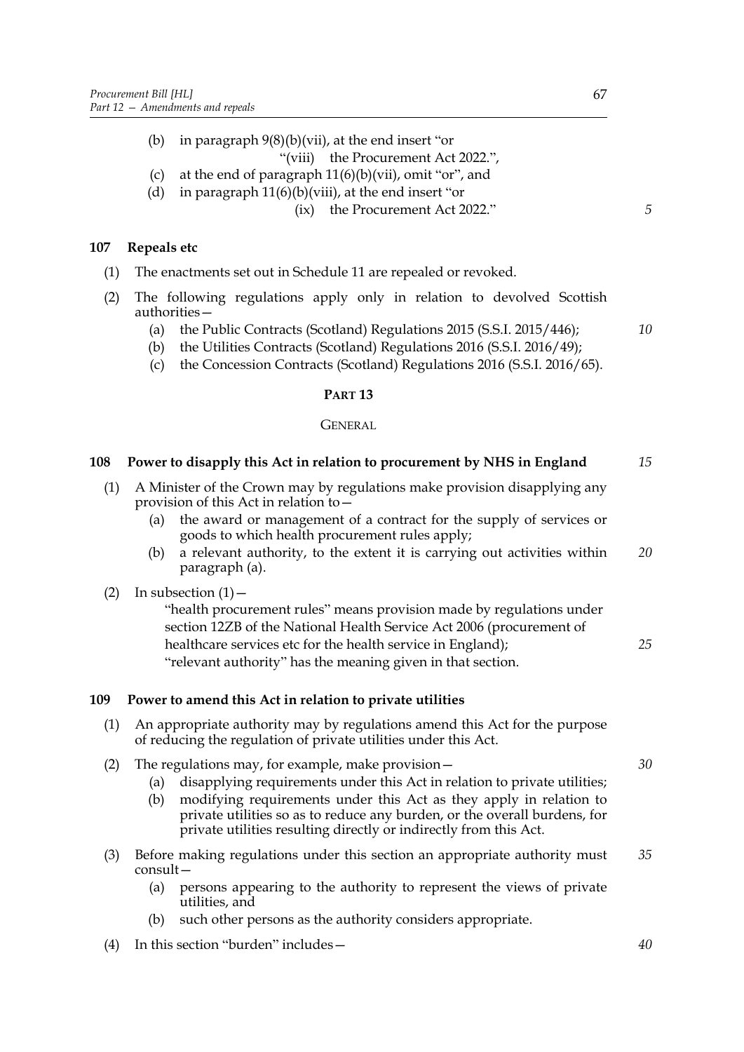(b) in paragraph 9(8)(b)(vii), at the end insert "or

"(viii) the Procurement Act 2022.",

(c) at the end of paragraph 11(6)(b)(vii), omit "or", and

(d) in paragraph 11(6)(b)(viii), at the end insert "or

(ix) the Procurement Act 2022."

### 107 Repeals etc

(1) The enactments set out in Schedule 11 are repealed or revoked.

(2) The following regulations apply only in relation to devolved Scottish authorities—

(a) the Public Contracts (Scotland) Regulations 2015 (S.S.I. 2015/446);

(b) the Utilities Contracts (Scotland) Regulations 2016 (S.S.I. 2016/49);

(c) the Concession Contracts (Scotland) Regulations 2016 (S.S.I. 2016/65).

## PART 13

## GENERAL

### 108 Power to disapply this Act in relation to procurement by NHS in England

(1) A Minister of the Crown may by regulations make provision disapplying any provision of this Act in relation to—

(a) the award or management of a contract for the supply of services or goods to which health procurement rules apply;

(b) a relevant authority, to the extent it is carrying out activities within paragraph (a).

(2) In subsection (1)—

"health procurement rules" means provision made by regulations under section 12ZB of the National Health Service Act 2006 (procurement of healthcare services etc for the health service in England);

"relevant authority" has the meaning given in that section.

### 109 Power to amend this Act in relation to private utilities

(1) An appropriate authority may by regulations amend this Act for the purpose of reducing the regulation of private utilities under this Act.

(2) The regulations may, for example, make provision—

(a) disapplying requirements under this Act in relation to private utilities;

(b) modifying requirements under this Act as they apply in relation to private utilities so as to reduce any burden, or the overall burdens, for private utilities resulting directly or indirectly from this Act.

(3) Before making regulations under this section an appropriate authority must consult—

(a) persons appearing to the authority to represent the views of private utilities, and

(b) such other persons as the authority considers appropriate.

(4) In this section "burden" includes—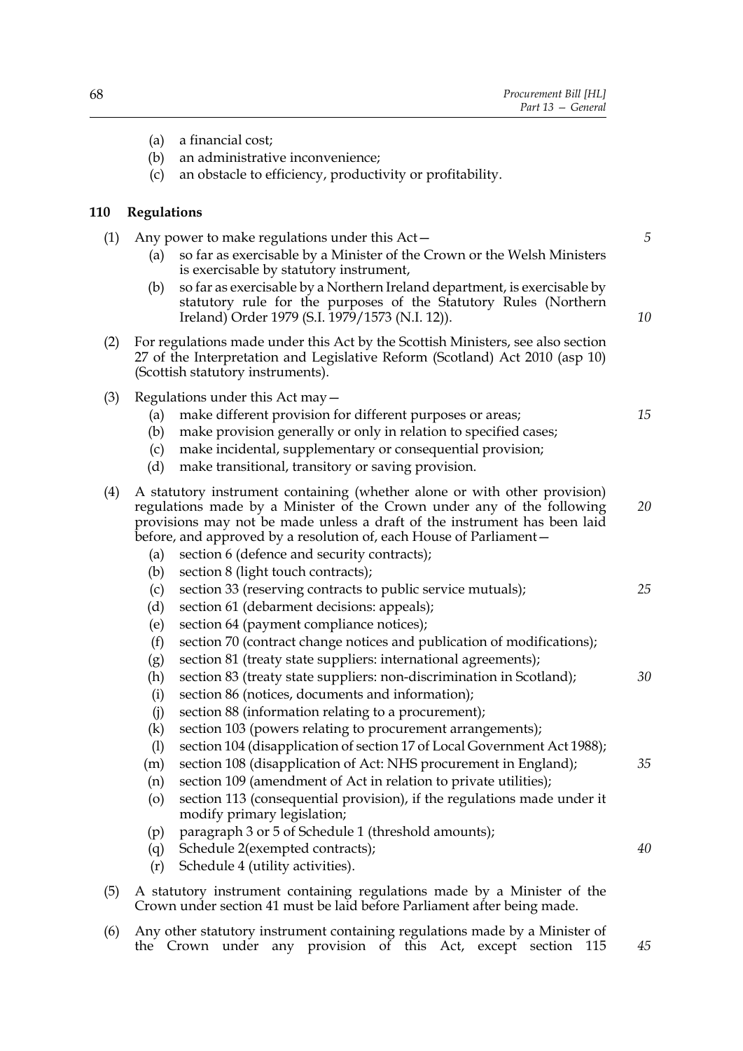(a) a financial cost;

(b) an administrative inconvenience;

(c) an obstacle to efficiency, productivity or profitability.

## 110 Regulations

(1) Any power to make regulations under this Act—

(a) so far as exercisable by a Minister of the Crown or the Welsh Ministers is exercisable by statutory instrument,

(b) so far as exercisable by a Northern Ireland department, is exercisable by statutory rule for the purposes of the Statutory Rules (Northern Ireland) Order 1979 (S.I. 1979/1573 (N.I. 12)).

(2) For regulations made under this Act by the Scottish Ministers, see also section 27 of the Interpretation and Legislative Reform (Scotland) Act 2010 (asp 10) (Scottish statutory instruments).

(3) Regulations under this Act may—

(a) make different provision for different purposes or areas;

(b) make provision generally or only in relation to specified cases;

(c) make incidental, supplementary or consequential provision;

(d) make transitional, transitory or saving provision.

(4) A statutory instrument containing (whether alone or with other provision) regulations made by a Minister of the Crown under any of the following provisions may not be made unless a draft of the instrument has been laid before, and approved by a resolution of, each House of Parliament—

(a) section 6 (defence and security contracts);

(b) section 8 (light touch contracts);

(c) section 33 (reserving contracts to public service mutuals);

(d) section 61 (debarment decisions: appeals);

(e) section 64 (payment compliance notices);

(f) section 70 (contract change notices and publication of modifications);

(g) section 81 (treaty state suppliers: international agreements);

(h) section 83 (treaty state suppliers: non-discrimination in Scotland);

(i) section 86 (notices, documents and information);

(j) section 88 (information relating to a procurement);

(k) section 103 (powers relating to procurement arrangements);

(l) section 104 (disapplication of section 17 of Local Government Act 1988);

(m) section 108 (disapplication of Act: NHS procurement in England);

(n) section 109 (amendment of Act in relation to private utilities);

(o) section 113 (consequential provision), if the regulations made under it modify primary legislation;

(p) paragraph 3 or 5 of Schedule 1 (threshold amounts);

(q) Schedule 2(exempted contracts);

(r) Schedule 4 (utility activities).

(5) A statutory instrument containing regulations made by a Minister of the Crown under section 41 must be laid before Parliament after being made.

(6) Any other statutory instrument containing regulations made by a Minister of the Crown under any provision of this Act, except section 115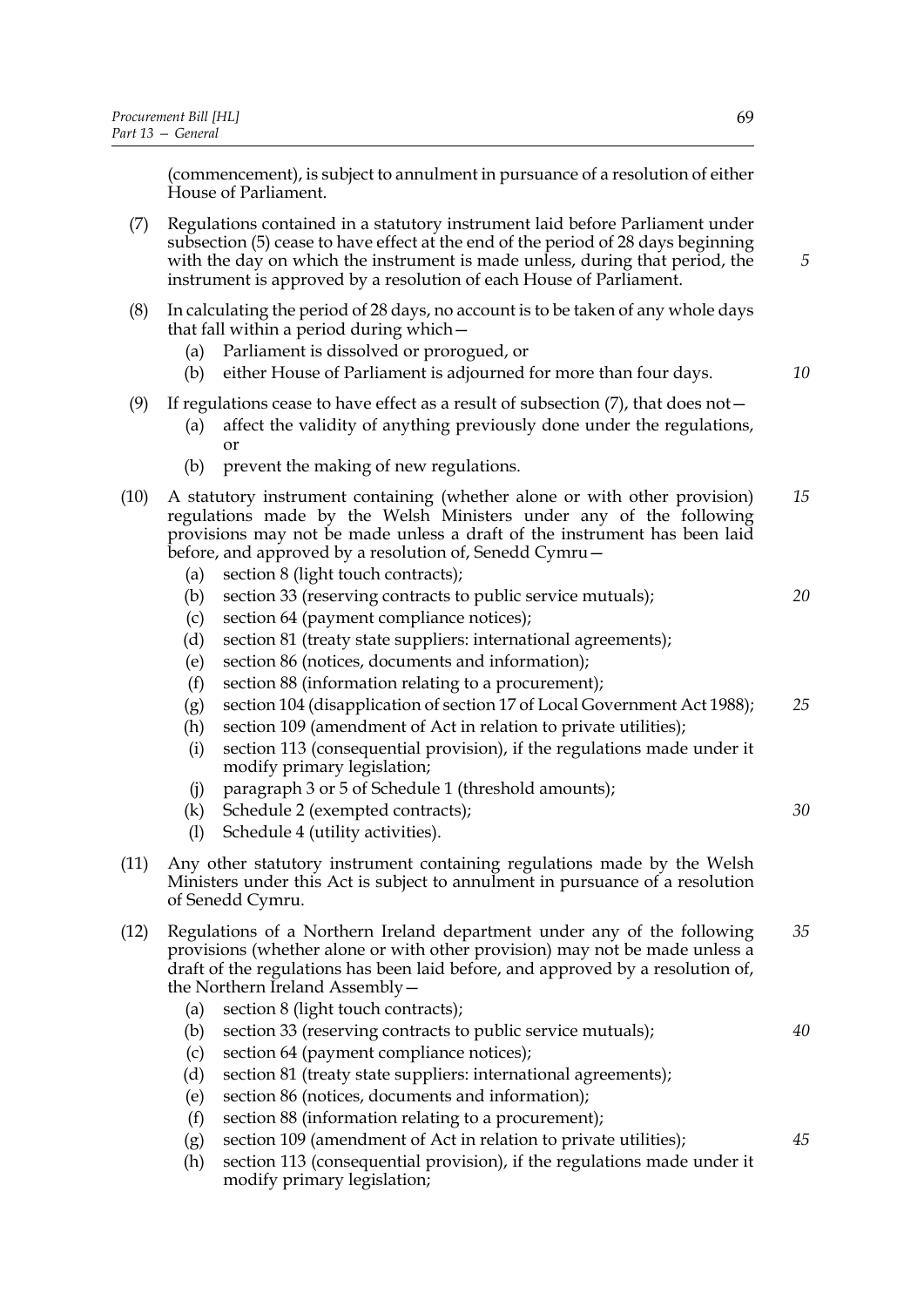(commencement), is subject to annulment in pursuance of a resolution of either House of Parliament.

(7) Regulations contained in a statutory instrument laid before Parliament under subsection (5) cease to have effect at the end of the period of 28 days beginning with the day on which the instrument is made unless, during that period, the instrument is approved by a resolution of each House of Parliament.

(8) In calculating the period of 28 days, no account is to be taken of any whole days that fall within a period during which—

- (a) Parliament is dissolved or prorogued, or
- (b) either House of Parliament is adjourned for more than four days.

(9) If regulations cease to have effect as a result of subsection (7), that does not—

- (a) affect the validity of anything previously done under the regulations, or
- (b) prevent the making of new regulations.

(10) A statutory instrument containing (whether alone or with other provision) regulations made by the Welsh Ministers under any of the following provisions may not be made unless a draft of the instrument has been laid before, and approved by a resolution of, Senedd Cymru—

- (a) section 8 (light touch contracts);
- (b) section 33 (reserving contracts to public service mutuals);
- (c) section 64 (payment compliance notices);
- (d) section 81 (treaty state suppliers: international agreements);
- (e) section 86 (notices, documents and information);
- (f) section 88 (information relating to a procurement);
- (g) section 104 (disapplication of section 17 of Local Government Act 1988);
- (h) section 109 (amendment of Act in relation to private utilities);
- (i) section 113 (consequential provision), if the regulations made under it modify primary legislation;
- (j) paragraph 3 or 5 of Schedule 1 (threshold amounts);
- (k) Schedule 2 (exempted contracts);
- (l) Schedule 4 (utility activities).

(11) Any other statutory instrument containing regulations made by the Welsh Ministers under this Act is subject to annulment in pursuance of a resolution of Senedd Cymru.

(12) Regulations of a Northern Ireland department under any of the following provisions (whether alone or with other provision) may not be made unless a draft of the regulations has been laid before, and approved by a resolution of, the Northern Ireland Assembly—

- (a) section 8 (light touch contracts);
- (b) section 33 (reserving contracts to public service mutuals);
- (c) section 64 (payment compliance notices);
- (d) section 81 (treaty state suppliers: international agreements);
- (e) section 86 (notices, documents and information);
- (f) section 88 (information relating to a procurement);
- (g) section 109 (amendment of Act in relation to private utilities);
- (h) section 113 (consequential provision), if the regulations made under it modify primary legislation;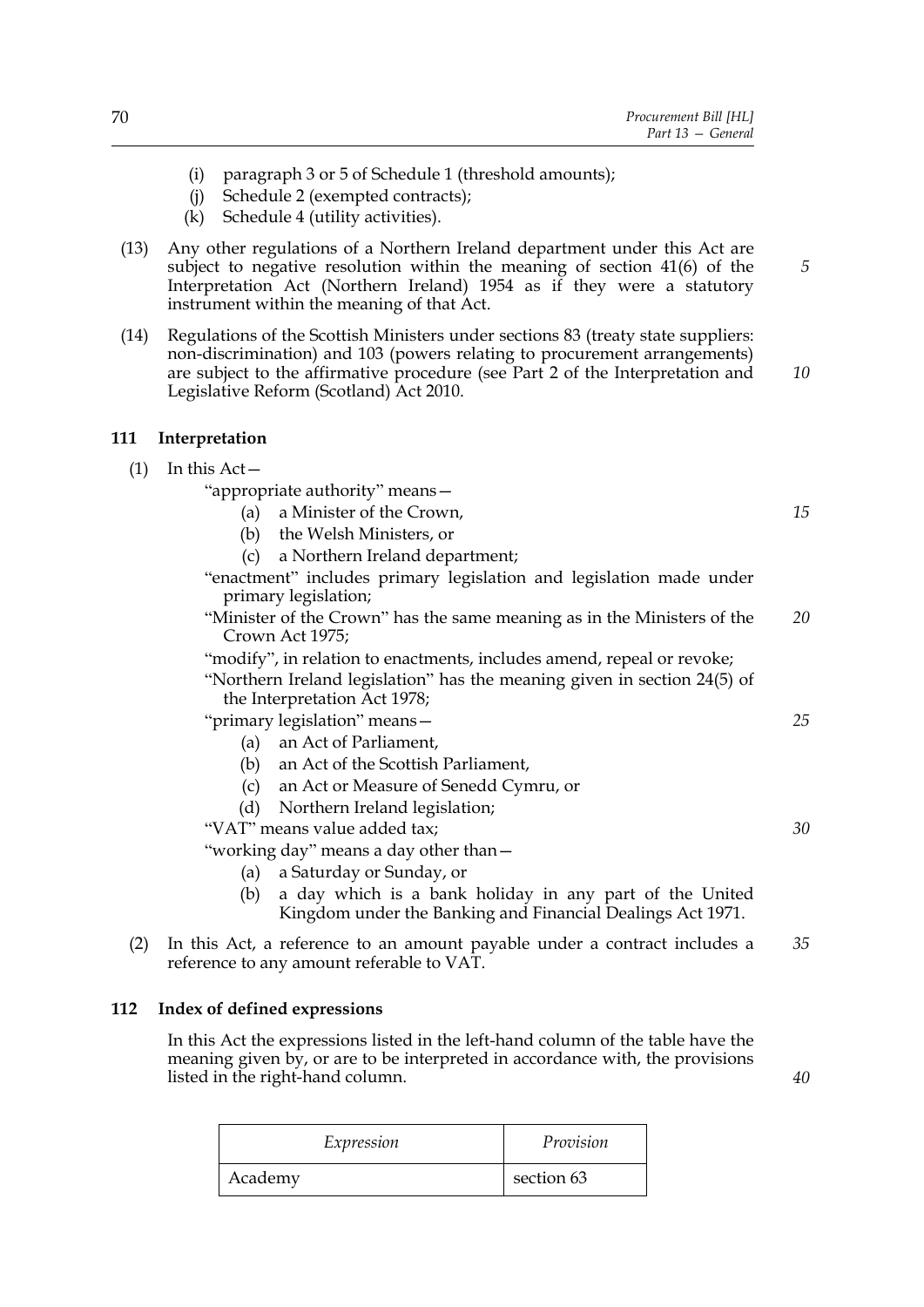(i) paragraph 3 or 5 of Schedule 1 (threshold amounts);

(j) Schedule 2 (exempted contracts);

(k) Schedule 4 (utility activities).

(13) Any other regulations of a Northern Ireland department under this Act are subject to negative resolution within the meaning of section 41(6) of the Interpretation Act (Northern Ireland) 1954 as if they were a statutory instrument within the meaning of that Act.

(14) Regulations of the Scottish Ministers under sections 83 (treaty state suppliers: non-discrimination) and 103 (powers relating to procurement arrangements) are subject to the affirmative procedure (see Part 2 of the Interpretation and Legislative Reform (Scotland) Act 2010.

## 111 Interpretation

(1) In this Act—

"appropriate authority" means—

(a) a Minister of the Crown,

(b) the Welsh Ministers, or

(c) a Northern Ireland department;

"enactment" includes primary legislation and legislation made under primary legislation;

"Minister of the Crown" has the same meaning as in the Ministers of the Crown Act 1975;

"modify", in relation to enactments, includes amend, repeal or revoke;

"Northern Ireland legislation" has the meaning given in section 24(5) of the Interpretation Act 1978;

"primary legislation" means—

(a) an Act of Parliament,

(b) an Act of the Scottish Parliament,

(c) an Act or Measure of Senedd Cymru, or

(d) Northern Ireland legislation;

"VAT" means value added tax;

"working day" means a day other than—

(a) a Saturday or Sunday, or

(b) a day which is a bank holiday in any part of the United Kingdom under the Banking and Financial Dealings Act 1971.

(2) In this Act, a reference to an amount payable under a contract includes a reference to any amount referable to VAT.

## 112 Index of defined expressions

In this Act the expressions listed in the left-hand column of the table have the meaning given by, or are to be interpreted in accordance with, the provisions listed in the right-hand column.

| *Expression* | *Provision* |
|---|---|
| Academy | section 63 |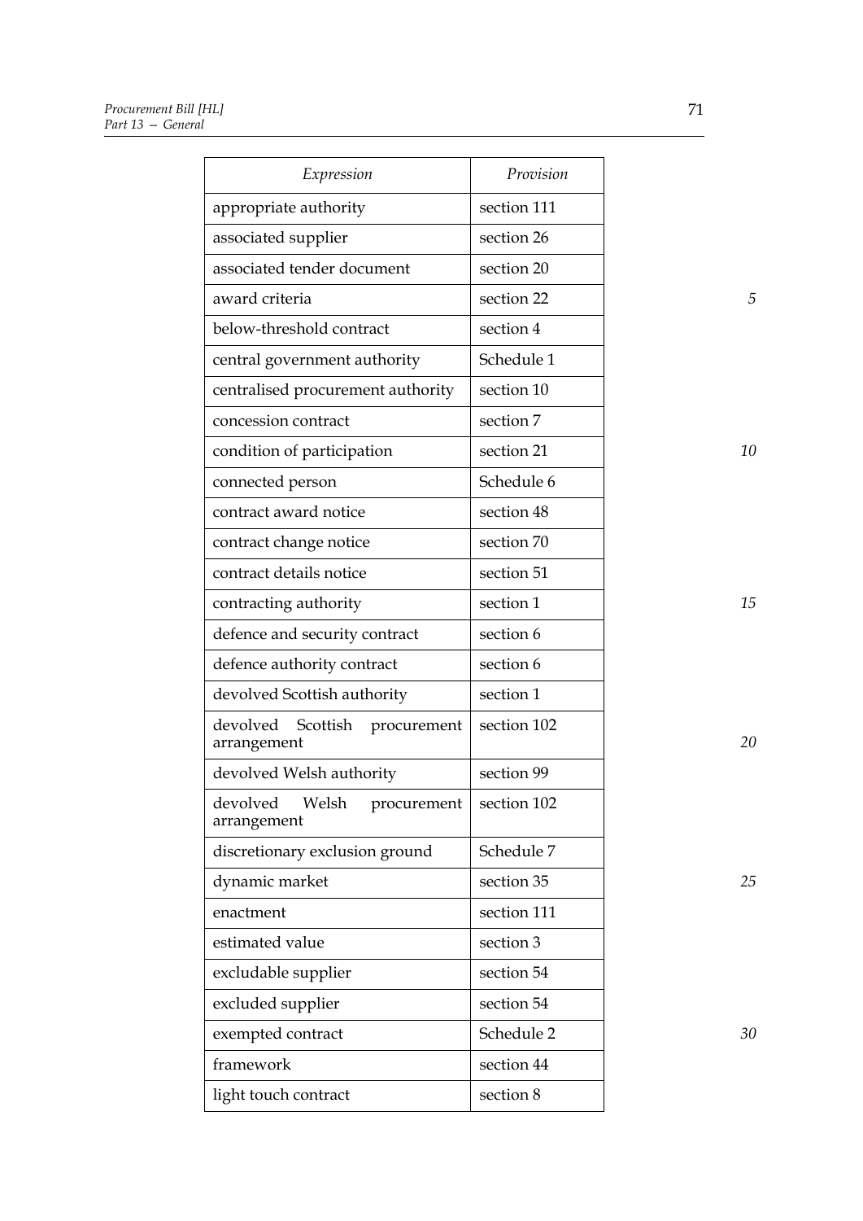| Expression | Provision |
|---|---|
| appropriate authority | section 111 |
| associated supplier | section 26 |
| associated tender document | section 20 |
| award criteria | section 22 |
| below-threshold contract | section 4 |
| central government authority | Schedule 1 |
| centralised procurement authority | section 10 |
| concession contract | section 7 |
| condition of participation | section 21 |
| connected person | Schedule 6 |
| contract award notice | section 48 |
| contract change notice | section 70 |
| contract details notice | section 51 |
| contracting authority | section 1 |
| defence and security contract | section 6 |
| defence authority contract | section 6 |
| devolved Scottish authority | section 1 |
| devolved Scottish procurement arrangement | section 102 |
| devolved Welsh authority | section 99 |
| devolved Welsh procurement arrangement | section 102 |
| discretionary exclusion ground | Schedule 7 |
| dynamic market | section 35 |
| enactment | section 111 |
| estimated value | section 3 |
| excludable supplier | section 54 |
| excluded supplier | section 54 |
| exempted contract | Schedule 2 |
| framework | section 44 |
| light touch contract | section 8 |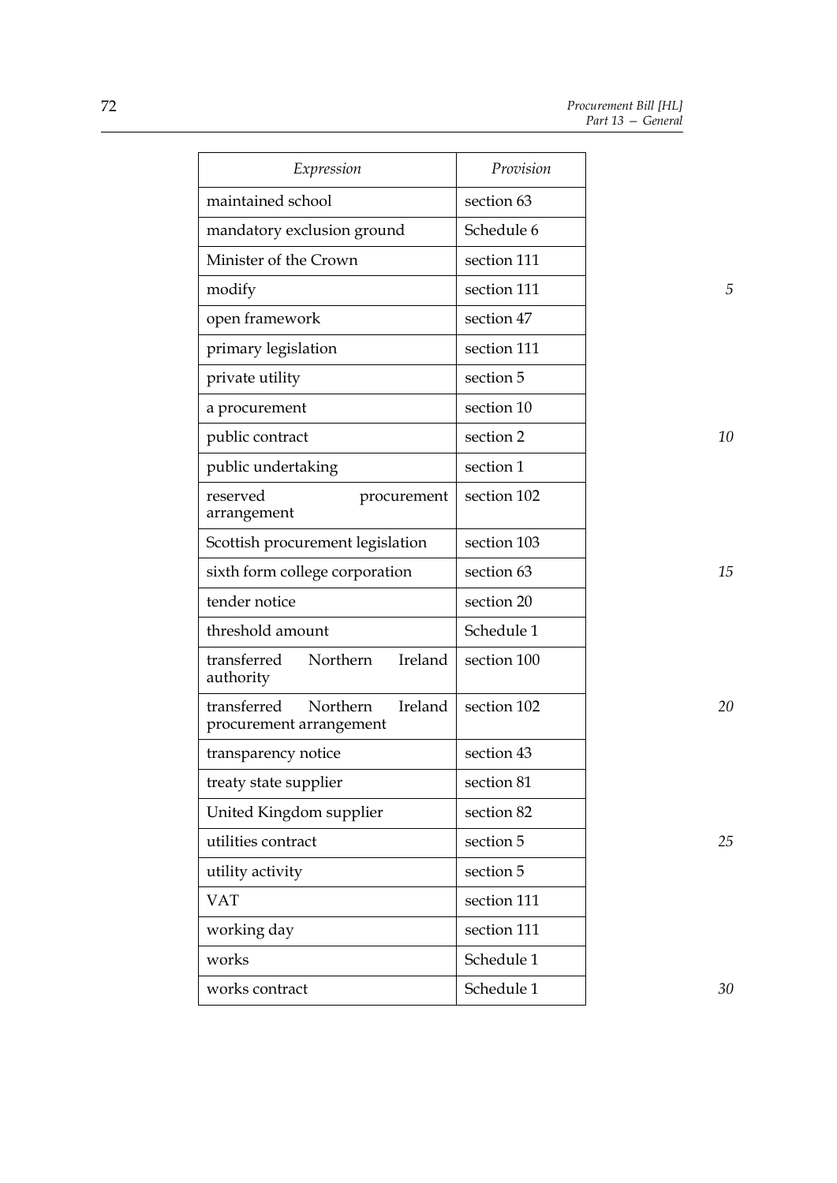| Expression | Provision |
|---|---|
| maintained school | section 63 |
| mandatory exclusion ground | Schedule 6 |
| Minister of the Crown | section 111 |
| modify | section 111 |
| open framework | section 47 |
| primary legislation | section 111 |
| private utility | section 5 |
| a procurement | section 10 |
| public contract | section 2 |
| public undertaking | section 1 |
| reserved procurement arrangement | section 102 |
| Scottish procurement legislation | section 103 |
| sixth form college corporation | section 63 |
| tender notice | section 20 |
| threshold amount | Schedule 1 |
| transferred Northern Ireland authority | section 100 |
| transferred Northern Ireland procurement arrangement | section 102 |
| transparency notice | section 43 |
| treaty state supplier | section 81 |
| United Kingdom supplier | section 82 |
| utilities contract | section 5 |
| utility activity | section 5 |
| VAT | section 111 |
| working day | section 111 |
| works | Schedule 1 |
| works contract | Schedule 1 |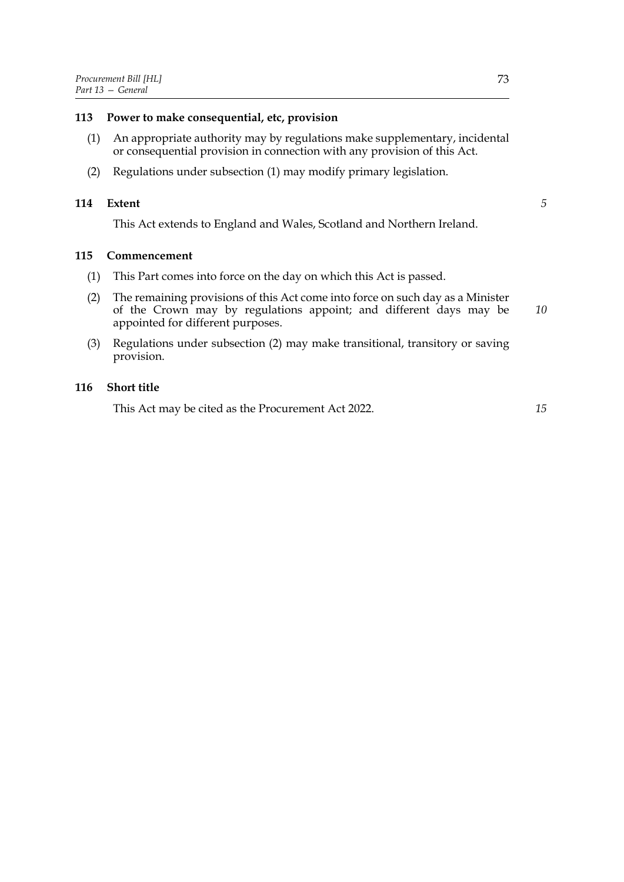## 113 Power to make consequential, etc, provision

(1) An appropriate authority may by regulations make supplementary, incidental or consequential provision in connection with any provision of this Act.

(2) Regulations under subsection (1) may modify primary legislation.

## 114 Extent

This Act extends to England and Wales, Scotland and Northern Ireland.

## 115 Commencement

(1) This Part comes into force on the day on which this Act is passed.

(2) The remaining provisions of this Act come into force on such day as a Minister of the Crown may by regulations appoint; and different days may be appointed for different purposes.

(3) Regulations under subsection (2) may make transitional, transitory or saving provision.

## 116 Short title

This Act may be cited as the Procurement Act 2022.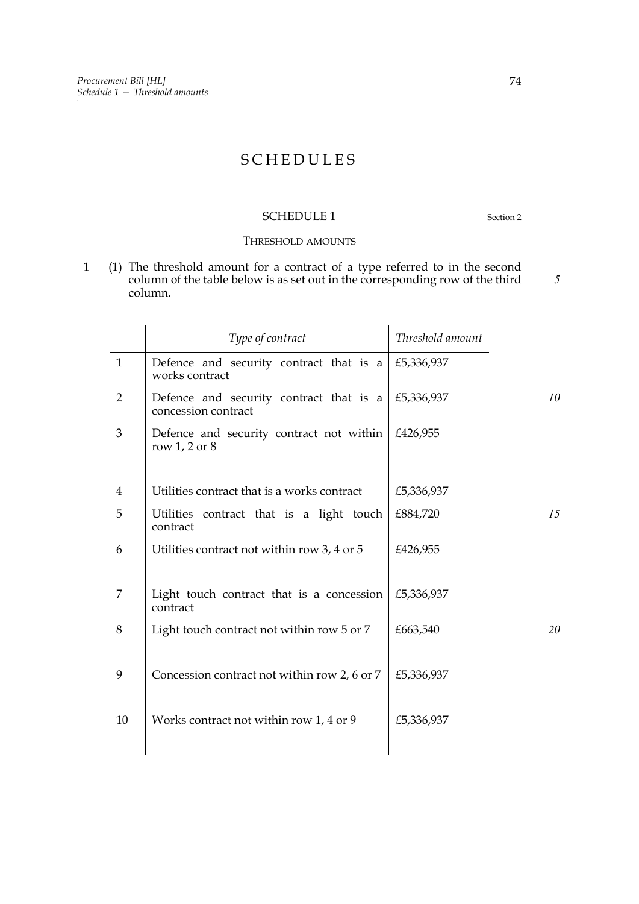# SCHEDULES

## SCHEDULE 1

Section 2

### THRESHOLD AMOUNTS

1 (1) The threshold amount for a contract of a type referred to in the second column of the table below is as set out in the corresponding row of the third column.

| | *Type of contract* | *Threshold amount* |
|---|---|---|
| 1 | Defence and security contract that is a works contract | £5,336,937 |
| 2 | Defence and security contract that is a concession contract | £5,336,937 |
| 3 | Defence and security contract not within row 1, 2 or 8 | £426,955 |
| 4 | Utilities contract that is a works contract | £5,336,937 |
| 5 | Utilities contract that is a light touch contract | £884,720 |
| 6 | Utilities contract not within row 3, 4 or 5 | £426,955 |
| 7 | Light touch contract that is a concession contract | £5,336,937 |
| 8 | Light touch contract not within row 5 or 7 | £663,540 |
| 9 | Concession contract not within row 2, 6 or 7 | £5,336,937 |
| 10 | Works contract not within row 1, 4 or 9 | £5,336,937 |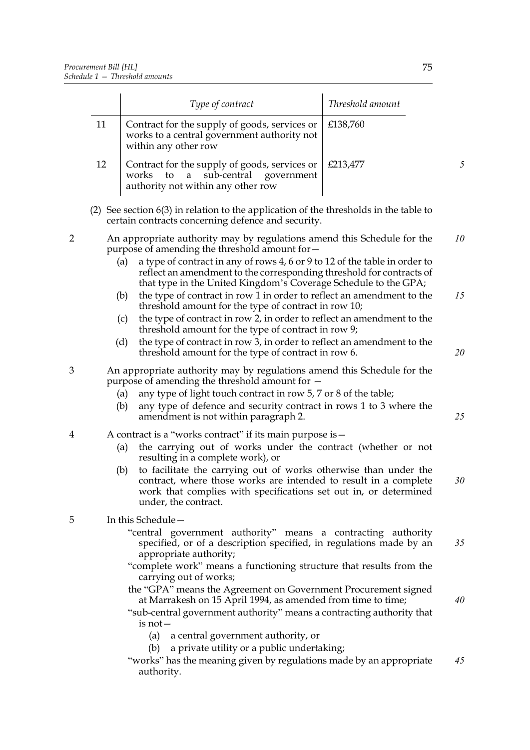| | Type of contract | Threshold amount |
|---|---|---|
| 11 | Contract for the supply of goods, services or works to a central government authority not within any other row | £138,760 |
| 12 | Contract for the supply of goods, services or works to a sub-central government authority not within any other row | £213,477 |

(2) See section 6(3) in relation to the application of the thresholds in the table to certain contracts concerning defence and security.

2 An appropriate authority may by regulations amend this Schedule for the purpose of amending the threshold amount for—

(a) a type of contract in any of rows 4, 6 or 9 to 12 of the table in order to reflect an amendment to the corresponding threshold for contracts of that type in the United Kingdom's Coverage Schedule to the GPA;

(b) the type of contract in row 1 in order to reflect an amendment to the threshold amount for the type of contract in row 10;

(c) the type of contract in row 2, in order to reflect an amendment to the threshold amount for the type of contract in row 9;

(d) the type of contract in row 3, in order to reflect an amendment to the threshold amount for the type of contract in row 6.

3 An appropriate authority may by regulations amend this Schedule for the purpose of amending the threshold amount for —

(a) any type of light touch contract in row 5, 7 or 8 of the table;

(b) any type of defence and security contract in rows 1 to 3 where the amendment is not within paragraph 2.

4 A contract is a "works contract" if its main purpose is—

(a) the carrying out of works under the contract (whether or not resulting in a complete work), or

(b) to facilitate the carrying out of works otherwise than under the contract, where those works are intended to result in a complete work that complies with specifications set out in, or determined under, the contract.

5 In this Schedule—

"central government authority" means a contracting authority specified, or of a description specified, in regulations made by an appropriate authority;

"complete work" means a functioning structure that results from the carrying out of works;

the "GPA" means the Agreement on Government Procurement signed at Marrakesh on 15 April 1994, as amended from time to time;

"sub-central government authority" means a contracting authority that is not—

(a) a central government authority, or

(b) a private utility or a public undertaking;

"works" has the meaning given by regulations made by an appropriate authority.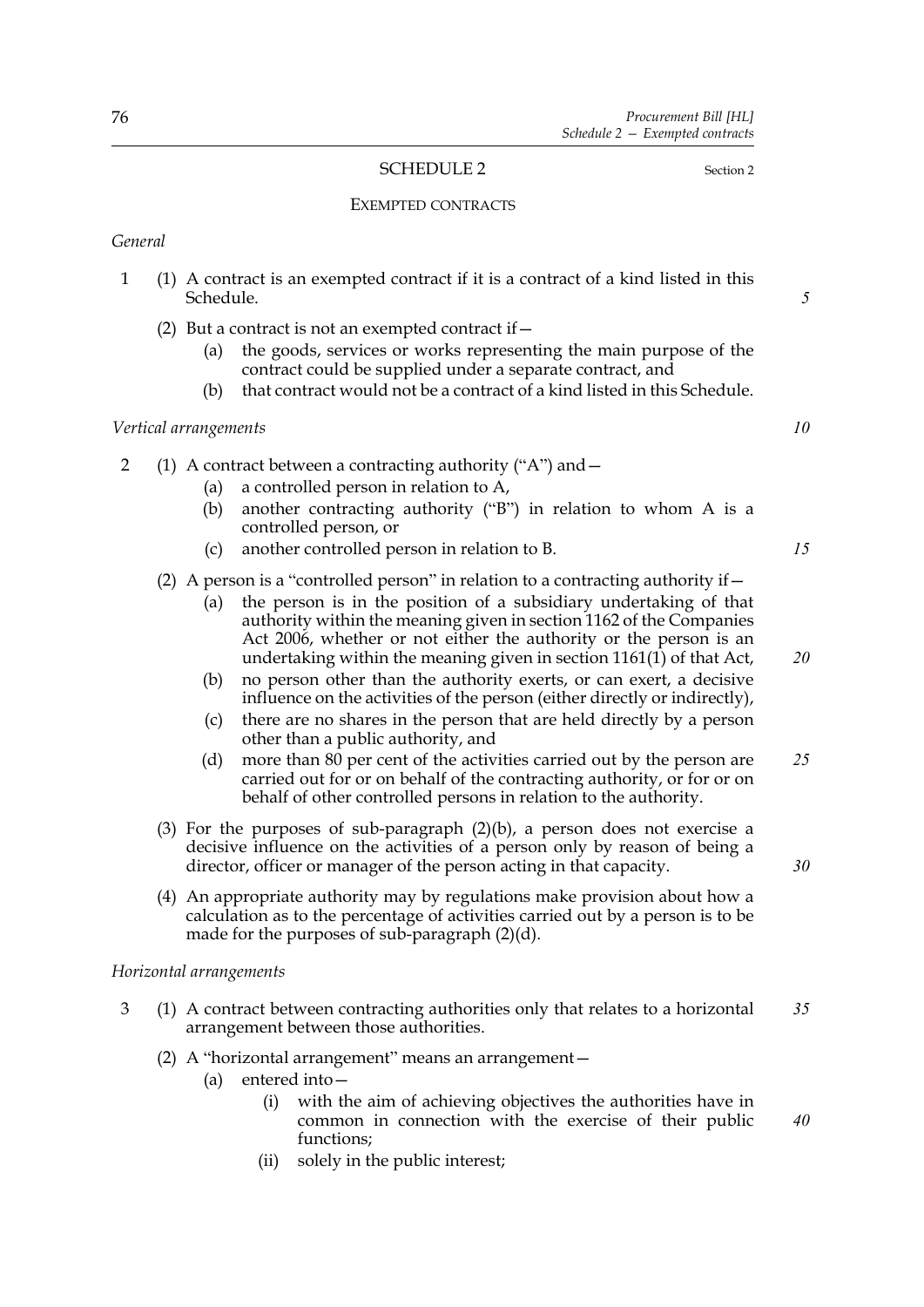## SCHEDULE 2

Section 2

### EXEMPTED CONTRACTS

*General*

1 (1) A contract is an exempted contract if it is a contract of a kind listed in this Schedule.

(2) But a contract is not an exempted contract if—

(a) the goods, services or works representing the main purpose of the contract could be supplied under a separate contract, and

(b) that contract would not be a contract of a kind listed in this Schedule.

*Vertical arrangements*

2 (1) A contract between a contracting authority ("A") and—

(a) a controlled person in relation to A,

(b) another contracting authority ("B") in relation to whom A is a controlled person, or

(c) another controlled person in relation to B.

(2) A person is a "controlled person" in relation to a contracting authority if—

(a) the person is in the position of a subsidiary undertaking of that authority within the meaning given in section 1162 of the Companies Act 2006, whether or not either the authority or the person is an undertaking within the meaning given in section 1161(1) of that Act,

(b) no person other than the authority exerts, or can exert, a decisive influence on the activities of the person (either directly or indirectly),

(c) there are no shares in the person that are held directly by a person other than a public authority, and

(d) more than 80 per cent of the activities carried out by the person are carried out for or on behalf of the contracting authority, or for or on behalf of other controlled persons in relation to the authority.

(3) For the purposes of sub-paragraph (2)(b), a person does not exercise a decisive influence on the activities of a person only by reason of being a director, officer or manager of the person acting in that capacity.

(4) An appropriate authority may by regulations make provision about how a calculation as to the percentage of activities carried out by a person is to be made for the purposes of sub-paragraph (2)(d).

*Horizontal arrangements*

3 (1) A contract between contracting authorities only that relates to a horizontal arrangement between those authorities.

(2) A "horizontal arrangement" means an arrangement—

(a) entered into—

(i) with the aim of achieving objectives the authorities have in common in connection with the exercise of their public functions;

(ii) solely in the public interest;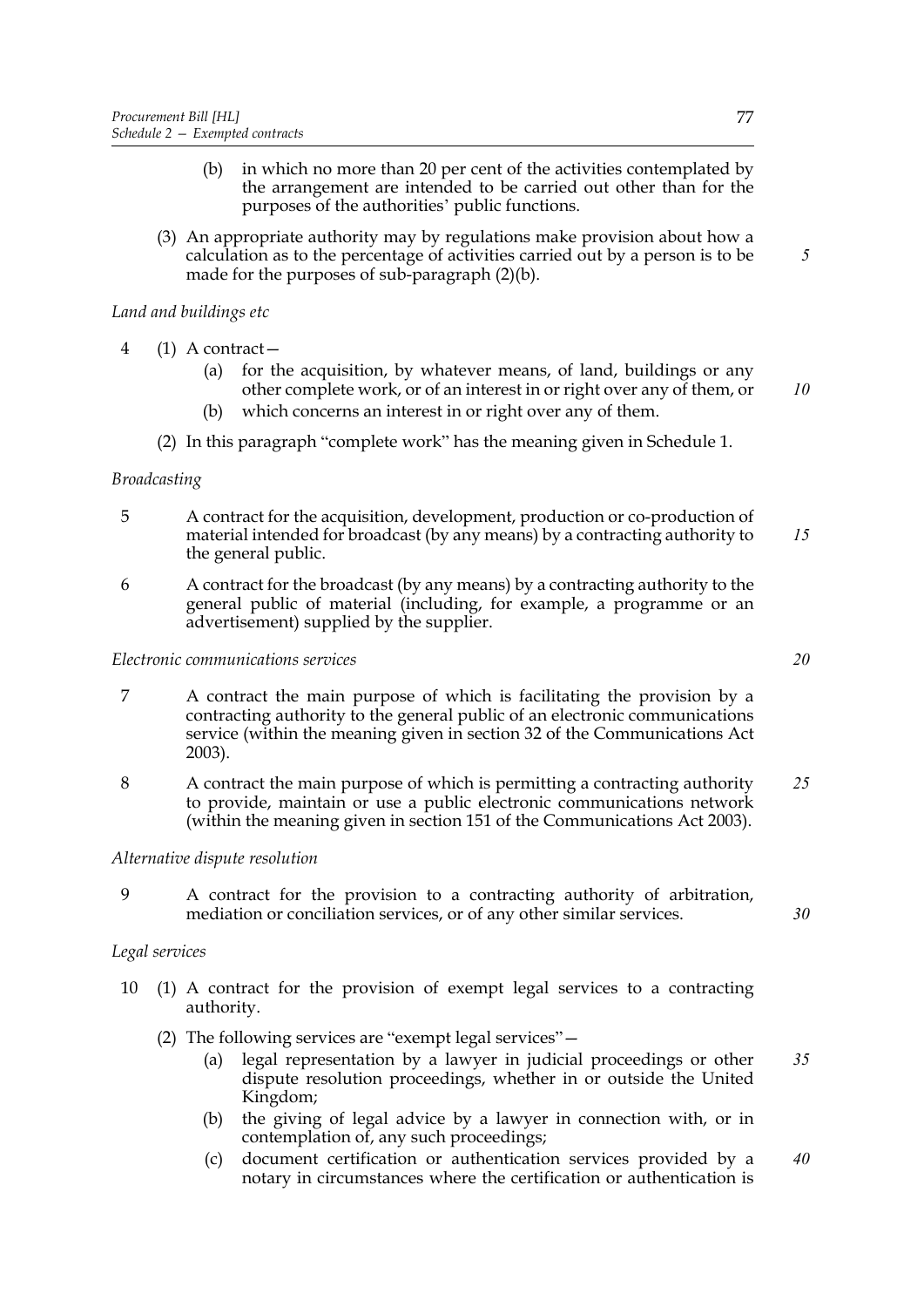(b) in which no more than 20 per cent of the activities contemplated by the arrangement are intended to be carried out other than for the purposes of the authorities' public functions.

(3) An appropriate authority may by regulations make provision about how a calculation as to the percentage of activities carried out by a person is to be made for the purposes of sub-paragraph (2)(b).

*Land and buildings etc*

4 (1) A contract—

(a) for the acquisition, by whatever means, of land, buildings or any other complete work, or of an interest in or right over any of them, or

(b) which concerns an interest in or right over any of them.

(2) In this paragraph "complete work" has the meaning given in Schedule 1.

*Broadcasting*

5 A contract for the acquisition, development, production or co-production of material intended for broadcast (by any means) by a contracting authority to the general public.

6 A contract for the broadcast (by any means) by a contracting authority to the general public of material (including, for example, a programme or an advertisement) supplied by the supplier.

*Electronic communications services*

7 A contract the main purpose of which is facilitating the provision by a contracting authority to the general public of an electronic communications service (within the meaning given in section 32 of the Communications Act 2003).

8 A contract the main purpose of which is permitting a contracting authority to provide, maintain or use a public electronic communications network (within the meaning given in section 151 of the Communications Act 2003).

*Alternative dispute resolution*

9 A contract for the provision to a contracting authority of arbitration, mediation or conciliation services, or of any other similar services.

*Legal services*

10 (1) A contract for the provision of exempt legal services to a contracting authority.

(2) The following services are "exempt legal services"—

(a) legal representation by a lawyer in judicial proceedings or other dispute resolution proceedings, whether in or outside the United Kingdom;

(b) the giving of legal advice by a lawyer in connection with, or in contemplation of, any such proceedings;

(c) document certification or authentication services provided by a notary in circumstances where the certification or authentication is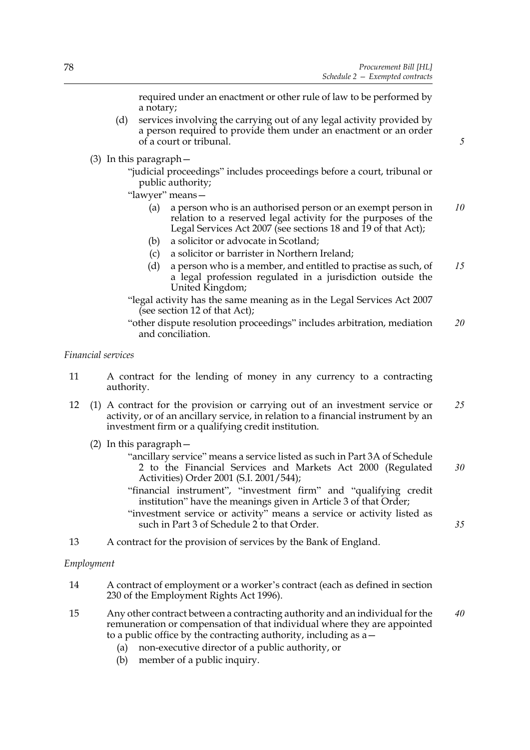required under an enactment or other rule of law to be performed by a notary;

(d) services involving the carrying out of any legal activity provided by a person required to provide them under an enactment or an order of a court or tribunal.

(3) In this paragraph—

"judicial proceedings" includes proceedings before a court, tribunal or public authority;

"lawyer" means—

(a) a person who is an authorised person or an exempt person in relation to a reserved legal activity for the purposes of the Legal Services Act 2007 (see sections 18 and 19 of that Act);

(b) a solicitor or advocate in Scotland;

(c) a solicitor or barrister in Northern Ireland;

(d) a person who is a member, and entitled to practise as such, of a legal profession regulated in a jurisdiction outside the United Kingdom;

"legal activity has the same meaning as in the Legal Services Act 2007 (see section 12 of that Act);

"other dispute resolution proceedings" includes arbitration, mediation and conciliation.

*Financial services*

11 A contract for the lending of money in any currency to a contracting authority.

12 (1) A contract for the provision or carrying out of an investment service or activity, or of an ancillary service, in relation to a financial instrument by an investment firm or a qualifying credit institution.

(2) In this paragraph—

"ancillary service" means a service listed as such in Part 3A of Schedule 2 to the Financial Services and Markets Act 2000 (Regulated Activities) Order 2001 (S.I. 2001/544);

"financial instrument", "investment firm" and "qualifying credit institution" have the meanings given in Article 3 of that Order;

"investment service or activity" means a service or activity listed as such in Part 3 of Schedule 2 to that Order.

13 A contract for the provision of services by the Bank of England.

*Employment*

14 A contract of employment or a worker's contract (each as defined in section 230 of the Employment Rights Act 1996).

15 Any other contract between a contracting authority and an individual for the remuneration or compensation of that individual where they are appointed to a public office by the contracting authority, including as a—

(a) non-executive director of a public authority, or

(b) member of a public inquiry.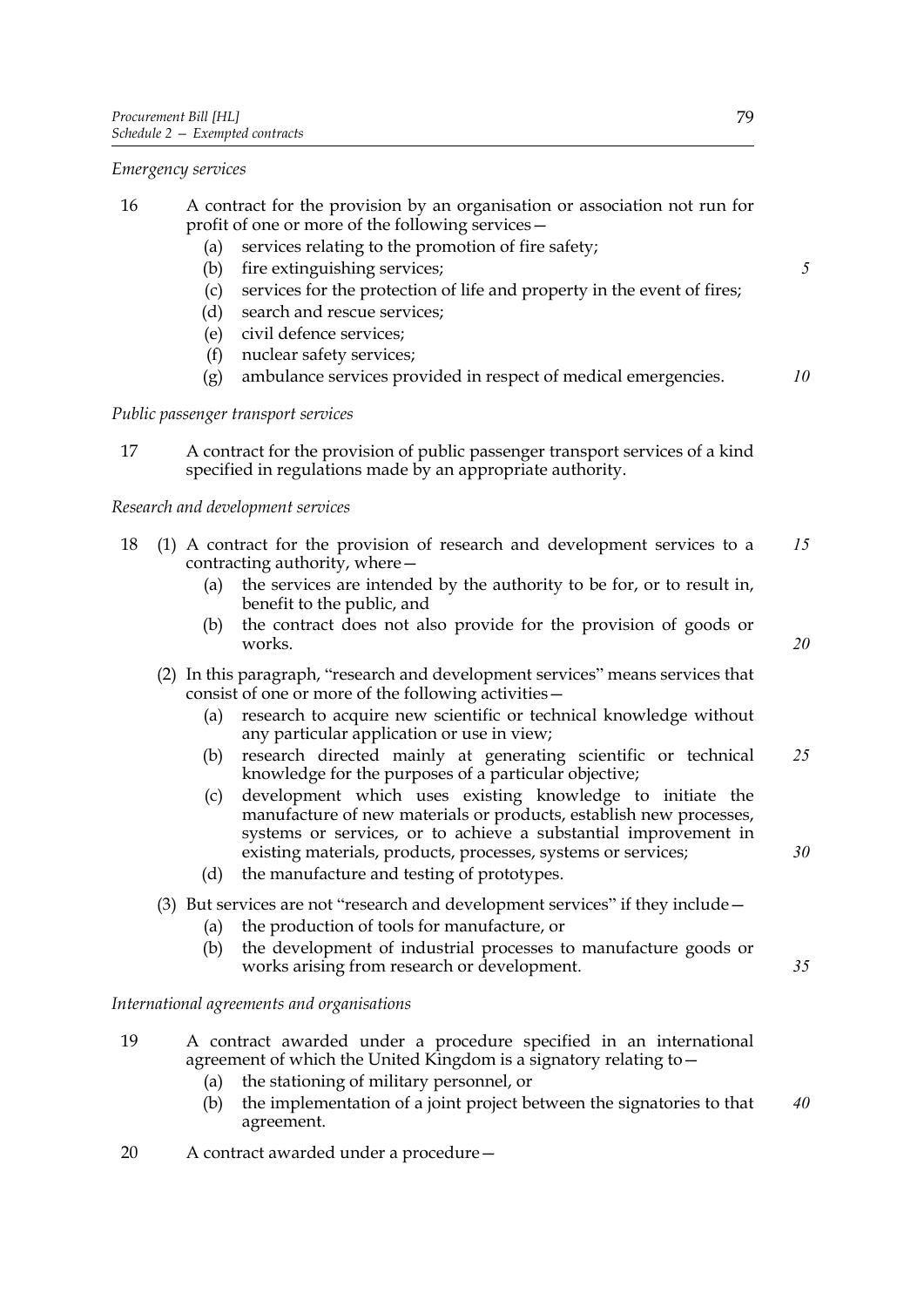*Emergency services*

16 A contract for the provision by an organisation or association not run for profit of one or more of the following services—

- (a) services relating to the promotion of fire safety;
- (b) fire extinguishing services;
- (c) services for the protection of life and property in the event of fires;
- (d) search and rescue services;
- (e) civil defence services;
- (f) nuclear safety services;
- (g) ambulance services provided in respect of medical emergencies.

*Public passenger transport services*

17 A contract for the provision of public passenger transport services of a kind specified in regulations made by an appropriate authority.

*Research and development services*

18 (1) A contract for the provision of research and development services to a contracting authority, where—

- (a) the services are intended by the authority to be for, or to result in, benefit to the public, and
- (b) the contract does not also provide for the provision of goods or works.

(2) In this paragraph, "research and development services" means services that consist of one or more of the following activities—

- (a) research to acquire new scientific or technical knowledge without any particular application or use in view;
- (b) research directed mainly at generating scientific or technical knowledge for the purposes of a particular objective;
- (c) development which uses existing knowledge to initiate the manufacture of new materials or products, establish new processes, systems or services, or to achieve a substantial improvement in existing materials, products, processes, systems or services;
- (d) the manufacture and testing of prototypes.

(3) But services are not "research and development services" if they include—

- (a) the production of tools for manufacture, or
- (b) the development of industrial processes to manufacture goods or works arising from research or development.

*International agreements and organisations*

19 A contract awarded under a procedure specified in an international agreement of which the United Kingdom is a signatory relating to—

- (a) the stationing of military personnel, or
- (b) the implementation of a joint project between the signatories to that agreement.

20 A contract awarded under a procedure—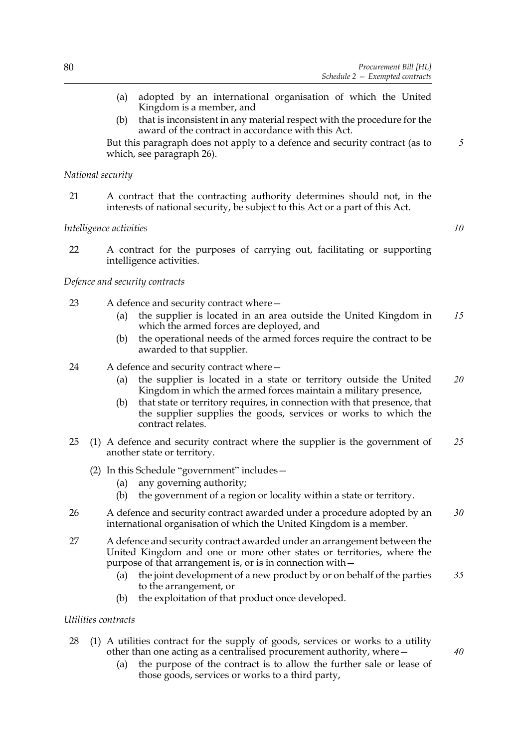(a) adopted by an international organisation of which the United Kingdom is a member, and

(b) that is inconsistent in any material respect with the procedure for the award of the contract in accordance with this Act.

But this paragraph does not apply to a defence and security contract (as to which, see paragraph 26).

*National security*

21 A contract that the contracting authority determines should not, in the interests of national security, be subject to this Act or a part of this Act.

*Intelligence activities*

22 A contract for the purposes of carrying out, facilitating or supporting intelligence activities.

*Defence and security contracts*

23 A defence and security contract where—

(a) the supplier is located in an area outside the United Kingdom in which the armed forces are deployed, and

(b) the operational needs of the armed forces require the contract to be awarded to that supplier.

24 A defence and security contract where—

(a) the supplier is located in a state or territory outside the United Kingdom in which the armed forces maintain a military presence,

(b) that state or territory requires, in connection with that presence, that the supplier supplies the goods, services or works to which the contract relates.

25 (1) A defence and security contract where the supplier is the government of another state or territory.

(2) In this Schedule "government" includes—

(a) any governing authority;

(b) the government of a region or locality within a state or territory.

26 A defence and security contract awarded under a procedure adopted by an international organisation of which the United Kingdom is a member.

27 A defence and security contract awarded under an arrangement between the United Kingdom and one or more other states or territories, where the purpose of that arrangement is, or is in connection with—

(a) the joint development of a new product by or on behalf of the parties to the arrangement, or

(b) the exploitation of that product once developed.

*Utilities contracts*

28 (1) A utilities contract for the supply of goods, services or works to a utility other than one acting as a centralised procurement authority, where—

(a) the purpose of the contract is to allow the further sale or lease of those goods, services or works to a third party,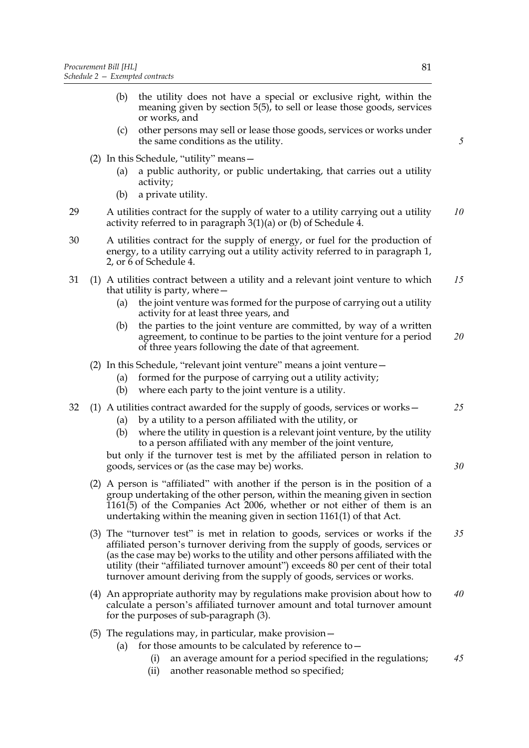(b) the utility does not have a special or exclusive right, within the meaning given by section 5(5), to sell or lease those goods, services or works, and

(c) other persons may sell or lease those goods, services or works under the same conditions as the utility.

(2) In this Schedule, "utility" means—

(a) a public authority, or public undertaking, that carries out a utility activity;

(b) a private utility.

29 A utilities contract for the supply of water to a utility carrying out a utility activity referred to in paragraph 3(1)(a) or (b) of Schedule 4.

30 A utilities contract for the supply of energy, or fuel for the production of energy, to a utility carrying out a utility activity referred to in paragraph 1, 2, or 6 of Schedule 4.

31 (1) A utilities contract between a utility and a relevant joint venture to which that utility is party, where—

(a) the joint venture was formed for the purpose of carrying out a utility activity for at least three years, and

(b) the parties to the joint venture are committed, by way of a written agreement, to continue to be parties to the joint venture for a period of three years following the date of that agreement.

(2) In this Schedule, "relevant joint venture" means a joint venture—

(a) formed for the purpose of carrying out a utility activity;

(b) where each party to the joint venture is a utility.

32 (1) A utilities contract awarded for the supply of goods, services or works—

(a) by a utility to a person affiliated with the utility, or

(b) where the utility in question is a relevant joint venture, by the utility to a person affiliated with any member of the joint venture,

but only if the turnover test is met by the affiliated person in relation to goods, services or (as the case may be) works.

(2) A person is "affiliated" with another if the person is in the position of a group undertaking of the other person, within the meaning given in section 1161(5) of the Companies Act 2006, whether or not either of them is an undertaking within the meaning given in section 1161(1) of that Act.

(3) The "turnover test" is met in relation to goods, services or works if the affiliated person's turnover deriving from the supply of goods, services or (as the case may be) works to the utility and other persons affiliated with the utility (their "affiliated turnover amount") exceeds 80 per cent of their total turnover amount deriving from the supply of goods, services or works.

(4) An appropriate authority may by regulations make provision about how to calculate a person's affiliated turnover amount and total turnover amount for the purposes of sub-paragraph (3).

(5) The regulations may, in particular, make provision—

(a) for those amounts to be calculated by reference to—

(i) an average amount for a period specified in the regulations;

(ii) another reasonable method so specified;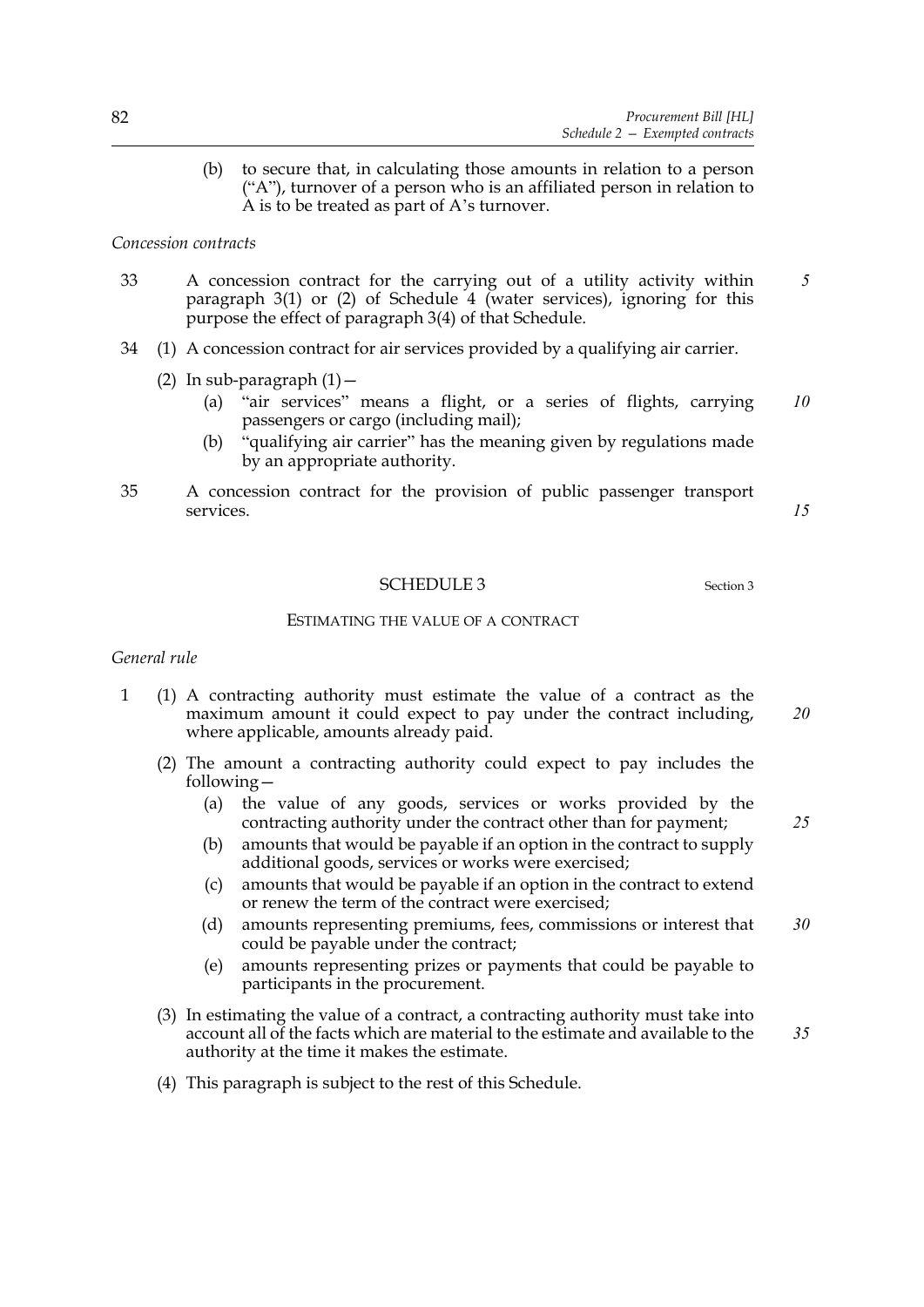(b) to secure that, in calculating those amounts in relation to a person ("A"), turnover of a person who is an affiliated person in relation to A is to be treated as part of A's turnover.

*Concession contracts*

33 A concession contract for the carrying out of a utility activity within paragraph 3(1) or (2) of Schedule 4 (water services), ignoring for this purpose the effect of paragraph 3(4) of that Schedule.

34 (1) A concession contract for air services provided by a qualifying air carrier.

(2) In sub-paragraph (1)—

(a) "air services" means a flight, or a series of flights, carrying passengers or cargo (including mail);

(b) "qualifying air carrier" has the meaning given by regulations made by an appropriate authority.

35 A concession contract for the provision of public passenger transport services.

## SCHEDULE 3

Section 3

### ESTIMATING THE VALUE OF A CONTRACT

*General rule*

1 (1) A contracting authority must estimate the value of a contract as the maximum amount it could expect to pay under the contract including, where applicable, amounts already paid.

(2) The amount a contracting authority could expect to pay includes the following—

(a) the value of any goods, services or works provided by the contracting authority under the contract other than for payment;

(b) amounts that would be payable if an option in the contract to supply additional goods, services or works were exercised;

(c) amounts that would be payable if an option in the contract to extend or renew the term of the contract were exercised;

(d) amounts representing premiums, fees, commissions or interest that could be payable under the contract;

(e) amounts representing prizes or payments that could be payable to participants in the procurement.

(3) In estimating the value of a contract, a contracting authority must take into account all of the facts which are material to the estimate and available to the authority at the time it makes the estimate.

(4) This paragraph is subject to the rest of this Schedule.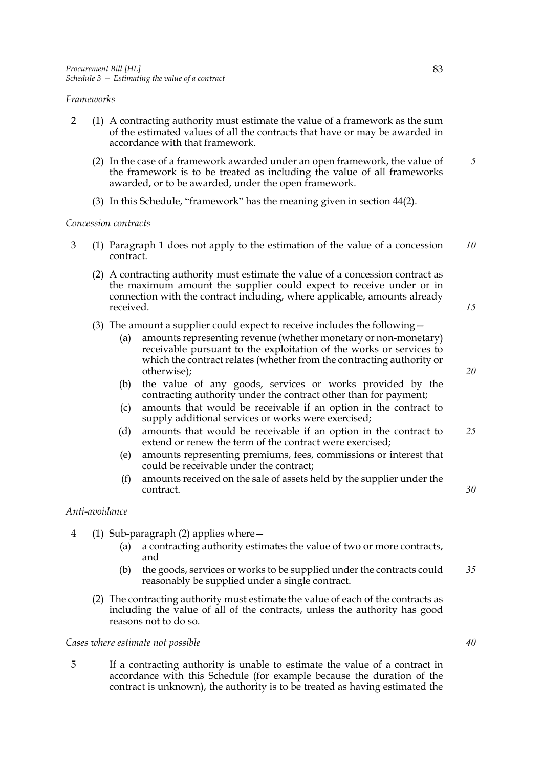*Frameworks*

2 (1) A contracting authority must estimate the value of a framework as the sum of the estimated values of all the contracts that have or may be awarded in accordance with that framework.

(2) In the case of a framework awarded under an open framework, the value of the framework is to be treated as including the value of all frameworks awarded, or to be awarded, under the open framework.

(3) In this Schedule, "framework" has the meaning given in section 44(2).

*Concession contracts*

3 (1) Paragraph 1 does not apply to the estimation of the value of a concession contract.

(2) A contracting authority must estimate the value of a concession contract as the maximum amount the supplier could expect to receive under or in connection with the contract including, where applicable, amounts already received.

(3) The amount a supplier could expect to receive includes the following—

(a) amounts representing revenue (whether monetary or non-monetary) receivable pursuant to the exploitation of the works or services to which the contract relates (whether from the contracting authority or otherwise);

(b) the value of any goods, services or works provided by the contracting authority under the contract other than for payment;

(c) amounts that would be receivable if an option in the contract to supply additional services or works were exercised;

(d) amounts that would be receivable if an option in the contract to extend or renew the term of the contract were exercised;

(e) amounts representing premiums, fees, commissions or interest that could be receivable under the contract;

(f) amounts received on the sale of assets held by the supplier under the contract.

*Anti-avoidance*

4 (1) Sub-paragraph (2) applies where—

(a) a contracting authority estimates the value of two or more contracts, and

(b) the goods, services or works to be supplied under the contracts could reasonably be supplied under a single contract.

(2) The contracting authority must estimate the value of each of the contracts as including the value of all of the contracts, unless the authority has good reasons not to do so.

*Cases where estimate not possible*

5 If a contracting authority is unable to estimate the value of a contract in accordance with this Schedule (for example because the duration of the contract is unknown), the authority is to be treated as having estimated the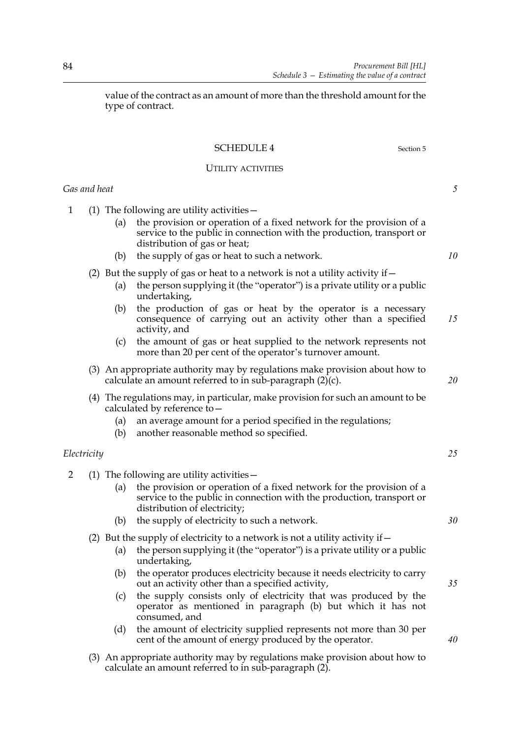value of the contract as an amount of more than the threshold amount for the type of contract.

## SCHEDULE 4

Section 5

### UTILITY ACTIVITIES

*Gas and heat*

1 (1) The following are utility activities—

(a) the provision or operation of a fixed network for the provision of a service to the public in connection with the production, transport or distribution of gas or heat;

(b) the supply of gas or heat to such a network.

(2) But the supply of gas or heat to a network is not a utility activity if—

(a) the person supplying it (the "operator") is a private utility or a public undertaking,

(b) the production of gas or heat by the operator is a necessary consequence of carrying out an activity other than a specified activity, and

(c) the amount of gas or heat supplied to the network represents not more than 20 per cent of the operator's turnover amount.

(3) An appropriate authority may by regulations make provision about how to calculate an amount referred to in sub-paragraph (2)(c).

(4) The regulations may, in particular, make provision for such an amount to be calculated by reference to—

(a) an average amount for a period specified in the regulations;

(b) another reasonable method so specified.

*Electricity*

2 (1) The following are utility activities—

(a) the provision or operation of a fixed network for the provision of a service to the public in connection with the production, transport or distribution of electricity;

(b) the supply of electricity to such a network.

(2) But the supply of electricity to a network is not a utility activity if—

(a) the person supplying it (the "operator") is a private utility or a public undertaking,

(b) the operator produces electricity because it needs electricity to carry out an activity other than a specified activity,

(c) the supply consists only of electricity that was produced by the operator as mentioned in paragraph (b) but which it has not consumed, and

(d) the amount of electricity supplied represents not more than 30 per cent of the amount of energy produced by the operator.

(3) An appropriate authority may by regulations make provision about how to calculate an amount referred to in sub-paragraph (2).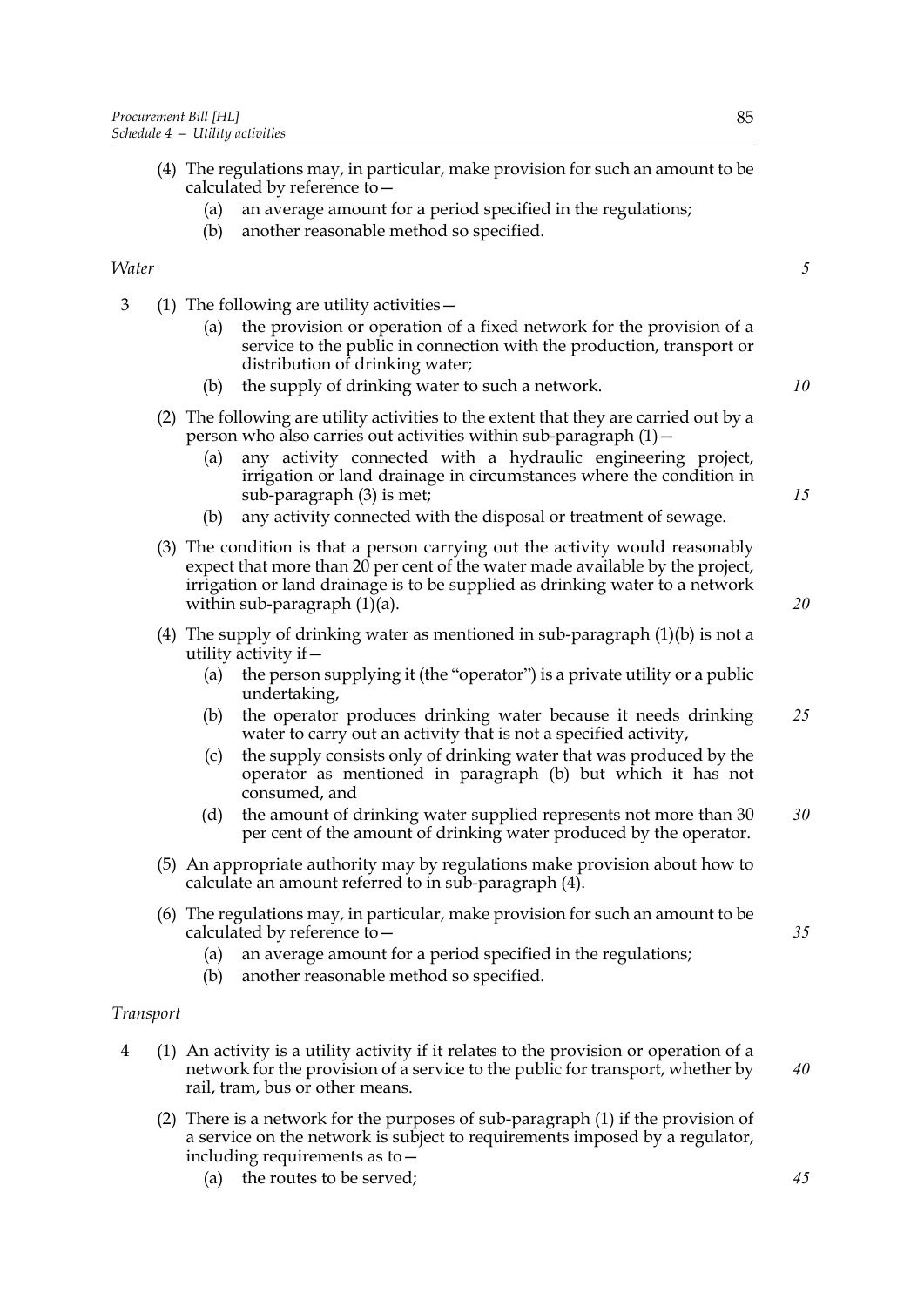(4) The regulations may, in particular, make provision for such an amount to be calculated by reference to—

   (a) an average amount for a period specified in the regulations;

   (b) another reasonable method so specified.

*Water*

3 (1) The following are utility activities—

   (a) the provision or operation of a fixed network for the provision of a service to the public in connection with the production, transport or distribution of drinking water;

   (b) the supply of drinking water to such a network.

(2) The following are utility activities to the extent that they are carried out by a person who also carries out activities within sub-paragraph (1)—

   (a) any activity connected with a hydraulic engineering project, irrigation or land drainage in circumstances where the condition in sub-paragraph (3) is met;

   (b) any activity connected with the disposal or treatment of sewage.

(3) The condition is that a person carrying out the activity would reasonably expect that more than 20 per cent of the water made available by the project, irrigation or land drainage is to be supplied as drinking water to a network within sub-paragraph (1)(a).

(4) The supply of drinking water as mentioned in sub-paragraph (1)(b) is not a utility activity if—

   (a) the person supplying it (the "operator") is a private utility or a public undertaking,

   (b) the operator produces drinking water because it needs drinking water to carry out an activity that is not a specified activity,

   (c) the supply consists only of drinking water that was produced by the operator as mentioned in paragraph (b) but which it has not consumed, and

   (d) the amount of drinking water supplied represents not more than 30 per cent of the amount of drinking water produced by the operator.

(5) An appropriate authority may by regulations make provision about how to calculate an amount referred to in sub-paragraph (4).

(6) The regulations may, in particular, make provision for such an amount to be calculated by reference to—

   (a) an average amount for a period specified in the regulations;

   (b) another reasonable method so specified.

*Transport*

4 (1) An activity is a utility activity if it relates to the provision or operation of a network for the provision of a service to the public for transport, whether by rail, tram, bus or other means.

(2) There is a network for the purposes of sub-paragraph (1) if the provision of a service on the network is subject to requirements imposed by a regulator, including requirements as to—

   (a) the routes to be served;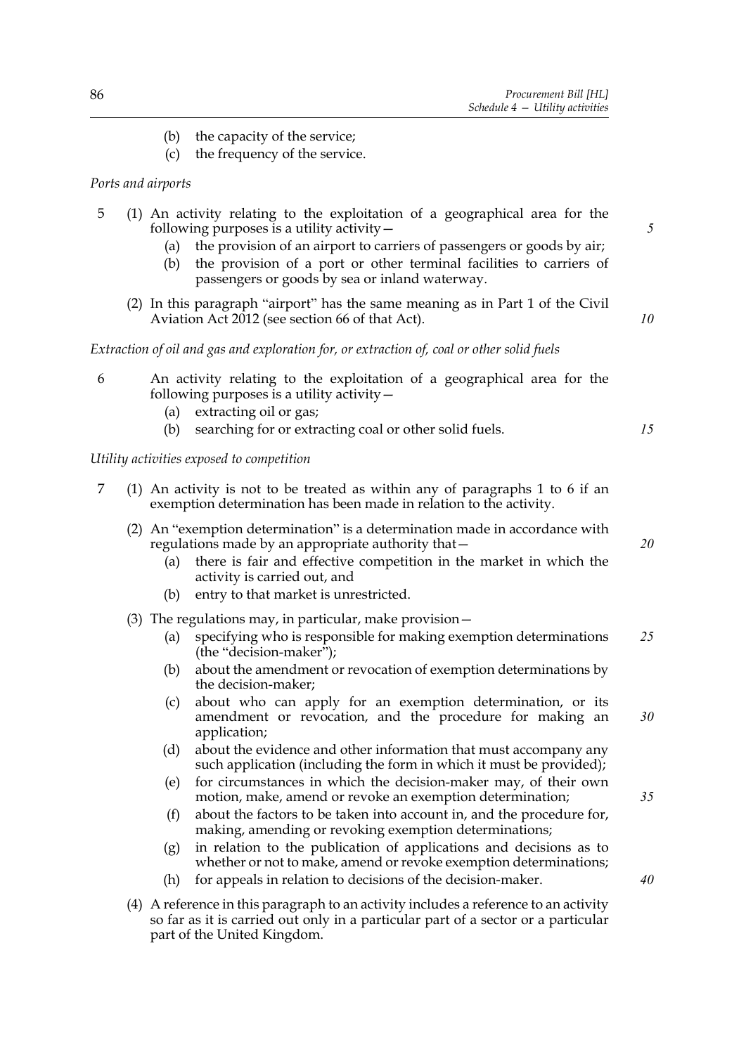(b) the capacity of the service;

(c) the frequency of the service.

*Ports and airports*

5 (1) An activity relating to the exploitation of a geographical area for the following purposes is a utility activity—

(a) the provision of an airport to carriers of passengers or goods by air;

(b) the provision of a port or other terminal facilities to carriers of passengers or goods by sea or inland waterway.

(2) In this paragraph "airport" has the same meaning as in Part 1 of the Civil Aviation Act 2012 (see section 66 of that Act).

*Extraction of oil and gas and exploration for, or extraction of, coal or other solid fuels*

6 An activity relating to the exploitation of a geographical area for the following purposes is a utility activity—

(a) extracting oil or gas;

(b) searching for or extracting coal or other solid fuels.

*Utility activities exposed to competition*

7 (1) An activity is not to be treated as within any of paragraphs 1 to 6 if an exemption determination has been made in relation to the activity.

(2) An "exemption determination" is a determination made in accordance with regulations made by an appropriate authority that—

(a) there is fair and effective competition in the market in which the activity is carried out, and

(b) entry to that market is unrestricted.

(3) The regulations may, in particular, make provision—

(a) specifying who is responsible for making exemption determinations (the "decision-maker");

(b) about the amendment or revocation of exemption determinations by the decision-maker;

(c) about who can apply for an exemption determination, or its amendment or revocation, and the procedure for making an application;

(d) about the evidence and other information that must accompany any such application (including the form in which it must be provided);

(e) for circumstances in which the decision-maker may, of their own motion, make, amend or revoke an exemption determination;

(f) about the factors to be taken into account in, and the procedure for, making, amending or revoking exemption determinations;

(g) in relation to the publication of applications and decisions as to whether or not to make, amend or revoke exemption determinations;

(h) for appeals in relation to decisions of the decision-maker.

(4) A reference in this paragraph to an activity includes a reference to an activity so far as it is carried out only in a particular part of a sector or a particular part of the United Kingdom.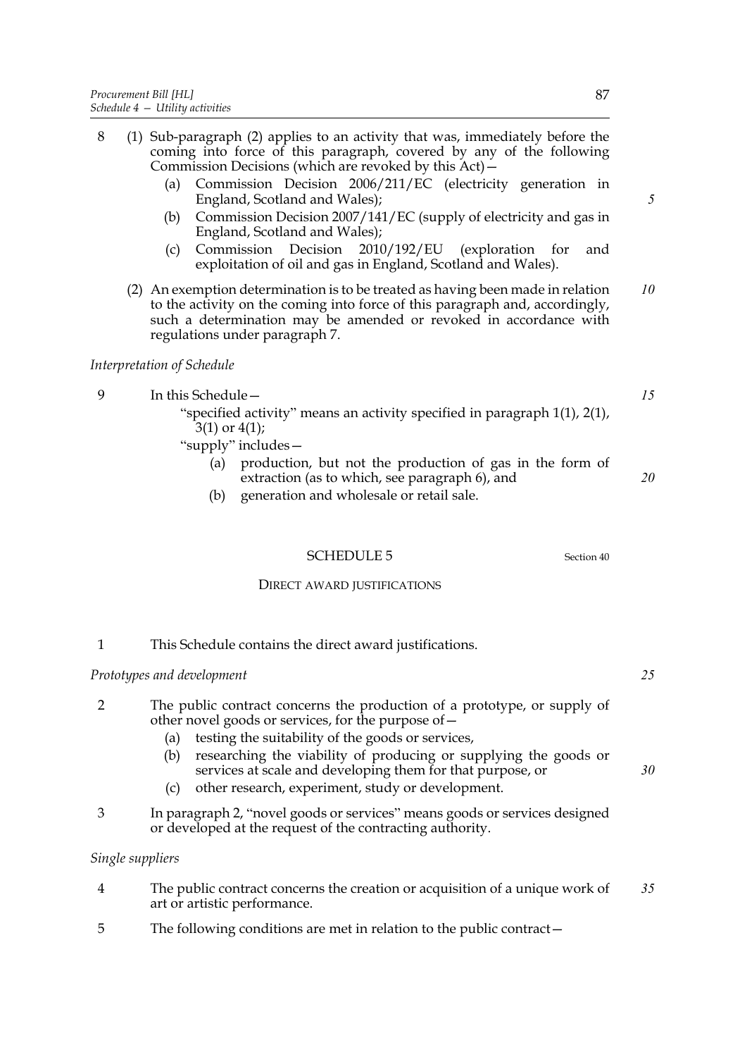8 (1) Sub-paragraph (2) applies to an activity that was, immediately before the coming into force of this paragraph, covered by any of the following Commission Decisions (which are revoked by this Act)—

(a) Commission Decision 2006/211/EC (electricity generation in England, Scotland and Wales);

(b) Commission Decision 2007/141/EC (supply of electricity and gas in England, Scotland and Wales);

(c) Commission Decision 2010/192/EU (exploration for and exploitation of oil and gas in England, Scotland and Wales).

(2) An exemption determination is to be treated as having been made in relation to the activity on the coming into force of this paragraph and, accordingly, such a determination may be amended or revoked in accordance with regulations under paragraph 7.

*Interpretation of Schedule*

9 In this Schedule—

"specified activity" means an activity specified in paragraph 1(1), 2(1), 3(1) or 4(1);

"supply" includes—

(a) production, but not the production of gas in the form of extraction (as to which, see paragraph 6), and

(b) generation and wholesale or retail sale.

## SCHEDULE 5

Section 40

### DIRECT AWARD JUSTIFICATIONS

1 This Schedule contains the direct award justifications.

*Prototypes and development*

2 The public contract concerns the production of a prototype, or supply of other novel goods or services, for the purpose of—

(a) testing the suitability of the goods or services,

(b) researching the viability of producing or supplying the goods or services at scale and developing them for that purpose, or

(c) other research, experiment, study or development.

3 In paragraph 2, "novel goods or services" means goods or services designed or developed at the request of the contracting authority.

*Single suppliers*

4 The public contract concerns the creation or acquisition of a unique work of art or artistic performance.

5 The following conditions are met in relation to the public contract—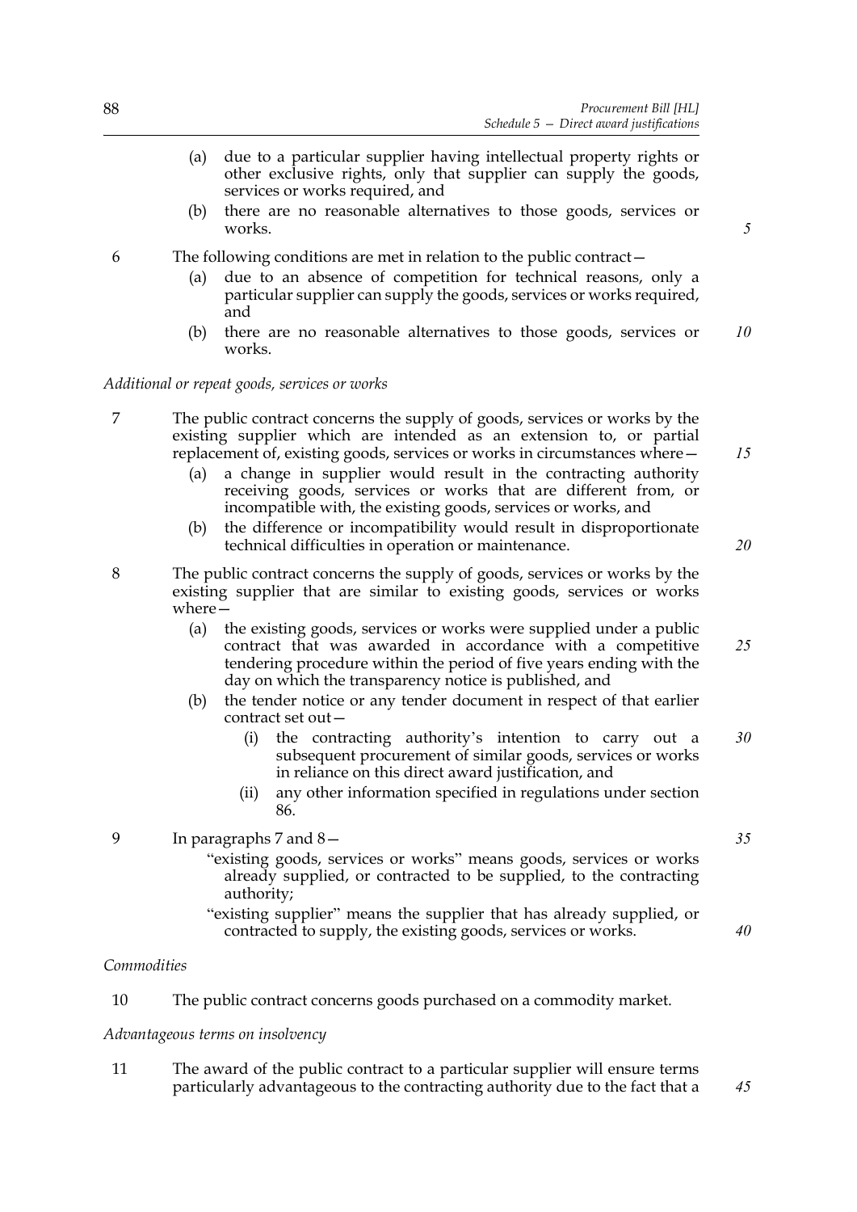- (a) due to a particular supplier having intellectual property rights or other exclusive rights, only that supplier can supply the goods, services or works required, and
- (b) there are no reasonable alternatives to those goods, services or works.

6 The following conditions are met in relation to the public contract—

- (a) due to an absence of competition for technical reasons, only a particular supplier can supply the goods, services or works required, and
- (b) there are no reasonable alternatives to those goods, services or works.

*Additional or repeat goods, services or works*

7 The public contract concerns the supply of goods, services or works by the existing supplier which are intended as an extension to, or partial replacement of, existing goods, services or works in circumstances where—

- (a) a change in supplier would result in the contracting authority receiving goods, services or works that are different from, or incompatible with, the existing goods, services or works, and
- (b) the difference or incompatibility would result in disproportionate technical difficulties in operation or maintenance.

8 The public contract concerns the supply of goods, services or works by the existing supplier that are similar to existing goods, services or works where—

- (a) the existing goods, services or works were supplied under a public contract that was awarded in accordance with a competitive tendering procedure within the period of five years ending with the day on which the transparency notice is published, and
- (b) the tender notice or any tender document in respect of that earlier contract set out—
  - (i) the contracting authority's intention to carry out a subsequent procurement of similar goods, services or works in reliance on this direct award justification, and
  - (ii) any other information specified in regulations under section 86.

9 In paragraphs 7 and 8—

"existing goods, services or works" means goods, services or works already supplied, or contracted to be supplied, to the contracting authority;

"existing supplier" means the supplier that has already supplied, or contracted to supply, the existing goods, services or works.

*Commodities*

10 The public contract concerns goods purchased on a commodity market.

*Advantageous terms on insolvency*

11 The award of the public contract to a particular supplier will ensure terms particularly advantageous to the contracting authority due to the fact that a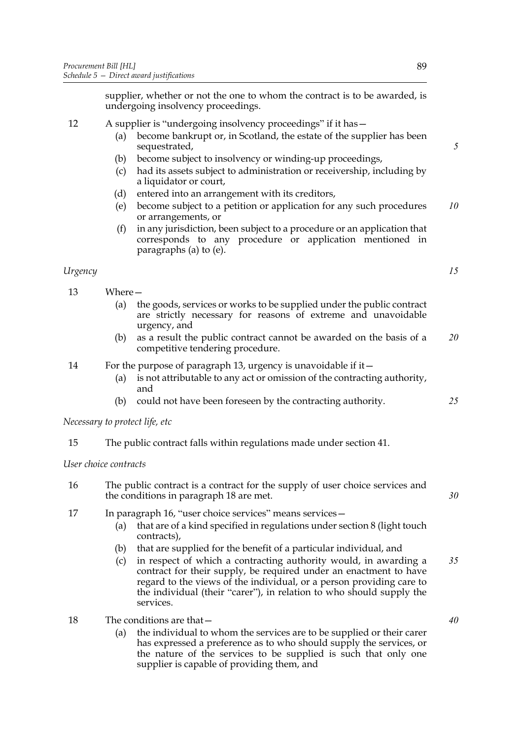supplier, whether or not the one to whom the contract is to be awarded, is undergoing insolvency proceedings.

12 A supplier is "undergoing insolvency proceedings" if it has—

(a) become bankrupt or, in Scotland, the estate of the supplier has been sequestrated,

(b) become subject to insolvency or winding-up proceedings,

(c) had its assets subject to administration or receivership, including by a liquidator or court,

(d) entered into an arrangement with its creditors,

(e) become subject to a petition or application for any such procedures or arrangements, or

(f) in any jurisdiction, been subject to a procedure or an application that corresponds to any procedure or application mentioned in paragraphs (a) to (e).

*Urgency*

13 Where—

(a) the goods, services or works to be supplied under the public contract are strictly necessary for reasons of extreme and unavoidable urgency, and

(b) as a result the public contract cannot be awarded on the basis of a competitive tendering procedure.

14 For the purpose of paragraph 13, urgency is unavoidable if it—

(a) is not attributable to any act or omission of the contracting authority, and

(b) could not have been foreseen by the contracting authority.

*Necessary to protect life, etc*

15 The public contract falls within regulations made under section 41.

*User choice contracts*

16 The public contract is a contract for the supply of user choice services and the conditions in paragraph 18 are met.

17 In paragraph 16, "user choice services" means services—

(a) that are of a kind specified in regulations under section 8 (light touch contracts),

(b) that are supplied for the benefit of a particular individual, and

(c) in respect of which a contracting authority would, in awarding a contract for their supply, be required under an enactment to have regard to the views of the individual, or a person providing care to the individual (their "carer"), in relation to who should supply the services.

18 The conditions are that—

(a) the individual to whom the services are to be supplied or their carer has expressed a preference as to who should supply the services, or the nature of the services to be supplied is such that only one supplier is capable of providing them, and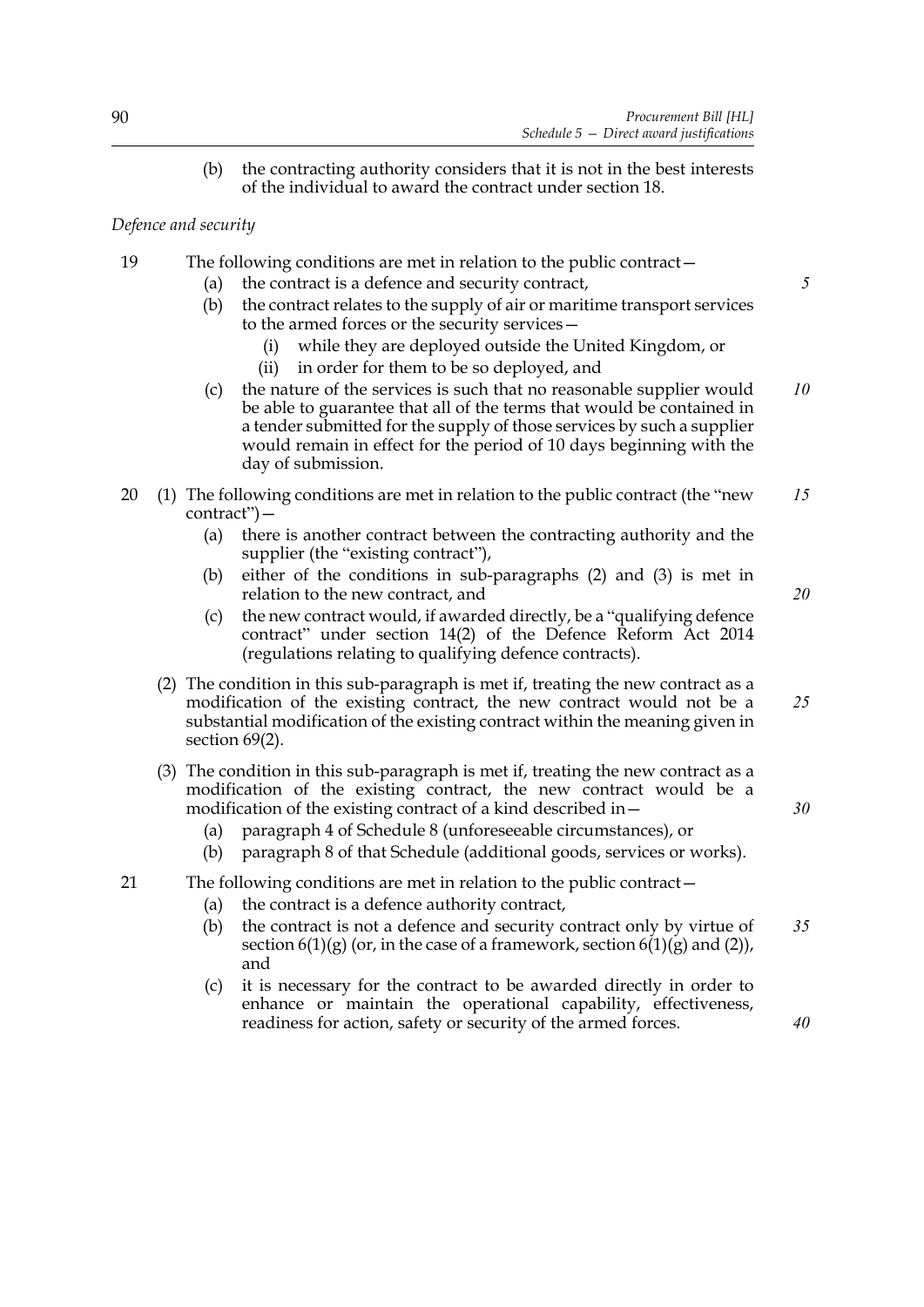(b) the contracting authority considers that it is not in the best interests of the individual to award the contract under section 18.

*Defence and security*

19 The following conditions are met in relation to the public contract—

(a) the contract is a defence and security contract,

(b) the contract relates to the supply of air or maritime transport services to the armed forces or the security services—

(i) while they are deployed outside the United Kingdom, or

(ii) in order for them to be so deployed, and

(c) the nature of the services is such that no reasonable supplier would be able to guarantee that all of the terms that would be contained in a tender submitted for the supply of those services by such a supplier would remain in effect for the period of 10 days beginning with the day of submission.

20 (1) The following conditions are met in relation to the public contract (the "new contract")—

(a) there is another contract between the contracting authority and the supplier (the "existing contract"),

(b) either of the conditions in sub-paragraphs (2) and (3) is met in relation to the new contract, and

(c) the new contract would, if awarded directly, be a "qualifying defence contract" under section 14(2) of the Defence Reform Act 2014 (regulations relating to qualifying defence contracts).

(2) The condition in this sub-paragraph is met if, treating the new contract as a modification of the existing contract, the new contract would not be a substantial modification of the existing contract within the meaning given in section 69(2).

(3) The condition in this sub-paragraph is met if, treating the new contract as a modification of the existing contract, the new contract would be a modification of the existing contract of a kind described in—

(a) paragraph 4 of Schedule 8 (unforeseeable circumstances), or

(b) paragraph 8 of that Schedule (additional goods, services or works).

21 The following conditions are met in relation to the public contract—

(a) the contract is a defence authority contract,

(b) the contract is not a defence and security contract only by virtue of section 6(1)(g) (or, in the case of a framework, section 6(1)(g) and (2)), and

(c) it is necessary for the contract to be awarded directly in order to enhance or maintain the operational capability, effectiveness, readiness for action, safety or security of the armed forces.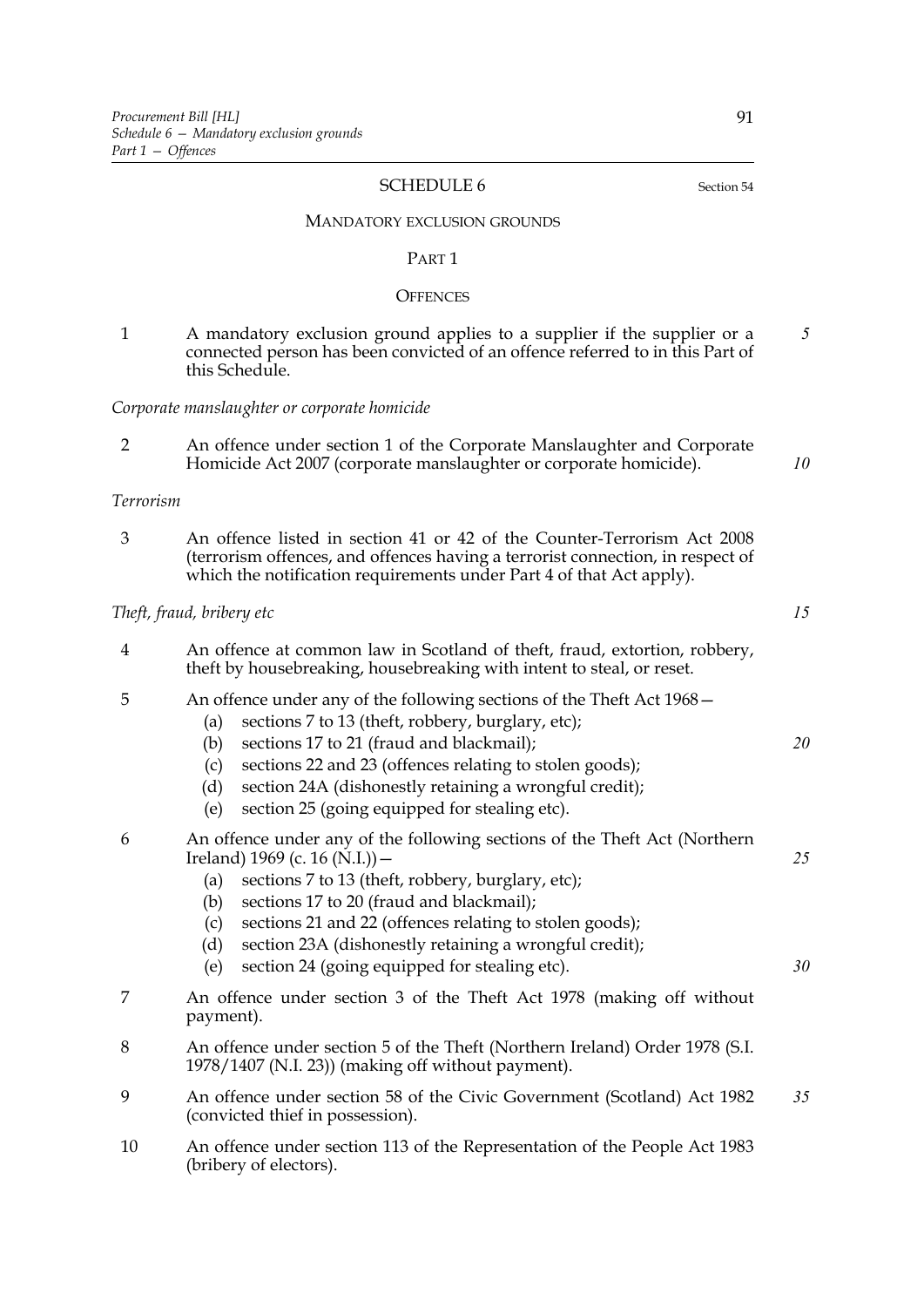SCHEDULE 6

Section 54

MANDATORY EXCLUSION GROUNDS

PART 1

OFFENCES

1 A mandatory exclusion ground applies to a supplier if the supplier or a connected person has been convicted of an offence referred to in this Part of this Schedule.

*Corporate manslaughter or corporate homicide*

2 An offence under section 1 of the Corporate Manslaughter and Corporate Homicide Act 2007 (corporate manslaughter or corporate homicide).

*Terrorism*

3 An offence listed in section 41 or 42 of the Counter-Terrorism Act 2008 (terrorism offences, and offences having a terrorist connection, in respect of which the notification requirements under Part 4 of that Act apply).

*Theft, fraud, bribery etc*

4 An offence at common law in Scotland of theft, fraud, extortion, robbery, theft by housebreaking, housebreaking with intent to steal, or reset.

5 An offence under any of the following sections of the Theft Act 1968—
- (a) sections 7 to 13 (theft, robbery, burglary, etc);
- (b) sections 17 to 21 (fraud and blackmail);
- (c) sections 22 and 23 (offences relating to stolen goods);
- (d) section 24A (dishonestly retaining a wrongful credit);
- (e) section 25 (going equipped for stealing etc).

6 An offence under any of the following sections of the Theft Act (Northern Ireland) 1969 (c. 16 (N.I.))—
- (a) sections 7 to 13 (theft, robbery, burglary, etc);
- (b) sections 17 to 20 (fraud and blackmail);
- (c) sections 21 and 22 (offences relating to stolen goods);
- (d) section 23A (dishonestly retaining a wrongful credit);
- (e) section 24 (going equipped for stealing etc).

7 An offence under section 3 of the Theft Act 1978 (making off without payment).

8 An offence under section 5 of the Theft (Northern Ireland) Order 1978 (S.I. 1978/1407 (N.I. 23)) (making off without payment).

9 An offence under section 58 of the Civic Government (Scotland) Act 1982 (convicted thief in possession).

10 An offence under section 113 of the Representation of the People Act 1983 (bribery of electors).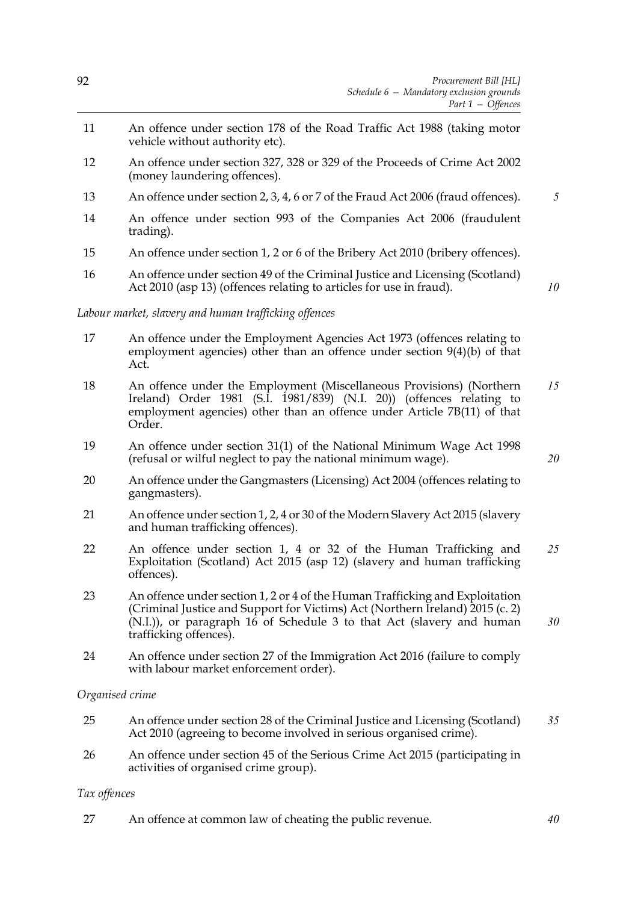11 An offence under section 178 of the Road Traffic Act 1988 (taking motor vehicle without authority etc).

12 An offence under section 327, 328 or 329 of the Proceeds of Crime Act 2002 (money laundering offences).

13 An offence under section 2, 3, 4, 6 or 7 of the Fraud Act 2006 (fraud offences).

14 An offence under section 993 of the Companies Act 2006 (fraudulent trading).

15 An offence under section 1, 2 or 6 of the Bribery Act 2010 (bribery offences).

16 An offence under section 49 of the Criminal Justice and Licensing (Scotland) Act 2010 (asp 13) (offences relating to articles for use in fraud).

*Labour market, slavery and human trafficking offences*

17 An offence under the Employment Agencies Act 1973 (offences relating to employment agencies) other than an offence under section 9(4)(b) of that Act.

18 An offence under the Employment (Miscellaneous Provisions) (Northern Ireland) Order 1981 (S.I. 1981/839) (N.I. 20)) (offences relating to employment agencies) other than an offence under Article 7B(11) of that Order.

19 An offence under section 31(1) of the National Minimum Wage Act 1998 (refusal or wilful neglect to pay the national minimum wage).

20 An offence under the Gangmasters (Licensing) Act 2004 (offences relating to gangmasters).

21 An offence under section 1, 2, 4 or 30 of the Modern Slavery Act 2015 (slavery and human trafficking offences).

22 An offence under section 1, 4 or 32 of the Human Trafficking and Exploitation (Scotland) Act 2015 (asp 12) (slavery and human trafficking offences).

23 An offence under section 1, 2 or 4 of the Human Trafficking and Exploitation (Criminal Justice and Support for Victims) Act (Northern Ireland) 2015 (c. 2) (N.I.)), or paragraph 16 of Schedule 3 to that Act (slavery and human trafficking offences).

24 An offence under section 27 of the Immigration Act 2016 (failure to comply with labour market enforcement order).

*Organised crime*

25 An offence under section 28 of the Criminal Justice and Licensing (Scotland) Act 2010 (agreeing to become involved in serious organised crime).

26 An offence under section 45 of the Serious Crime Act 2015 (participating in activities of organised crime group).

*Tax offences*

27 An offence at common law of cheating the public revenue.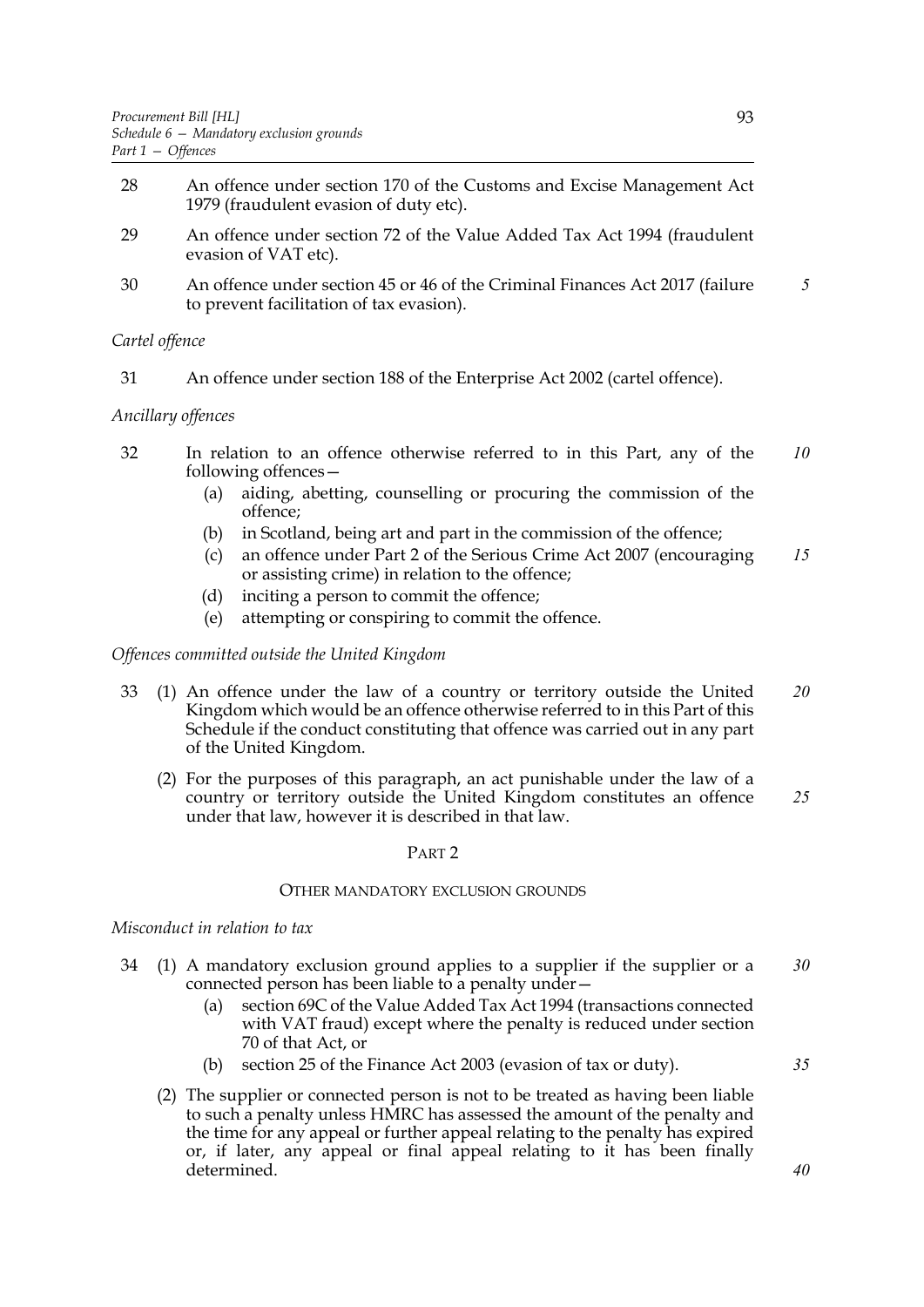28 An offence under section 170 of the Customs and Excise Management Act 1979 (fraudulent evasion of duty etc).

29 An offence under section 72 of the Value Added Tax Act 1994 (fraudulent evasion of VAT etc).

30 An offence under section 45 or 46 of the Criminal Finances Act 2017 (failure to prevent facilitation of tax evasion).

*Cartel offence*

31 An offence under section 188 of the Enterprise Act 2002 (cartel offence).

*Ancillary offences*

32 In relation to an offence otherwise referred to in this Part, any of the following offences—

- (a) aiding, abetting, counselling or procuring the commission of the offence;
- (b) in Scotland, being art and part in the commission of the offence;
- (c) an offence under Part 2 of the Serious Crime Act 2007 (encouraging or assisting crime) in relation to the offence;
- (d) inciting a person to commit the offence;
- (e) attempting or conspiring to commit the offence.

*Offences committed outside the United Kingdom*

33 (1) An offence under the law of a country or territory outside the United Kingdom which would be an offence otherwise referred to in this Part of this Schedule if the conduct constituting that offence was carried out in any part of the United Kingdom.

(2) For the purposes of this paragraph, an act punishable under the law of a country or territory outside the United Kingdom constitutes an offence under that law, however it is described in that law.

## PART 2

### OTHER MANDATORY EXCLUSION GROUNDS

*Misconduct in relation to tax*

34 (1) A mandatory exclusion ground applies to a supplier if the supplier or a connected person has been liable to a penalty under—

- (a) section 69C of the Value Added Tax Act 1994 (transactions connected with VAT fraud) except where the penalty is reduced under section 70 of that Act, or
- (b) section 25 of the Finance Act 2003 (evasion of tax or duty).

(2) The supplier or connected person is not to be treated as having been liable to such a penalty unless HMRC has assessed the amount of the penalty and the time for any appeal or further appeal relating to the penalty has expired or, if later, any appeal or final appeal relating to it has been finally determined.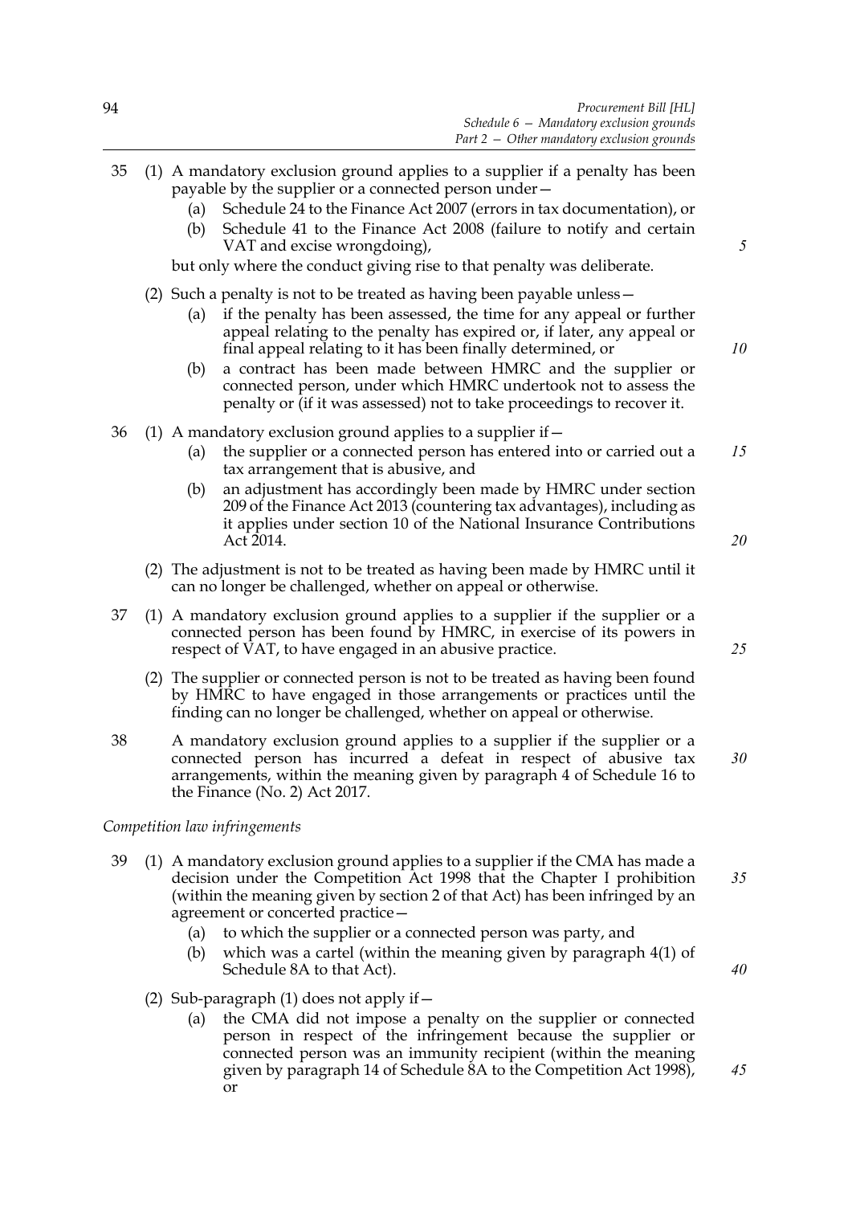35 (1) A mandatory exclusion ground applies to a supplier if a penalty has been payable by the supplier or a connected person under—

(a) Schedule 24 to the Finance Act 2007 (errors in tax documentation), or

(b) Schedule 41 to the Finance Act 2008 (failure to notify and certain VAT and excise wrongdoing),

but only where the conduct giving rise to that penalty was deliberate.

(2) Such a penalty is not to be treated as having been payable unless—

(a) if the penalty has been assessed, the time for any appeal or further appeal relating to the penalty has expired or, if later, any appeal or final appeal relating to it has been finally determined, or

(b) a contract has been made between HMRC and the supplier or connected person, under which HMRC undertook not to assess the penalty or (if it was assessed) not to take proceedings to recover it.

36 (1) A mandatory exclusion ground applies to a supplier if—

(a) the supplier or a connected person has entered into or carried out a tax arrangement that is abusive, and

(b) an adjustment has accordingly been made by HMRC under section 209 of the Finance Act 2013 (countering tax advantages), including as it applies under section 10 of the National Insurance Contributions Act 2014.

(2) The adjustment is not to be treated as having been made by HMRC until it can no longer be challenged, whether on appeal or otherwise.

37 (1) A mandatory exclusion ground applies to a supplier if the supplier or a connected person has been found by HMRC, in exercise of its powers in respect of VAT, to have engaged in an abusive practice.

(2) The supplier or connected person is not to be treated as having been found by HMRC to have engaged in those arrangements or practices until the finding can no longer be challenged, whether on appeal or otherwise.

38 A mandatory exclusion ground applies to a supplier if the supplier or a connected person has incurred a defeat in respect of abusive tax arrangements, within the meaning given by paragraph 4 of Schedule 16 to the Finance (No. 2) Act 2017.

*Competition law infringements*

39 (1) A mandatory exclusion ground applies to a supplier if the CMA has made a decision under the Competition Act 1998 that the Chapter I prohibition (within the meaning given by section 2 of that Act) has been infringed by an agreement or concerted practice—

(a) to which the supplier or a connected person was party, and

(b) which was a cartel (within the meaning given by paragraph 4(1) of Schedule 8A to that Act).

(2) Sub-paragraph (1) does not apply if—

(a) the CMA did not impose a penalty on the supplier or connected person in respect of the infringement because the supplier or connected person was an immunity recipient (within the meaning given by paragraph 14 of Schedule 8A to the Competition Act 1998), or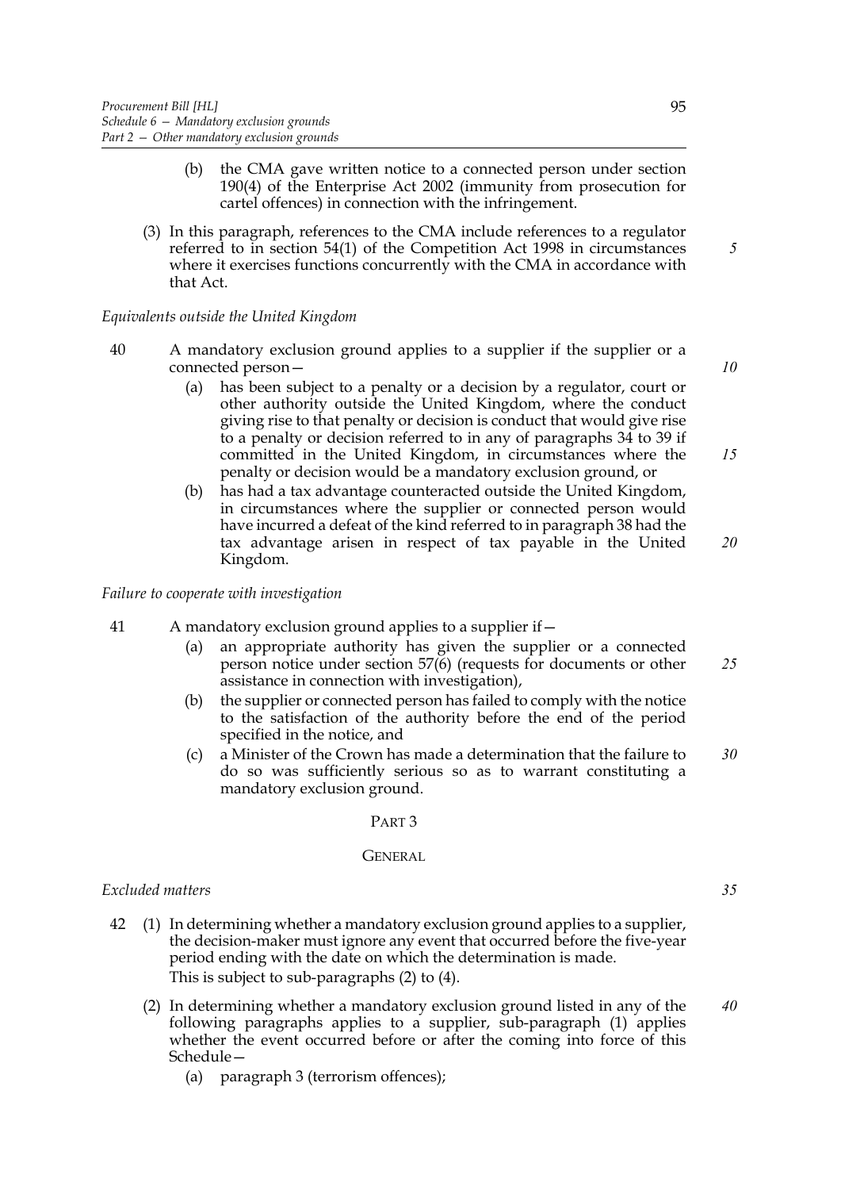(b) the CMA gave written notice to a connected person under section 190(4) of the Enterprise Act 2002 (immunity from prosecution for cartel offences) in connection with the infringement.

(3) In this paragraph, references to the CMA include references to a regulator referred to in section 54(1) of the Competition Act 1998 in circumstances where it exercises functions concurrently with the CMA in accordance with that Act.

*Equivalents outside the United Kingdom*

40 A mandatory exclusion ground applies to a supplier if the supplier or a connected person—

(a) has been subject to a penalty or a decision by a regulator, court or other authority outside the United Kingdom, where the conduct giving rise to that penalty or decision is conduct that would give rise to a penalty or decision referred to in any of paragraphs 34 to 39 if committed in the United Kingdom, in circumstances where the penalty or decision would be a mandatory exclusion ground, or

(b) has had a tax advantage counteracted outside the United Kingdom, in circumstances where the supplier or connected person would have incurred a defeat of the kind referred to in paragraph 38 had the tax advantage arisen in respect of tax payable in the United Kingdom.

*Failure to cooperate with investigation*

41 A mandatory exclusion ground applies to a supplier if—

(a) an appropriate authority has given the supplier or a connected person notice under section 57(6) (requests for documents or other assistance in connection with investigation),

(b) the supplier or connected person has failed to comply with the notice to the satisfaction of the authority before the end of the period specified in the notice, and

(c) a Minister of the Crown has made a determination that the failure to do so was sufficiently serious so as to warrant constituting a mandatory exclusion ground.

PART 3

GENERAL

*Excluded matters*

42 (1) In determining whether a mandatory exclusion ground applies to a supplier, the decision-maker must ignore any event that occurred before the five-year period ending with the date on which the determination is made.
This is subject to sub-paragraphs (2) to (4).

(2) In determining whether a mandatory exclusion ground listed in any of the following paragraphs applies to a supplier, sub-paragraph (1) applies whether the event occurred before or after the coming into force of this Schedule—

(a) paragraph 3 (terrorism offences);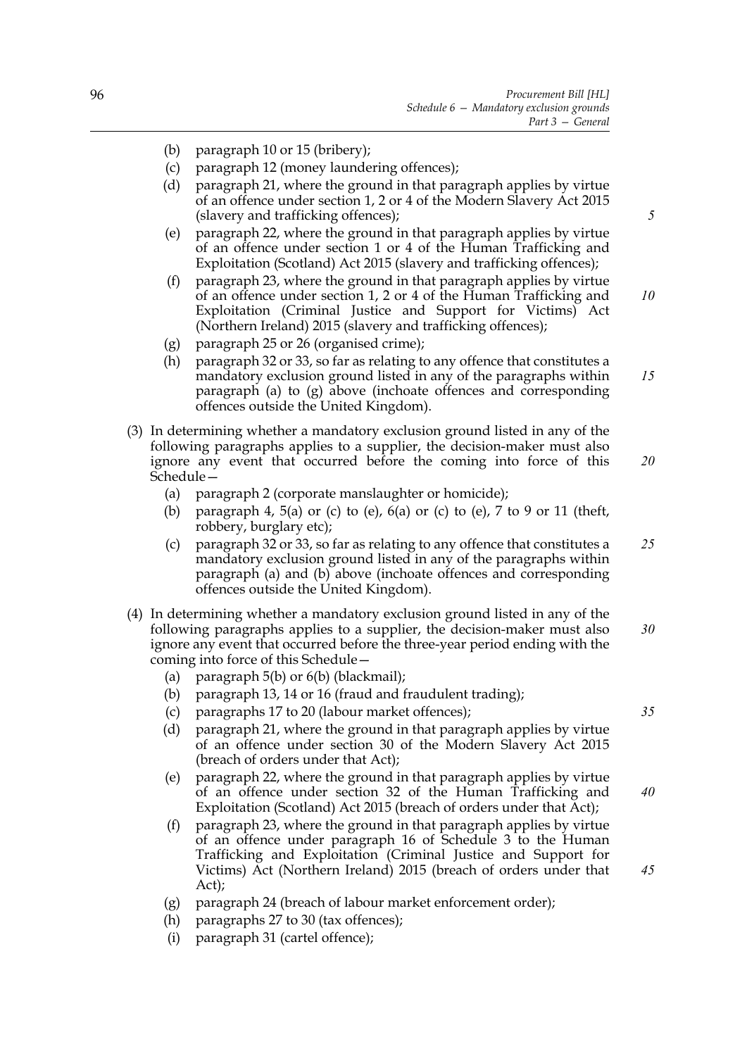- (b) paragraph 10 or 15 (bribery);
- (c) paragraph 12 (money laundering offences);
- (d) paragraph 21, where the ground in that paragraph applies by virtue of an offence under section 1, 2 or 4 of the Modern Slavery Act 2015 (slavery and trafficking offences);
- (e) paragraph 22, where the ground in that paragraph applies by virtue of an offence under section 1 or 4 of the Human Trafficking and Exploitation (Scotland) Act 2015 (slavery and trafficking offences);
- (f) paragraph 23, where the ground in that paragraph applies by virtue of an offence under section 1, 2 or 4 of the Human Trafficking and Exploitation (Criminal Justice and Support for Victims) Act (Northern Ireland) 2015 (slavery and trafficking offences);
- (g) paragraph 25 or 26 (organised crime);
- (h) paragraph 32 or 33, so far as relating to any offence that constitutes a mandatory exclusion ground listed in any of the paragraphs within paragraph (a) to (g) above (inchoate offences and corresponding offences outside the United Kingdom).

(3) In determining whether a mandatory exclusion ground listed in any of the following paragraphs applies to a supplier, the decision-maker must also ignore any event that occurred before the coming into force of this Schedule—

- (a) paragraph 2 (corporate manslaughter or homicide);
- (b) paragraph 4, 5(a) or (c) to (e), 6(a) or (c) to (e), 7 to 9 or 11 (theft, robbery, burglary etc);
- (c) paragraph 32 or 33, so far as relating to any offence that constitutes a mandatory exclusion ground listed in any of the paragraphs within paragraph (a) and (b) above (inchoate offences and corresponding offences outside the United Kingdom).

(4) In determining whether a mandatory exclusion ground listed in any of the following paragraphs applies to a supplier, the decision-maker must also ignore any event that occurred before the three-year period ending with the coming into force of this Schedule—

- (a) paragraph 5(b) or 6(b) (blackmail);
- (b) paragraph 13, 14 or 16 (fraud and fraudulent trading);
- (c) paragraphs 17 to 20 (labour market offences);
- (d) paragraph 21, where the ground in that paragraph applies by virtue of an offence under section 30 of the Modern Slavery Act 2015 (breach of orders under that Act);
- (e) paragraph 22, where the ground in that paragraph applies by virtue of an offence under section 32 of the Human Trafficking and Exploitation (Scotland) Act 2015 (breach of orders under that Act);
- (f) paragraph 23, where the ground in that paragraph applies by virtue of an offence under paragraph 16 of Schedule 3 to the Human Trafficking and Exploitation (Criminal Justice and Support for Victims) Act (Northern Ireland) 2015 (breach of orders under that Act);
- (g) paragraph 24 (breach of labour market enforcement order);
- (h) paragraphs 27 to 30 (tax offences);
- (i) paragraph 31 (cartel offence);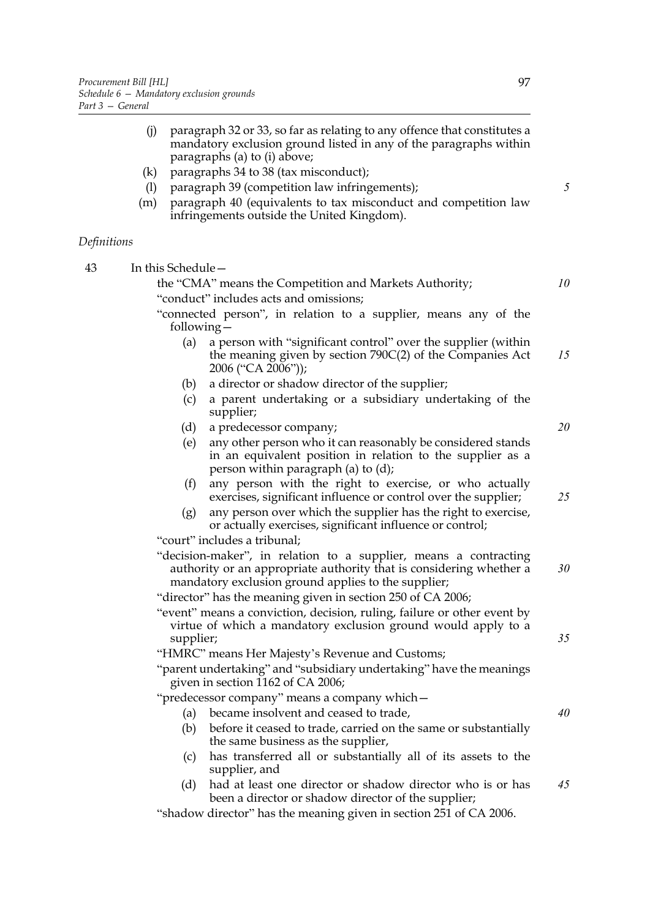(j) paragraph 32 or 33, so far as relating to any offence that constitutes a mandatory exclusion ground listed in any of the paragraphs within paragraphs (a) to (i) above;

(k) paragraphs 34 to 38 (tax misconduct);

(l) paragraph 39 (competition law infringements);

(m) paragraph 40 (equivalents to tax misconduct and competition law infringements outside the United Kingdom).

*Definitions*

43 In this Schedule—

the "CMA" means the Competition and Markets Authority;

"conduct" includes acts and omissions;

"connected person", in relation to a supplier, means any of the following—

(a) a person with "significant control" over the supplier (within the meaning given by section 790C(2) of the Companies Act 2006 ("CA 2006"));

(b) a director or shadow director of the supplier;

(c) a parent undertaking or a subsidiary undertaking of the supplier;

(d) a predecessor company;

(e) any other person who it can reasonably be considered stands in an equivalent position in relation to the supplier as a person within paragraph (a) to (d);

(f) any person with the right to exercise, or who actually exercises, significant influence or control over the supplier;

(g) any person over which the supplier has the right to exercise, or actually exercises, significant influence or control;

"court" includes a tribunal;

"decision-maker", in relation to a supplier, means a contracting authority or an appropriate authority that is considering whether a mandatory exclusion ground applies to the supplier;

"director" has the meaning given in section 250 of CA 2006;

"event" means a conviction, decision, ruling, failure or other event by virtue of which a mandatory exclusion ground would apply to a supplier;

"HMRC" means Her Majesty's Revenue and Customs;

"parent undertaking" and "subsidiary undertaking" have the meanings given in section 1162 of CA 2006;

"predecessor company" means a company which—

(a) became insolvent and ceased to trade,

(b) before it ceased to trade, carried on the same or substantially the same business as the supplier,

(c) has transferred all or substantially all of its assets to the supplier, and

(d) had at least one director or shadow director who is or has been a director or shadow director of the supplier;

"shadow director" has the meaning given in section 251 of CA 2006.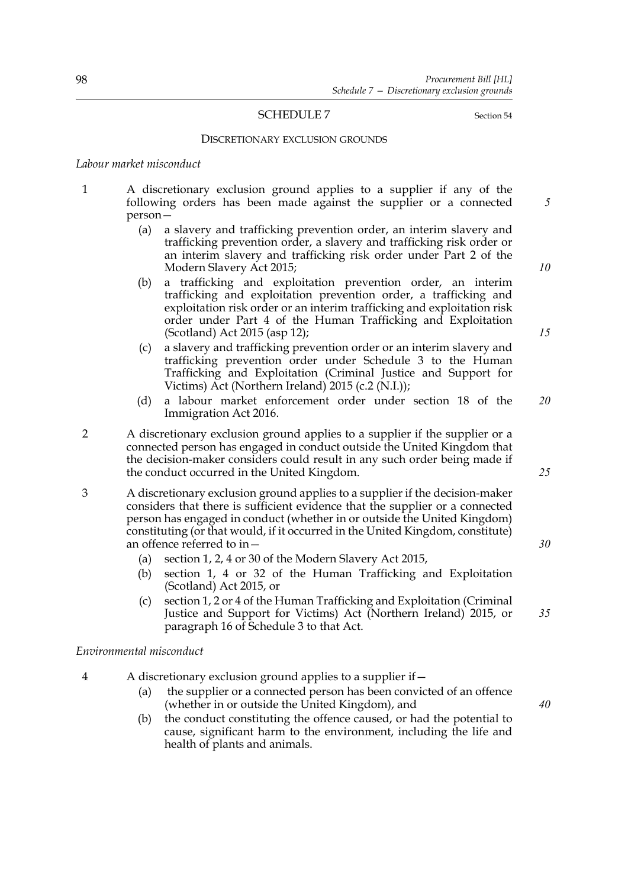## SCHEDULE 7

Section 54

### DISCRETIONARY EXCLUSION GROUNDS

*Labour market misconduct*

1 A discretionary exclusion ground applies to a supplier if any of the following orders has been made against the supplier or a connected person—

(a) a slavery and trafficking prevention order, an interim slavery and trafficking prevention order, a slavery and trafficking risk order or an interim slavery and trafficking risk order under Part 2 of the Modern Slavery Act 2015;

(b) a trafficking and exploitation prevention order, an interim trafficking and exploitation prevention order, a trafficking and exploitation risk order or an interim trafficking and exploitation risk order under Part 4 of the Human Trafficking and Exploitation (Scotland) Act 2015 (asp 12);

(c) a slavery and trafficking prevention order or an interim slavery and trafficking prevention order under Schedule 3 to the Human Trafficking and Exploitation (Criminal Justice and Support for Victims) Act (Northern Ireland) 2015 (c.2 (N.I.));

(d) a labour market enforcement order under section 18 of the Immigration Act 2016.

2 A discretionary exclusion ground applies to a supplier if the supplier or a connected person has engaged in conduct outside the United Kingdom that the decision-maker considers could result in any such order being made if the conduct occurred in the United Kingdom.

3 A discretionary exclusion ground applies to a supplier if the decision-maker considers that there is sufficient evidence that the supplier or a connected person has engaged in conduct (whether in or outside the United Kingdom) constituting (or that would, if it occurred in the United Kingdom, constitute) an offence referred to in—

(a) section 1, 2, 4 or 30 of the Modern Slavery Act 2015,

(b) section 1, 4 or 32 of the Human Trafficking and Exploitation (Scotland) Act 2015, or

(c) section 1, 2 or 4 of the Human Trafficking and Exploitation (Criminal Justice and Support for Victims) Act (Northern Ireland) 2015, or paragraph 16 of Schedule 3 to that Act.

*Environmental misconduct*

4 A discretionary exclusion ground applies to a supplier if—

(a) the supplier or a connected person has been convicted of an offence (whether in or outside the United Kingdom), and

(b) the conduct constituting the offence caused, or had the potential to cause, significant harm to the environment, including the life and health of plants and animals.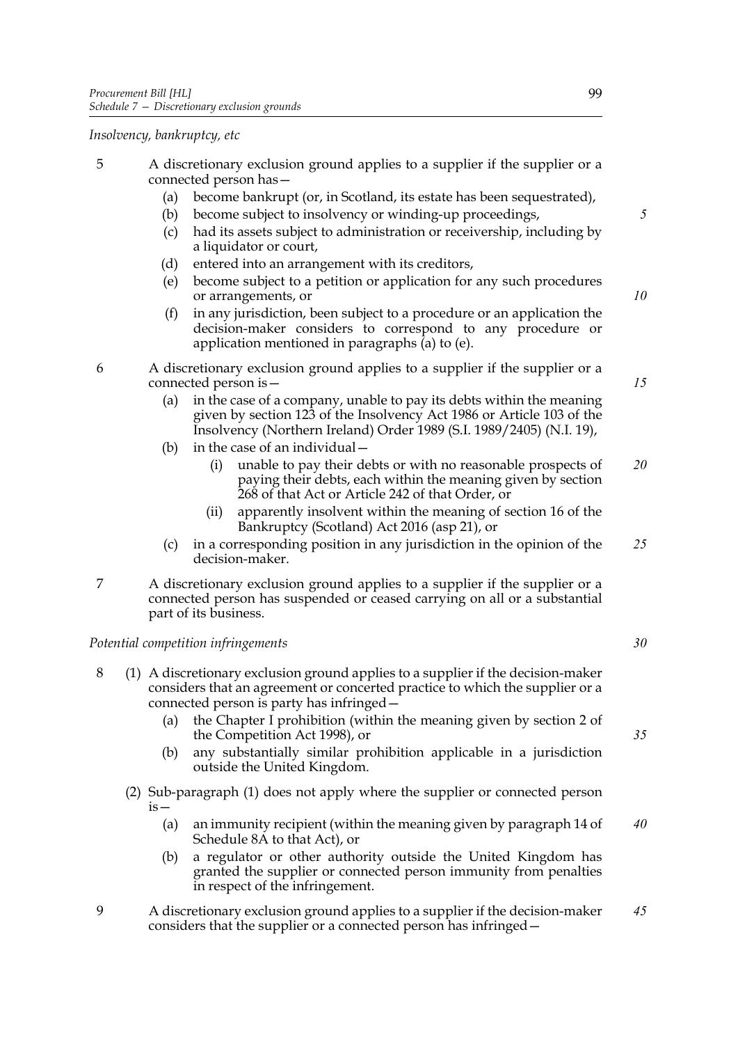*Insolvency, bankruptcy, etc*

5 A discretionary exclusion ground applies to a supplier if the supplier or a connected person has—

(a) become bankrupt (or, in Scotland, its estate has been sequestrated),

(b) become subject to insolvency or winding-up proceedings,

(c) had its assets subject to administration or receivership, including by a liquidator or court,

(d) entered into an arrangement with its creditors,

(e) become subject to a petition or application for any such procedures or arrangements, or

(f) in any jurisdiction, been subject to a procedure or an application the decision-maker considers to correspond to any procedure or application mentioned in paragraphs (a) to (e).

6 A discretionary exclusion ground applies to a supplier if the supplier or a connected person is—

(a) in the case of a company, unable to pay its debts within the meaning given by section 123 of the Insolvency Act 1986 or Article 103 of the Insolvency (Northern Ireland) Order 1989 (S.I. 1989/2405) (N.I. 19),

(b) in the case of an individual—

(i) unable to pay their debts or with no reasonable prospects of paying their debts, each within the meaning given by section 268 of that Act or Article 242 of that Order, or

(ii) apparently insolvent within the meaning of section 16 of the Bankruptcy (Scotland) Act 2016 (asp 21), or

(c) in a corresponding position in any jurisdiction in the opinion of the decision-maker.

7 A discretionary exclusion ground applies to a supplier if the supplier or a connected person has suspended or ceased carrying on all or a substantial part of its business.

*Potential competition infringements*

8 (1) A discretionary exclusion ground applies to a supplier if the decision-maker considers that an agreement or concerted practice to which the supplier or a connected person is party has infringed—

(a) the Chapter I prohibition (within the meaning given by section 2 of the Competition Act 1998), or

(b) any substantially similar prohibition applicable in a jurisdiction outside the United Kingdom.

(2) Sub-paragraph (1) does not apply where the supplier or connected person is—

(a) an immunity recipient (within the meaning given by paragraph 14 of Schedule 8A to that Act), or

(b) a regulator or other authority outside the United Kingdom has granted the supplier or connected person immunity from penalties in respect of the infringement.

9 A discretionary exclusion ground applies to a supplier if the decision-maker considers that the supplier or a connected person has infringed—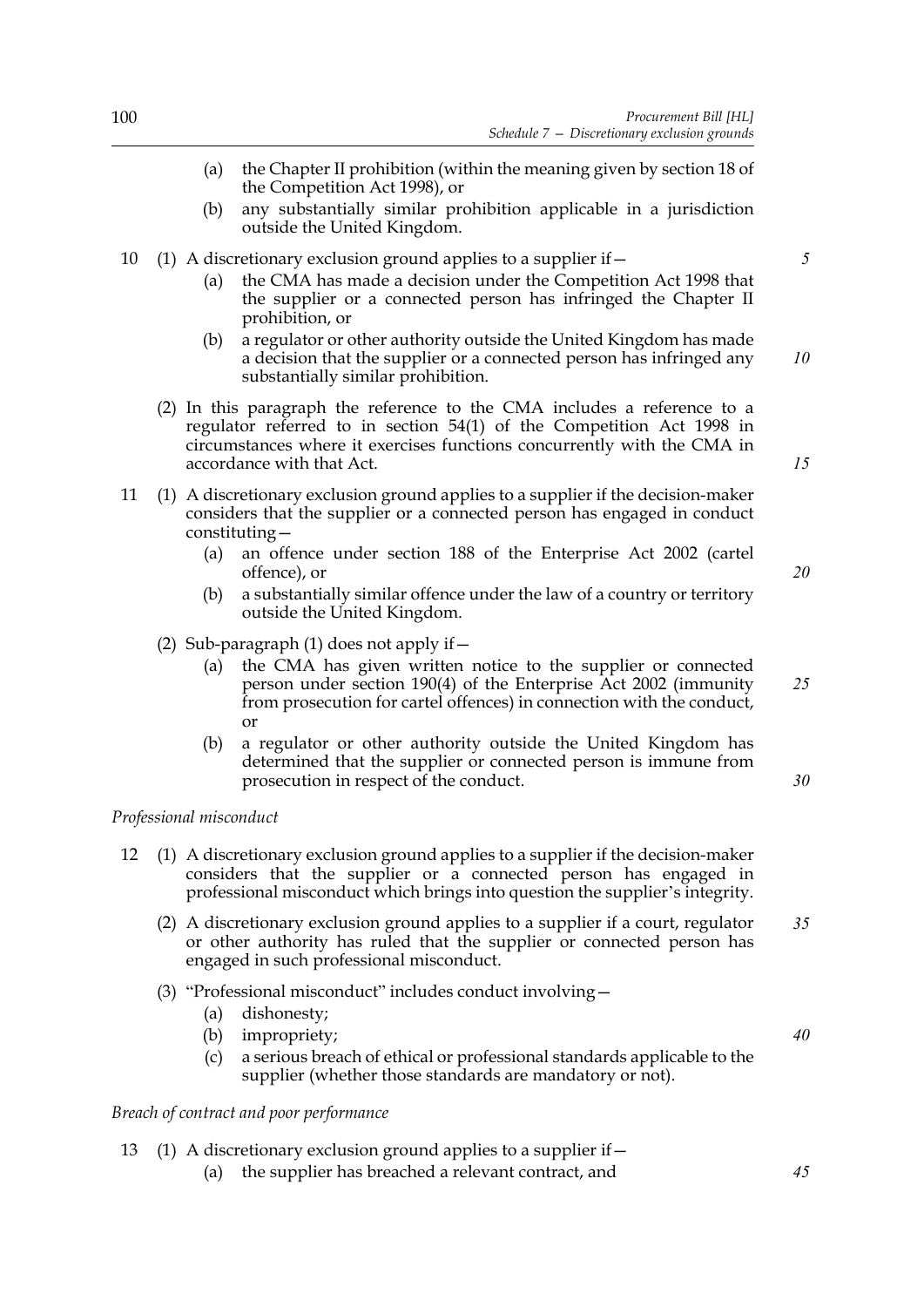(a) the Chapter II prohibition (within the meaning given by section 18 of the Competition Act 1998), or

(b) any substantially similar prohibition applicable in a jurisdiction outside the United Kingdom.

10 (1) A discretionary exclusion ground applies to a supplier if—

(a) the CMA has made a decision under the Competition Act 1998 that the supplier or a connected person has infringed the Chapter II prohibition, or

(b) a regulator or other authority outside the United Kingdom has made a decision that the supplier or a connected person has infringed any substantially similar prohibition.

(2) In this paragraph the reference to the CMA includes a reference to a regulator referred to in section 54(1) of the Competition Act 1998 in circumstances where it exercises functions concurrently with the CMA in accordance with that Act.

11 (1) A discretionary exclusion ground applies to a supplier if the decision-maker considers that the supplier or a connected person has engaged in conduct constituting—

(a) an offence under section 188 of the Enterprise Act 2002 (cartel offence), or

(b) a substantially similar offence under the law of a country or territory outside the United Kingdom.

(2) Sub-paragraph (1) does not apply if—

(a) the CMA has given written notice to the supplier or connected person under section 190(4) of the Enterprise Act 2002 (immunity from prosecution for cartel offences) in connection with the conduct, or

(b) a regulator or other authority outside the United Kingdom has determined that the supplier or connected person is immune from prosecution in respect of the conduct.

*Professional misconduct*

12 (1) A discretionary exclusion ground applies to a supplier if the decision-maker considers that the supplier or a connected person has engaged in professional misconduct which brings into question the supplier's integrity.

(2) A discretionary exclusion ground applies to a supplier if a court, regulator or other authority has ruled that the supplier or connected person has engaged in such professional misconduct.

(3) "Professional misconduct" includes conduct involving—

(a) dishonesty;

(b) impropriety;

(c) a serious breach of ethical or professional standards applicable to the supplier (whether those standards are mandatory or not).

*Breach of contract and poor performance*

13 (1) A discretionary exclusion ground applies to a supplier if—

(a) the supplier has breached a relevant contract, and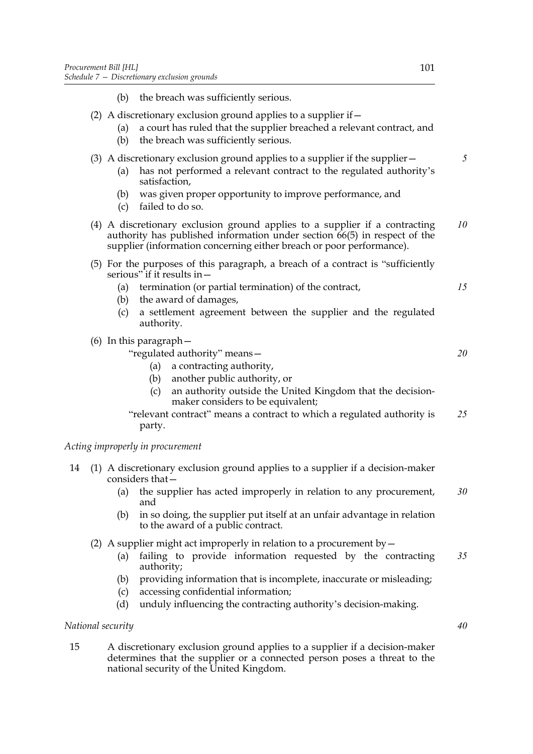(b) the breach was sufficiently serious.

(2) A discretionary exclusion ground applies to a supplier if—

(a) a court has ruled that the supplier breached a relevant contract, and

(b) the breach was sufficiently serious.

(3) A discretionary exclusion ground applies to a supplier if the supplier—

(a) has not performed a relevant contract to the regulated authority's satisfaction,

(b) was given proper opportunity to improve performance, and

(c) failed to do so.

(4) A discretionary exclusion ground applies to a supplier if a contracting authority has published information under section 66(5) in respect of the supplier (information concerning either breach or poor performance).

(5) For the purposes of this paragraph, a breach of a contract is "sufficiently serious" if it results in—

(a) termination (or partial termination) of the contract,

(b) the award of damages,

(c) a settlement agreement between the supplier and the regulated authority.

(6) In this paragraph—

"regulated authority" means—

(a) a contracting authority,

(b) another public authority, or

(c) an authority outside the United Kingdom that the decision-maker considers to be equivalent;

"relevant contract" means a contract to which a regulated authority is party.

*Acting improperly in procurement*

14 (1) A discretionary exclusion ground applies to a supplier if a decision-maker considers that—

(a) the supplier has acted improperly in relation to any procurement, and

(b) in so doing, the supplier put itself at an unfair advantage in relation to the award of a public contract.

(2) A supplier might act improperly in relation to a procurement by—

(a) failing to provide information requested by the contracting authority;

(b) providing information that is incomplete, inaccurate or misleading;

(c) accessing confidential information;

(d) unduly influencing the contracting authority's decision-making.

*National security*

15 A discretionary exclusion ground applies to a supplier if a decision-maker determines that the supplier or a connected person poses a threat to the national security of the United Kingdom.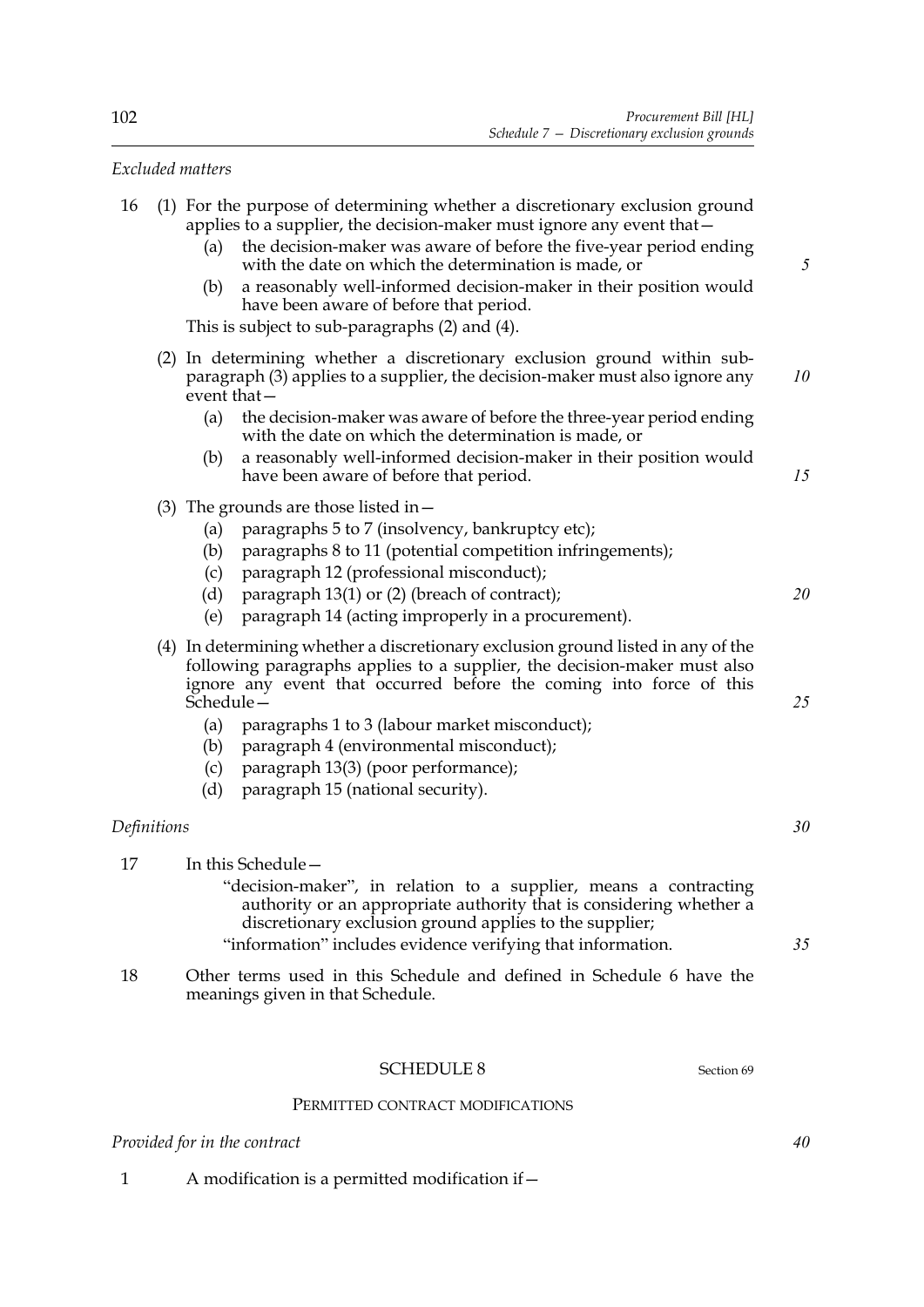*Excluded matters*

16 (1) For the purpose of determining whether a discretionary exclusion ground applies to a supplier, the decision-maker must ignore any event that—

(a) the decision-maker was aware of before the five-year period ending with the date on which the determination is made, or

(b) a reasonably well-informed decision-maker in their position would have been aware of before that period.

This is subject to sub-paragraphs (2) and (4).

(2) In determining whether a discretionary exclusion ground within sub-paragraph (3) applies to a supplier, the decision-maker must also ignore any event that—

(a) the decision-maker was aware of before the three-year period ending with the date on which the determination is made, or

(b) a reasonably well-informed decision-maker in their position would have been aware of before that period.

(3) The grounds are those listed in—

(a) paragraphs 5 to 7 (insolvency, bankruptcy etc);

(b) paragraphs 8 to 11 (potential competition infringements);

(c) paragraph 12 (professional misconduct);

(d) paragraph 13(1) or (2) (breach of contract);

(e) paragraph 14 (acting improperly in a procurement).

(4) In determining whether a discretionary exclusion ground listed in any of the following paragraphs applies to a supplier, the decision-maker must also ignore any event that occurred before the coming into force of this Schedule—

(a) paragraphs 1 to 3 (labour market misconduct);

(b) paragraph 4 (environmental misconduct);

(c) paragraph 13(3) (poor performance);

(d) paragraph 15 (national security).

*Definitions*

17 In this Schedule—

"decision-maker", in relation to a supplier, means a contracting authority or an appropriate authority that is considering whether a discretionary exclusion ground applies to the supplier;

"information" includes evidence verifying that information.

18 Other terms used in this Schedule and defined in Schedule 6 have the meanings given in that Schedule.

## SCHEDULE 8

Section 69

### PERMITTED CONTRACT MODIFICATIONS

*Provided for in the contract*

1 A modification is a permitted modification if—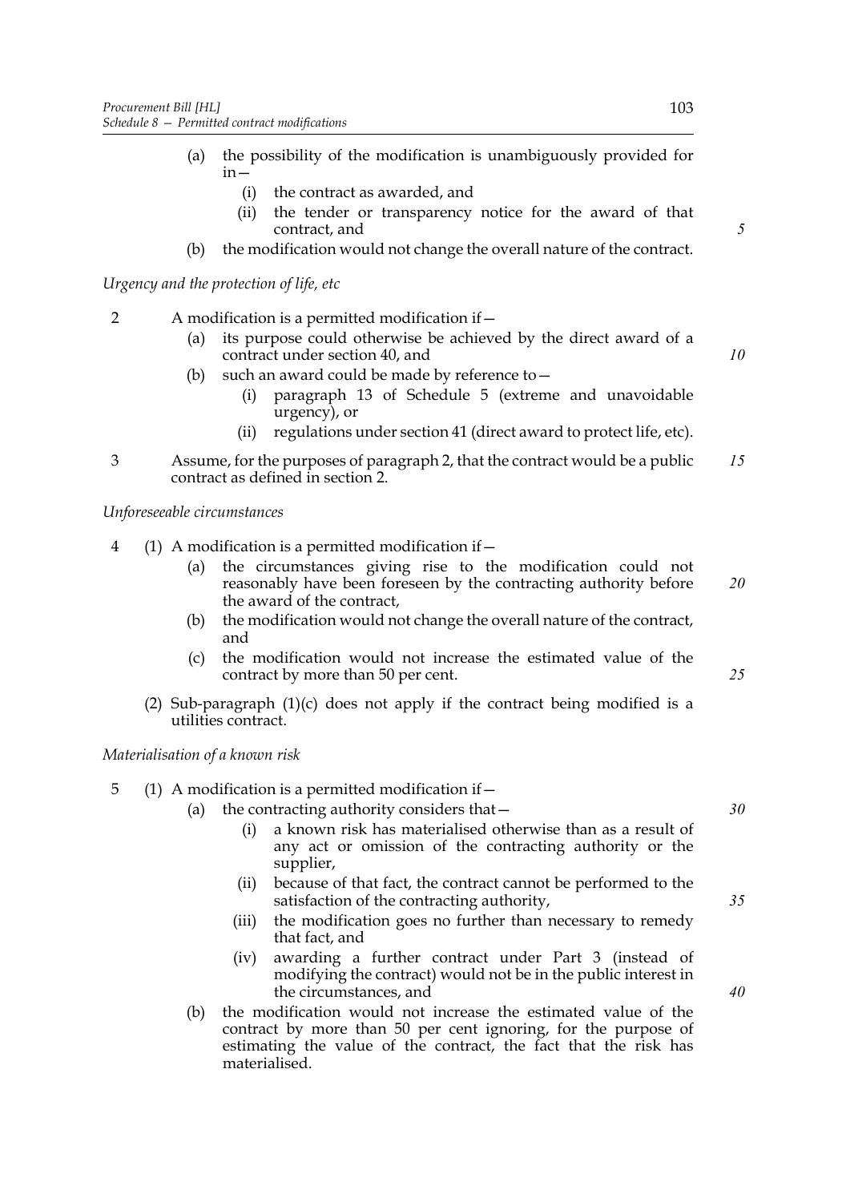(a) the possibility of the modification is unambiguously provided for in—

(i) the contract as awarded, and

(ii) the tender or transparency notice for the award of that contract, and

(b) the modification would not change the overall nature of the contract.

*Urgency and the protection of life, etc*

2 A modification is a permitted modification if—

(a) its purpose could otherwise be achieved by the direct award of a contract under section 40, and

(b) such an award could be made by reference to—

(i) paragraph 13 of Schedule 5 (extreme and unavoidable urgency), or

(ii) regulations under section 41 (direct award to protect life, etc).

3 Assume, for the purposes of paragraph 2, that the contract would be a public contract as defined in section 2.

*Unforeseeable circumstances*

4 (1) A modification is a permitted modification if—

(a) the circumstances giving rise to the modification could not reasonably have been foreseen by the contracting authority before the award of the contract,

(b) the modification would not change the overall nature of the contract, and

(c) the modification would not increase the estimated value of the contract by more than 50 per cent.

(2) Sub-paragraph (1)(c) does not apply if the contract being modified is a utilities contract.

*Materialisation of a known risk*

5 (1) A modification is a permitted modification if—

(a) the contracting authority considers that—

(i) a known risk has materialised otherwise than as a result of any act or omission of the contracting authority or the supplier,

(ii) because of that fact, the contract cannot be performed to the satisfaction of the contracting authority,

(iii) the modification goes no further than necessary to remedy that fact, and

(iv) awarding a further contract under Part 3 (instead of modifying the contract) would not be in the public interest in the circumstances, and

(b) the modification would not increase the estimated value of the contract by more than 50 per cent ignoring, for the purpose of estimating the value of the contract, the fact that the risk has materialised.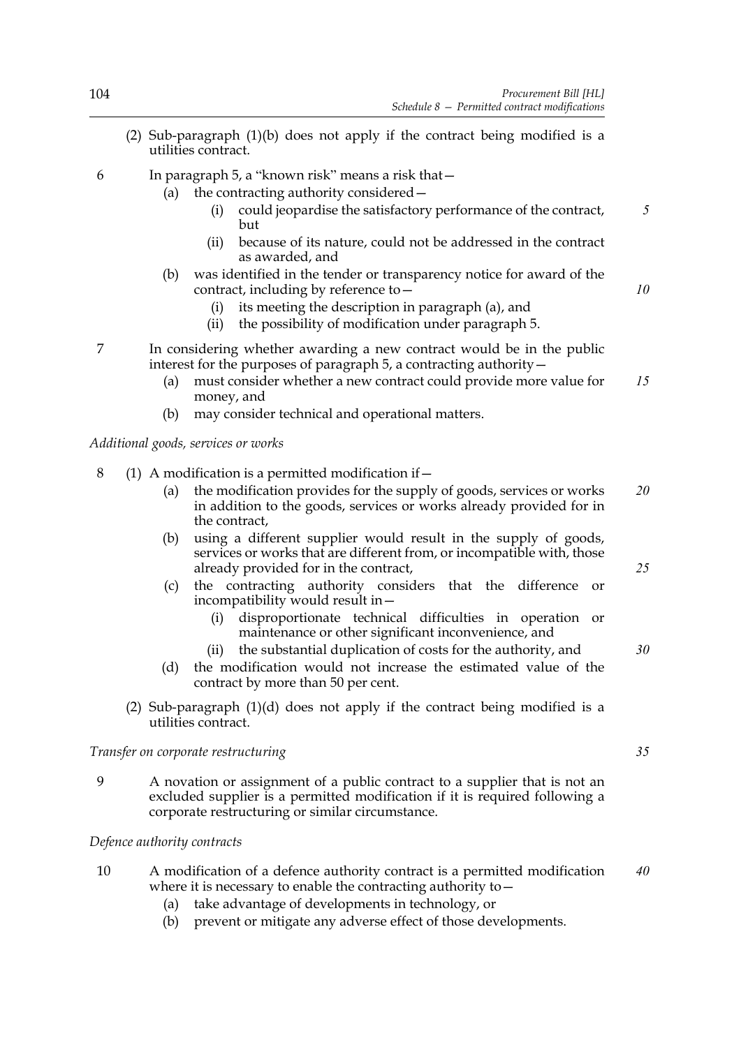(2) Sub-paragraph (1)(b) does not apply if the contract being modified is a utilities contract.

6 In paragraph 5, a "known risk" means a risk that—

   (a) the contracting authority considered—

      (i) could jeopardise the satisfactory performance of the contract, but

      (ii) because of its nature, could not be addressed in the contract as awarded, and

   (b) was identified in the tender or transparency notice for award of the contract, including by reference to—

      (i) its meeting the description in paragraph (a), and

      (ii) the possibility of modification under paragraph 5.

7 In considering whether awarding a new contract would be in the public interest for the purposes of paragraph 5, a contracting authority—

   (a) must consider whether a new contract could provide more value for money, and

   (b) may consider technical and operational matters.

*Additional goods, services or works*

8 (1) A modification is a permitted modification if—

   (a) the modification provides for the supply of goods, services or works in addition to the goods, services or works already provided for in the contract,

   (b) using a different supplier would result in the supply of goods, services or works that are different from, or incompatible with, those already provided for in the contract,

   (c) the contracting authority considers that the difference or incompatibility would result in—

      (i) disproportionate technical difficulties in operation or maintenance or other significant inconvenience, and

      (ii) the substantial duplication of costs for the authority, and

   (d) the modification would not increase the estimated value of the contract by more than 50 per cent.

(2) Sub-paragraph (1)(d) does not apply if the contract being modified is a utilities contract.

*Transfer on corporate restructuring*

9 A novation or assignment of a public contract to a supplier that is not an excluded supplier is a permitted modification if it is required following a corporate restructuring or similar circumstance.

*Defence authority contracts*

10 A modification of a defence authority contract is a permitted modification where it is necessary to enable the contracting authority to—

   (a) take advantage of developments in technology, or

   (b) prevent or mitigate any adverse effect of those developments.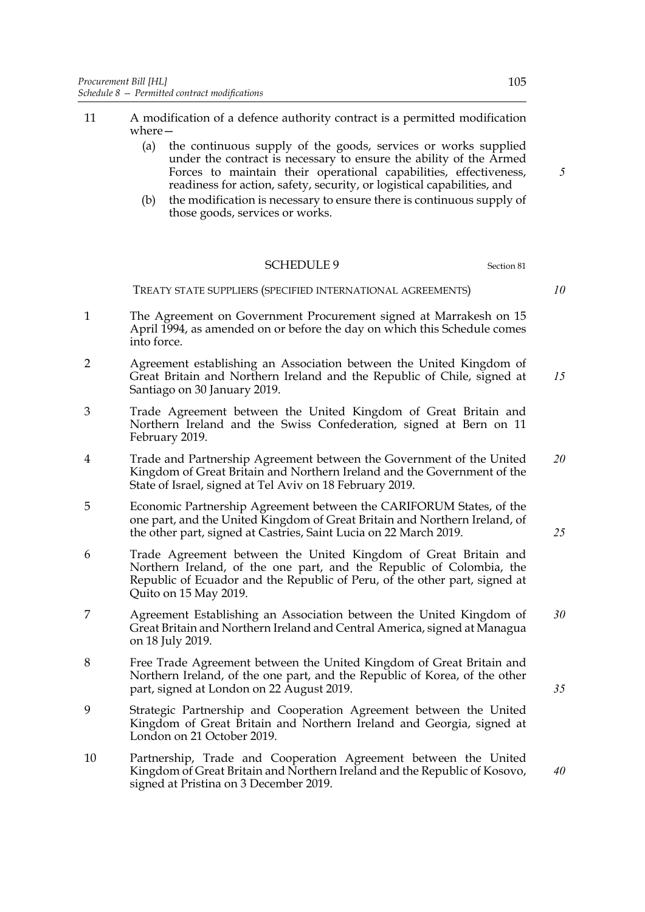11 A modification of a defence authority contract is a permitted modification where—

(a) the continuous supply of the goods, services or works supplied under the contract is necessary to ensure the ability of the Armed Forces to maintain their operational capabilities, effectiveness, readiness for action, safety, security, or logistical capabilities, and

(b) the modification is necessary to ensure there is continuous supply of those goods, services or works.

## SCHEDULE 9

Section 81

### TREATY STATE SUPPLIERS (SPECIFIED INTERNATIONAL AGREEMENTS)

1 The Agreement on Government Procurement signed at Marrakesh on 15 April 1994, as amended on or before the day on which this Schedule comes into force.

2 Agreement establishing an Association between the United Kingdom of Great Britain and Northern Ireland and the Republic of Chile, signed at Santiago on 30 January 2019.

3 Trade Agreement between the United Kingdom of Great Britain and Northern Ireland and the Swiss Confederation, signed at Bern on 11 February 2019.

4 Trade and Partnership Agreement between the Government of the United Kingdom of Great Britain and Northern Ireland and the Government of the State of Israel, signed at Tel Aviv on 18 February 2019.

5 Economic Partnership Agreement between the CARIFORUM States, of the one part, and the United Kingdom of Great Britain and Northern Ireland, of the other part, signed at Castries, Saint Lucia on 22 March 2019.

6 Trade Agreement between the United Kingdom of Great Britain and Northern Ireland, of the one part, and the Republic of Colombia, the Republic of Ecuador and the Republic of Peru, of the other part, signed at Quito on 15 May 2019.

7 Agreement Establishing an Association between the United Kingdom of Great Britain and Northern Ireland and Central America, signed at Managua on 18 July 2019.

8 Free Trade Agreement between the United Kingdom of Great Britain and Northern Ireland, of the one part, and the Republic of Korea, of the other part, signed at London on 22 August 2019.

9 Strategic Partnership and Cooperation Agreement between the United Kingdom of Great Britain and Northern Ireland and Georgia, signed at London on 21 October 2019.

10 Partnership, Trade and Cooperation Agreement between the United Kingdom of Great Britain and Northern Ireland and the Republic of Kosovo, signed at Pristina on 3 December 2019.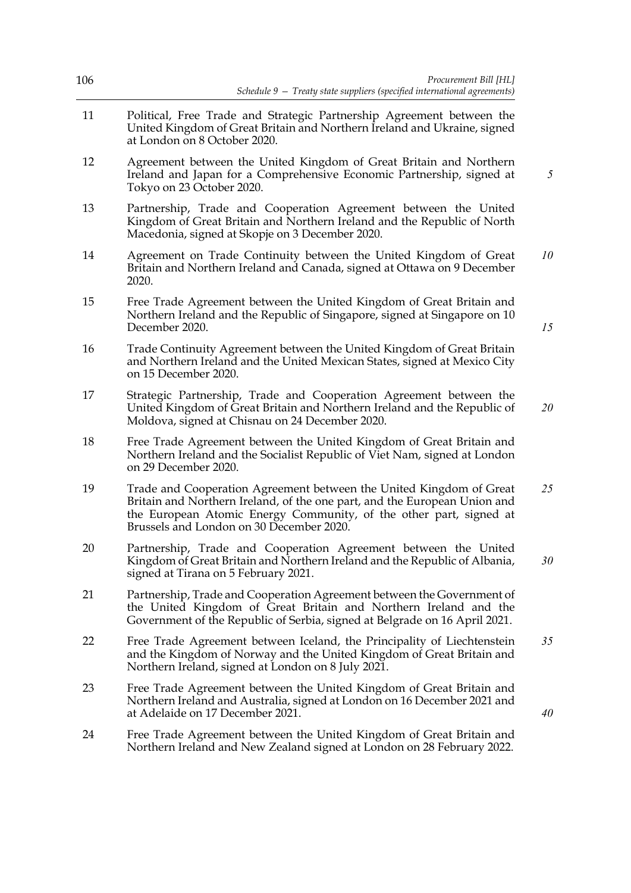11 Political, Free Trade and Strategic Partnership Agreement between the United Kingdom of Great Britain and Northern Ireland and Ukraine, signed at London on 8 October 2020.

12 Agreement between the United Kingdom of Great Britain and Northern Ireland and Japan for a Comprehensive Economic Partnership, signed at Tokyo on 23 October 2020.

13 Partnership, Trade and Cooperation Agreement between the United Kingdom of Great Britain and Northern Ireland and the Republic of North Macedonia, signed at Skopje on 3 December 2020.

14 Agreement on Trade Continuity between the United Kingdom of Great Britain and Northern Ireland and Canada, signed at Ottawa on 9 December 2020.

15 Free Trade Agreement between the United Kingdom of Great Britain and Northern Ireland and the Republic of Singapore, signed at Singapore on 10 December 2020.

16 Trade Continuity Agreement between the United Kingdom of Great Britain and Northern Ireland and the United Mexican States, signed at Mexico City on 15 December 2020.

17 Strategic Partnership, Trade and Cooperation Agreement between the United Kingdom of Great Britain and Northern Ireland and the Republic of Moldova, signed at Chisnau on 24 December 2020.

18 Free Trade Agreement between the United Kingdom of Great Britain and Northern Ireland and the Socialist Republic of Viet Nam, signed at London on 29 December 2020.

19 Trade and Cooperation Agreement between the United Kingdom of Great Britain and Northern Ireland, of the one part, and the European Union and the European Atomic Energy Community, of the other part, signed at Brussels and London on 30 December 2020.

20 Partnership, Trade and Cooperation Agreement between the United Kingdom of Great Britain and Northern Ireland and the Republic of Albania, signed at Tirana on 5 February 2021.

21 Partnership, Trade and Cooperation Agreement between the Government of the United Kingdom of Great Britain and Northern Ireland and the Government of the Republic of Serbia, signed at Belgrade on 16 April 2021.

22 Free Trade Agreement between Iceland, the Principality of Liechtenstein and the Kingdom of Norway and the United Kingdom of Great Britain and Northern Ireland, signed at London on 8 July 2021.

23 Free Trade Agreement between the United Kingdom of Great Britain and Northern Ireland and Australia, signed at London on 16 December 2021 and at Adelaide on 17 December 2021.

24 Free Trade Agreement between the United Kingdom of Great Britain and Northern Ireland and New Zealand signed at London on 28 February 2022.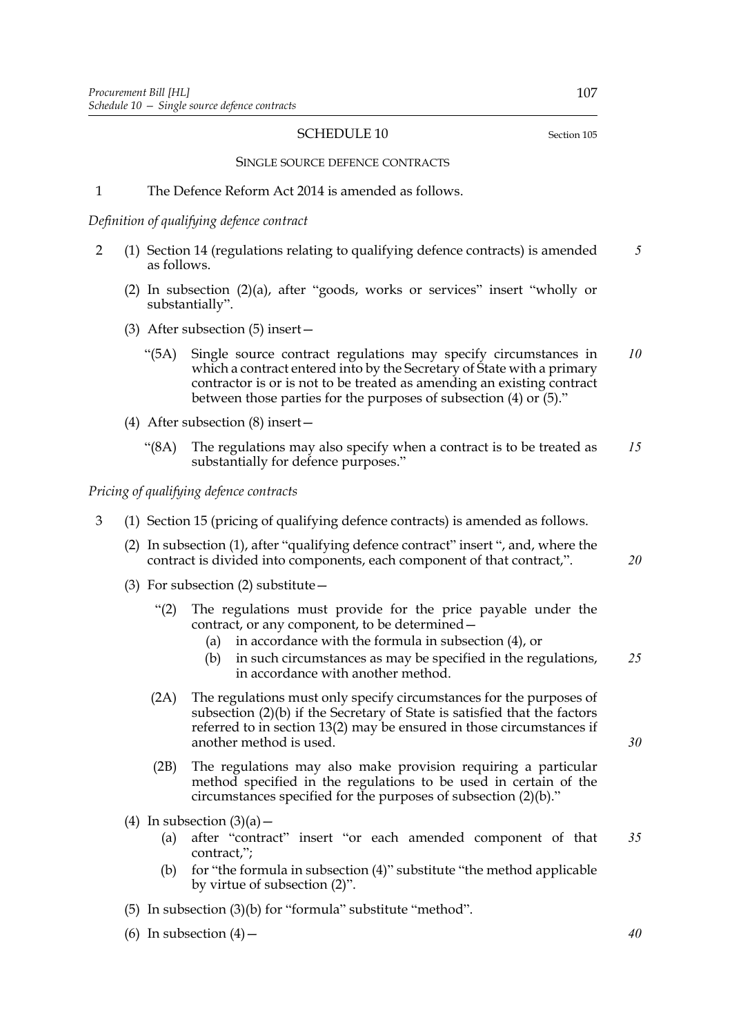## SCHEDULE 10

Section 105

### SINGLE SOURCE DEFENCE CONTRACTS

1 The Defence Reform Act 2014 is amended as follows.

*Definition of qualifying defence contract*

2 (1) Section 14 (regulations relating to qualifying defence contracts) is amended as follows.

(2) In subsection (2)(a), after "goods, works or services" insert "wholly or substantially".

(3) After subsection (5) insert—

"(5A) Single source contract regulations may specify circumstances in which a contract entered into by the Secretary of State with a primary contractor is or is not to be treated as amending an existing contract between those parties for the purposes of subsection (4) or (5)."

(4) After subsection (8) insert—

"(8A) The regulations may also specify when a contract is to be treated as substantially for defence purposes."

*Pricing of qualifying defence contracts*

3 (1) Section 15 (pricing of qualifying defence contracts) is amended as follows.

(2) In subsection (1), after "qualifying defence contract" insert ", and, where the contract is divided into components, each component of that contract,".

(3) For subsection (2) substitute—

"(2) The regulations must provide for the price payable under the contract, or any component, to be determined—

(a) in accordance with the formula in subsection (4), or

(b) in such circumstances as may be specified in the regulations, in accordance with another method.

(2A) The regulations must only specify circumstances for the purposes of subsection (2)(b) if the Secretary of State is satisfied that the factors referred to in section 13(2) may be ensured in those circumstances if another method is used.

(2B) The regulations may also make provision requiring a particular method specified in the regulations to be used in certain of the circumstances specified for the purposes of subsection (2)(b)."

(4) In subsection (3)(a)—

(a) after "contract" insert "or each amended component of that contract,";

(b) for "the formula in subsection (4)" substitute "the method applicable by virtue of subsection (2)".

(5) In subsection (3)(b) for "formula" substitute "method".

(6) In subsection (4)—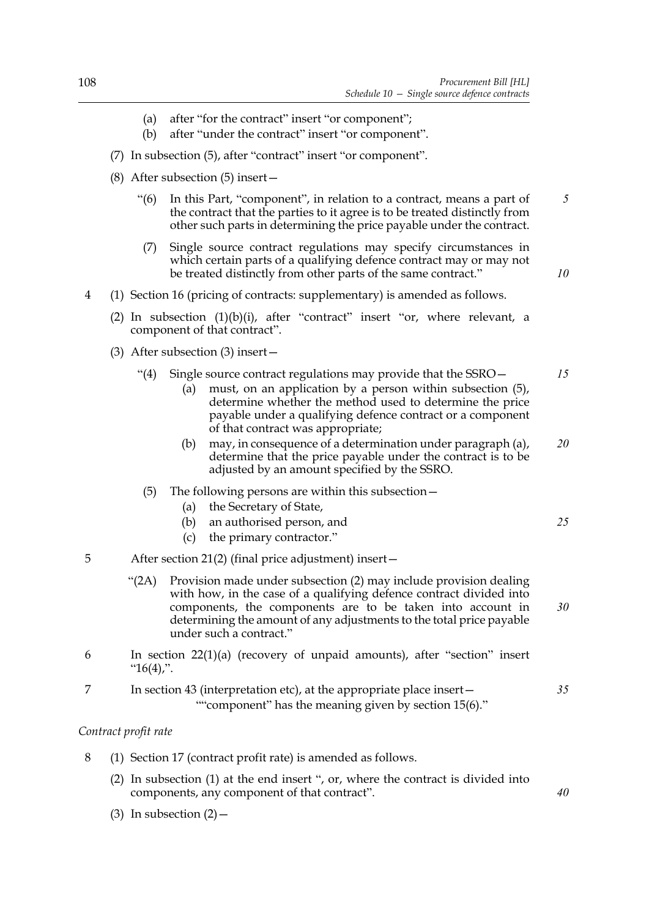(a) after "for the contract" insert "or component";

(b) after "under the contract" insert "or component".

(7) In subsection (5), after "contract" insert "or component".

(8) After subsection (5) insert—

"(6) In this Part, "component", in relation to a contract, means a part of the contract that the parties to it agree is to be treated distinctly from other such parts in determining the price payable under the contract.

(7) Single source contract regulations may specify circumstances in which certain parts of a qualifying defence contract may or may not be treated distinctly from other parts of the same contract."

4 (1) Section 16 (pricing of contracts: supplementary) is amended as follows.

(2) In subsection (1)(b)(i), after "contract" insert "or, where relevant, a component of that contract".

(3) After subsection (3) insert—

"(4) Single source contract regulations may provide that the SSRO—

(a) must, on an application by a person within subsection (5), determine whether the method used to determine the price payable under a qualifying defence contract or a component of that contract was appropriate;

(b) may, in consequence of a determination under paragraph (a), determine that the price payable under the contract is to be adjusted by an amount specified by the SSRO.

(5) The following persons are within this subsection—

(a) the Secretary of State,

(b) an authorised person, and

(c) the primary contractor."

5 After section 21(2) (final price adjustment) insert—

"(2A) Provision made under subsection (2) may include provision dealing with how, in the case of a qualifying defence contract divided into components, the components are to be taken into account in determining the amount of any adjustments to the total price payable under such a contract."

6 In section 22(1)(a) (recovery of unpaid amounts), after "section" insert "16(4),".

7 In section 43 (interpretation etc), at the appropriate place insert—

""component" has the meaning given by section 15(6)."

*Contract profit rate*

8 (1) Section 17 (contract profit rate) is amended as follows.

(2) In subsection (1) at the end insert ", or, where the contract is divided into components, any component of that contract".

(3) In subsection (2)—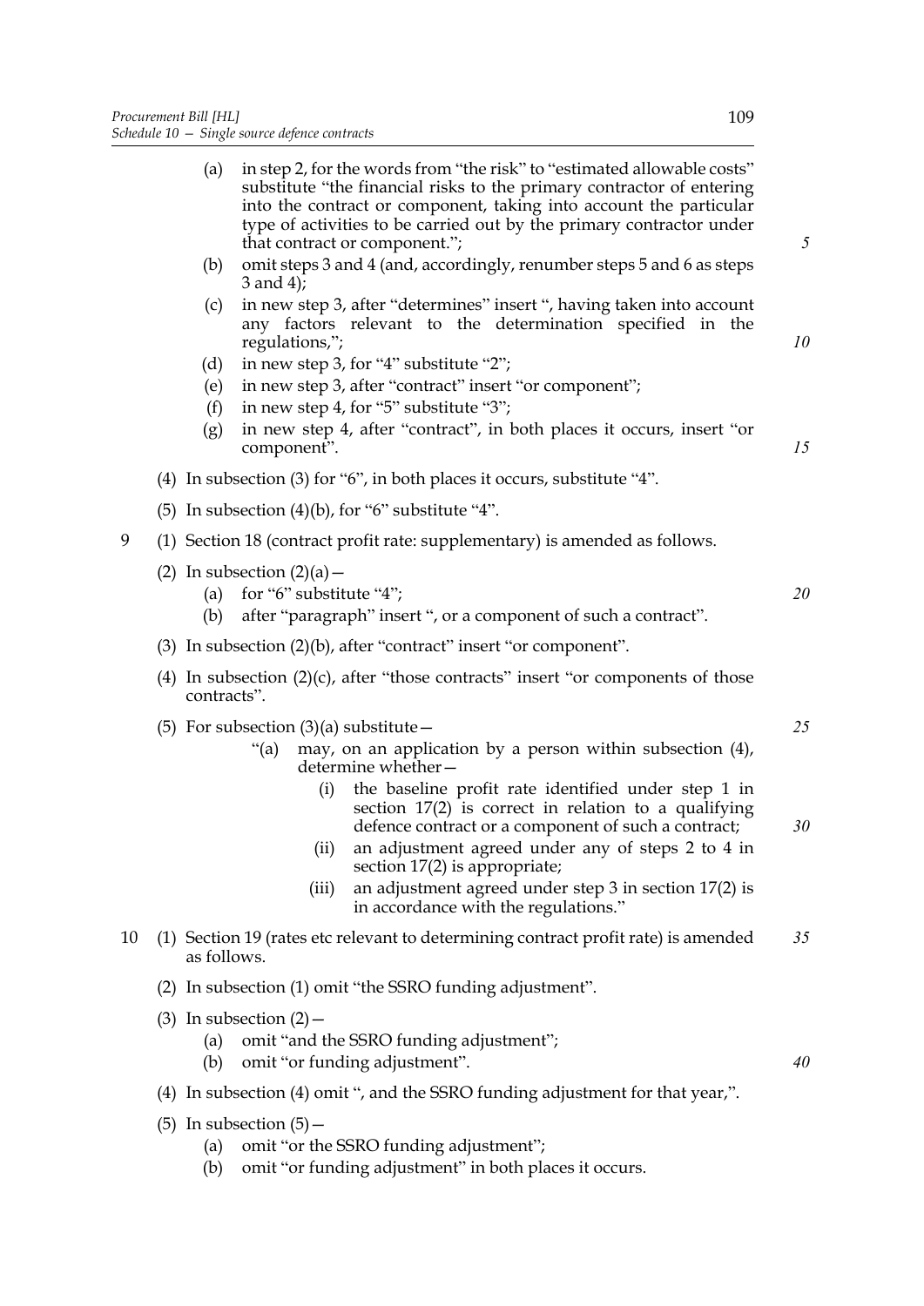(a) in step 2, for the words from "the risk" to "estimated allowable costs" substitute "the financial risks to the primary contractor of entering into the contract or component, taking into account the particular type of activities to be carried out by the primary contractor under that contract or component.";

(b) omit steps 3 and 4 (and, accordingly, renumber steps 5 and 6 as steps 3 and 4);

(c) in new step 3, after "determines" insert ", having taken into account any factors relevant to the determination specified in the regulations,";

(d) in new step 3, for "4" substitute "2";

(e) in new step 3, after "contract" insert "or component";

(f) in new step 4, for "5" substitute "3";

(g) in new step 4, after "contract", in both places it occurs, insert "or component".

(4) In subsection (3) for "6", in both places it occurs, substitute "4".

(5) In subsection (4)(b), for "6" substitute "4".

9 (1) Section 18 (contract profit rate: supplementary) is amended as follows.

(2) In subsection (2)(a)—

(a) for "6" substitute "4";

(b) after "paragraph" insert ", or a component of such a contract".

(3) In subsection (2)(b), after "contract" insert "or component".

(4) In subsection (2)(c), after "those contracts" insert "or components of those contracts".

(5) For subsection (3)(a) substitute—

"(a) may, on an application by a person within subsection (4), determine whether—

(i) the baseline profit rate identified under step 1 in section 17(2) is correct in relation to a qualifying defence contract or a component of such a contract;

(ii) an adjustment agreed under any of steps 2 to 4 in section 17(2) is appropriate;

(iii) an adjustment agreed under step 3 in section 17(2) is in accordance with the regulations."

10 (1) Section 19 (rates etc relevant to determining contract profit rate) is amended as follows.

(2) In subsection (1) omit "the SSRO funding adjustment".

(3) In subsection (2)—

(a) omit "and the SSRO funding adjustment";

(b) omit "or funding adjustment".

(4) In subsection (4) omit ", and the SSRO funding adjustment for that year,".

(5) In subsection (5)—

(a) omit "or the SSRO funding adjustment";

(b) omit "or funding adjustment" in both places it occurs.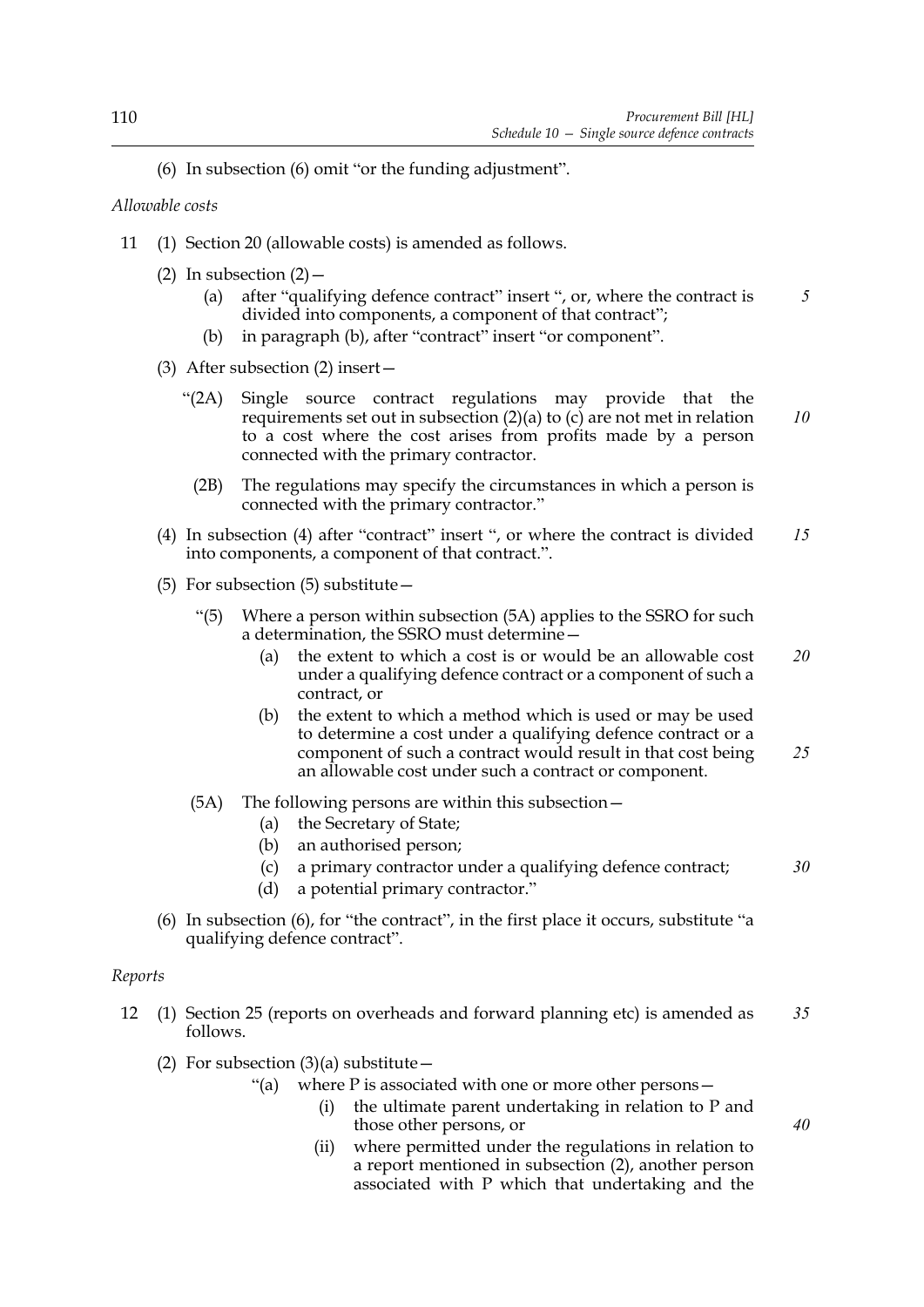(6) In subsection (6) omit "or the funding adjustment".

*Allowable costs*

11 (1) Section 20 (allowable costs) is amended as follows.

(2) In subsection (2)—

(a) after "qualifying defence contract" insert ", or, where the contract is divided into components, a component of that contract";

(b) in paragraph (b), after "contract" insert "or component".

(3) After subsection (2) insert—

"(2A) Single source contract regulations may provide that the requirements set out in subsection (2)(a) to (c) are not met in relation to a cost where the cost arises from profits made by a person connected with the primary contractor.

(2B) The regulations may specify the circumstances in which a person is connected with the primary contractor."

(4) In subsection (4) after "contract" insert ", or where the contract is divided into components, a component of that contract.".

(5) For subsection (5) substitute—

"(5) Where a person within subsection (5A) applies to the SSRO for such a determination, the SSRO must determine—

(a) the extent to which a cost is or would be an allowable cost under a qualifying defence contract or a component of such a contract, or

(b) the extent to which a method which is used or may be used to determine a cost under a qualifying defence contract or a component of such a contract would result in that cost being an allowable cost under such a contract or component.

(5A) The following persons are within this subsection—

(a) the Secretary of State;

(b) an authorised person;

(c) a primary contractor under a qualifying defence contract;

(d) a potential primary contractor."

(6) In subsection (6), for "the contract", in the first place it occurs, substitute "a qualifying defence contract".

*Reports*

12 (1) Section 25 (reports on overheads and forward planning etc) is amended as follows.

(2) For subsection (3)(a) substitute—

"(a) where P is associated with one or more other persons—

(i) the ultimate parent undertaking in relation to P and those other persons, or

(ii) where permitted under the regulations in relation to a report mentioned in subsection (2), another person associated with P which that undertaking and the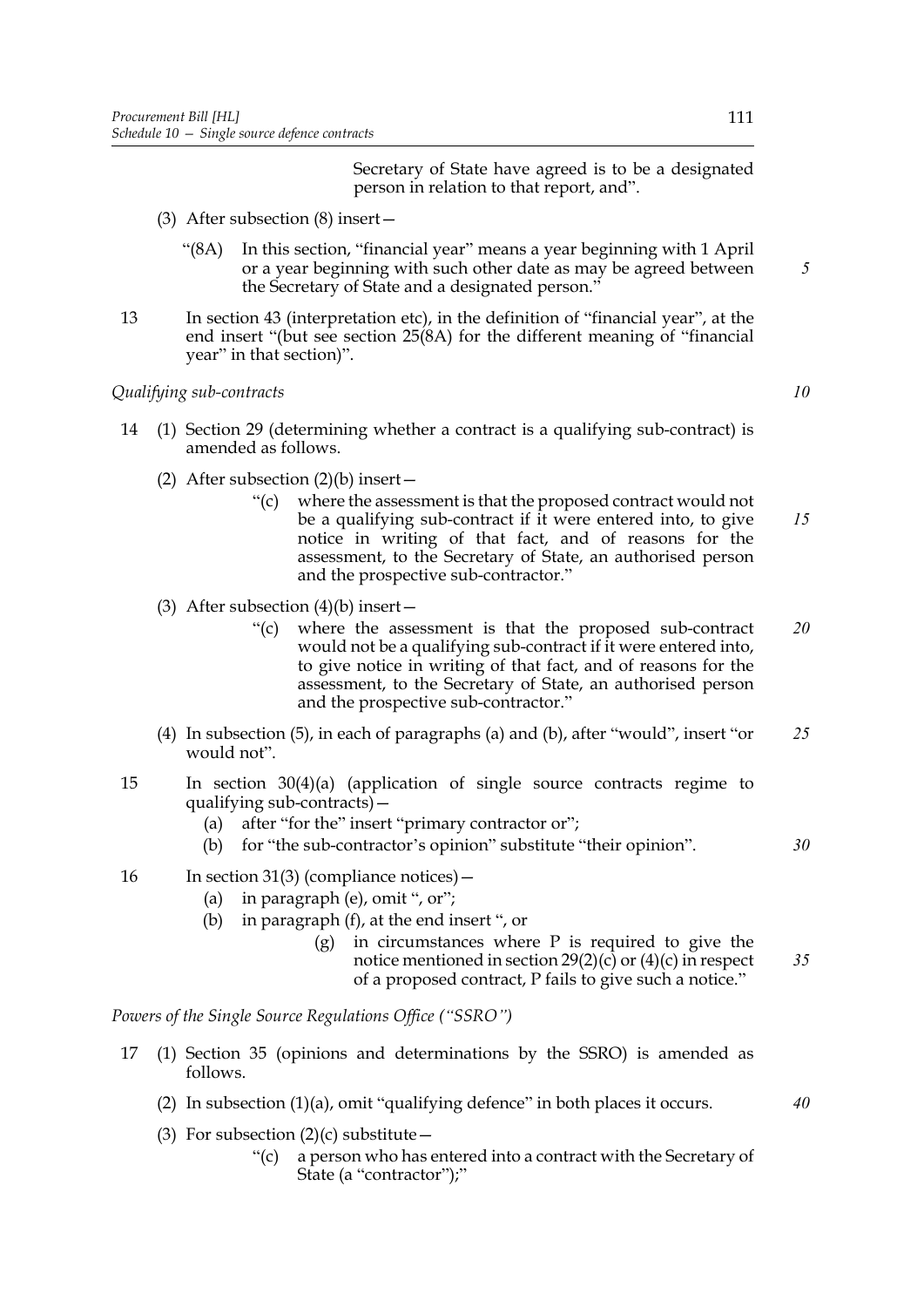Secretary of State have agreed is to be a designated person in relation to that report, and".

(3) After subsection (8) insert—

"(8A) In this section, "financial year" means a year beginning with 1 April or a year beginning with such other date as may be agreed between the Secretary of State and a designated person."

13 In section 43 (interpretation etc), in the definition of "financial year", at the end insert "(but see section 25(8A) for the different meaning of "financial year" in that section)".

*Qualifying sub-contracts*

14 (1) Section 29 (determining whether a contract is a qualifying sub-contract) is amended as follows.

(2) After subsection (2)(b) insert—

"(c) where the assessment is that the proposed contract would not be a qualifying sub-contract if it were entered into, to give notice in writing of that fact, and of reasons for the assessment, to the Secretary of State, an authorised person and the prospective sub-contractor."

(3) After subsection (4)(b) insert—

"(c) where the assessment is that the proposed sub-contract would not be a qualifying sub-contract if it were entered into, to give notice in writing of that fact, and of reasons for the assessment, to the Secretary of State, an authorised person and the prospective sub-contractor."

(4) In subsection (5), in each of paragraphs (a) and (b), after "would", insert "or would not".

15 In section 30(4)(a) (application of single source contracts regime to qualifying sub-contracts)—

(a) after "for the" insert "primary contractor or";

(b) for "the sub-contractor's opinion" substitute "their opinion".

16 In section 31(3) (compliance notices)—

(a) in paragraph (e), omit ", or";

(b) in paragraph (f), at the end insert ", or

(g) in circumstances where P is required to give the notice mentioned in section 29(2)(c) or (4)(c) in respect of a proposed contract, P fails to give such a notice."

*Powers of the Single Source Regulations Office ("SSRO")*

17 (1) Section 35 (opinions and determinations by the SSRO) is amended as follows.

(2) In subsection (1)(a), omit "qualifying defence" in both places it occurs.

(3) For subsection (2)(c) substitute—

"(c) a person who has entered into a contract with the Secretary of State (a "contractor");"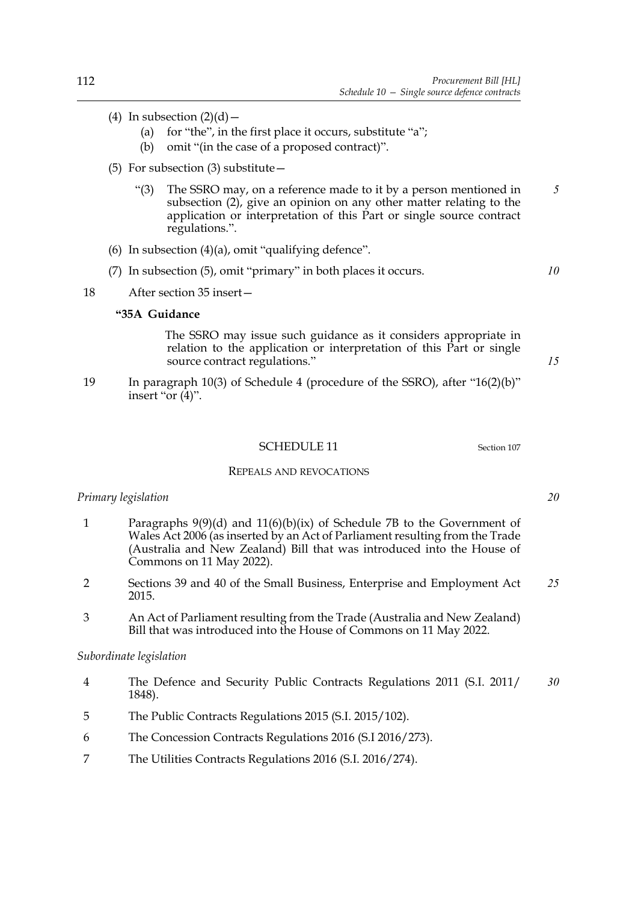(4) In subsection (2)(d)—

   (a) for "the", in the first place it occurs, substitute "a";

   (b) omit "(in the case of a proposed contract)".

(5) For subsection (3) substitute—

   "(3) The SSRO may, on a reference made to it by a person mentioned in subsection (2), give an opinion on any other matter relating to the application or interpretation of this Part or single source contract regulations.".

(6) In subsection (4)(a), omit "qualifying defence".

(7) In subsection (5), omit "primary" in both places it occurs.

18 After section 35 insert—

**"35A Guidance**

The SSRO may issue such guidance as it considers appropriate in relation to the application or interpretation of this Part or single source contract regulations."

19 In paragraph 10(3) of Schedule 4 (procedure of the SSRO), after "16(2)(b)" insert "or (4)".

## SCHEDULE 11

Section 107

### REPEALS AND REVOCATIONS

*Primary legislation*

1 Paragraphs 9(9)(d) and 11(6)(b)(ix) of Schedule 7B to the Government of Wales Act 2006 (as inserted by an Act of Parliament resulting from the Trade (Australia and New Zealand) Bill that was introduced into the House of Commons on 11 May 2022).

2 Sections 39 and 40 of the Small Business, Enterprise and Employment Act 2015.

3 An Act of Parliament resulting from the Trade (Australia and New Zealand) Bill that was introduced into the House of Commons on 11 May 2022.

*Subordinate legislation*

4 The Defence and Security Public Contracts Regulations 2011 (S.I. 2011/1848).

5 The Public Contracts Regulations 2015 (S.I. 2015/102).

6 The Concession Contracts Regulations 2016 (S.I 2016/273).

7 The Utilities Contracts Regulations 2016 (S.I. 2016/274).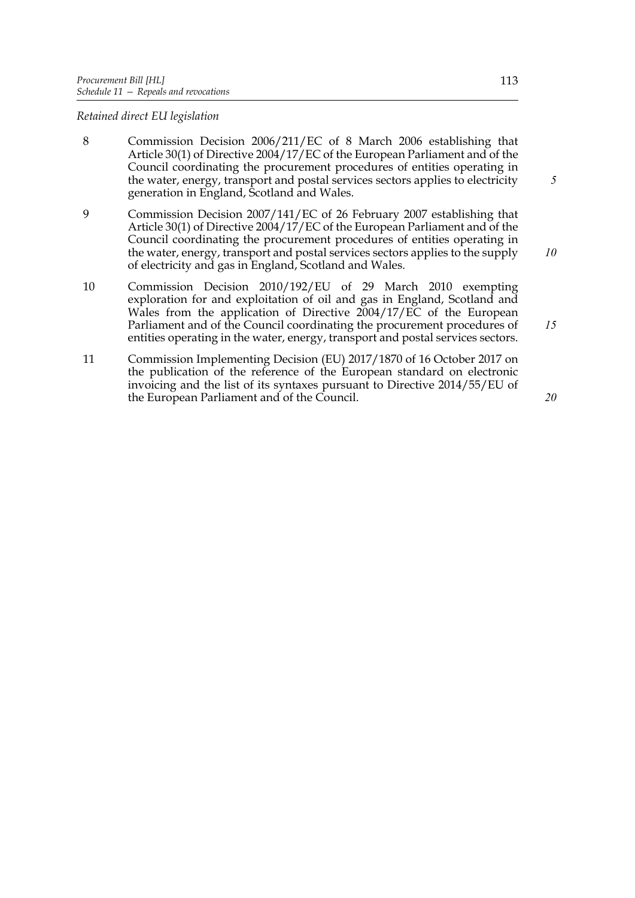*Retained direct EU legislation*

8 Commission Decision 2006/211/EC of 8 March 2006 establishing that Article 30(1) of Directive 2004/17/EC of the European Parliament and of the Council coordinating the procurement procedures of entities operating in the water, energy, transport and postal services sectors applies to electricity generation in England, Scotland and Wales.

9 Commission Decision 2007/141/EC of 26 February 2007 establishing that Article 30(1) of Directive 2004/17/EC of the European Parliament and of the Council coordinating the procurement procedures of entities operating in the water, energy, transport and postal services sectors applies to the supply of electricity and gas in England, Scotland and Wales.

10 Commission Decision 2010/192/EU of 29 March 2010 exempting exploration for and exploitation of oil and gas in England, Scotland and Wales from the application of Directive 2004/17/EC of the European Parliament and of the Council coordinating the procurement procedures of entities operating in the water, energy, transport and postal services sectors.

11 Commission Implementing Decision (EU) 2017/1870 of 16 October 2017 on the publication of the reference of the European standard on electronic invoicing and the list of its syntaxes pursuant to Directive 2014/55/EU of the European Parliament and of the Council.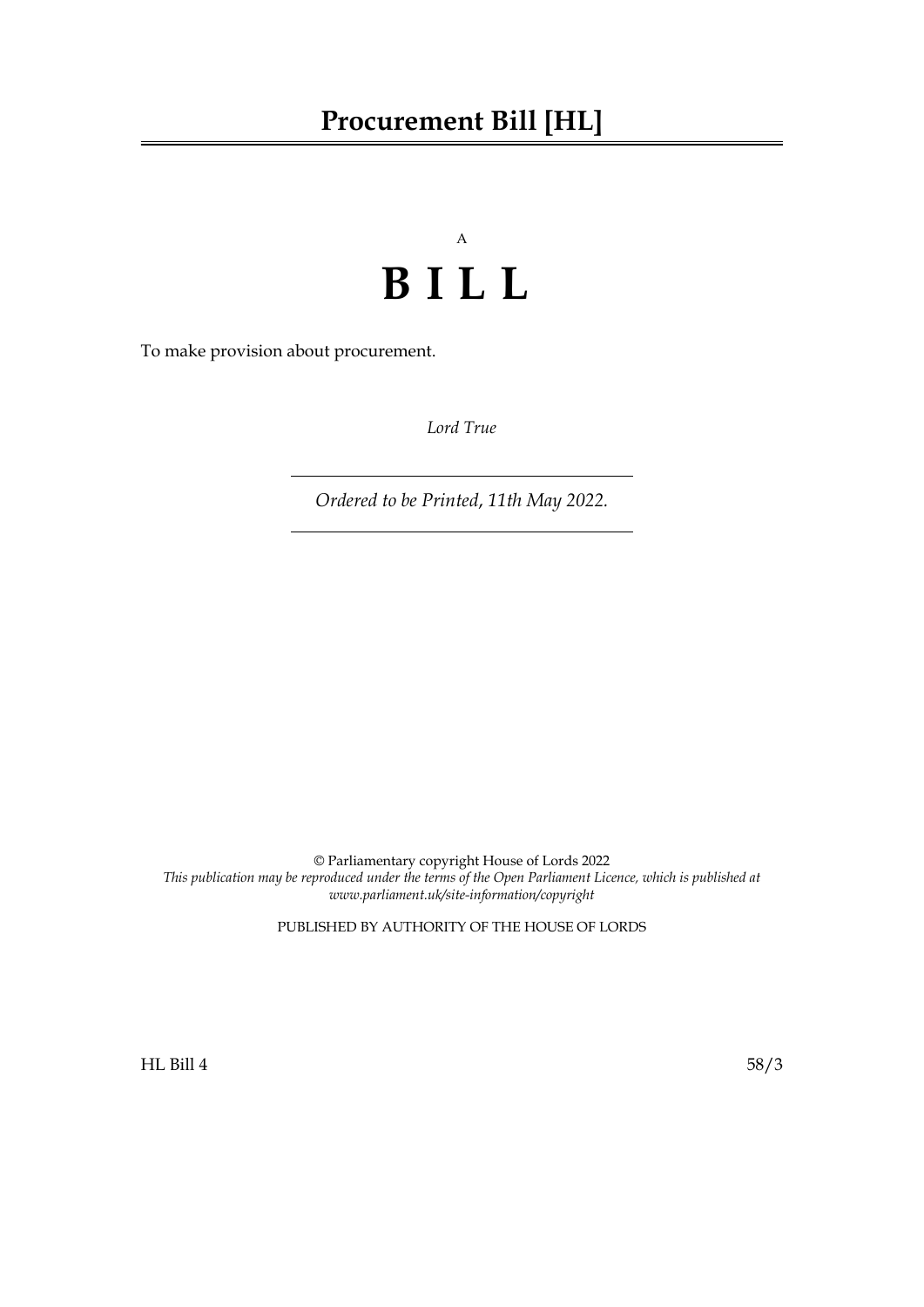# Procurement Bill [HL]

A

# B I L L

To make provision about procurement.

*Lord True*

*Ordered to be Printed, 11th May 2022.*

© Parliamentary copyright House of Lords 2022
*This publication may be reproduced under the terms of the Open Parliament Licence, which is published at www.parliament.uk/site-information/copyright*

PUBLISHED BY AUTHORITY OF THE HOUSE OF LORDS

HL Bill 4 58/3